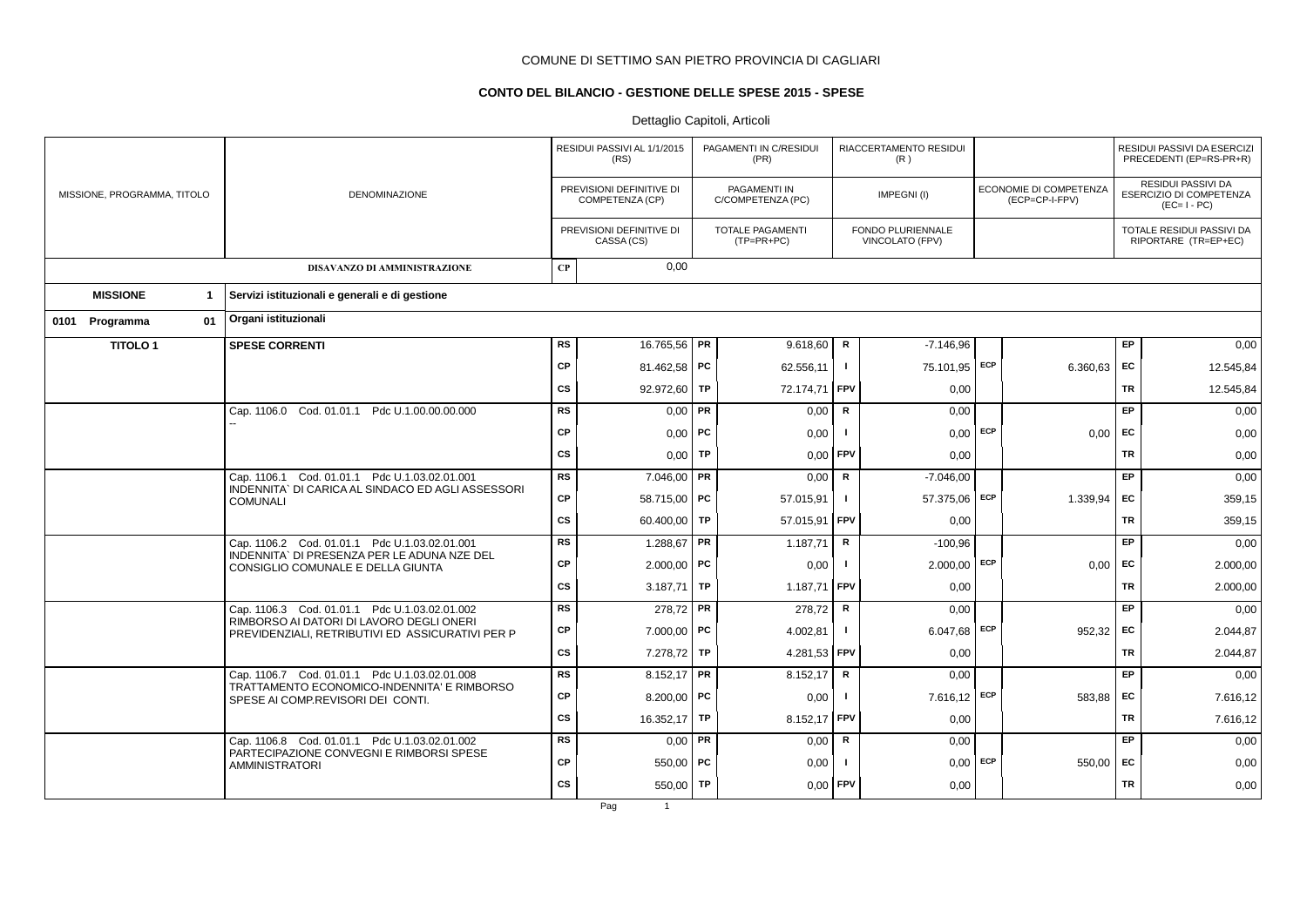COMUNE DI SETTIMO SAN PIETRO PROVINCIA DI CAGLIARI

## CONTO DEL BILANCIO - GESTIONE DELLE SPESE 2015 - SPESE

Dettaglio Capitoli, Articoli

| MISSIONE, PROGRAMMA, TITOLO | DENOMINAZIONE | | RESIDUI PASSIVI AL 1/1/2015 (RS) / PREVISIONI DEFINITIVE DI COMPETENZA (CP) / PREVISIONI DEFINITIVE DI CASSA (CS) | | PAGAMENTI IN C/RESIDUI (PR) / PAGAMENTI IN C/COMPETENZA (PC) / TOTALE PAGAMENTI (TP=PR+PC) | | RIACCERTAMENTO RESIDUI (R) / IMPEGNI (I) / FONDO PLURIENNALE VINCOLATO (FPV) | | ECONOMIE DI COMPETENZA (ECP=CP-I-FPV) | | RESIDUI PASSIVI DA ESERCIZI PRECEDENTI (EP=RS-PR+R) / RESIDUI PASSIVI DA ESERCIZIO DI COMPETENZA (EC= I - PC) / TOTALE RESIDUI PASSIVI DA RIPORTARE (TR=EP+EC) |
|---|---|---|---|---|---|---|---|---|---|---|---|
| | DISAVANZO DI AMMINISTRAZIONE | CP | 0,00 | | | | | | | | |
| **MISSIONE 1** | **Servizi istituzionali e generali e di gestione** | | | | | | | | | | |
| **0101 Programma 01** | **Organi istituzionali** | | | | | | | | | | |
| **TITOLO 1** | **SPESE CORRENTI** | RS | 16.765,56 | PR | 9.618,60 | R | -7.146,96 | | | EP | 0,00 |
| | | CP | 81.462,58 | PC | 62.556,11 | I | 75.101,95 | ECP | 6.360,63 | EC | 12.545,84 |
| | | CS | 92.972,60 | TP | 72.174,71 | FPV | 0,00 | | | TR | 12.545,84 |
| | Cap. 1106.0 Cod. 01.01.1 Pdc U.1.00.00.00.000 -- | RS | 0,00 | PR | 0,00 | R | 0,00 | | | EP | 0,00 |
| | | CP | 0,00 | PC | 0,00 | I | 0,00 | ECP | 0,00 | EC | 0,00 |
| | | CS | 0,00 | TP | 0,00 | FPV | 0,00 | | | TR | 0,00 |
| | Cap. 1106.1 Cod. 01.01.1 Pdc U.1.03.02.01.001 INDENNITA` DI CARICA AL SINDACO ED AGLI ASSESSORI COMUNALI | RS | 7.046,00 | PR | 0,00 | R | -7.046,00 | | | EP | 0,00 |
| | | CP | 58.715,00 | PC | 57.015,91 | I | 57.375,06 | ECP | 1.339,94 | EC | 359,15 |
| | | CS | 60.400,00 | TP | 57.015,91 | FPV | 0,00 | | | TR | 359,15 |
| | Cap. 1106.2 Cod. 01.01.1 Pdc U.1.03.02.01.001 INDENNITA` DI PRESENZA PER LE ADUNA NZE DEL CONSIGLIO COMUNALE E DELLA GIUNTA | RS | 1.288,67 | PR | 1.187,71 | R | -100,96 | | | EP | 0,00 |
| | | CP | 2.000,00 | PC | 0,00 | I | 2.000,00 | ECP | 0,00 | EC | 2.000,00 |
| | | CS | 3.187,71 | TP | 1.187,71 | FPV | 0,00 | | | TR | 2.000,00 |
| | Cap. 1106.3 Cod. 01.01.1 Pdc U.1.03.02.01.002 RIMBORSO AI DATORI DI LAVORO DEGLI ONERI PREVIDENZIALI, RETRIBUTIVI ED ASSICURATIVI PER P | RS | 278,72 | PR | 278,72 | R | 0,00 | | | EP | 0,00 |
| | | CP | 7.000,00 | PC | 4.002,81 | I | 6.047,68 | ECP | 952,32 | EC | 2.044,87 |
| | | CS | 7.278,72 | TP | 4.281,53 | FPV | 0,00 | | | TR | 2.044,87 |
| | Cap. 1106.7 Cod. 01.01.1 Pdc U.1.03.02.01.008 TRATTAMENTO ECONOMICO-INDENNITA' E RIMBORSO SPESE AI COMP.REVISORI DEI CONTI. | RS | 8.152,17 | PR | 8.152,17 | R | 0,00 | | | EP | 0,00 |
| | | CP | 8.200,00 | PC | 0,00 | I | 7.616,12 | ECP | 583,88 | EC | 7.616,12 |
| | | CS | 16.352,17 | TP | 8.152,17 | FPV | 0,00 | | | TR | 7.616,12 |
| | Cap. 1106.8 Cod. 01.01.1 Pdc U.1.03.02.01.002 PARTECIPAZIONE CONVEGNI E RIMBORSI SPESE AMMINISTRATORI | RS | 0,00 | PR | 0,00 | R | 0,00 | | | EP | 0,00 |
| | | CP | 550,00 | PC | 0,00 | I | 0,00 | ECP | 550,00 | EC | 0,00 |
| | | CS | 550,00 | TP | 0,00 | FPV | 0,00 | | | TR | 0,00 |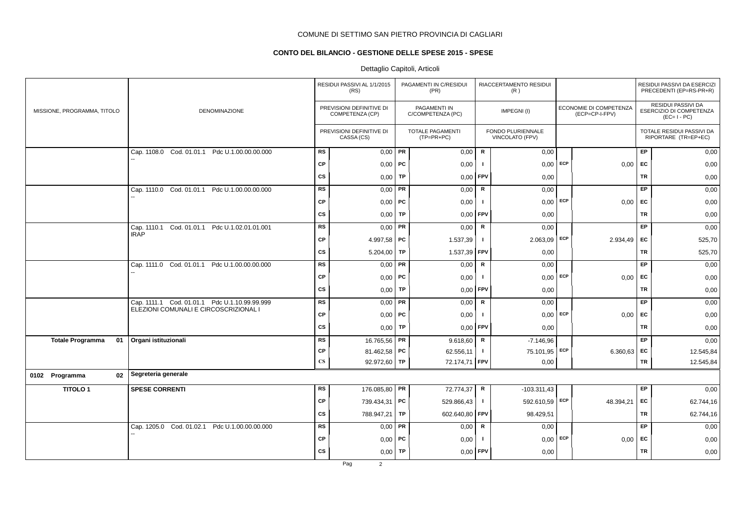COMUNE DI SETTIMO SAN PIETRO PROVINCIA DI CAGLIARI

**CONTO DEL BILANCIO - GESTIONE DELLE SPESE 2015 - SPESE**

Dettaglio Capitoli, Articoli

| MISSIONE, PROGRAMMA, TITOLO | DENOMINAZIONE | | RESIDUI PASSIVI AL 1/1/2015 (RS) / PREVISIONI DEFINITIVE DI COMPETENZA (CP) / PREVISIONI DEFINITIVE DI CASSA (CS) | | PAGAMENTI IN C/RESIDUI (PR) / PAGAMENTI IN C/COMPETENZA (PC) / TOTALE PAGAMENTI (TP=PR+PC) | | RIACCERTAMENTO RESIDUI (R) / IMPEGNI (I) / FONDO PLURIENNALE VINCOLATO (FPV) | | ECONOMIE DI COMPETENZA (ECP=CP-I-FPV) | | RESIDUI PASSIVI DA ESERCIZI PRECEDENTI (EP=RS-PR+R) / RESIDUI PASSIVI DA ESERCIZIO DI COMPETENZA (EC=I-PC) / TOTALE RESIDUI PASSIVI DA RIPORTARE (TR=EP+EC) |
|---|---|---|---|---|---|---|---|---|---|---|---|
| | Cap. 1108.0 Cod. 01.01.1 Pdc U.1.00.00.00.000 -- | RS | 0,00 | PR | 0,00 | R | 0,00 | | | EP | 0,00 |
| | | CP | 0,00 | PC | 0,00 | I | 0,00 | ECP | 0,00 | EC | 0,00 |
| | | CS | 0,00 | TP | 0,00 | FPV | 0,00 | | | TR | 0,00 |
| | Cap. 1110.0 Cod. 01.01.1 Pdc U.1.00.00.00.000 -- | RS | 0,00 | PR | 0,00 | R | 0,00 | | | EP | 0,00 |
| | | CP | 0,00 | PC | 0,00 | I | 0,00 | ECP | 0,00 | EC | 0,00 |
| | | CS | 0,00 | TP | 0,00 | FPV | 0,00 | | | TR | 0,00 |
| | Cap. 1110.1 Cod. 01.01.1 Pdc U.1.02.01.01.001 IRAP | RS | 0,00 | PR | 0,00 | R | 0,00 | | | EP | 0,00 |
| | | CP | 4.997,58 | PC | 1.537,39 | I | 2.063,09 | ECP | 2.934,49 | EC | 525,70 |
| | | CS | 5.204,00 | TP | 1.537,39 | FPV | 0,00 | | | TR | 525,70 |
| | Cap. 1111.0 Cod. 01.01.1 Pdc U.1.00.00.00.000 -- | RS | 0,00 | PR | 0,00 | R | 0,00 | | | EP | 0,00 |
| | | CP | 0,00 | PC | 0,00 | I | 0,00 | ECP | 0,00 | EC | 0,00 |
| | | CS | 0,00 | TP | 0,00 | FPV | 0,00 | | | TR | 0,00 |
| | Cap. 1111.1 Cod. 01.01.1 Pdc U.1.10.99.99.999 ELEZIONI COMUNALI E CIRCOSCRIZIONAL I | RS | 0,00 | PR | 0,00 | R | 0,00 | | | EP | 0,00 |
| | | CP | 0,00 | PC | 0,00 | I | 0,00 | ECP | 0,00 | EC | 0,00 |
| | | CS | 0,00 | TP | 0,00 | FPV | 0,00 | | | TR | 0,00 |
| **Totale Programma 01** | **Organi istituzionali** | RS | 16.765,56 | PR | 9.618,60 | R | -7.146,96 | | | EP | 0,00 |
| | | CP | 81.462,58 | PC | 62.556,11 | I | 75.101,95 | ECP | 6.360,63 | EC | 12.545,84 |
| | | CS | 92.972,60 | TP | 72.174,71 | FPV | 0,00 | | | TR | 12.545,84 |
| **0102 Programma 02** | **Segreteria generale** | | | | | | | | | | |
| **TITOLO 1** | **SPESE CORRENTI** | RS | 176.085,80 | PR | 72.774,37 | R | -103.311,43 | | | EP | 0,00 |
| | | CP | 739.434,31 | PC | 529.866,43 | I | 592.610,59 | ECP | 48.394,21 | EC | 62.744,16 |
| | | CS | 788.947,21 | TP | 602.640,80 | FPV | 98.429,51 | | | TR | 62.744,16 |
| | Cap. 1205.0 Cod. 01.02.1 Pdc U.1.00.00.00.000 -- | RS | 0,00 | PR | 0,00 | R | 0,00 | | | EP | 0,00 |
| | | CP | 0,00 | PC | 0,00 | I | 0,00 | ECP | 0,00 | EC | 0,00 |
| | | CS | 0,00 | TP | 0,00 | FPV | 0,00 | | | TR | 0,00 |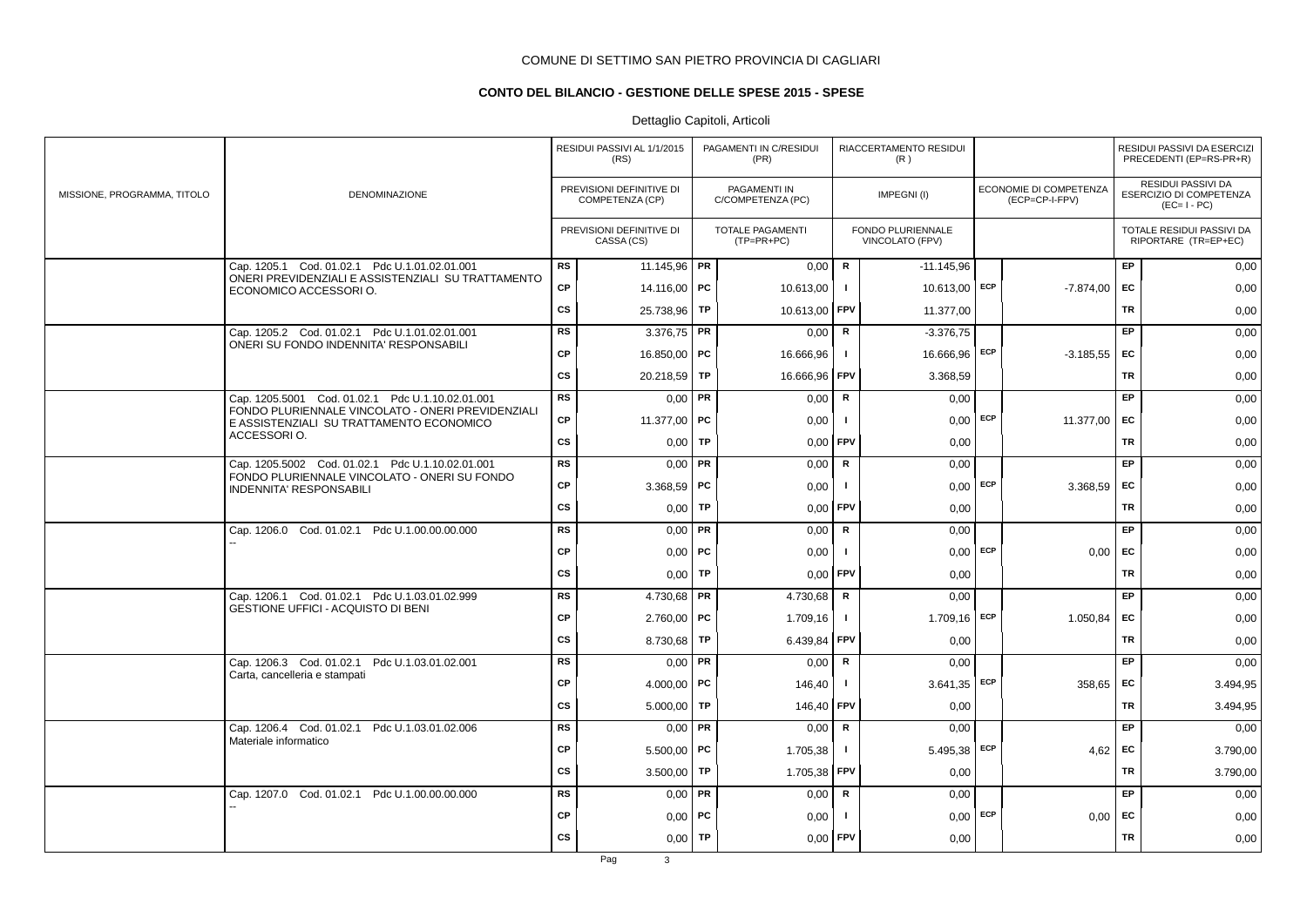COMUNE DI SETTIMO SAN PIETRO PROVINCIA DI CAGLIARI

**CONTO DEL BILANCIO - GESTIONE DELLE SPESE 2015 - SPESE**

Dettaglio Capitoli, Articoli

| MISSIONE, PROGRAMMA, TITOLO | DENOMINAZIONE | | RESIDUI PASSIVI AL 1/1/2015 (RS) / PREVISIONI DEFINITIVE DI COMPETENZA (CP) / PREVISIONI DEFINITIVE DI CASSA (CS) | | PAGAMENTI IN C/RESIDUI (PR) / PAGAMENTI IN C/COMPETENZA (PC) / TOTALE PAGAMENTI (TP=PR+PC) | | RIACCERTAMENTO RESIDUI (R) / IMPEGNI (I) / FONDO PLURIENNALE VINCOLATO (FPV) | | ECONOMIE DI COMPETENZA (ECP=CP-I-FPV) | | RESIDUI PASSIVI DA ESERCIZI PRECEDENTI (EP=RS-PR+R) / RESIDUI PASSIVI DA ESERCIZIO DI COMPETENZA (EC=I - PC) / TOTALE RESIDUI PASSIVI DA RIPORTARE (TR=EP+EC) |
|---|---|---|---|---|---|---|---|---|---|---|---|
| | Cap. 1205.1 Cod. 01.02.1 Pdc U.1.01.02.01.001 ONERI PREVIDENZIALI E ASSISTENZIALI SU TRATTAMENTO ECONOMICO ACCESSORI O. | RS | 11.145,96 | PR | 0,00 | R | -11.145,96 | | | EP | 0,00 |
| | | CP | 14.116,00 | PC | 10.613,00 | I | 10.613,00 | ECP | -7.874,00 | EC | 0,00 |
| | | CS | 25.738,96 | TP | 10.613,00 | FPV | 11.377,00 | | | TR | 0,00 |
| | Cap. 1205.2 Cod. 01.02.1 Pdc U.1.01.02.01.001 ONERI SU FONDO INDENNITA' RESPONSABILI | RS | 3.376,75 | PR | 0,00 | R | -3.376,75 | | | EP | 0,00 |
| | | CP | 16.850,00 | PC | 16.666,96 | I | 16.666,96 | ECP | -3.185,55 | EC | 0,00 |
| | | CS | 20.218,59 | TP | 16.666,96 | FPV | 3.368,59 | | | TR | 0,00 |
| | Cap. 1205.5001 Cod. 01.02.1 Pdc U.1.10.02.01.001 FONDO PLURIENNALE VINCOLATO - ONERI PREVIDENZIALI E ASSISTENZIALI SU TRATTAMENTO ECONOMICO ACCESSORI O. | RS | 0,00 | PR | 0,00 | R | 0,00 | | | EP | 0,00 |
| | | CP | 11.377,00 | PC | 0,00 | I | 0,00 | ECP | 11.377,00 | EC | 0,00 |
| | | CS | 0,00 | TP | 0,00 | FPV | 0,00 | | | TR | 0,00 |
| | Cap. 1205.5002 Cod. 01.02.1 Pdc U.1.10.02.01.001 FONDO PLURIENNALE VINCOLATO - ONERI SU FONDO INDENNITA' RESPONSABILI | RS | 0,00 | PR | 0,00 | R | 0,00 | | | EP | 0,00 |
| | | CP | 3.368,59 | PC | 0,00 | I | 0,00 | ECP | 3.368,59 | EC | 0,00 |
| | | CS | 0,00 | TP | 0,00 | FPV | 0,00 | | | TR | 0,00 |
| | Cap. 1206.0 Cod. 01.02.1 Pdc U.1.00.00.00.000 -- | RS | 0,00 | PR | 0,00 | R | 0,00 | | | EP | 0,00 |
| | | CP | 0,00 | PC | 0,00 | I | 0,00 | ECP | 0,00 | EC | 0,00 |
| | | CS | 0,00 | TP | 0,00 | FPV | 0,00 | | | TR | 0,00 |
| | Cap. 1206.1 Cod. 01.02.1 Pdc U.1.03.01.02.999 GESTIONE UFFICI - ACQUISTO DI BENI | RS | 4.730,68 | PR | 4.730,68 | R | 0,00 | | | EP | 0,00 |
| | | CP | 2.760,00 | PC | 1.709,16 | I | 1.709,16 | ECP | 1.050,84 | EC | 0,00 |
| | | CS | 8.730,68 | TP | 6.439,84 | FPV | 0,00 | | | TR | 0,00 |
| | Cap. 1206.3 Cod. 01.02.1 Pdc U.1.03.01.02.001 Carta, cancelleria e stampati | RS | 0,00 | PR | 0,00 | R | 0,00 | | | EP | 0,00 |
| | | CP | 4.000,00 | PC | 146,40 | I | 3.641,35 | ECP | 358,65 | EC | 3.494,95 |
| | | CS | 5.000,00 | TP | 146,40 | FPV | 0,00 | | | TR | 3.494,95 |
| | Cap. 1206.4 Cod. 01.02.1 Pdc U.1.03.01.02.006 Materiale informatico | RS | 0,00 | PR | 0,00 | R | 0,00 | | | EP | 0,00 |
| | | CP | 5.500,00 | PC | 1.705,38 | I | 5.495,38 | ECP | 4,62 | EC | 3.790,00 |
| | | CS | 3.500,00 | TP | 1.705,38 | FPV | 0,00 | | | TR | 3.790,00 |
| | Cap. 1207.0 Cod. 01.02.1 Pdc U.1.00.00.00.000 -- | RS | 0,00 | PR | 0,00 | R | 0,00 | | | EP | 0,00 |
| | | CP | 0,00 | PC | 0,00 | I | 0,00 | ECP | 0,00 | EC | 0,00 |
| | | CS | 0,00 | TP | 0,00 | FPV | 0,00 | | | TR | 0,00 |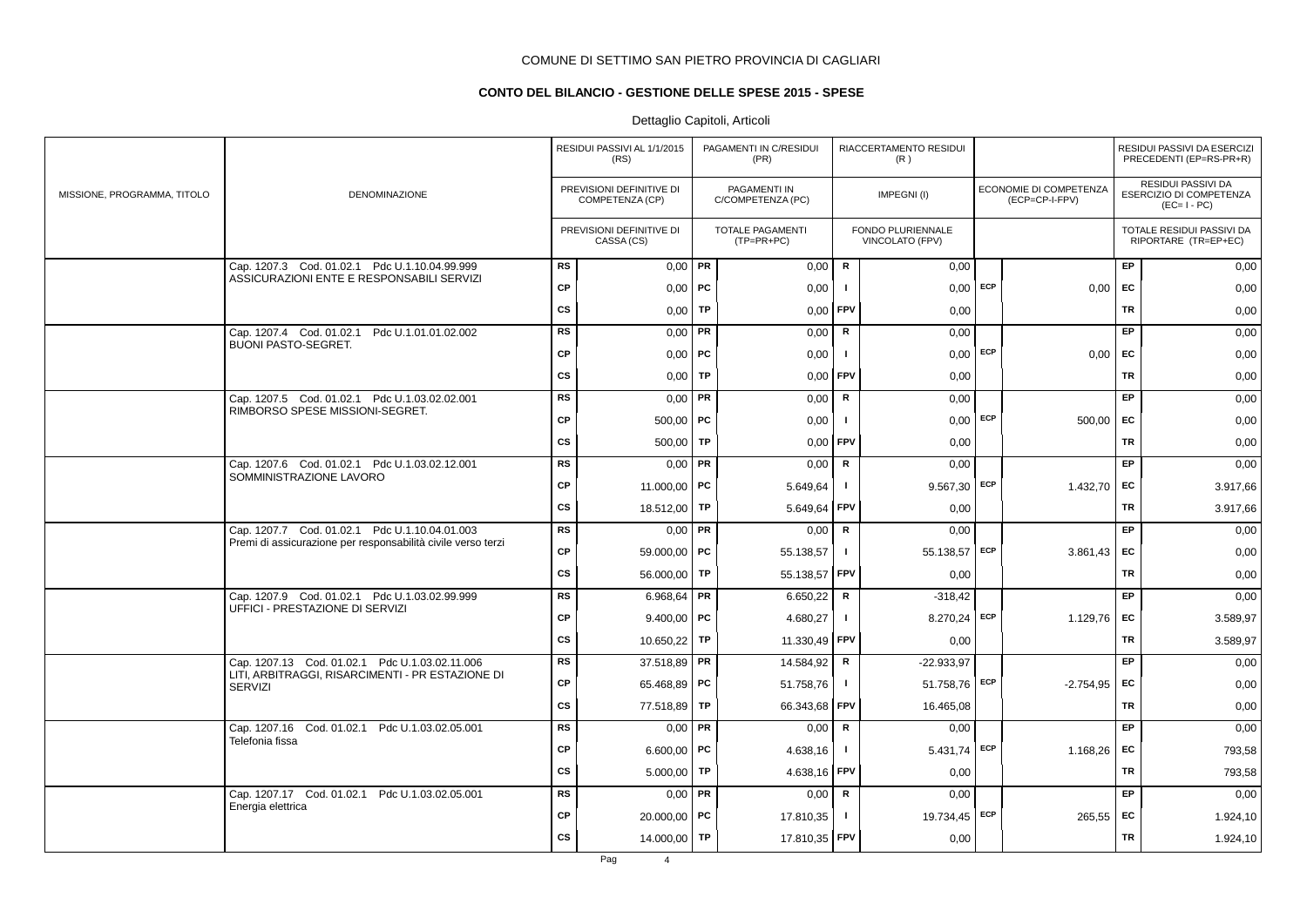COMUNE DI SETTIMO SAN PIETRO PROVINCIA DI CAGLIARI

**CONTO DEL BILANCIO - GESTIONE DELLE SPESE 2015 - SPESE**

Dettaglio Capitoli, Articoli

| MISSIONE, PROGRAMMA, TITOLO | DENOMINAZIONE | | RESIDUI PASSIVI AL 1/1/2015 (RS) / PREVISIONI DEFINITIVE DI COMPETENZA (CP) / PREVISIONI DEFINITIVE DI CASSA (CS) | | PAGAMENTI IN C/RESIDUI (PR) / PAGAMENTI IN C/COMPETENZA (PC) / TOTALE PAGAMENTI (TP=PR+PC) | | RIACCERTAMENTO RESIDUI (R) / IMPEGNI (I) / FONDO PLURIENNALE VINCOLATO (FPV) | | ECONOMIE DI COMPETENZA (ECP=CP-I-FPV) | | RESIDUI PASSIVI DA ESERCIZI PRECEDENTI (EP=RS-PR+R) / RESIDUI PASSIVI DA ESERCIZIO DI COMPETENZA (EC=I-PC) / TOTALE RESIDUI PASSIVI DA RIPORTARE (TR=EP+EC) |
|---|---|---|---|---|---|---|---|---|---|---|---|
| | Cap. 1207.3 Cod. 01.02.1 Pdc U.1.10.04.99.999 ASSICURAZIONI ENTE E RESPONSABILI SERVIZI | RS | 0,00 | PR | 0,00 | R | 0,00 | | | EP | 0,00 |
| | | CP | 0,00 | PC | 0,00 | I | 0,00 | ECP | 0,00 | EC | 0,00 |
| | | CS | 0,00 | TP | 0,00 | FPV | 0,00 | | | TR | 0,00 |
| | Cap. 1207.4 Cod. 01.02.1 Pdc U.1.01.01.02.002 BUONI PASTO-SEGRET. | RS | 0,00 | PR | 0,00 | R | 0,00 | | | EP | 0,00 |
| | | CP | 0,00 | PC | 0,00 | I | 0,00 | ECP | 0,00 | EC | 0,00 |
| | | CS | 0,00 | TP | 0,00 | FPV | 0,00 | | | TR | 0,00 |
| | Cap. 1207.5 Cod. 01.02.1 Pdc U.1.03.02.02.001 RIMBORSO SPESE MISSIONI-SEGRET. | RS | 0,00 | PR | 0,00 | R | 0,00 | | | EP | 0,00 |
| | | CP | 500,00 | PC | 0,00 | I | 0,00 | ECP | 500,00 | EC | 0,00 |
| | | CS | 500,00 | TP | 0,00 | FPV | 0,00 | | | TR | 0,00 |
| | Cap. 1207.6 Cod. 01.02.1 Pdc U.1.03.02.12.001 SOMMINISTRAZIONE LAVORO | RS | 0,00 | PR | 0,00 | R | 0,00 | | | EP | 0,00 |
| | | CP | 11.000,00 | PC | 5.649,64 | I | 9.567,30 | ECP | 1.432,70 | EC | 3.917,66 |
| | | CS | 18.512,00 | TP | 5.649,64 | FPV | 0,00 | | | TR | 3.917,66 |
| | Cap. 1207.7 Cod. 01.02.1 Pdc U.1.10.04.01.003 Premi di assicurazione per responsabilità civile verso terzi | RS | 0,00 | PR | 0,00 | R | 0,00 | | | EP | 0,00 |
| | | CP | 59.000,00 | PC | 55.138,57 | I | 55.138,57 | ECP | 3.861,43 | EC | 0,00 |
| | | CS | 56.000,00 | TP | 55.138,57 | FPV | 0,00 | | | TR | 0,00 |
| | Cap. 1207.9 Cod. 01.02.1 Pdc U.1.03.02.99.999 UFFICI - PRESTAZIONE DI SERVIZI | RS | 6.968,64 | PR | 6.650,22 | R | -318,42 | | | EP | 0,00 |
| | | CP | 9.400,00 | PC | 4.680,27 | I | 8.270,24 | ECP | 1.129,76 | EC | 3.589,97 |
| | | CS | 10.650,22 | TP | 11.330,49 | FPV | 0,00 | | | TR | 3.589,97 |
| | Cap. 1207.13 Cod. 01.02.1 Pdc U.1.03.02.11.006 LITI, ARBITRAGGI, RISARCIMENTI - PR ESTAZIONE DI SERVIZI | RS | 37.518,89 | PR | 14.584,92 | R | -22.933,97 | | | EP | 0,00 |
| | | CP | 65.468,89 | PC | 51.758,76 | I | 51.758,76 | ECP | -2.754,95 | EC | 0,00 |
| | | CS | 77.518,89 | TP | 66.343,68 | FPV | 16.465,08 | | | TR | 0,00 |
| | Cap. 1207.16 Cod. 01.02.1 Pdc U.1.03.02.05.001 Telefonia fissa | RS | 0,00 | PR | 0,00 | R | 0,00 | | | EP | 0,00 |
| | | CP | 6.600,00 | PC | 4.638,16 | I | 5.431,74 | ECP | 1.168,26 | EC | 793,58 |
| | | CS | 5.000,00 | TP | 4.638,16 | FPV | 0,00 | | | TR | 793,58 |
| | Cap. 1207.17 Cod. 01.02.1 Pdc U.1.03.02.05.001 Energia elettrica | RS | 0,00 | PR | 0,00 | R | 0,00 | | | EP | 0,00 |
| | | CP | 20.000,00 | PC | 17.810,35 | I | 19.734,45 | ECP | 265,55 | EC | 1.924,10 |
| | | CS | 14.000,00 | TP | 17.810,35 | FPV | 0,00 | | | TR | 1.924,10 |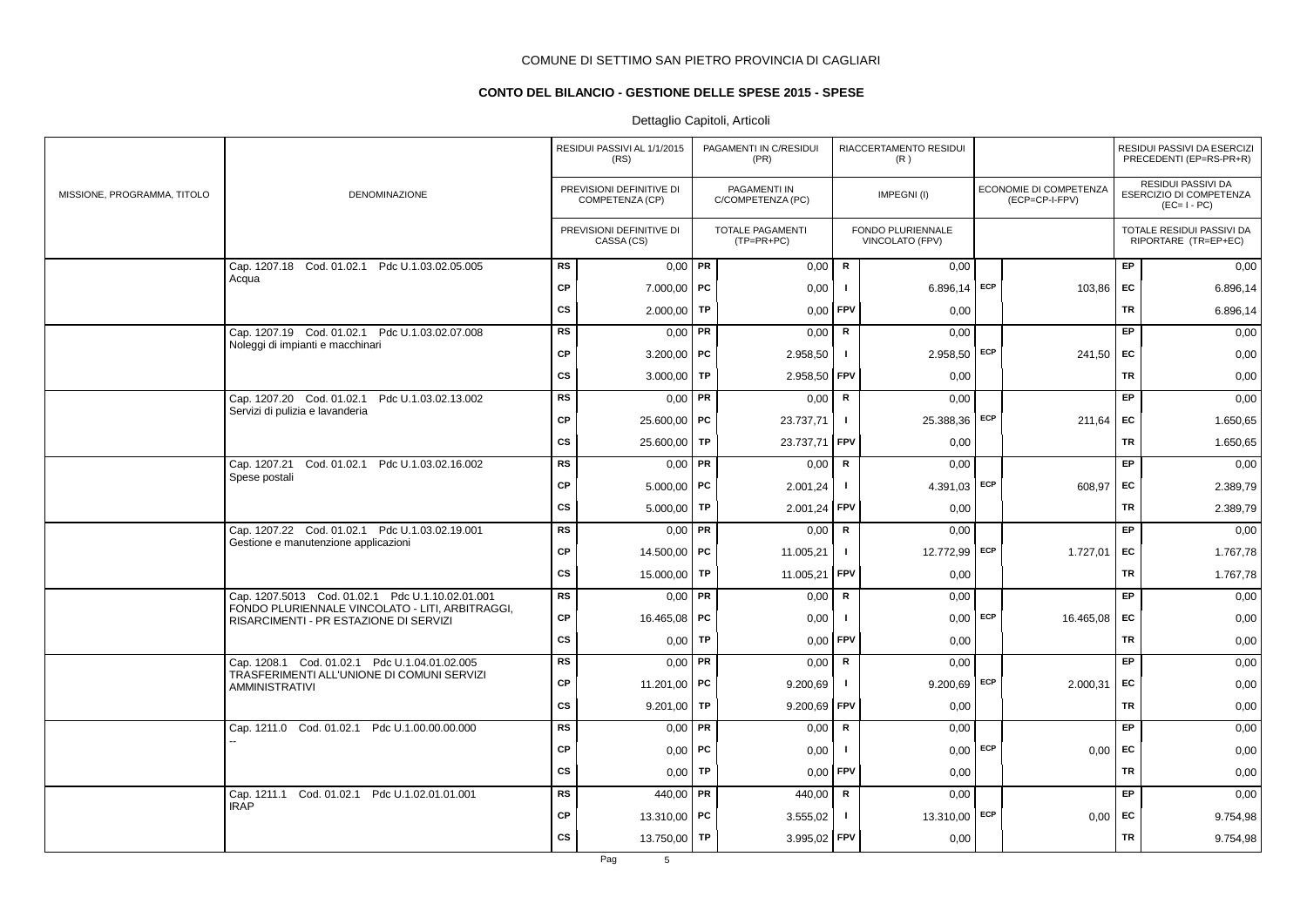COMUNE DI SETTIMO SAN PIETRO PROVINCIA DI CAGLIARI

**CONTO DEL BILANCIO - GESTIONE DELLE SPESE 2015 - SPESE**

Dettaglio Capitoli, Articoli

| MISSIONE, PROGRAMMA, TITOLO | DENOMINAZIONE | | RESIDUI PASSIVI AL 1/1/2015 (RS) / PREVISIONI DEFINITIVE DI COMPETENZA (CP) / PREVISIONI DEFINITIVE DI CASSA (CS) | | PAGAMENTI IN C/RESIDUI (PR) / PAGAMENTI IN C/COMPETENZA (PC) / TOTALE PAGAMENTI (TP=PR+PC) | | RIACCERTAMENTO RESIDUI (R) / IMPEGNI (I) / FONDO PLURIENNALE VINCOLATO (FPV) | | ECONOMIE DI COMPETENZA (ECP=CP-I-FPV) | | RESIDUI PASSIVI DA ESERCIZI PRECEDENTI (EP=RS-PR+R) / RESIDUI PASSIVI DA ESERCIZIO DI COMPETENZA (EC= I - PC) / TOTALE RESIDUI PASSIVI DA RIPORTARE (TR=EP+EC) |
|---|---|---|---|---|---|---|---|---|---|---|---|
| | Cap. 1207.18 Cod. 01.02.1 Pdc U.1.03.02.05.005 Acqua | RS | 0,00 | PR | 0,00 | R | 0,00 | | | EP | 0,00 |
| | | CP | 7.000,00 | PC | 0,00 | I | 6.896,14 | ECP | 103,86 | EC | 6.896,14 |
| | | CS | 2.000,00 | TP | 0,00 | FPV | 0,00 | | | TR | 6.896,14 |
| | Cap. 1207.19 Cod. 01.02.1 Pdc U.1.03.02.07.008 Noleggi di impianti e macchinari | RS | 0,00 | PR | 0,00 | R | 0,00 | | | EP | 0,00 |
| | | CP | 3.200,00 | PC | 2.958,50 | I | 2.958,50 | ECP | 241,50 | EC | 0,00 |
| | | CS | 3.000,00 | TP | 2.958,50 | FPV | 0,00 | | | TR | 0,00 |
| | Cap. 1207.20 Cod. 01.02.1 Pdc U.1.03.02.13.002 Servizi di pulizia e lavanderia | RS | 0,00 | PR | 0,00 | R | 0,00 | | | EP | 0,00 |
| | | CP | 25.600,00 | PC | 23.737,71 | I | 25.388,36 | ECP | 211,64 | EC | 1.650,65 |
| | | CS | 25.600,00 | TP | 23.737,71 | FPV | 0,00 | | | TR | 1.650,65 |
| | Cap. 1207.21 Cod. 01.02.1 Pdc U.1.03.02.16.002 Spese postali | RS | 0,00 | PR | 0,00 | R | 0,00 | | | EP | 0,00 |
| | | CP | 5.000,00 | PC | 2.001,24 | I | 4.391,03 | ECP | 608,97 | EC | 2.389,79 |
| | | CS | 5.000,00 | TP | 2.001,24 | FPV | 0,00 | | | TR | 2.389,79 |
| | Cap. 1207.22 Cod. 01.02.1 Pdc U.1.03.02.19.001 Gestione e manutenzione applicazioni | RS | 0,00 | PR | 0,00 | R | 0,00 | | | EP | 0,00 |
| | | CP | 14.500,00 | PC | 11.005,21 | I | 12.772,99 | ECP | 1.727,01 | EC | 1.767,78 |
| | | CS | 15.000,00 | TP | 11.005,21 | FPV | 0,00 | | | TR | 1.767,78 |
| | Cap. 1207.5013 Cod. 01.02.1 Pdc U.1.10.02.01.001 FONDO PLURIENNALE VINCOLATO - LITI, ARBITRAGGI, RISARCIMENTI - PR ESTAZIONE DI SERVIZI | RS | 0,00 | PR | 0,00 | R | 0,00 | | | EP | 0,00 |
| | | CP | 16.465,08 | PC | 0,00 | I | 0,00 | ECP | 16.465,08 | EC | 0,00 |
| | | CS | 0,00 | TP | 0,00 | FPV | 0,00 | | | TR | 0,00 |
| | Cap. 1208.1 Cod. 01.02.1 Pdc U.1.04.01.02.005 TRASFERIMENTI ALL'UNIONE DI COMUNI SERVIZI AMMINISTRATIVI | RS | 0,00 | PR | 0,00 | R | 0,00 | | | EP | 0,00 |
| | | CP | 11.201,00 | PC | 9.200,69 | I | 9.200,69 | ECP | 2.000,31 | EC | 0,00 |
| | | CS | 9.201,00 | TP | 9.200,69 | FPV | 0,00 | | | TR | 0,00 |
| | Cap. 1211.0 Cod. 01.02.1 Pdc U.1.00.00.00.000 -- | RS | 0,00 | PR | 0,00 | R | 0,00 | | | EP | 0,00 |
| | | CP | 0,00 | PC | 0,00 | I | 0,00 | ECP | 0,00 | EC | 0,00 |
| | | CS | 0,00 | TP | 0,00 | FPV | 0,00 | | | TR | 0,00 |
| | Cap. 1211.1 Cod. 01.02.1 Pdc U.1.02.01.01.001 IRAP | RS | 440,00 | PR | 440,00 | R | 0,00 | | | EP | 0,00 |
| | | CP | 13.310,00 | PC | 3.555,02 | I | 13.310,00 | ECP | 0,00 | EC | 9.754,98 |
| | | CS | 13.750,00 | TP | 3.995,02 | FPV | 0,00 | | | TR | 9.754,98 |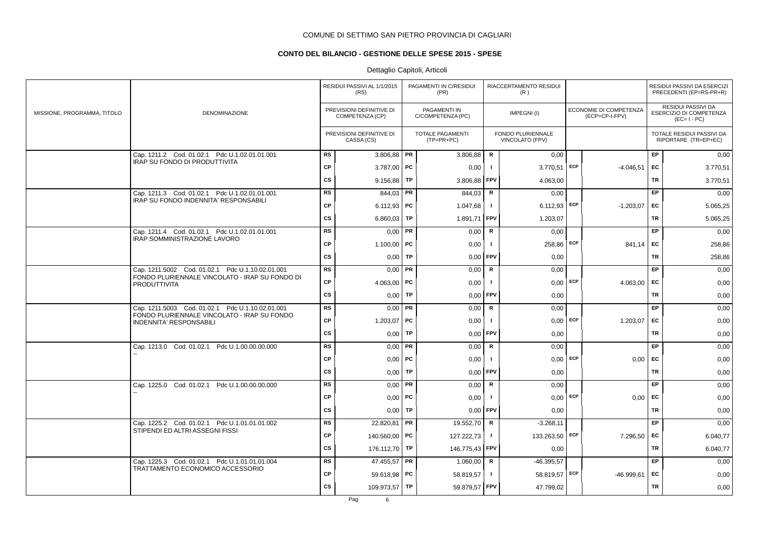COMUNE DI SETTIMO SAN PIETRO PROVINCIA DI CAGLIARI

**CONTO DEL BILANCIO - GESTIONE DELLE SPESE 2015 - SPESE**

Dettaglio Capitoli, Articoli

| MISSIONE, PROGRAMMA, TITOLO | DENOMINAZIONE | | RESIDUI PASSIVI AL 1/1/2015 (RS) / PREVISIONI DEFINITIVE DI COMPETENZA (CP) / PREVISIONI DEFINITIVE DI CASSA (CS) | | PAGAMENTI IN C/RESIDUI (PR) / PAGAMENTI IN C/COMPETENZA (PC) / TOTALE PAGAMENTI (TP=PR+PC) | | RIACCERTAMENTO RESIDUI (R) / IMPEGNI (I) / FONDO PLURIENNALE VINCOLATO (FPV) | | ECONOMIE DI COMPETENZA (ECP=CP-I-FPV) | | RESIDUI PASSIVI DA ESERCIZI PRECEDENTI (EP=RS-PR+R) / RESIDUI PASSIVI DA ESERCIZIO DI COMPETENZA (EC=I - PC) / TOTALE RESIDUI PASSIVI DA RIPORTARE (TR=EP+EC) |
|---|---|---|---|---|---|---|---|---|---|---|---|
| | Cap. 1211.2 Cod. 01.02.1 Pdc U.1.02.01.01.001 IRAP SU FONDO DI PRODUTTIVITA | RS | 3.806,88 | PR | 3.806,88 | R | 0,00 | | | EP | 0,00 |
| | | CP | 3.787,00 | PC | 0,00 | I | 3.770,51 | ECP | -4.046,51 | EC | 3.770,51 |
| | | CS | 9.156,88 | TP | 3.806,88 | FPV | 4.063,00 | | | TR | 3.770,51 |
| | Cap. 1211.3 Cod. 01.02.1 Pdc U.1.02.01.01.001 IRAP SU FONDO INDENNITA' RESPONSABILI | RS | 844,03 | PR | 844,03 | R | 0,00 | | | EP | 0,00 |
| | | CP | 6.112,93 | PC | 1.047,68 | I | 6.112,93 | ECP | -1.203,07 | EC | 5.065,25 |
| | | CS | 6.860,03 | TP | 1.891,71 | FPV | 1.203,07 | | | TR | 5.065,25 |
| | Cap. 1211.4 Cod. 01.02.1 Pdc U.1.02.01.01.001 IRAP SOMMINISTRAZIONE LAVORO | RS | 0,00 | PR | 0,00 | R | 0,00 | | | EP | 0,00 |
| | | CP | 1.100,00 | PC | 0,00 | I | 258,86 | ECP | 841,14 | EC | 258,86 |
| | | CS | 0,00 | TP | 0,00 | FPV | 0,00 | | | TR | 258,86 |
| | Cap. 1211.5002 Cod. 01.02.1 Pdc U.1.10.02.01.001 FONDO PLURIENNALE VINCOLATO - IRAP SU FONDO DI PRODUTTIVITA | RS | 0,00 | PR | 0,00 | R | 0,00 | | | EP | 0,00 |
| | | CP | 4.063,00 | PC | 0,00 | I | 0,00 | ECP | 4.063,00 | EC | 0,00 |
| | | CS | 0,00 | TP | 0,00 | FPV | 0,00 | | | TR | 0,00 |
| | Cap. 1211.5003 Cod. 01.02.1 Pdc U.1.10.02.01.001 FONDO PLURIENNALE VINCOLATO - IRAP SU FONDO INDENNITA' RESPONSABILI | RS | 0,00 | PR | 0,00 | R | 0,00 | | | EP | 0,00 |
| | | CP | 1.203,07 | PC | 0,00 | I | 0,00 | ECP | 1.203,07 | EC | 0,00 |
| | | CS | 0,00 | TP | 0,00 | FPV | 0,00 | | | TR | 0,00 |
| | Cap. 1213.0 Cod. 01.02.1 Pdc U.1.00.00.00.000 -- | RS | 0,00 | PR | 0,00 | R | 0,00 | | | EP | 0,00 |
| | | CP | 0,00 | PC | 0,00 | I | 0,00 | ECP | 0,00 | EC | 0,00 |
| | | CS | 0,00 | TP | 0,00 | FPV | 0,00 | | | TR | 0,00 |
| | Cap. 1225.0 Cod. 01.02.1 Pdc U.1.00.00.00.000 -- | RS | 0,00 | PR | 0,00 | R | 0,00 | | | EP | 0,00 |
| | | CP | 0,00 | PC | 0,00 | I | 0,00 | ECP | 0,00 | EC | 0,00 |
| | | CS | 0,00 | TP | 0,00 | FPV | 0,00 | | | TR | 0,00 |
| | Cap. 1225.2 Cod. 01.02.1 Pdc U.1.01.01.01.002 STIPENDI ED ALTRI ASSEGNI FISSI | RS | 22.820,81 | PR | 19.552,70 | R | -3.268,11 | | | EP | 0,00 |
| | | CP | 140.560,00 | PC | 127.222,73 | I | 133.263,50 | ECP | 7.296,50 | EC | 6.040,77 |
| | | CS | 176.112,70 | TP | 146.775,43 | FPV | 0,00 | | | TR | 6.040,77 |
| | Cap. 1225.3 Cod. 01.02.1 Pdc U.1.01.01.01.004 TRATTAMENTO ECONOMICO ACCESSORIO | RS | 47.455,57 | PR | 1.060,00 | R | -46.395,57 | | | EP | 0,00 |
| | | CP | 59.618,98 | PC | 58.819,57 | I | 58.819,57 | ECP | -46.999,61 | EC | 0,00 |
| | | CS | 109.973,57 | TP | 59.879,57 | FPV | 47.799,02 | | | TR | 0,00 |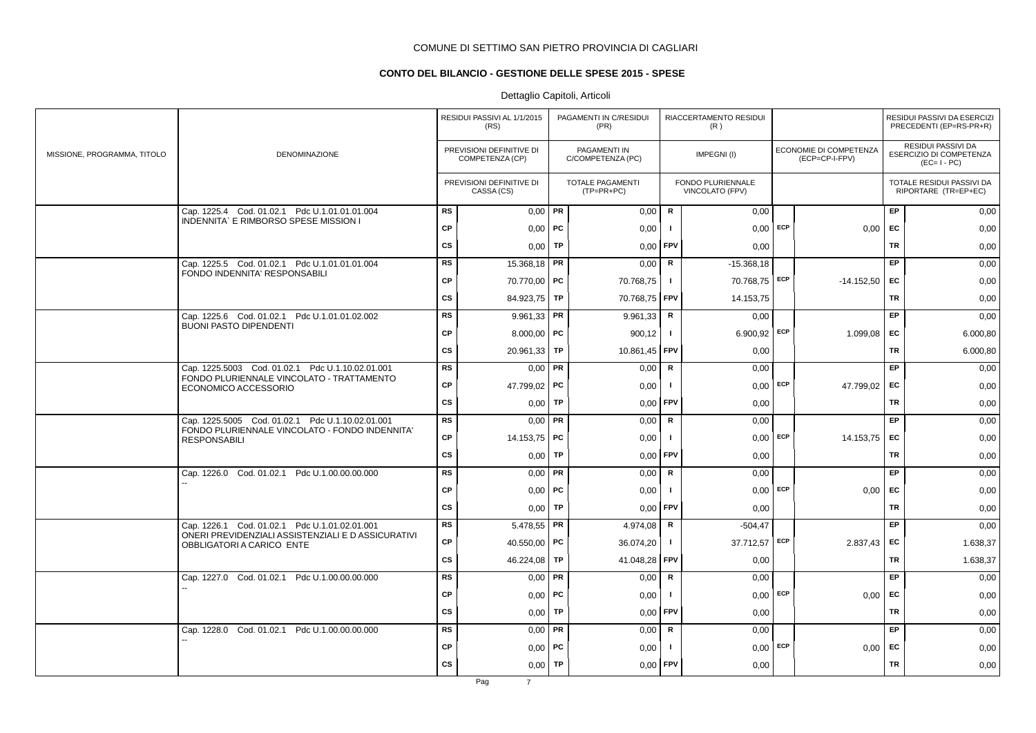COMUNE DI SETTIMO SAN PIETRO PROVINCIA DI CAGLIARI

**CONTO DEL BILANCIO - GESTIONE DELLE SPESE 2015 - SPESE**

Dettaglio Capitoli, Articoli

| MISSIONE, PROGRAMMA, TITOLO | DENOMINAZIONE | | RESIDUI PASSIVI AL 1/1/2015 (RS) / PREVISIONI DEFINITIVE DI COMPETENZA (CP) / PREVISIONI DEFINITIVE DI CASSA (CS) | | PAGAMENTI IN C/RESIDUI (PR) / PAGAMENTI IN C/COMPETENZA (PC) / TOTALE PAGAMENTI (TP=PR+PC) | | RIACCERTAMENTO RESIDUI (R) / IMPEGNI (I) / FONDO PLURIENNALE VINCOLATO (FPV) | | ECONOMIE DI COMPETENZA (ECP=CP-I-FPV) | | RESIDUI PASSIVI DA ESERCIZI PRECEDENTI (EP=RS-PR+R) / RESIDUI PASSIVI DA ESERCIZIO DI COMPETENZA (EC=I - PC) / TOTALE RESIDUI PASSIVI DA RIPORTARE (TR=EP+EC) |
|---|---|---|---|---|---|---|---|---|---|---|---|
| | Cap. 1225.4 Cod. 01.02.1 Pdc U.1.01.01.01.004 INDENNITA` E RIMBORSO SPESE MISSION I | RS | 0,00 | PR | 0,00 | R | 0,00 | | | EP | 0,00 |
| | | CP | 0,00 | PC | 0,00 | I | 0,00 | ECP | 0,00 | EC | 0,00 |
| | | CS | 0,00 | TP | 0,00 | FPV | 0,00 | | | TR | 0,00 |
| | Cap. 1225.5 Cod. 01.02.1 Pdc U.1.01.01.01.004 FONDO INDENNITA' RESPONSABILI | RS | 15.368,18 | PR | 0,00 | R | -15.368,18 | | | EP | 0,00 |
| | | CP | 70.770,00 | PC | 70.768,75 | I | 70.768,75 | ECP | -14.152,50 | EC | 0,00 |
| | | CS | 84.923,75 | TP | 70.768,75 | FPV | 14.153,75 | | | TR | 0,00 |
| | Cap. 1225.6 Cod. 01.02.1 Pdc U.1.01.01.02.002 BUONI PASTO DIPENDENTI | RS | 9.961,33 | PR | 9.961,33 | R | 0,00 | | | EP | 0,00 |
| | | CP | 8.000,00 | PC | 900,12 | I | 6.900,92 | ECP | 1.099,08 | EC | 6.000,80 |
| | | CS | 20.961,33 | TP | 10.861,45 | FPV | 0,00 | | | TR | 6.000,80 |
| | Cap. 1225.5003 Cod. 01.02.1 Pdc U.1.10.02.01.001 FONDO PLURIENNALE VINCOLATO - TRATTAMENTO ECONOMICO ACCESSORIO | RS | 0,00 | PR | 0,00 | R | 0,00 | | | EP | 0,00 |
| | | CP | 47.799,02 | PC | 0,00 | I | 0,00 | ECP | 47.799,02 | EC | 0,00 |
| | | CS | 0,00 | TP | 0,00 | FPV | 0,00 | | | TR | 0,00 |
| | Cap. 1225.5005 Cod. 01.02.1 Pdc U.1.10.02.01.001 FONDO PLURIENNALE VINCOLATO - FONDO INDENNITA' RESPONSABILI | RS | 0,00 | PR | 0,00 | R | 0,00 | | | EP | 0,00 |
| | | CP | 14.153,75 | PC | 0,00 | I | 0,00 | ECP | 14.153,75 | EC | 0,00 |
| | | CS | 0,00 | TP | 0,00 | FPV | 0,00 | | | TR | 0,00 |
| | Cap. 1226.0 Cod. 01.02.1 Pdc U.1.00.00.00.000 -- | RS | 0,00 | PR | 0,00 | R | 0,00 | | | EP | 0,00 |
| | | CP | 0,00 | PC | 0,00 | I | 0,00 | ECP | 0,00 | EC | 0,00 |
| | | CS | 0,00 | TP | 0,00 | FPV | 0,00 | | | TR | 0,00 |
| | Cap. 1226.1 Cod. 01.02.1 Pdc U.1.01.02.01.001 ONERI PREVIDENZIALI ASSISTENZIALI E D ASSICURATIVI OBBLIGATORI A CARICO ENTE | RS | 5.478,55 | PR | 4.974,08 | R | -504,47 | | | EP | 0,00 |
| | | CP | 40.550,00 | PC | 36.074,20 | I | 37.712,57 | ECP | 2.837,43 | EC | 1.638,37 |
| | | CS | 46.224,08 | TP | 41.048,28 | FPV | 0,00 | | | TR | 1.638,37 |
| | Cap. 1227.0 Cod. 01.02.1 Pdc U.1.00.00.00.000 -- | RS | 0,00 | PR | 0,00 | R | 0,00 | | | EP | 0,00 |
| | | CP | 0,00 | PC | 0,00 | I | 0,00 | ECP | 0,00 | EC | 0,00 |
| | | CS | 0,00 | TP | 0,00 | FPV | 0,00 | | | TR | 0,00 |
| | Cap. 1228.0 Cod. 01.02.1 Pdc U.1.00.00.00.000 -- | RS | 0,00 | PR | 0,00 | R | 0,00 | | | EP | 0,00 |
| | | CP | 0,00 | PC | 0,00 | I | 0,00 | ECP | 0,00 | EC | 0,00 |
| | | CS | 0,00 | TP | 0,00 | FPV | 0,00 | | | TR | 0,00 |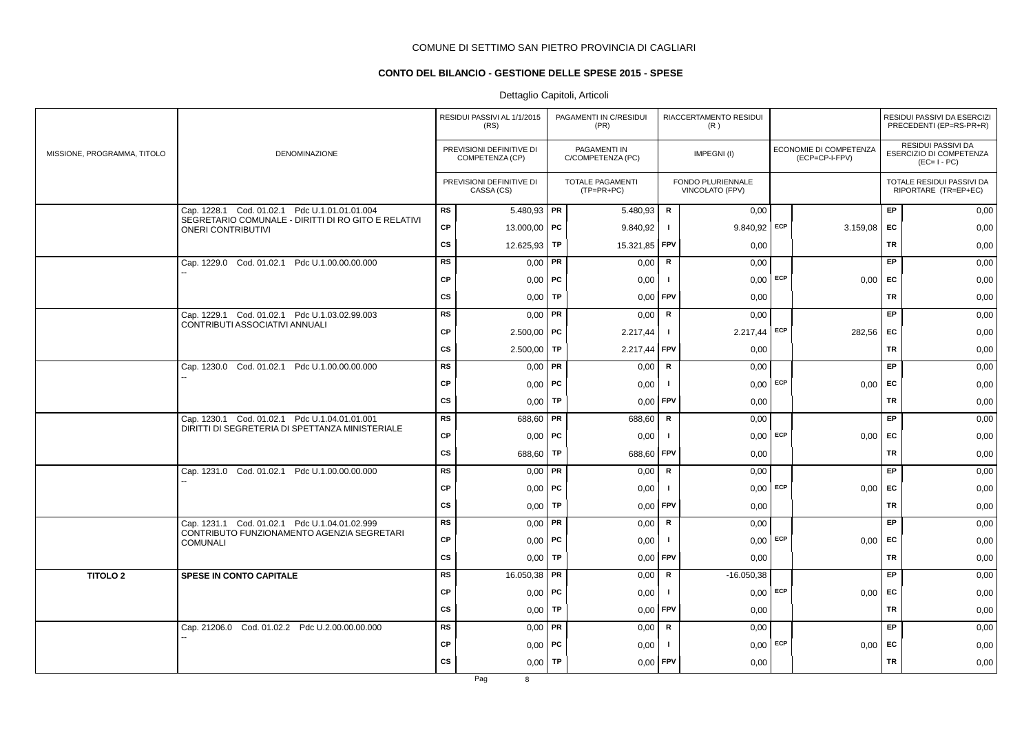COMUNE DI SETTIMO SAN PIETRO PROVINCIA DI CAGLIARI

**CONTO DEL BILANCIO - GESTIONE DELLE SPESE 2015 - SPESE**

Dettaglio Capitoli, Articoli

| MISSIONE, PROGRAMMA, TITOLO | DENOMINAZIONE | | RESIDUI PASSIVI AL 1/1/2015 (RS) / PREVISIONI DEFINITIVE DI COMPETENZA (CP) / PREVISIONI DEFINITIVE DI CASSA (CS) | | PAGAMENTI IN C/RESIDUI (PR) / PAGAMENTI IN C/COMPETENZA (PC) / TOTALE PAGAMENTI (TP=PR+PC) | | RIACCERTAMENTO RESIDUI (R) / IMPEGNI (I) / FONDO PLURIENNALE VINCOLATO (FPV) | | ECONOMIE DI COMPETENZA (ECP=CP-I-FPV) | | RESIDUI PASSIVI DA ESERCIZI PRECEDENTI (EP=RS-PR+R) / RESIDUI PASSIVI DA ESERCIZIO DI COMPETENZA (EC=I - PC) / TOTALE RESIDUI PASSIVI DA RIPORTARE (TR=EP+EC) |
|---|---|---|---|---|---|---|---|---|---|---|---|
| | Cap. 1228.1 Cod. 01.02.1 Pdc U.1.01.01.01.004 SEGRETARIO COMUNALE - DIRITTI DI RO GITO E RELATIVI ONERI CONTRIBUTIVI | RS | 5.480,93 | PR | 5.480,93 | R | 0,00 | | | EP | 0,00 |
| | | CP | 13.000,00 | PC | 9.840,92 | I | 9.840,92 | ECP | 3.159,08 | EC | 0,00 |
| | | CS | 12.625,93 | TP | 15.321,85 | FPV | 0,00 | | | TR | 0,00 |
| | Cap. 1229.0 Cod. 01.02.1 Pdc U.1.00.00.00.000 -- | RS | 0,00 | PR | 0,00 | R | 0,00 | | | EP | 0,00 |
| | | CP | 0,00 | PC | 0,00 | I | 0,00 | ECP | 0,00 | EC | 0,00 |
| | | CS | 0,00 | TP | 0,00 | FPV | 0,00 | | | TR | 0,00 |
| | Cap. 1229.1 Cod. 01.02.1 Pdc U.1.03.02.99.003 CONTRIBUTI ASSOCIATIVI ANNUALI | RS | 0,00 | PR | 0,00 | R | 0,00 | | | EP | 0,00 |
| | | CP | 2.500,00 | PC | 2.217,44 | I | 2.217,44 | ECP | 282,56 | EC | 0,00 |
| | | CS | 2.500,00 | TP | 2.217,44 | FPV | 0,00 | | | TR | 0,00 |
| | Cap. 1230.0 Cod. 01.02.1 Pdc U.1.00.00.00.000 -- | RS | 0,00 | PR | 0,00 | R | 0,00 | | | EP | 0,00 |
| | | CP | 0,00 | PC | 0,00 | I | 0,00 | ECP | 0,00 | EC | 0,00 |
| | | CS | 0,00 | TP | 0,00 | FPV | 0,00 | | | TR | 0,00 |
| | Cap. 1230.1 Cod. 01.02.1 Pdc U.1.04.01.01.001 DIRITTI DI SEGRETERIA DI SPETTANZA MINISTERIALE | RS | 688,60 | PR | 688,60 | R | 0,00 | | | EP | 0,00 |
| | | CP | 0,00 | PC | 0,00 | I | 0,00 | ECP | 0,00 | EC | 0,00 |
| | | CS | 688,60 | TP | 688,60 | FPV | 0,00 | | | TR | 0,00 |
| | Cap. 1231.0 Cod. 01.02.1 Pdc U.1.00.00.00.000 -- | RS | 0,00 | PR | 0,00 | R | 0,00 | | | EP | 0,00 |
| | | CP | 0,00 | PC | 0,00 | I | 0,00 | ECP | 0,00 | EC | 0,00 |
| | | CS | 0,00 | TP | 0,00 | FPV | 0,00 | | | TR | 0,00 |
| | Cap. 1231.1 Cod. 01.02.1 Pdc U.1.04.01.02.999 CONTRIBUTO FUNZIONAMENTO AGENZIA SEGRETARI COMUNALI | RS | 0,00 | PR | 0,00 | R | 0,00 | | | EP | 0,00 |
| | | CP | 0,00 | PC | 0,00 | I | 0,00 | ECP | 0,00 | EC | 0,00 |
| | | CS | 0,00 | TP | 0,00 | FPV | 0,00 | | | TR | 0,00 |
| **TITOLO 2** | **SPESE IN CONTO CAPITALE** | RS | 16.050,38 | PR | 0,00 | R | -16.050,38 | | | EP | 0,00 |
| | | CP | 0,00 | PC | 0,00 | I | 0,00 | ECP | 0,00 | EC | 0,00 |
| | | CS | 0,00 | TP | 0,00 | FPV | 0,00 | | | TR | 0,00 |
| | Cap. 21206.0 Cod. 01.02.2 Pdc U.2.00.00.00.000 -- | RS | 0,00 | PR | 0,00 | R | 0,00 | | | EP | 0,00 |
| | | CP | 0,00 | PC | 0,00 | I | 0,00 | ECP | 0,00 | EC | 0,00 |
| | | CS | 0,00 | TP | 0,00 | FPV | 0,00 | | | TR | 0,00 |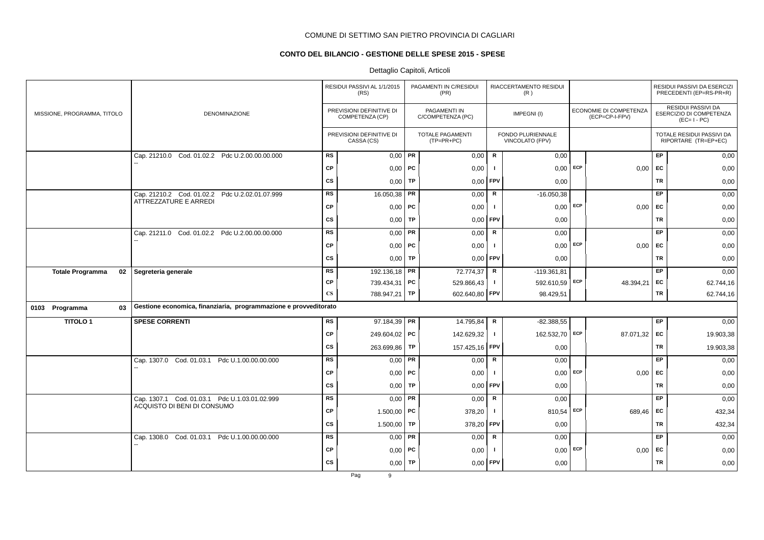COMUNE DI SETTIMO SAN PIETRO PROVINCIA DI CAGLIARI

**CONTO DEL BILANCIO - GESTIONE DELLE SPESE 2015 - SPESE**

Dettaglio Capitoli, Articoli

| MISSIONE, PROGRAMMA, TITOLO | DENOMINAZIONE | | RESIDUI PASSIVI AL 1/1/2015 (RS) / PREVISIONI DEFINITIVE DI COMPETENZA (CP) / PREVISIONI DEFINITIVE DI CASSA (CS) | | PAGAMENTI IN C/RESIDUI (PR) / PAGAMENTI IN C/COMPETENZA (PC) / TOTALE PAGAMENTI (TP=PR+PC) | | RIACCERTAMENTO RESIDUI (R) / IMPEGNI (I) / FONDO PLURIENNALE VINCOLATO (FPV) | | ECONOMIE DI COMPETENZA (ECP=CP-I-FPV) | | RESIDUI PASSIVI DA ESERCIZI PRECEDENTI (EP=RS-PR+R) / RESIDUI PASSIVI DA ESERCIZIO DI COMPETENZA (EC= I - PC) / TOTALE RESIDUI PASSIVI DA RIPORTARE (TR=EP+EC) |
|---|---|---|---|---|---|---|---|---|---|---|---|
| | Cap. 21210.0 Cod. 01.02.2 Pdc U.2.00.00.00.000 -- | RS | 0,00 | PR | 0,00 | R | 0,00 | | | EP | 0,00 |
| | | CP | 0,00 | PC | 0,00 | I | 0,00 | ECP | 0,00 | EC | 0,00 |
| | | CS | 0,00 | TP | 0,00 | FPV | 0,00 | | | TR | 0,00 |
| | Cap. 21210.2 Cod. 01.02.2 Pdc U.2.02.01.07.999 ATTREZZATURE E ARREDI | RS | 16.050,38 | PR | 0,00 | R | -16.050,38 | | | EP | 0,00 |
| | | CP | 0,00 | PC | 0,00 | I | 0,00 | ECP | 0,00 | EC | 0,00 |
| | | CS | 0,00 | TP | 0,00 | FPV | 0,00 | | | TR | 0,00 |
| | Cap. 21211.0 Cod. 01.02.2 Pdc U.2.00.00.00.000 -- | RS | 0,00 | PR | 0,00 | R | 0,00 | | | EP | 0,00 |
| | | CP | 0,00 | PC | 0,00 | I | 0,00 | ECP | 0,00 | EC | 0,00 |
| | | CS | 0,00 | TP | 0,00 | FPV | 0,00 | | | TR | 0,00 |
| **Totale Programma 02** | **Segreteria generale** | RS | 192.136,18 | PR | 72.774,37 | R | -119.361,81 | | | EP | 0,00 |
| | | CP | 739.434,31 | PC | 529.866,43 | I | 592.610,59 | ECP | 48.394,21 | EC | 62.744,16 |
| | | CS | 788.947,21 | TP | 602.640,80 | FPV | 98.429,51 | | | TR | 62.744,16 |
| **0103 Programma 03** | **Gestione economica, finanziaria, programmazione e provveditorato** | | | | | | | | | | |
| **TITOLO 1** | **SPESE CORRENTI** | RS | 97.184,39 | PR | 14.795,84 | R | -82.388,55 | | | EP | 0,00 |
| | | CP | 249.604,02 | PC | 142.629,32 | I | 162.532,70 | ECP | 87.071,32 | EC | 19.903,38 |
| | | CS | 263.699,86 | TP | 157.425,16 | FPV | 0,00 | | | TR | 19.903,38 |
| | Cap. 1307.0 Cod. 01.03.1 Pdc U.1.00.00.00.000 -- | RS | 0,00 | PR | 0,00 | R | 0,00 | | | EP | 0,00 |
| | | CP | 0,00 | PC | 0,00 | I | 0,00 | ECP | 0,00 | EC | 0,00 |
| | | CS | 0,00 | TP | 0,00 | FPV | 0,00 | | | TR | 0,00 |
| | Cap. 1307.1 Cod. 01.03.1 Pdc U.1.03.01.02.999 ACQUISTO DI BENI DI CONSUMO | RS | 0,00 | PR | 0,00 | R | 0,00 | | | EP | 0,00 |
| | | CP | 1.500,00 | PC | 378,20 | I | 810,54 | ECP | 689,46 | EC | 432,34 |
| | | CS | 1.500,00 | TP | 378,20 | FPV | 0,00 | | | TR | 432,34 |
| | Cap. 1308.0 Cod. 01.03.1 Pdc U.1.00.00.00.000 -- | RS | 0,00 | PR | 0,00 | R | 0,00 | | | EP | 0,00 |
| | | CP | 0,00 | PC | 0,00 | I | 0,00 | ECP | 0,00 | EC | 0,00 |
| | | CS | 0,00 | TP | 0,00 | FPV | 0,00 | | | TR | 0,00 |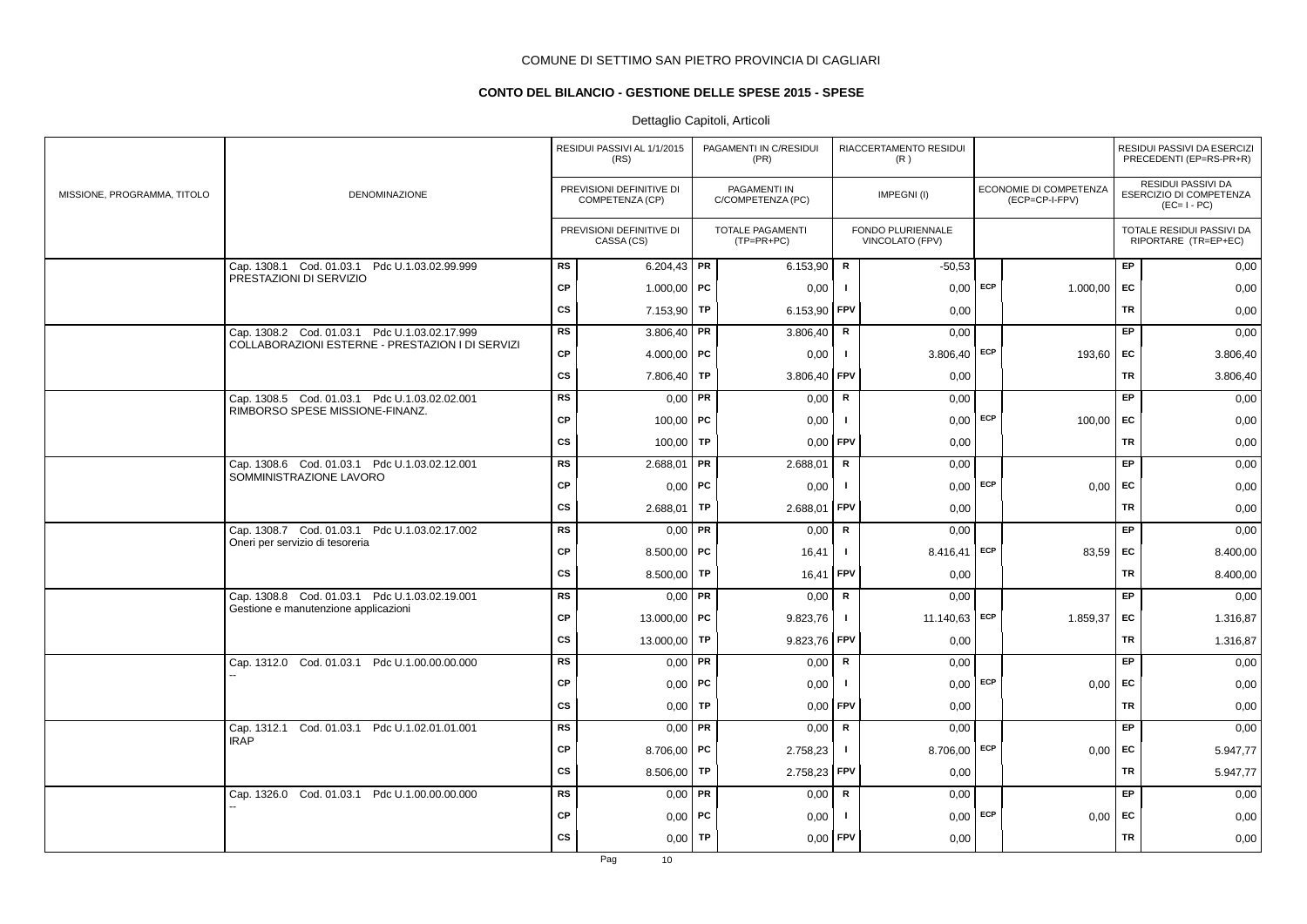COMUNE DI SETTIMO SAN PIETRO PROVINCIA DI CAGLIARI

## CONTO DEL BILANCIO - GESTIONE DELLE SPESE 2015 - SPESE

Dettaglio Capitoli, Articoli

| MISSIONE, PROGRAMMA, TITOLO | DENOMINAZIONE | | RESIDUI PASSIVI AL 1/1/2015 (RS) / PREVISIONI DEFINITIVE DI COMPETENZA (CP) / PREVISIONI DEFINITIVE DI CASSA (CS) | | PAGAMENTI IN C/RESIDUI (PR) / PAGAMENTI IN C/COMPETENZA (PC) / TOTALE PAGAMENTI (TP=PR+PC) | | RIACCERTAMENTO RESIDUI (R) / IMPEGNI (I) / FONDO PLURIENNALE VINCOLATO (FPV) | | ECONOMIE DI COMPETENZA (ECP=CP-I-FPV) | | RESIDUI PASSIVI DA ESERCIZI PRECEDENTI (EP=RS-PR+R) / RESIDUI PASSIVI DA ESERCIZIO DI COMPETENZA (EC=I-PC) / TOTALE RESIDUI PASSIVI DA RIPORTARE (TR=EP+EC) |
|---|---|---|---|---|---|---|---|---|---|---|---|
| | Cap. 1308.1 Cod. 01.03.1 Pdc U.1.03.02.99.999 PRESTAZIONI DI SERVIZIO | RS | 6.204,43 | PR | 6.153,90 | R | -50,53 | | | EP | 0,00 |
| | | CP | 1.000,00 | PC | 0,00 | I | 0,00 | ECP | 1.000,00 | EC | 0,00 |
| | | CS | 7.153,90 | TP | 6.153,90 | FPV | 0,00 | | | TR | 0,00 |
| | Cap. 1308.2 Cod. 01.03.1 Pdc U.1.03.02.17.999 COLLABORAZIONI ESTERNE - PRESTAZION I DI SERVIZI | RS | 3.806,40 | PR | 3.806,40 | R | 0,00 | | | EP | 0,00 |
| | | CP | 4.000,00 | PC | 0,00 | I | 3.806,40 | ECP | 193,60 | EC | 3.806,40 |
| | | CS | 7.806,40 | TP | 3.806,40 | FPV | 0,00 | | | TR | 3.806,40 |
| | Cap. 1308.5 Cod. 01.03.1 Pdc U.1.03.02.02.001 RIMBORSO SPESE MISSIONE-FINANZ. | RS | 0,00 | PR | 0,00 | R | 0,00 | | | EP | 0,00 |
| | | CP | 100,00 | PC | 0,00 | I | 0,00 | ECP | 100,00 | EC | 0,00 |
| | | CS | 100,00 | TP | 0,00 | FPV | 0,00 | | | TR | 0,00 |
| | Cap. 1308.6 Cod. 01.03.1 Pdc U.1.03.02.12.001 SOMMINISTRAZIONE LAVORO | RS | 2.688,01 | PR | 2.688,01 | R | 0,00 | | | EP | 0,00 |
| | | CP | 0,00 | PC | 0,00 | I | 0,00 | ECP | 0,00 | EC | 0,00 |
| | | CS | 2.688,01 | TP | 2.688,01 | FPV | 0,00 | | | TR | 0,00 |
| | Cap. 1308.7 Cod. 01.03.1 Pdc U.1.03.02.17.002 Oneri per servizio di tesoreria | RS | 0,00 | PR | 0,00 | R | 0,00 | | | EP | 0,00 |
| | | CP | 8.500,00 | PC | 16,41 | I | 8.416,41 | ECP | 83,59 | EC | 8.400,00 |
| | | CS | 8.500,00 | TP | 16,41 | FPV | 0,00 | | | TR | 8.400,00 |
| | Cap. 1308.8 Cod. 01.03.1 Pdc U.1.03.02.19.001 Gestione e manutenzione applicazioni | RS | 0,00 | PR | 0,00 | R | 0,00 | | | EP | 0,00 |
| | | CP | 13.000,00 | PC | 9.823,76 | I | 11.140,63 | ECP | 1.859,37 | EC | 1.316,87 |
| | | CS | 13.000,00 | TP | 9.823,76 | FPV | 0,00 | | | TR | 1.316,87 |
| | Cap. 1312.0 Cod. 01.03.1 Pdc U.1.00.00.00.000 -- | RS | 0,00 | PR | 0,00 | R | 0,00 | | | EP | 0,00 |
| | | CP | 0,00 | PC | 0,00 | I | 0,00 | ECP | 0,00 | EC | 0,00 |
| | | CS | 0,00 | TP | 0,00 | FPV | 0,00 | | | TR | 0,00 |
| | Cap. 1312.1 Cod. 01.03.1 Pdc U.1.02.01.01.001 IRAP | RS | 0,00 | PR | 0,00 | R | 0,00 | | | EP | 0,00 |
| | | CP | 8.706,00 | PC | 2.758,23 | I | 8.706,00 | ECP | 0,00 | EC | 5.947,77 |
| | | CS | 8.506,00 | TP | 2.758,23 | FPV | 0,00 | | | TR | 5.947,77 |
| | Cap. 1326.0 Cod. 01.03.1 Pdc U.1.00.00.00.000 -- | RS | 0,00 | PR | 0,00 | R | 0,00 | | | EP | 0,00 |
| | | CP | 0,00 | PC | 0,00 | I | 0,00 | ECP | 0,00 | EC | 0,00 |
| | | CS | 0,00 | TP | 0,00 | FPV | 0,00 | | | TR | 0,00 |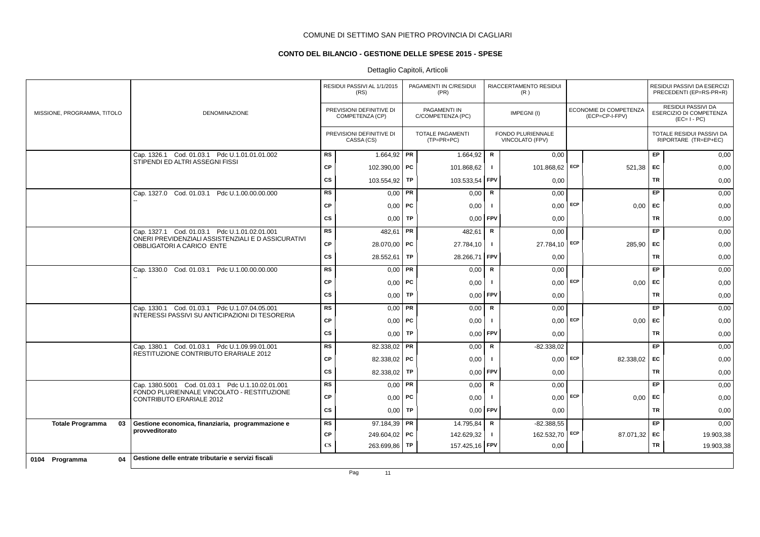COMUNE DI SETTIMO SAN PIETRO PROVINCIA DI CAGLIARI

## CONTO DEL BILANCIO - GESTIONE DELLE SPESE 2015 - SPESE

Dettaglio Capitoli, Articoli

| MISSIONE, PROGRAMMA, TITOLO | DENOMINAZIONE | | RESIDUI PASSIVI AL 1/1/2015 (RS) / PREVISIONI DEFINITIVE DI COMPETENZA (CP) / PREVISIONI DEFINITIVE DI CASSA (CS) | | PAGAMENTI IN C/RESIDUI (PR) / PAGAMENTI IN C/COMPETENZA (PC) / TOTALE PAGAMENTI (TP=PR+PC) | | RIACCERTAMENTO RESIDUI (R) / IMPEGNI (I) / FONDO PLURIENNALE VINCOLATO (FPV) | | ECONOMIE DI COMPETENZA (ECP=CP-I-FPV) | | RESIDUI PASSIVI DA ESERCIZI PRECEDENTI (EP=RS-PR+R) / RESIDUI PASSIVI DA ESERCIZIO DI COMPETENZA (EC=I-PC) / TOTALE RESIDUI PASSIVI DA RIPORTARE (TR=EP+EC) |
|---|---|---|---|---|---|---|---|---|---|---|---|
| | Cap. 1326.1 Cod. 01.03.1 Pdc U.1.01.01.01.002 STIPENDI ED ALTRI ASSEGNI FISSI | RS | 1.664,92 | PR | 1.664,92 | R | 0,00 | | | EP | 0,00 |
| | | CP | 102.390,00 | PC | 101.868,62 | I | 101.868,62 | ECP | 521,38 | EC | 0,00 |
| | | CS | 103.554,92 | TP | 103.533,54 | FPV | 0,00 | | | TR | 0,00 |
| | Cap. 1327.0 Cod. 01.03.1 Pdc U.1.00.00.00.000 -- | RS | 0,00 | PR | 0,00 | R | 0,00 | | | EP | 0,00 |
| | | CP | 0,00 | PC | 0,00 | I | 0,00 | ECP | 0,00 | EC | 0,00 |
| | | CS | 0,00 | TP | 0,00 | FPV | 0,00 | | | TR | 0,00 |
| | Cap. 1327.1 Cod. 01.03.1 Pdc U.1.01.02.01.001 ONERI PREVIDENZIALI ASSISTENZIALI E D ASSICURATIVI OBBLIGATORI A CARICO ENTE | RS | 482,61 | PR | 482,61 | R | 0,00 | | | EP | 0,00 |
| | | CP | 28.070,00 | PC | 27.784,10 | I | 27.784,10 | ECP | 285,90 | EC | 0,00 |
| | | CS | 28.552,61 | TP | 28.266,71 | FPV | 0,00 | | | TR | 0,00 |
| | Cap. 1330.0 Cod. 01.03.1 Pdc U.1.00.00.00.000 -- | RS | 0,00 | PR | 0,00 | R | 0,00 | | | EP | 0,00 |
| | | CP | 0,00 | PC | 0,00 | I | 0,00 | ECP | 0,00 | EC | 0,00 |
| | | CS | 0,00 | TP | 0,00 | FPV | 0,00 | | | TR | 0,00 |
| | Cap. 1330.1 Cod. 01.03.1 Pdc U.1.07.04.05.001 INTERESSI PASSIVI SU ANTICIPAZIONI DI TESORERIA | RS | 0,00 | PR | 0,00 | R | 0,00 | | | EP | 0,00 |
| | | CP | 0,00 | PC | 0,00 | I | 0,00 | ECP | 0,00 | EC | 0,00 |
| | | CS | 0,00 | TP | 0,00 | FPV | 0,00 | | | TR | 0,00 |
| | Cap. 1380.1 Cod. 01.03.1 Pdc U.1.09.99.01.001 RESTITUZIONE CONTRIBUTO ERARIALE 2012 | RS | 82.338,02 | PR | 0,00 | R | -82.338,02 | | | EP | 0,00 |
| | | CP | 82.338,02 | PC | 0,00 | I | 0,00 | ECP | 82.338,02 | EC | 0,00 |
| | | CS | 82.338,02 | TP | 0,00 | FPV | 0,00 | | | TR | 0,00 |
| | Cap. 1380.5001 Cod. 01.03.1 Pdc U.1.10.02.01.001 FONDO PLURIENNALE VINCOLATO - RESTITUZIONE CONTRIBUTO ERARIALE 2012 | RS | 0,00 | PR | 0,00 | R | 0,00 | | | EP | 0,00 |
| | | CP | 0,00 | PC | 0,00 | I | 0,00 | ECP | 0,00 | EC | 0,00 |
| | | CS | 0,00 | TP | 0,00 | FPV | 0,00 | | | TR | 0,00 |
| **Totale Programma 03** | **Gestione economica, finanziaria, programmazione e provveditorato** | RS | 97.184,39 | PR | 14.795,84 | R | -82.388,55 | | | EP | 0,00 |
| | | CP | 249.604,02 | PC | 142.629,32 | I | 162.532,70 | ECP | 87.071,32 | EC | 19.903,38 |
| | | CS | 263.699,86 | TP | 157.425,16 | FPV | 0,00 | | | TR | 19.903,38 |
| **0104 Programma 04** | **Gestione delle entrate tributarie e servizi fiscali** | | | | | | | | | | |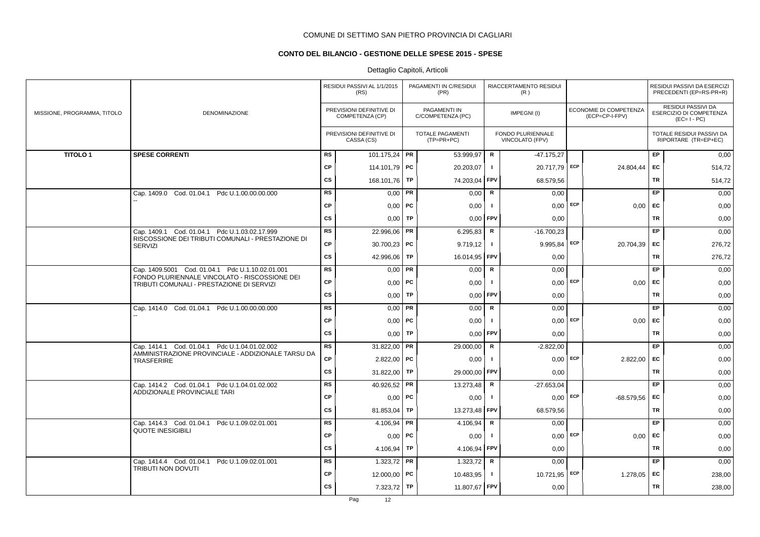COMUNE DI SETTIMO SAN PIETRO PROVINCIA DI CAGLIARI

**CONTO DEL BILANCIO - GESTIONE DELLE SPESE 2015 - SPESE**

Dettaglio Capitoli, Articoli

| MISSIONE, PROGRAMMA, TITOLO | DENOMINAZIONE | | RESIDUI PASSIVI AL 1/1/2015 (RS) / PREVISIONI DEFINITIVE DI COMPETENZA (CP) / PREVISIONI DEFINITIVE DI CASSA (CS) | | PAGAMENTI IN C/RESIDUI (PR) / PAGAMENTI IN C/COMPETENZA (PC) / TOTALE PAGAMENTI (TP=PR+PC) | | RIACCERTAMENTO RESIDUI (R) / IMPEGNI (I) / FONDO PLURIENNALE VINCOLATO (FPV) | | ECONOMIE DI COMPETENZA (ECP=CP-I-FPV) | | RESIDUI PASSIVI DA ESERCIZI PRECEDENTI (EP=RS-PR+R) / RESIDUI PASSIVI DA ESERCIZIO DI COMPETENZA (EC=I-PC) / TOTALE RESIDUI PASSIVI DA RIPORTARE (TR=EP+EC) |
|---|---|---|---|---|---|---|---|---|---|---|---|
| **TITOLO 1** | **SPESE CORRENTI** | RS | 101.175,24 | PR | 53.999,97 | R | -47.175,27 | | | EP | 0,00 |
| | | CP | 114.101,79 | PC | 20.203,07 | I | 20.717,79 | ECP | 24.804,44 | EC | 514,72 |
| | | CS | 168.101,76 | TP | 74.203,04 | FPV | 68.579,56 | | | TR | 514,72 |
| | Cap. 1409.0 Cod. 01.04.1 Pdc U.1.00.00.00.000 -- | RS | 0,00 | PR | 0,00 | R | 0,00 | | | EP | 0,00 |
| | | CP | 0,00 | PC | 0,00 | I | 0,00 | ECP | 0,00 | EC | 0,00 |
| | | CS | 0,00 | TP | 0,00 | FPV | 0,00 | | | TR | 0,00 |
| | Cap. 1409.1 Cod. 01.04.1 Pdc U.1.03.02.17.999 RISCOSSIONE DEI TRIBUTI COMUNALI - PRESTAZIONE DI SERVIZI | RS | 22.996,06 | PR | 6.295,83 | R | -16.700,23 | | | EP | 0,00 |
| | | CP | 30.700,23 | PC | 9.719,12 | I | 9.995,84 | ECP | 20.704,39 | EC | 276,72 |
| | | CS | 42.996,06 | TP | 16.014,95 | FPV | 0,00 | | | TR | 276,72 |
| | Cap. 1409.5001 Cod. 01.04.1 Pdc U.1.10.02.01.001 FONDO PLURIENNALE VINCOLATO - RISCOSSIONE DEI TRIBUTI COMUNALI - PRESTAZIONE DI SERVIZI | RS | 0,00 | PR | 0,00 | R | 0,00 | | | EP | 0,00 |
| | | CP | 0,00 | PC | 0,00 | I | 0,00 | ECP | 0,00 | EC | 0,00 |
| | | CS | 0,00 | TP | 0,00 | FPV | 0,00 | | | TR | 0,00 |
| | Cap. 1414.0 Cod. 01.04.1 Pdc U.1.00.00.00.000 -- | RS | 0,00 | PR | 0,00 | R | 0,00 | | | EP | 0,00 |
| | | CP | 0,00 | PC | 0,00 | I | 0,00 | ECP | 0,00 | EC | 0,00 |
| | | CS | 0,00 | TP | 0,00 | FPV | 0,00 | | | TR | 0,00 |
| | Cap. 1414.1 Cod. 01.04.1 Pdc U.1.04.01.02.002 AMMINISTRAZIONE PROVINCIALE - ADDIZIONALE TARSU DA TRASFERIRE | RS | 31.822,00 | PR | 29.000,00 | R | -2.822,00 | | | EP | 0,00 |
| | | CP | 2.822,00 | PC | 0,00 | I | 0,00 | ECP | 2.822,00 | EC | 0,00 |
| | | CS | 31.822,00 | TP | 29.000,00 | FPV | 0,00 | | | TR | 0,00 |
| | Cap. 1414.2 Cod. 01.04.1 Pdc U.1.04.01.02.002 ADDIZIONALE PROVINCIALE TARI | RS | 40.926,52 | PR | 13.273,48 | R | -27.653,04 | | | EP | 0,00 |
| | | CP | 0,00 | PC | 0,00 | I | 0,00 | ECP | -68.579,56 | EC | 0,00 |
| | | CS | 81.853,04 | TP | 13.273,48 | FPV | 68.579,56 | | | TR | 0,00 |
| | Cap. 1414.3 Cod. 01.04.1 Pdc U.1.09.02.01.001 QUOTE INESIGIBILI | RS | 4.106,94 | PR | 4.106,94 | R | 0,00 | | | EP | 0,00 |
| | | CP | 0,00 | PC | 0,00 | I | 0,00 | ECP | 0,00 | EC | 0,00 |
| | | CS | 4.106,94 | TP | 4.106,94 | FPV | 0,00 | | | TR | 0,00 |
| | Cap. 1414.4 Cod. 01.04.1 Pdc U.1.09.02.01.001 TRIBUTI NON DOVUTI | RS | 1.323,72 | PR | 1.323,72 | R | 0,00 | | | EP | 0,00 |
| | | CP | 12.000,00 | PC | 10.483,95 | I | 10.721,95 | ECP | 1.278,05 | EC | 238,00 |
| | | CS | 7.323,72 | TP | 11.807,67 | FPV | 0,00 | | | TR | 238,00 |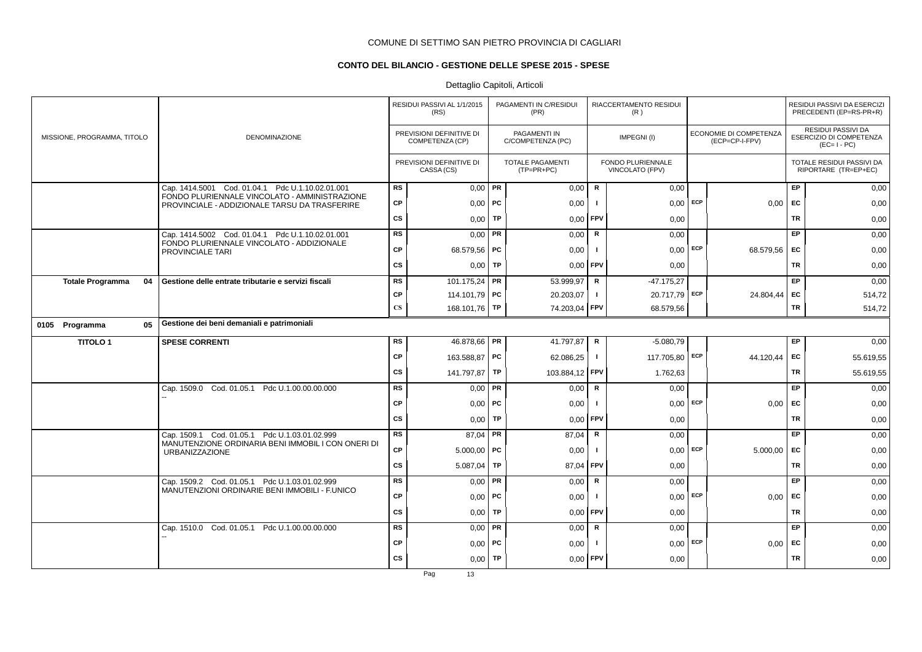COMUNE DI SETTIMO SAN PIETRO PROVINCIA DI CAGLIARI

**CONTO DEL BILANCIO - GESTIONE DELLE SPESE 2015 - SPESE**

Dettaglio Capitoli, Articoli

| MISSIONE, PROGRAMMA, TITOLO | DENOMINAZIONE | | RESIDUI PASSIVI AL 1/1/2015 (RS) / PREVISIONI DEFINITIVE DI COMPETENZA (CP) / PREVISIONI DEFINITIVE DI CASSA (CS) | | PAGAMENTI IN C/RESIDUI (PR) / PAGAMENTI IN C/COMPETENZA (PC) / TOTALE PAGAMENTI (TP=PR+PC) | | RIACCERTAMENTO RESIDUI (R) / IMPEGNI (I) / FONDO PLURIENNALE VINCOLATO (FPV) | | ECONOMIE DI COMPETENZA (ECP=CP-I-FPV) | | RESIDUI PASSIVI DA ESERCIZI PRECEDENTI (EP=RS-PR+R) / RESIDUI PASSIVI DA ESERCIZIO DI COMPETENZA (EC=I-PC) / TOTALE RESIDUI PASSIVI DA RIPORTARE (TR=EP+EC) |
|---|---|---|---|---|---|---|---|---|---|---|---|
| | Cap. 1414.5001 Cod. 01.04.1 Pdc U.1.10.02.01.001 FONDO PLURIENNALE VINCOLATO - AMMINISTRAZIONE PROVINCIALE - ADDIZIONALE TARSU DA TRASFERIRE | RS | 0,00 | PR | 0,00 | R | 0,00 | | | EP | 0,00 |
| | | CP | 0,00 | PC | 0,00 | I | 0,00 | ECP | 0,00 | EC | 0,00 |
| | | CS | 0,00 | TP | 0,00 | FPV | 0,00 | | | TR | 0,00 |
| | Cap. 1414.5002 Cod. 01.04.1 Pdc U.1.10.02.01.001 FONDO PLURIENNALE VINCOLATO - ADDIZIONALE PROVINCIALE TARI | RS | 0,00 | PR | 0,00 | R | 0,00 | | | EP | 0,00 |
| | | CP | 68.579,56 | PC | 0,00 | I | 0,00 | ECP | 68.579,56 | EC | 0,00 |
| | | CS | 0,00 | TP | 0,00 | FPV | 0,00 | | | TR | 0,00 |
| **Totale Programma 04** | **Gestione delle entrate tributarie e servizi fiscali** | RS | 101.175,24 | PR | 53.999,97 | R | -47.175,27 | | | EP | 0,00 |
| | | CP | 114.101,79 | PC | 20.203,07 | I | 20.717,79 | ECP | 24.804,44 | EC | 514,72 |
| | | CS | 168.101,76 | TP | 74.203,04 | FPV | 68.579,56 | | | TR | 514,72 |
| **0105 Programma 05** | **Gestione dei beni demaniali e patrimoniali** | | | | | | | | | | |
| **TITOLO 1** | **SPESE CORRENTI** | RS | 46.878,66 | PR | 41.797,87 | R | -5.080,79 | | | EP | 0,00 |
| | | CP | 163.588,87 | PC | 62.086,25 | I | 117.705,80 | ECP | 44.120,44 | EC | 55.619,55 |
| | | CS | 141.797,87 | TP | 103.884,12 | FPV | 1.762,63 | | | TR | 55.619,55 |
| | Cap. 1509.0 Cod. 01.05.1 Pdc U.1.00.00.00.000 -- | RS | 0,00 | PR | 0,00 | R | 0,00 | | | EP | 0,00 |
| | | CP | 0,00 | PC | 0,00 | I | 0,00 | ECP | 0,00 | EC | 0,00 |
| | | CS | 0,00 | TP | 0,00 | FPV | 0,00 | | | TR | 0,00 |
| | Cap. 1509.1 Cod. 01.05.1 Pdc U.1.03.01.02.999 MANUTENZIONE ORDINARIA BENI IMMOBIL I CON ONERI DI URBANIZZAZIONE | RS | 87,04 | PR | 87,04 | R | 0,00 | | | EP | 0,00 |
| | | CP | 5.000,00 | PC | 0,00 | I | 0,00 | ECP | 5.000,00 | EC | 0,00 |
| | | CS | 5.087,04 | TP | 87,04 | FPV | 0,00 | | | TR | 0,00 |
| | Cap. 1509.2 Cod. 01.05.1 Pdc U.1.03.01.02.999 MANUTENZIONI ORDINARIE BENI IMMOBILI - F.UNICO | RS | 0,00 | PR | 0,00 | R | 0,00 | | | EP | 0,00 |
| | | CP | 0,00 | PC | 0,00 | I | 0,00 | ECP | 0,00 | EC | 0,00 |
| | | CS | 0,00 | TP | 0,00 | FPV | 0,00 | | | TR | 0,00 |
| | Cap. 1510.0 Cod. 01.05.1 Pdc U.1.00.00.00.000 -- | RS | 0,00 | PR | 0,00 | R | 0,00 | | | EP | 0,00 |
| | | CP | 0,00 | PC | 0,00 | I | 0,00 | ECP | 0,00 | EC | 0,00 |
| | | CS | 0,00 | TP | 0,00 | FPV | 0,00 | | | TR | 0,00 |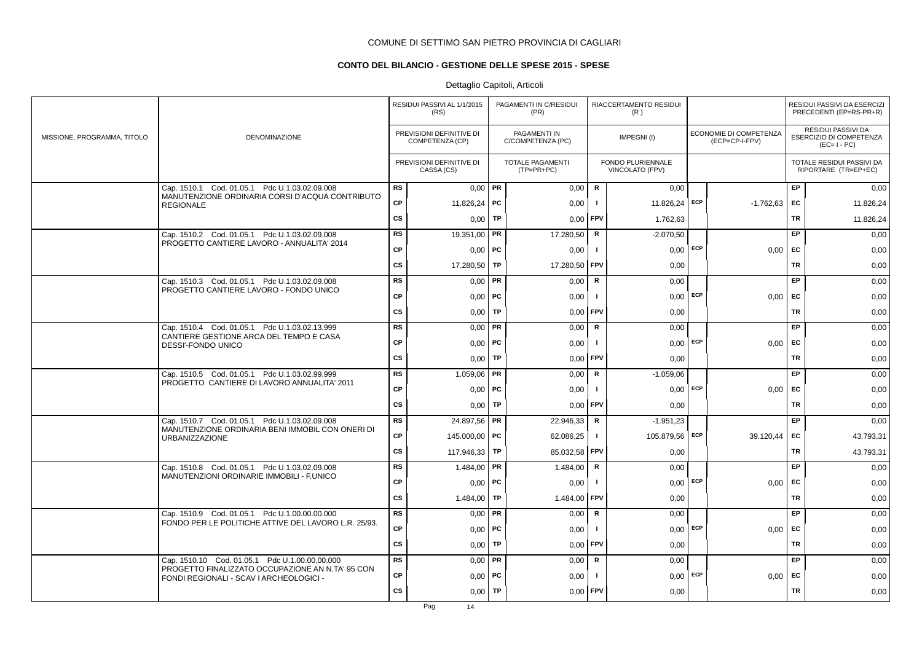COMUNE DI SETTIMO SAN PIETRO PROVINCIA DI CAGLIARI

## CONTO DEL BILANCIO - GESTIONE DELLE SPESE 2015 - SPESE

Dettaglio Capitoli, Articoli

| MISSIONE, PROGRAMMA, TITOLO | DENOMINAZIONE | | RESIDUI PASSIVI AL 1/1/2015 (RS) / PREVISIONI DEFINITIVE DI COMPETENZA (CP) / PREVISIONI DEFINITIVE DI CASSA (CS) | | PAGAMENTI IN C/RESIDUI (PR) / PAGAMENTI IN C/COMPETENZA (PC) / TOTALE PAGAMENTI (TP=PR+PC) | | RIACCERTAMENTO RESIDUI (R) / IMPEGNI (I) / FONDO PLURIENNALE VINCOLATO (FPV) | | ECONOMIE DI COMPETENZA (ECP=CP-I-FPV) | | RESIDUI PASSIVI DA ESERCIZI PRECEDENTI (EP=RS-PR+R) / RESIDUI PASSIVI DA ESERCIZIO DI COMPETENZA (EC= I - PC) / TOTALE RESIDUI PASSIVI DA RIPORTARE (TR=EP+EC) |
|---|---|---|---|---|---|---|---|---|---|---|---|
| | Cap. 1510.1 Cod. 01.05.1 Pdc U.1.03.02.09.008 MANUTENZIONE ORDINARIA CORSI D'ACQUA CONTRIBUTO REGIONALE | RS | 0,00 | PR | 0,00 | R | 0,00 | | | EP | 0,00 |
| | | CP | 11.826,24 | PC | 0,00 | I | 11.826,24 | ECP | -1.762,63 | EC | 11.826,24 |
| | | CS | 0,00 | TP | 0,00 | FPV | 1.762,63 | | | TR | 11.826,24 |
| | Cap. 1510.2 Cod. 01.05.1 Pdc U.1.03.02.09.008 PROGETTO CANTIERE LAVORO - ANNUALITA' 2014 | RS | 19.351,00 | PR | 17.280,50 | R | -2.070,50 | | | EP | 0,00 |
| | | CP | 0,00 | PC | 0,00 | I | 0,00 | ECP | 0,00 | EC | 0,00 |
| | | CS | 17.280,50 | TP | 17.280,50 | FPV | 0,00 | | | TR | 0,00 |
| | Cap. 1510.3 Cod. 01.05.1 Pdc U.1.03.02.09.008 PROGETTO CANTIERE LAVORO - FONDO UNICO | RS | 0,00 | PR | 0,00 | R | 0,00 | | | EP | 0,00 |
| | | CP | 0,00 | PC | 0,00 | I | 0,00 | ECP | 0,00 | EC | 0,00 |
| | | CS | 0,00 | TP | 0,00 | FPV | 0,00 | | | TR | 0,00 |
| | Cap. 1510.4 Cod. 01.05.1 Pdc U.1.03.02.13.999 CANTIERE GESTIONE ARCA DEL TEMPO E CASA DESSI'-FONDO UNICO | RS | 0,00 | PR | 0,00 | R | 0,00 | | | EP | 0,00 |
| | | CP | 0,00 | PC | 0,00 | I | 0,00 | ECP | 0,00 | EC | 0,00 |
| | | CS | 0,00 | TP | 0,00 | FPV | 0,00 | | | TR | 0,00 |
| | Cap. 1510.5 Cod. 01.05.1 Pdc U.1.03.02.99.999 PROGETTO CANTIERE DI LAVORO ANNUALITA' 2011 | RS | 1.059,06 | PR | 0,00 | R | -1.059,06 | | | EP | 0,00 |
| | | CP | 0,00 | PC | 0,00 | I | 0,00 | ECP | 0,00 | EC | 0,00 |
| | | CS | 0,00 | TP | 0,00 | FPV | 0,00 | | | TR | 0,00 |
| | Cap. 1510.7 Cod. 01.05.1 Pdc U.1.03.02.09.008 MANUTENZIONE ORDINARIA BENI IMMOBIL CON ONERI DI URBANIZZAZIONE | RS | 24.897,56 | PR | 22.946,33 | R | -1.951,23 | | | EP | 0,00 |
| | | CP | 145.000,00 | PC | 62.086,25 | I | 105.879,56 | ECP | 39.120,44 | EC | 43.793,31 |
| | | CS | 117.946,33 | TP | 85.032,58 | FPV | 0,00 | | | TR | 43.793,31 |
| | Cap. 1510.8 Cod. 01.05.1 Pdc U.1.03.02.09.008 MANUTENZIONI ORDINARIE IMMOBILI - F.UNICO | RS | 1.484,00 | PR | 1.484,00 | R | 0,00 | | | EP | 0,00 |
| | | CP | 0,00 | PC | 0,00 | I | 0,00 | ECP | 0,00 | EC | 0,00 |
| | | CS | 1.484,00 | TP | 1.484,00 | FPV | 0,00 | | | TR | 0,00 |
| | Cap. 1510.9 Cod. 01.05.1 Pdc U.1.00.00.00.000 FONDO PER LE POLITICHE ATTIVE DEL LAVORO L.R. 25/93. | RS | 0,00 | PR | 0,00 | R | 0,00 | | | EP | 0,00 |
| | | CP | 0,00 | PC | 0,00 | I | 0,00 | ECP | 0,00 | EC | 0,00 |
| | | CS | 0,00 | TP | 0,00 | FPV | 0,00 | | | TR | 0,00 |
| | Cap. 1510.10 Cod. 01.05.1 Pdc U.1.00.00.00.000 PROGETTO FINALIZZATO OCCUPAZIONE AN N.TA' 95 CON FONDI REGIONALI - SCAV I ARCHEOLOGICI - | RS | 0,00 | PR | 0,00 | R | 0,00 | | | EP | 0,00 |
| | | CP | 0,00 | PC | 0,00 | I | 0,00 | ECP | 0,00 | EC | 0,00 |
| | | CS | 0,00 | TP | 0,00 | FPV | 0,00 | | | TR | 0,00 |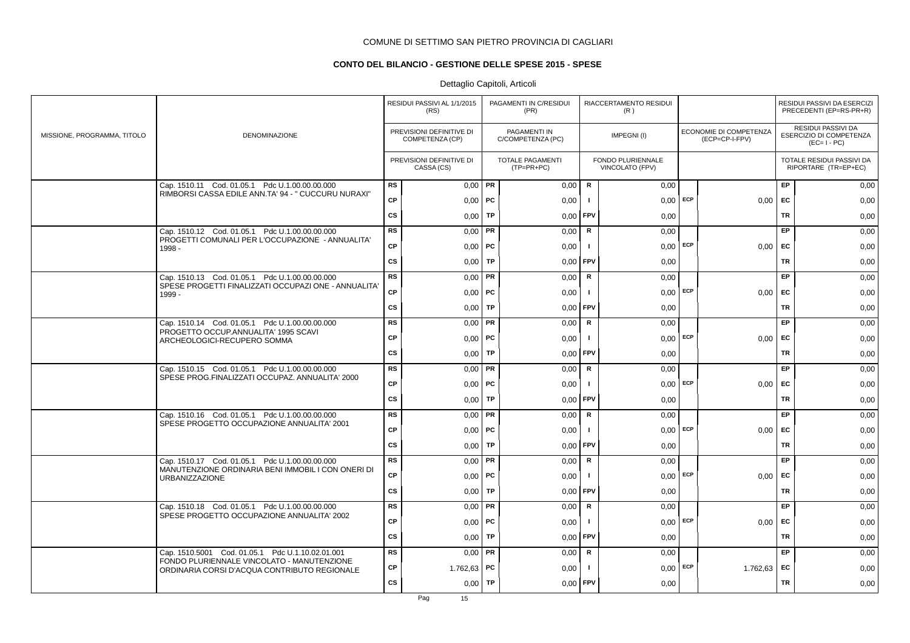COMUNE DI SETTIMO SAN PIETRO PROVINCIA DI CAGLIARI

**CONTO DEL BILANCIO - GESTIONE DELLE SPESE 2015 - SPESE**

Dettaglio Capitoli, Articoli

| MISSIONE, PROGRAMMA, TITOLO | DENOMINAZIONE | | RESIDUI PASSIVI AL 1/1/2015 (RS) / PREVISIONI DEFINITIVE DI COMPETENZA (CP) / PREVISIONI DEFINITIVE DI CASSA (CS) | | PAGAMENTI IN C/RESIDUI (PR) / PAGAMENTI IN C/COMPETENZA (PC) / TOTALE PAGAMENTI (TP=PR+PC) | | RIACCERTAMENTO RESIDUI (R) / IMPEGNI (I) / FONDO PLURIENNALE VINCOLATO (FPV) | | ECONOMIE DI COMPETENZA (ECP=CP-I-FPV) | | RESIDUI PASSIVI DA ESERCIZI PRECEDENTI (EP=RS-PR+R) / RESIDUI PASSIVI DA ESERCIZIO DI COMPETENZA (EC=I-PC) / TOTALE RESIDUI PASSIVI DA RIPORTARE (TR=EP+EC) |
|---|---|---|---|---|---|---|---|---|---|---|---|
| | Cap. 1510.11 Cod. 01.05.1 Pdc U.1.00.00.00.000 RIMBORSI CASSA EDILE ANN.TA' 94 - " CUCCURU NURAXI" | RS | 0,00 | PR | 0,00 | R | 0,00 | | | EP | 0,00 |
| | | CP | 0,00 | PC | 0,00 | I | 0,00 | ECP | 0,00 | EC | 0,00 |
| | | CS | 0,00 | TP | 0,00 | FPV | 0,00 | | | TR | 0,00 |
| | Cap. 1510.12 Cod. 01.05.1 Pdc U.1.00.00.00.000 PROGETTI COMUNALI PER L'OCCUPAZIONE - ANNUALITA' 1998 - | RS | 0,00 | PR | 0,00 | R | 0,00 | | | EP | 0,00 |
| | | CP | 0,00 | PC | 0,00 | I | 0,00 | ECP | 0,00 | EC | 0,00 |
| | | CS | 0,00 | TP | 0,00 | FPV | 0,00 | | | TR | 0,00 |
| | Cap. 1510.13 Cod. 01.05.1 Pdc U.1.00.00.00.000 SPESE PROGETTI FINALIZZATI OCCUPAZI ONE - ANNUALITA' 1999 - | RS | 0,00 | PR | 0,00 | R | 0,00 | | | EP | 0,00 |
| | | CP | 0,00 | PC | 0,00 | I | 0,00 | ECP | 0,00 | EC | 0,00 |
| | | CS | 0,00 | TP | 0,00 | FPV | 0,00 | | | TR | 0,00 |
| | Cap. 1510.14 Cod. 01.05.1 Pdc U.1.00.00.00.000 PROGETTO OCCUP.ANNUALITA' 1995 SCAVI ARCHEOLOGICI-RECUPERO SOMMA | RS | 0,00 | PR | 0,00 | R | 0,00 | | | EP | 0,00 |
| | | CP | 0,00 | PC | 0,00 | I | 0,00 | ECP | 0,00 | EC | 0,00 |
| | | CS | 0,00 | TP | 0,00 | FPV | 0,00 | | | TR | 0,00 |
| | Cap. 1510.15 Cod. 01.05.1 Pdc U.1.00.00.00.000 SPESE PROG.FINALIZZATI OCCUPAZ. ANNUALITA' 2000 | RS | 0,00 | PR | 0,00 | R | 0,00 | | | EP | 0,00 |
| | | CP | 0,00 | PC | 0,00 | I | 0,00 | ECP | 0,00 | EC | 0,00 |
| | | CS | 0,00 | TP | 0,00 | FPV | 0,00 | | | TR | 0,00 |
| | Cap. 1510.16 Cod. 01.05.1 Pdc U.1.00.00.00.000 SPESE PROGETTO OCCUPAZIONE ANNUALITA' 2001 | RS | 0,00 | PR | 0,00 | R | 0,00 | | | EP | 0,00 |
| | | CP | 0,00 | PC | 0,00 | I | 0,00 | ECP | 0,00 | EC | 0,00 |
| | | CS | 0,00 | TP | 0,00 | FPV | 0,00 | | | TR | 0,00 |
| | Cap. 1510.17 Cod. 01.05.1 Pdc U.1.00.00.00.000 MANUTENZIONE ORDINARIA BENI IMMOBIL I CON ONERI DI URBANIZZAZIONE | RS | 0,00 | PR | 0,00 | R | 0,00 | | | EP | 0,00 |
| | | CP | 0,00 | PC | 0,00 | I | 0,00 | ECP | 0,00 | EC | 0,00 |
| | | CS | 0,00 | TP | 0,00 | FPV | 0,00 | | | TR | 0,00 |
| | Cap. 1510.18 Cod. 01.05.1 Pdc U.1.00.00.00.000 SPESE PROGETTO OCCUPAZIONE ANNUALITA' 2002 | RS | 0,00 | PR | 0,00 | R | 0,00 | | | EP | 0,00 |
| | | CP | 0,00 | PC | 0,00 | I | 0,00 | ECP | 0,00 | EC | 0,00 |
| | | CS | 0,00 | TP | 0,00 | FPV | 0,00 | | | TR | 0,00 |
| | Cap. 1510.5001 Cod. 01.05.1 Pdc U.1.10.02.01.001 FONDO PLURIENNALE VINCOLATO - MANUTENZIONE ORDINARIA CORSI D'ACQUA CONTRIBUTO REGIONALE | RS | 0,00 | PR | 0,00 | R | 0,00 | | | EP | 0,00 |
| | | CP | 1.762,63 | PC | 0,00 | I | 0,00 | ECP | 1.762,63 | EC | 0,00 |
| | | CS | 0,00 | TP | 0,00 | FPV | 0,00 | | | TR | 0,00 |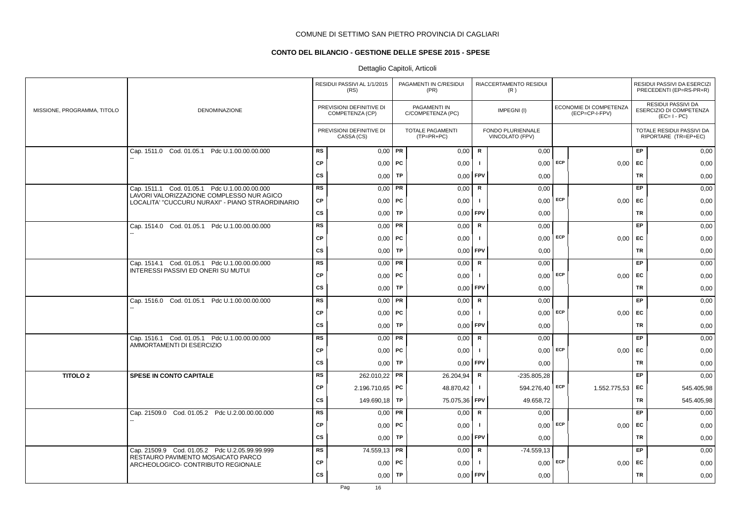COMUNE DI SETTIMO SAN PIETRO PROVINCIA DI CAGLIARI

**CONTO DEL BILANCIO - GESTIONE DELLE SPESE 2015 - SPESE**

Dettaglio Capitoli, Articoli

| MISSIONE, PROGRAMMA, TITOLO | DENOMINAZIONE | | RESIDUI PASSIVI AL 1/1/2015 (RS) / PREVISIONI DEFINITIVE DI COMPETENZA (CP) / PREVISIONI DEFINITIVE DI CASSA (CS) | | PAGAMENTI IN C/RESIDUI (PR) / PAGAMENTI IN C/COMPETENZA (PC) / TOTALE PAGAMENTI (TP=PR+PC) | | RIACCERTAMENTO RESIDUI (R) / IMPEGNI (I) / FONDO PLURIENNALE VINCOLATO (FPV) | | ECONOMIE DI COMPETENZA (ECP=CP-I-FPV) | | RESIDUI PASSIVI DA ESERCIZI PRECEDENTI (EP=RS-PR+R) / RESIDUI PASSIVI DA ESERCIZIO DI COMPETENZA (EC=I-PC) / TOTALE RESIDUI PASSIVI DA RIPORTARE (TR=EP+EC) |
|---|---|---|---|---|---|---|---|---|---|---|---|
| | Cap. 1511.0 Cod. 01.05.1 Pdc U.1.00.00.00.000 | RS | 0,00 | PR | 0,00 | R | 0,00 | | | EP | 0,00 |
| | -- | CP | 0,00 | PC | 0,00 | I | 0,00 | ECP | 0,00 | EC | 0,00 |
| | | CS | 0,00 | TP | 0,00 | FPV | 0,00 | | | TR | 0,00 |
| | Cap. 1511.1 Cod. 01.05.1 Pdc U.1.00.00.00.000 | RS | 0,00 | PR | 0,00 | R | 0,00 | | | EP | 0,00 |
| | LAVORI VALORIZZAZIONE COMPLESSO NUR AGICO LOCALITA' "CUCCURU NURAXI" - PIANO STRAORDINARIO | CP | 0,00 | PC | 0,00 | I | 0,00 | ECP | 0,00 | EC | 0,00 |
| | | CS | 0,00 | TP | 0,00 | FPV | 0,00 | | | TR | 0,00 |
| | Cap. 1514.0 Cod. 01.05.1 Pdc U.1.00.00.00.000 | RS | 0,00 | PR | 0,00 | R | 0,00 | | | EP | 0,00 |
| | -- | CP | 0,00 | PC | 0,00 | I | 0,00 | ECP | 0,00 | EC | 0,00 |
| | | CS | 0,00 | TP | 0,00 | FPV | 0,00 | | | TR | 0,00 |
| | Cap. 1514.1 Cod. 01.05.1 Pdc U.1.00.00.00.000 | RS | 0,00 | PR | 0,00 | R | 0,00 | | | EP | 0,00 |
| | INTERESSI PASSIVI ED ONERI SU MUTUI | CP | 0,00 | PC | 0,00 | I | 0,00 | ECP | 0,00 | EC | 0,00 |
| | | CS | 0,00 | TP | 0,00 | FPV | 0,00 | | | TR | 0,00 |
| | Cap. 1516.0 Cod. 01.05.1 Pdc U.1.00.00.00.000 | RS | 0,00 | PR | 0,00 | R | 0,00 | | | EP | 0,00 |
| | -- | CP | 0,00 | PC | 0,00 | I | 0,00 | ECP | 0,00 | EC | 0,00 |
| | | CS | 0,00 | TP | 0,00 | FPV | 0,00 | | | TR | 0,00 |
| | Cap. 1516.1 Cod. 01.05.1 Pdc U.1.00.00.00.000 | RS | 0,00 | PR | 0,00 | R | 0,00 | | | EP | 0,00 |
| | AMMORTAMENTI DI ESERCIZIO | CP | 0,00 | PC | 0,00 | I | 0,00 | ECP | 0,00 | EC | 0,00 |
| | | CS | 0,00 | TP | 0,00 | FPV | 0,00 | | | TR | 0,00 |
| **TITOLO 2** | **SPESE IN CONTO CAPITALE** | RS | 262.010,22 | PR | 26.204,94 | R | -235.805,28 | | | EP | 0,00 |
| | | CP | 2.196.710,65 | PC | 48.870,42 | I | 594.276,40 | ECP | 1.552.775,53 | EC | 545.405,98 |
| | | CS | 149.690,18 | TP | 75.075,36 | FPV | 49.658,72 | | | TR | 545.405,98 |
| | Cap. 21509.0 Cod. 01.05.2 Pdc U.2.00.00.00.000 | RS | 0,00 | PR | 0,00 | R | 0,00 | | | EP | 0,00 |
| | -- | CP | 0,00 | PC | 0,00 | I | 0,00 | ECP | 0,00 | EC | 0,00 |
| | | CS | 0,00 | TP | 0,00 | FPV | 0,00 | | | TR | 0,00 |
| | Cap. 21509.9 Cod. 01.05.2 Pdc U.2.05.99.99.999 | RS | 74.559,13 | PR | 0,00 | R | -74.559,13 | | | EP | 0,00 |
| | RESTAURO PAVIMENTO MOSAICATO PARCO ARCHEOLOGICO- CONTRIBUTO REGIONALE | CP | 0,00 | PC | 0,00 | I | 0,00 | ECP | 0,00 | EC | 0,00 |
| | | CS | 0,00 | TP | 0,00 | FPV | 0,00 | | | TR | 0,00 |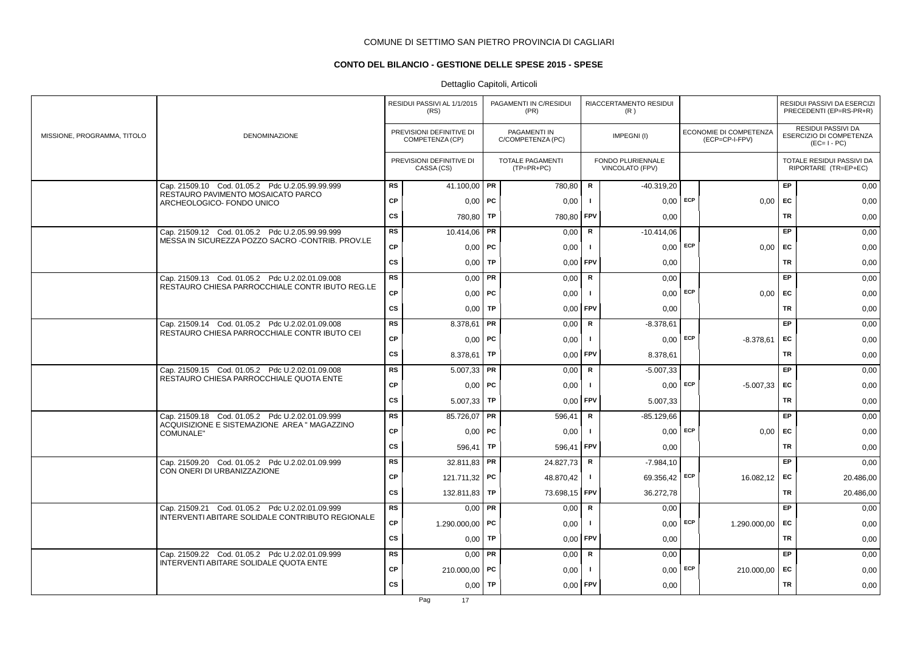COMUNE DI SETTIMO SAN PIETRO PROVINCIA DI CAGLIARI

**CONTO DEL BILANCIO - GESTIONE DELLE SPESE 2015 - SPESE**

Dettaglio Capitoli, Articoli

| MISSIONE, PROGRAMMA, TITOLO | DENOMINAZIONE | | RESIDUI PASSIVI AL 1/1/2015 (RS) / PREVISIONI DEFINITIVE DI COMPETENZA (CP) / PREVISIONI DEFINITIVE DI CASSA (CS) | | PAGAMENTI IN C/RESIDUI (PR) / PAGAMENTI IN C/COMPETENZA (PC) / TOTALE PAGAMENTI (TP=PR+PC) | | RIACCERTAMENTO RESIDUI (R) / IMPEGNI (I) / FONDO PLURIENNALE VINCOLATO (FPV) | | ECONOMIE DI COMPETENZA (ECP=CP-I-FPV) | | RESIDUI PASSIVI DA ESERCIZI PRECEDENTI (EP=RS-PR+R) / RESIDUI PASSIVI DA ESERCIZIO DI COMPETENZA (EC=I-PC) / TOTALE RESIDUI PASSIVI DA RIPORTARE (TR=EP+EC) |
|---|---|---|---|---|---|---|---|---|---|---|---|
| | Cap. 21509.10 Cod. 01.05.2 Pdc U.2.05.99.99.999 RESTAURO PAVIMENTO MOSAICATO PARCO ARCHEOLOGICO- FONDO UNICO | RS | 41.100,00 | PR | 780,80 | R | -40.319,20 | | | EP | 0,00 |
| | | CP | 0,00 | PC | 0,00 | I | 0,00 | ECP | 0,00 | EC | 0,00 |
| | | CS | 780,80 | TP | 780,80 | FPV | 0,00 | | | TR | 0,00 |
| | Cap. 21509.12 Cod. 01.05.2 Pdc U.2.05.99.99.999 MESSA IN SICUREZZA POZZO SACRO -CONTRIB. PROV.LE | RS | 10.414,06 | PR | 0,00 | R | -10.414,06 | | | EP | 0,00 |
| | | CP | 0,00 | PC | 0,00 | I | 0,00 | ECP | 0,00 | EC | 0,00 |
| | | CS | 0,00 | TP | 0,00 | FPV | 0,00 | | | TR | 0,00 |
| | Cap. 21509.13 Cod. 01.05.2 Pdc U.2.02.01.09.008 RESTAURO CHIESA PARROCCHIALE CONTR IBUTO REG.LE | RS | 0,00 | PR | 0,00 | R | 0,00 | | | EP | 0,00 |
| | | CP | 0,00 | PC | 0,00 | I | 0,00 | ECP | 0,00 | EC | 0,00 |
| | | CS | 0,00 | TP | 0,00 | FPV | 0,00 | | | TR | 0,00 |
| | Cap. 21509.14 Cod. 01.05.2 Pdc U.2.02.01.09.008 RESTAURO CHIESA PARROCCHIALE CONTR IBUTO CEI | RS | 8.378,61 | PR | 0,00 | R | -8.378,61 | | | EP | 0,00 |
| | | CP | 0,00 | PC | 0,00 | I | 0,00 | ECP | -8.378,61 | EC | 0,00 |
| | | CS | 8.378,61 | TP | 0,00 | FPV | 8.378,61 | | | TR | 0,00 |
| | Cap. 21509.15 Cod. 01.05.2 Pdc U.2.02.01.09.008 RESTAURO CHIESA PARROCCHIALE QUOTA ENTE | RS | 5.007,33 | PR | 0,00 | R | -5.007,33 | | | EP | 0,00 |
| | | CP | 0,00 | PC | 0,00 | I | 0,00 | ECP | -5.007,33 | EC | 0,00 |
| | | CS | 5.007,33 | TP | 0,00 | FPV | 5.007,33 | | | TR | 0,00 |
| | Cap. 21509.18 Cod. 01.05.2 Pdc U.2.02.01.09.999 ACQUISIZIONE E SISTEMAZIONE AREA " MAGAZZINO COMUNALE" | RS | 85.726,07 | PR | 596,41 | R | -85.129,66 | | | EP | 0,00 |
| | | CP | 0,00 | PC | 0,00 | I | 0,00 | ECP | 0,00 | EC | 0,00 |
| | | CS | 596,41 | TP | 596,41 | FPV | 0,00 | | | TR | 0,00 |
| | Cap. 21509.20 Cod. 01.05.2 Pdc U.2.02.01.09.999 CON ONERI DI URBANIZZAZIONE | RS | 32.811,83 | PR | 24.827,73 | R | -7.984,10 | | | EP | 0,00 |
| | | CP | 121.711,32 | PC | 48.870,42 | I | 69.356,42 | ECP | 16.082,12 | EC | 20.486,00 |
| | | CS | 132.811,83 | TP | 73.698,15 | FPV | 36.272,78 | | | TR | 20.486,00 |
| | Cap. 21509.21 Cod. 01.05.2 Pdc U.2.02.01.09.999 INTERVENTI ABITARE SOLIDALE CONTRIBUTO REGIONALE | RS | 0,00 | PR | 0,00 | R | 0,00 | | | EP | 0,00 |
| | | CP | 1.290.000,00 | PC | 0,00 | I | 0,00 | ECP | 1.290.000,00 | EC | 0,00 |
| | | CS | 0,00 | TP | 0,00 | FPV | 0,00 | | | TR | 0,00 |
| | Cap. 21509.22 Cod. 01.05.2 Pdc U.2.02.01.09.999 INTERVENTI ABITARE SOLIDALE QUOTA ENTE | RS | 0,00 | PR | 0,00 | R | 0,00 | | | EP | 0,00 |
| | | CP | 210.000,00 | PC | 0,00 | I | 0,00 | ECP | 210.000,00 | EC | 0,00 |
| | | CS | 0,00 | TP | 0,00 | FPV | 0,00 | | | TR | 0,00 |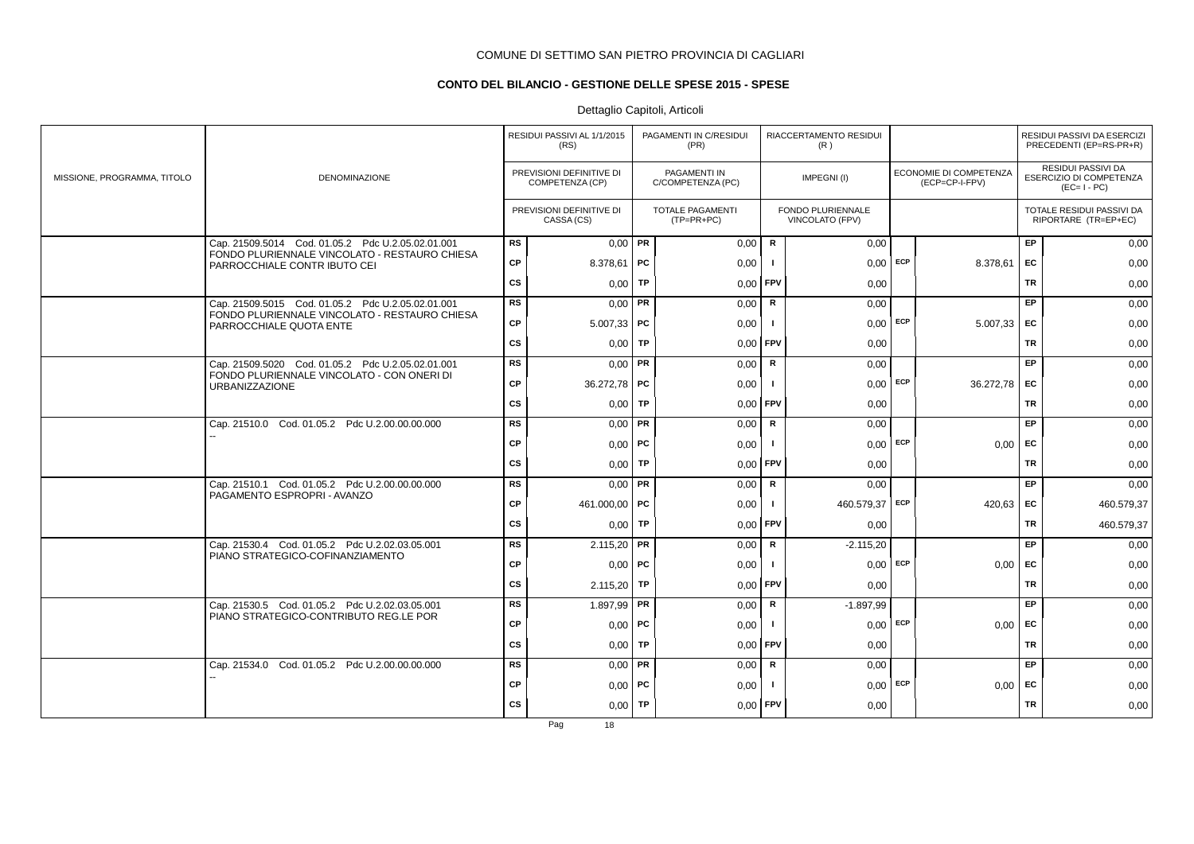COMUNE DI SETTIMO SAN PIETRO PROVINCIA DI CAGLIARI

## CONTO DEL BILANCIO - GESTIONE DELLE SPESE 2015 - SPESE

Dettaglio Capitoli, Articoli

| MISSIONE, PROGRAMMA, TITOLO | DENOMINAZIONE | | RESIDUI PASSIVI AL 1/1/2015 (RS) / PREVISIONI DEFINITIVE DI COMPETENZA (CP) / PREVISIONI DEFINITIVE DI CASSA (CS) | | PAGAMENTI IN C/RESIDUI (PR) / PAGAMENTI IN C/COMPETENZA (PC) / TOTALE PAGAMENTI (TP=PR+PC) | | RIACCERTAMENTO RESIDUI (R) / IMPEGNI (I) / FONDO PLURIENNALE VINCOLATO (FPV) | | ECONOMIE DI COMPETENZA (ECP=CP-I-FPV) | | RESIDUI PASSIVI DA ESERCIZI PRECEDENTI (EP=RS-PR+R) / RESIDUI PASSIVI DA ESERCIZIO DI COMPETENZA (EC=I-PC) / TOTALE RESIDUI PASSIVI DA RIPORTARE (TR=EP+EC) |
|---|---|---|---|---|---|---|---|---|---|---|---|
| | Cap. 21509.5014 Cod. 01.05.2 Pdc U.2.05.02.01.001 FONDO PLURIENNALE VINCOLATO - RESTAURO CHIESA PARROCCHIALE CONTR IBUTO CEI | RS | 0,00 | PR | 0,00 | R | 0,00 | | | EP | 0,00 |
| | | CP | 8.378,61 | PC | 0,00 | I | 0,00 | ECP | 8.378,61 | EC | 0,00 |
| | | CS | 0,00 | TP | 0,00 | FPV | 0,00 | | | TR | 0,00 |
| | Cap. 21509.5015 Cod. 01.05.2 Pdc U.2.05.02.01.001 FONDO PLURIENNALE VINCOLATO - RESTAURO CHIESA PARROCCHIALE QUOTA ENTE | RS | 0,00 | PR | 0,00 | R | 0,00 | | | EP | 0,00 |
| | | CP | 5.007,33 | PC | 0,00 | I | 0,00 | ECP | 5.007,33 | EC | 0,00 |
| | | CS | 0,00 | TP | 0,00 | FPV | 0,00 | | | TR | 0,00 |
| | Cap. 21509.5020 Cod. 01.05.2 Pdc U.2.05.02.01.001 FONDO PLURIENNALE VINCOLATO - CON ONERI DI URBANIZZAZIONE | RS | 0,00 | PR | 0,00 | R | 0,00 | | | EP | 0,00 |
| | | CP | 36.272,78 | PC | 0,00 | I | 0,00 | ECP | 36.272,78 | EC | 0,00 |
| | | CS | 0,00 | TP | 0,00 | FPV | 0,00 | | | TR | 0,00 |
| | Cap. 21510.0 Cod. 01.05.2 Pdc U.2.00.00.00.000 -- | RS | 0,00 | PR | 0,00 | R | 0,00 | | | EP | 0,00 |
| | | CP | 0,00 | PC | 0,00 | I | 0,00 | ECP | 0,00 | EC | 0,00 |
| | | CS | 0,00 | TP | 0,00 | FPV | 0,00 | | | TR | 0,00 |
| | Cap. 21510.1 Cod. 01.05.2 Pdc U.2.00.00.00.000 PAGAMENTO ESPROPRI - AVANZO | RS | 0,00 | PR | 0,00 | R | 0,00 | | | EP | 0,00 |
| | | CP | 461.000,00 | PC | 0,00 | I | 460.579,37 | ECP | 420,63 | EC | 460.579,37 |
| | | CS | 0,00 | TP | 0,00 | FPV | 0,00 | | | TR | 460.579,37 |
| | Cap. 21530.4 Cod. 01.05.2 Pdc U.2.02.03.05.001 PIANO STRATEGICO-COFINANZIAMENTO | RS | 2.115,20 | PR | 0,00 | R | -2.115,20 | | | EP | 0,00 |
| | | CP | 0,00 | PC | 0,00 | I | 0,00 | ECP | 0,00 | EC | 0,00 |
| | | CS | 2.115,20 | TP | 0,00 | FPV | 0,00 | | | TR | 0,00 |
| | Cap. 21530.5 Cod. 01.05.2 Pdc U.2.02.03.05.001 PIANO STRATEGICO-CONTRIBUTO REG.LE POR | RS | 1.897,99 | PR | 0,00 | R | -1.897,99 | | | EP | 0,00 |
| | | CP | 0,00 | PC | 0,00 | I | 0,00 | ECP | 0,00 | EC | 0,00 |
| | | CS | 0,00 | TP | 0,00 | FPV | 0,00 | | | TR | 0,00 |
| | Cap. 21534.0 Cod. 01.05.2 Pdc U.2.00.00.00.000 -- | RS | 0,00 | PR | 0,00 | R | 0,00 | | | EP | 0,00 |
| | | CP | 0,00 | PC | 0,00 | I | 0,00 | ECP | 0,00 | EC | 0,00 |
| | | CS | 0,00 | TP | 0,00 | FPV | 0,00 | | | TR | 0,00 |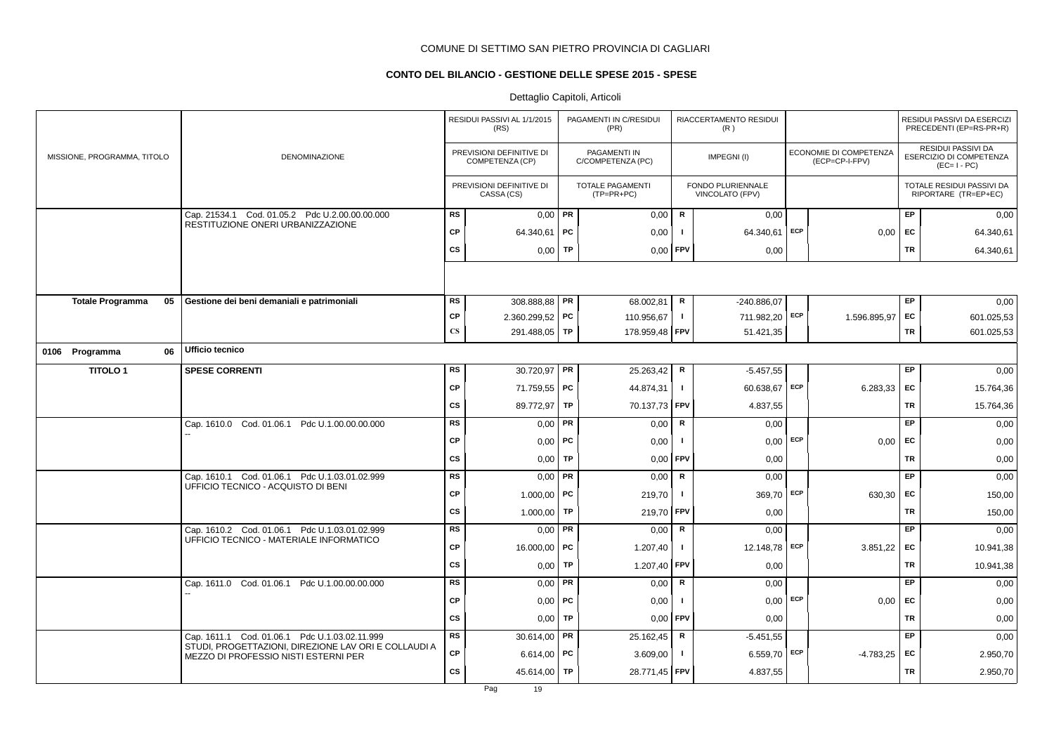COMUNE DI SETTIMO SAN PIETRO PROVINCIA DI CAGLIARI

**CONTO DEL BILANCIO - GESTIONE DELLE SPESE 2015 - SPESE**

Dettaglio Capitoli, Articoli

| MISSIONE, PROGRAMMA, TITOLO | DENOMINAZIONE | | RESIDUI PASSIVI AL 1/1/2015 (RS) / PREVISIONI DEFINITIVE DI COMPETENZA (CP) / PREVISIONI DEFINITIVE DI CASSA (CS) | | PAGAMENTI IN C/RESIDUI (PR) / PAGAMENTI IN C/COMPETENZA (PC) / TOTALE PAGAMENTI (TP=PR+PC) | | RIACCERTAMENTO RESIDUI (R) / IMPEGNI (I) / FONDO PLURIENNALE VINCOLATO (FPV) | | ECONOMIE DI COMPETENZA (ECP=CP-I-FPV) | | RESIDUI PASSIVI DA ESERCIZI PRECEDENTI (EP=RS-PR+R) / RESIDUI PASSIVI DA ESERCIZIO DI COMPETENZA (EC=I-PC) / TOTALE RESIDUI PASSIVI DA RIPORTARE (TR=EP+EC) |
|---|---|---|---|---|---|---|---|---|---|---|---|
| | Cap. 21534.1 Cod. 01.05.2 Pdc U.2.00.00.00.000 RESTITUZIONE ONERI URBANIZZAZIONE | RS | 0,00 | PR | 0,00 | R | 0,00 | | | EP | 0,00 |
| | | CP | 64.340,61 | PC | 0,00 | I | 64.340,61 | ECP | 0,00 | EC | 64.340,61 |
| | | CS | 0,00 | TP | 0,00 | FPV | 0,00 | | | TR | 64.340,61 |
| **Totale Programma 05** | **Gestione dei beni demaniali e patrimoniali** | RS | 308.888,88 | PR | 68.002,81 | R | -240.886,07 | | | EP | 0,00 |
| | | CP | 2.360.299,52 | PC | 110.956,67 | I | 711.982,20 | ECP | 1.596.895,97 | EC | 601.025,53 |
| | | CS | 291.488,05 | TP | 178.959,48 | FPV | 51.421,35 | | | TR | 601.025,53 |
| 0106 Programma 06 | **Ufficio tecnico** | | | | | | | | | | |
| **TITOLO 1** | **SPESE CORRENTI** | RS | 30.720,97 | PR | 25.263,42 | R | -5.457,55 | | | EP | 0,00 |
| | | CP | 71.759,55 | PC | 44.874,31 | I | 60.638,67 | ECP | 6.283,33 | EC | 15.764,36 |
| | | CS | 89.772,97 | TP | 70.137,73 | FPV | 4.837,55 | | | TR | 15.764,36 |
| | Cap. 1610.0 Cod. 01.06.1 Pdc U.1.00.00.00.000 -- | RS | 0,00 | PR | 0,00 | R | 0,00 | | | EP | 0,00 |
| | | CP | 0,00 | PC | 0,00 | I | 0,00 | ECP | 0,00 | EC | 0,00 |
| | | CS | 0,00 | TP | 0,00 | FPV | 0,00 | | | TR | 0,00 |
| | Cap. 1610.1 Cod. 01.06.1 Pdc U.1.03.01.02.999 UFFICIO TECNICO - ACQUISTO DI BENI | RS | 0,00 | PR | 0,00 | R | 0,00 | | | EP | 0,00 |
| | | CP | 1.000,00 | PC | 219,70 | I | 369,70 | ECP | 630,30 | EC | 150,00 |
| | | CS | 1.000,00 | TP | 219,70 | FPV | 0,00 | | | TR | 150,00 |
| | Cap. 1610.2 Cod. 01.06.1 Pdc U.1.03.01.02.999 UFFICIO TECNICO - MATERIALE INFORMATICO | RS | 0,00 | PR | 0,00 | R | 0,00 | | | EP | 0,00 |
| | | CP | 16.000,00 | PC | 1.207,40 | I | 12.148,78 | ECP | 3.851,22 | EC | 10.941,38 |
| | | CS | 0,00 | TP | 1.207,40 | FPV | 0,00 | | | TR | 10.941,38 |
| | Cap. 1611.0 Cod. 01.06.1 Pdc U.1.00.00.00.000 -- | RS | 0,00 | PR | 0,00 | R | 0,00 | | | EP | 0,00 |
| | | CP | 0,00 | PC | 0,00 | I | 0,00 | ECP | 0,00 | EC | 0,00 |
| | | CS | 0,00 | TP | 0,00 | FPV | 0,00 | | | TR | 0,00 |
| | Cap. 1611.1 Cod. 01.06.1 Pdc U.1.03.02.11.999 STUDI, PROGETTAZIONI, DIREZIONE LAV ORI E COLLAUDI A MEZZO DI PROFESSIO NISTI ESTERNI PER | RS | 30.614,00 | PR | 25.162,45 | R | -5.451,55 | | | EP | 0,00 |
| | | CP | 6.614,00 | PC | 3.609,00 | I | 6.559,70 | ECP | -4.783,25 | EC | 2.950,70 |
| | | CS | 45.614,00 | TP | 28.771,45 | FPV | 4.837,55 | | | TR | 2.950,70 |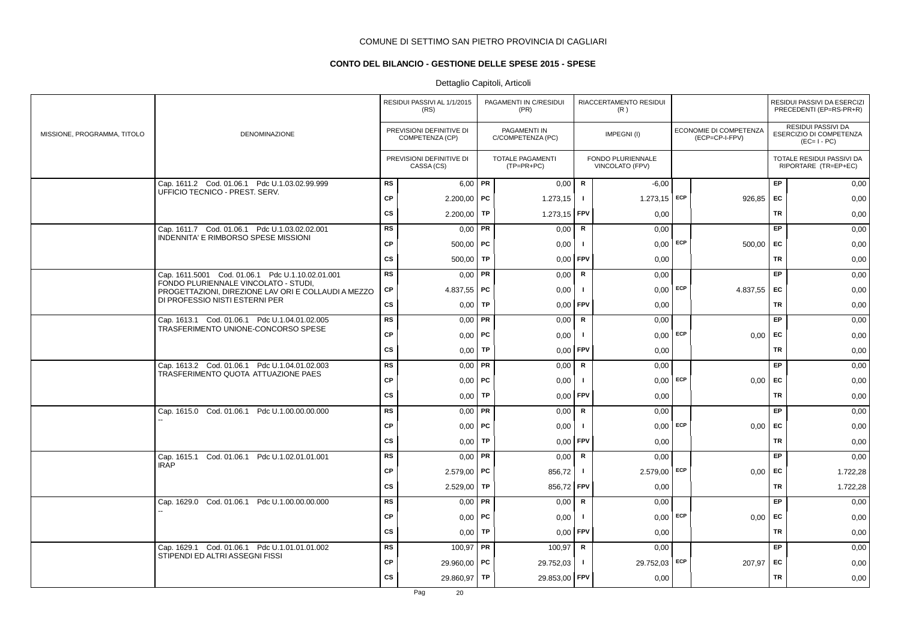COMUNE DI SETTIMO SAN PIETRO PROVINCIA DI CAGLIARI

## CONTO DEL BILANCIO - GESTIONE DELLE SPESE 2015 - SPESE

Dettaglio Capitoli, Articoli

| MISSIONE, PROGRAMMA, TITOLO | DENOMINAZIONE | | RESIDUI PASSIVI AL 1/1/2015 (RS) / PREVISIONI DEFINITIVE DI COMPETENZA (CP) / PREVISIONI DEFINITIVE DI CASSA (CS) | | PAGAMENTI IN C/RESIDUI (PR) / PAGAMENTI IN C/COMPETENZA (PC) / TOTALE PAGAMENTI (TP=PR+PC) | | RIACCERTAMENTO RESIDUI (R) / IMPEGNI (I) / FONDO PLURIENNALE VINCOLATO (FPV) | | ECONOMIE DI COMPETENZA (ECP=CP-I-FPV) | | RESIDUI PASSIVI DA ESERCIZI PRECEDENTI (EP=RS-PR+R) / RESIDUI PASSIVI DA ESERCIZIO DI COMPETENZA (EC=I-PC) / TOTALE RESIDUI PASSIVI DA RIPORTARE (TR=EP+EC) |
|---|---|---|---|---|---|---|---|---|---|---|---|
| | Cap. 1611.2 Cod. 01.06.1 Pdc U.1.03.02.99.999 UFFICIO TECNICO - PREST. SERV. | RS | 6,00 | PR | 0,00 | R | -6,00 | | | EP | 0,00 |
| | | CP | 2.200,00 | PC | 1.273,15 | I | 1.273,15 | ECP | 926,85 | EC | 0,00 |
| | | CS | 2.200,00 | TP | 1.273,15 | FPV | 0,00 | | | TR | 0,00 |
| | Cap. 1611.7 Cod. 01.06.1 Pdc U.1.03.02.02.001 INDENNITA' E RIMBORSO SPESE MISSIONI | RS | 0,00 | PR | 0,00 | R | 0,00 | | | EP | 0,00 |
| | | CP | 500,00 | PC | 0,00 | I | 0,00 | ECP | 500,00 | EC | 0,00 |
| | | CS | 500,00 | TP | 0,00 | FPV | 0,00 | | | TR | 0,00 |
| | Cap. 1611.5001 Cod. 01.06.1 Pdc U.1.10.02.01.001 FONDO PLURIENNALE VINCOLATO - STUDI, PROGETTAZIONI, DIREZIONE LAV ORI E COLLAUDI A MEZZO DI PROFESSIO NISTI ESTERNI PER | RS | 0,00 | PR | 0,00 | R | 0,00 | | | EP | 0,00 |
| | | CP | 4.837,55 | PC | 0,00 | I | 0,00 | ECP | 4.837,55 | EC | 0,00 |
| | | CS | 0,00 | TP | 0,00 | FPV | 0,00 | | | TR | 0,00 |
| | Cap. 1613.1 Cod. 01.06.1 Pdc U.1.04.01.02.005 TRASFERIMENTO UNIONE-CONCORSO SPESE | RS | 0,00 | PR | 0,00 | R | 0,00 | | | EP | 0,00 |
| | | CP | 0,00 | PC | 0,00 | I | 0,00 | ECP | 0,00 | EC | 0,00 |
| | | CS | 0,00 | TP | 0,00 | FPV | 0,00 | | | TR | 0,00 |
| | Cap. 1613.2 Cod. 01.06.1 Pdc U.1.04.01.02.003 TRASFERIMENTO QUOTA ATTUAZIONE PAES | RS | 0,00 | PR | 0,00 | R | 0,00 | | | EP | 0,00 |
| | | CP | 0,00 | PC | 0,00 | I | 0,00 | ECP | 0,00 | EC | 0,00 |
| | | CS | 0,00 | TP | 0,00 | FPV | 0,00 | | | TR | 0,00 |
| | Cap. 1615.0 Cod. 01.06.1 Pdc U.1.00.00.00.000 -- | RS | 0,00 | PR | 0,00 | R | 0,00 | | | EP | 0,00 |
| | | CP | 0,00 | PC | 0,00 | I | 0,00 | ECP | 0,00 | EC | 0,00 |
| | | CS | 0,00 | TP | 0,00 | FPV | 0,00 | | | TR | 0,00 |
| | Cap. 1615.1 Cod. 01.06.1 Pdc U.1.02.01.01.001 IRAP | RS | 0,00 | PR | 0,00 | R | 0,00 | | | EP | 0,00 |
| | | CP | 2.579,00 | PC | 856,72 | I | 2.579,00 | ECP | 0,00 | EC | 1.722,28 |
| | | CS | 2.529,00 | TP | 856,72 | FPV | 0,00 | | | TR | 1.722,28 |
| | Cap. 1629.0 Cod. 01.06.1 Pdc U.1.00.00.00.000 -- | RS | 0,00 | PR | 0,00 | R | 0,00 | | | EP | 0,00 |
| | | CP | 0,00 | PC | 0,00 | I | 0,00 | ECP | 0,00 | EC | 0,00 |
| | | CS | 0,00 | TP | 0,00 | FPV | 0,00 | | | TR | 0,00 |
| | Cap. 1629.1 Cod. 01.06.1 Pdc U.1.01.01.01.002 STIPENDI ED ALTRI ASSEGNI FISSI | RS | 100,97 | PR | 100,97 | R | 0,00 | | | EP | 0,00 |
| | | CP | 29.960,00 | PC | 29.752,03 | I | 29.752,03 | ECP | 207,97 | EC | 0,00 |
| | | CS | 29.860,97 | TP | 29.853,00 | FPV | 0,00 | | | TR | 0,00 |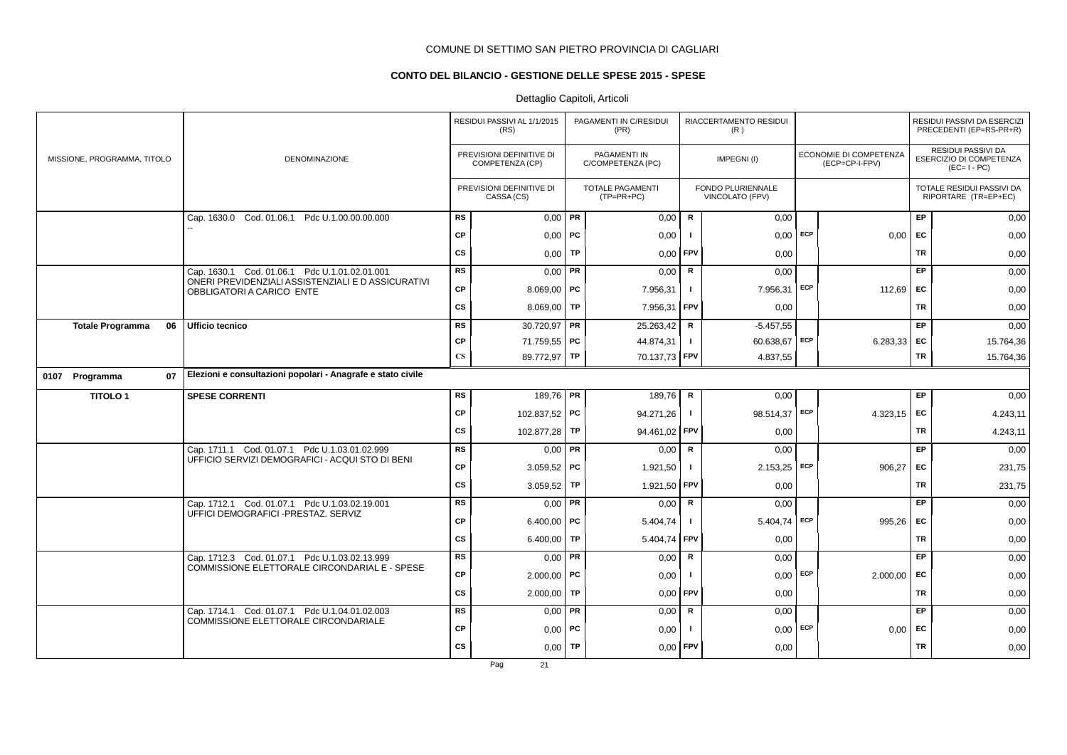COMUNE DI SETTIMO SAN PIETRO PROVINCIA DI CAGLIARI

## CONTO DEL BILANCIO - GESTIONE DELLE SPESE 2015 - SPESE

Dettaglio Capitoli, Articoli

| MISSIONE, PROGRAMMA, TITOLO | DENOMINAZIONE | | RESIDUI PASSIVI AL 1/1/2015 (RS) / PREVISIONI DEFINITIVE DI COMPETENZA (CP) / PREVISIONI DEFINITIVE DI CASSA (CS) | | PAGAMENTI IN C/RESIDUI (PR) / PAGAMENTI IN C/COMPETENZA (PC) / TOTALE PAGAMENTI (TP=PR+PC) | | RIACCERTAMENTO RESIDUI (R) / IMPEGNI (I) / FONDO PLURIENNALE VINCOLATO (FPV) | | ECONOMIE DI COMPETENZA (ECP=CP-I-FPV) | | RESIDUI PASSIVI DA ESERCIZI PRECEDENTI (EP=RS-PR+R) / RESIDUI PASSIVI DA ESERCIZIO DI COMPETENZA (EC= I - PC) / TOTALE RESIDUI PASSIVI DA RIPORTARE (TR=EP+EC) |
|---|---|---|---|---|---|---|---|---|---|---|---|
| | Cap. 1630.0 Cod. 01.06.1 Pdc U.1.00.00.00.000 | RS | 0,00 | PR | 0,00 | R | 0,00 | | | EP | 0,00 |
| | -- | CP | 0,00 | PC | 0,00 | I | 0,00 | ECP | 0,00 | EC | 0,00 |
| | | CS | 0,00 | TP | 0,00 | FPV | 0,00 | | | TR | 0,00 |
| | Cap. 1630.1 Cod. 01.06.1 Pdc U.1.01.02.01.001 | RS | 0,00 | PR | 0,00 | R | 0,00 | | | EP | 0,00 |
| | ONERI PREVIDENZIALI ASSISTENZIALI E D ASSICURATIVI OBBLIGATORI A CARICO ENTE | CP | 8.069,00 | PC | 7.956,31 | I | 7.956,31 | ECP | 112,69 | EC | 0,00 |
| | | CS | 8.069,00 | TP | 7.956,31 | FPV | 0,00 | | | TR | 0,00 |
| **Totale Programma 06** | **Ufficio tecnico** | RS | 30.720,97 | PR | 25.263,42 | R | -5.457,55 | | | EP | 0,00 |
| | | CP | 71.759,55 | PC | 44.874,31 | I | 60.638,67 | ECP | 6.283,33 | EC | 15.764,36 |
| | | CS | 89.772,97 | TP | 70.137,73 | FPV | 4.837,55 | | | TR | 15.764,36 |
| **0107 Programma 07** | **Elezioni e consultazioni popolari - Anagrafe e stato civile** | | | | | | | | | | |
| **TITOLO 1** | **SPESE CORRENTI** | RS | 189,76 | PR | 189,76 | R | 0,00 | | | EP | 0,00 |
| | | CP | 102.837,52 | PC | 94.271,26 | I | 98.514,37 | ECP | 4.323,15 | EC | 4.243,11 |
| | | CS | 102.877,28 | TP | 94.461,02 | FPV | 0,00 | | | TR | 4.243,11 |
| | Cap. 1711.1 Cod. 01.07.1 Pdc U.1.03.01.02.999 | RS | 0,00 | PR | 0,00 | R | 0,00 | | | EP | 0,00 |
| | UFFICIO SERVIZI DEMOGRAFICI - ACQUI STO DI BENI | CP | 3.059,52 | PC | 1.921,50 | I | 2.153,25 | ECP | 906,27 | EC | 231,75 |
| | | CS | 3.059,52 | TP | 1.921,50 | FPV | 0,00 | | | TR | 231,75 |
| | Cap. 1712.1 Cod. 01.07.1 Pdc U.1.03.02.19.001 | RS | 0,00 | PR | 0,00 | R | 0,00 | | | EP | 0,00 |
| | UFFICI DEMOGRAFICI -PRESTAZ. SERVIZ | CP | 6.400,00 | PC | 5.404,74 | I | 5.404,74 | ECP | 995,26 | EC | 0,00 |
| | | CS | 6.400,00 | TP | 5.404,74 | FPV | 0,00 | | | TR | 0,00 |
| | Cap. 1712.3 Cod. 01.07.1 Pdc U.1.03.02.13.999 | RS | 0,00 | PR | 0,00 | R | 0,00 | | | EP | 0,00 |
| | COMMISSIONE ELETTORALE CIRCONDARIAL E - SPESE | CP | 2.000,00 | PC | 0,00 | I | 0,00 | ECP | 2.000,00 | EC | 0,00 |
| | | CS | 2.000,00 | TP | 0,00 | FPV | 0,00 | | | TR | 0,00 |
| | Cap. 1714.1 Cod. 01.07.1 Pdc U.1.04.01.02.003 | RS | 0,00 | PR | 0,00 | R | 0,00 | | | EP | 0,00 |
| | COMMISSIONE ELETTORALE CIRCONDARIALE | CP | 0,00 | PC | 0,00 | I | 0,00 | ECP | 0,00 | EC | 0,00 |
| | | CS | 0,00 | TP | 0,00 | FPV | 0,00 | | | TR | 0,00 |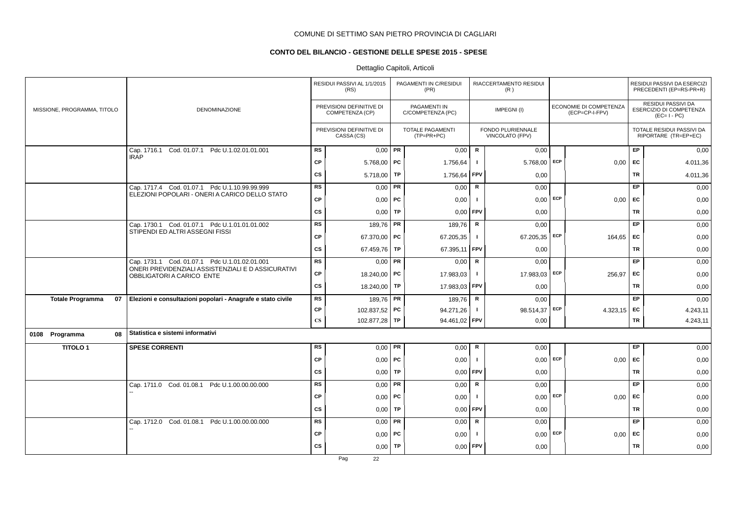COMUNE DI SETTIMO SAN PIETRO PROVINCIA DI CAGLIARI

**CONTO DEL BILANCIO - GESTIONE DELLE SPESE 2015 - SPESE**

Dettaglio Capitoli, Articoli

| MISSIONE, PROGRAMMA, TITOLO | DENOMINAZIONE | | RESIDUI PASSIVI AL 1/1/2015 (RS) / PREVISIONI DEFINITIVE DI COMPETENZA (CP) / PREVISIONI DEFINITIVE DI CASSA (CS) | | PAGAMENTI IN C/RESIDUI (PR) / PAGAMENTI IN C/COMPETENZA (PC) / TOTALE PAGAMENTI (TP=PR+PC) | | RIACCERTAMENTO RESIDUI (R) / IMPEGNI (I) / FONDO PLURIENNALE VINCOLATO (FPV) | | ECONOMIE DI COMPETENZA (ECP=CP-I-FPV) | | RESIDUI PASSIVI DA ESERCIZI PRECEDENTI (EP=RS-PR+R) / RESIDUI PASSIVI DA ESERCIZIO DI COMPETENZA (EC=I-PC) / TOTALE RESIDUI PASSIVI DA RIPORTARE (TR=EP+EC) |
|---|---|---|---|---|---|---|---|---|---|---|---|
| | Cap. 1716.1 Cod. 01.07.1 Pdc U.1.02.01.01.001 IRAP | RS | 0,00 | PR | 0,00 | R | 0,00 | | | EP | 0,00 |
| | | CP | 5.768,00 | PC | 1.756,64 | I | 5.768,00 | ECP | 0,00 | EC | 4.011,36 |
| | | CS | 5.718,00 | TP | 1.756,64 | FPV | 0,00 | | | TR | 4.011,36 |
| | Cap. 1717.4 Cod. 01.07.1 Pdc U.1.10.99.99.999 ELEZIONI POPOLARI - ONERI A CARICO DELLO STATO | RS | 0,00 | PR | 0,00 | R | 0,00 | | | EP | 0,00 |
| | | CP | 0,00 | PC | 0,00 | I | 0,00 | ECP | 0,00 | EC | 0,00 |
| | | CS | 0,00 | TP | 0,00 | FPV | 0,00 | | | TR | 0,00 |
| | Cap. 1730.1 Cod. 01.07.1 Pdc U.1.01.01.01.002 STIPENDI ED ALTRI ASSEGNI FISSI | RS | 189,76 | PR | 189,76 | R | 0,00 | | | EP | 0,00 |
| | | CP | 67.370,00 | PC | 67.205,35 | I | 67.205,35 | ECP | 164,65 | EC | 0,00 |
| | | CS | 67.459,76 | TP | 67.395,11 | FPV | 0,00 | | | TR | 0,00 |
| | Cap. 1731.1 Cod. 01.07.1 Pdc U.1.01.02.01.001 ONERI PREVIDENZIALI ASSISTENZIALI E D ASSICURATIVI OBBLIGATORI A CARICO ENTE | RS | 0,00 | PR | 0,00 | R | 0,00 | | | EP | 0,00 |
| | | CP | 18.240,00 | PC | 17.983,03 | I | 17.983,03 | ECP | 256,97 | EC | 0,00 |
| | | CS | 18.240,00 | TP | 17.983,03 | FPV | 0,00 | | | TR | 0,00 |
| **Totale Programma 07** | **Elezioni e consultazioni popolari - Anagrafe e stato civile** | RS | 189,76 | PR | 189,76 | R | 0,00 | | | EP | 0,00 |
| | | CP | 102.837,52 | PC | 94.271,26 | I | 98.514,37 | ECP | 4.323,15 | EC | 4.243,11 |
| | | CS | 102.877,28 | TP | 94.461,02 | FPV | 0,00 | | | TR | 4.243,11 |
| **0108 Programma 08** | **Statistica e sistemi informativi** | | | | | | | | | | |
| **TITOLO 1** | **SPESE CORRENTI** | RS | 0,00 | PR | 0,00 | R | 0,00 | | | EP | 0,00 |
| | | CP | 0,00 | PC | 0,00 | I | 0,00 | ECP | 0,00 | EC | 0,00 |
| | | CS | 0,00 | TP | 0,00 | FPV | 0,00 | | | TR | 0,00 |
| | Cap. 1711.0 Cod. 01.08.1 Pdc U.1.00.00.00.000 -- | RS | 0,00 | PR | 0,00 | R | 0,00 | | | EP | 0,00 |
| | | CP | 0,00 | PC | 0,00 | I | 0,00 | ECP | 0,00 | EC | 0,00 |
| | | CS | 0,00 | TP | 0,00 | FPV | 0,00 | | | TR | 0,00 |
| | Cap. 1712.0 Cod. 01.08.1 Pdc U.1.00.00.00.000 -- | RS | 0,00 | PR | 0,00 | R | 0,00 | | | EP | 0,00 |
| | | CP | 0,00 | PC | 0,00 | I | 0,00 | ECP | 0,00 | EC | 0,00 |
| | | CS | 0,00 | TP | 0,00 | FPV | 0,00 | | | TR | 0,00 |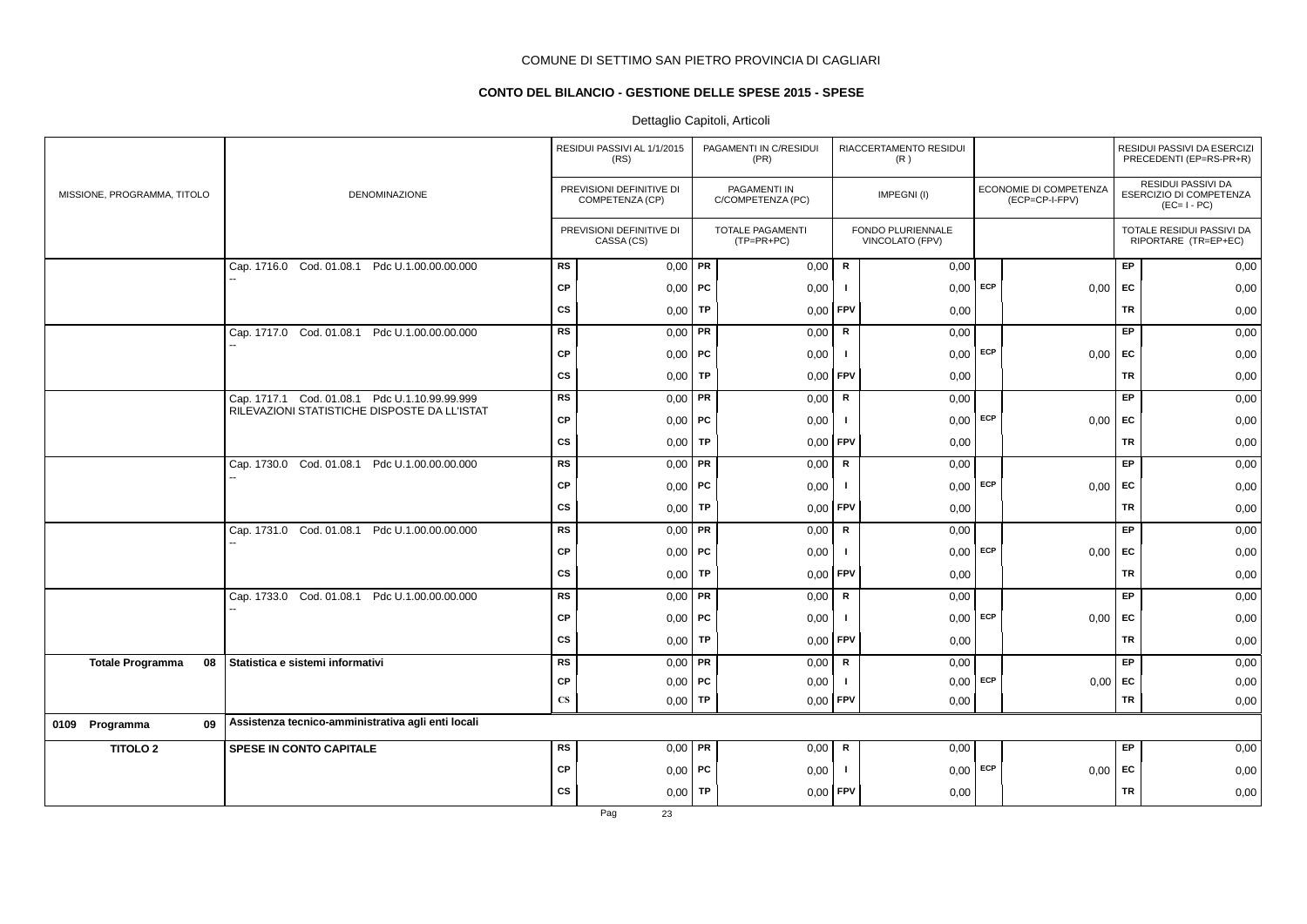COMUNE DI SETTIMO SAN PIETRO PROVINCIA DI CAGLIARI

## CONTO DEL BILANCIO - GESTIONE DELLE SPESE 2015 - SPESE

Dettaglio Capitoli, Articoli

| MISSIONE, PROGRAMMA, TITOLO | DENOMINAZIONE | | RESIDUI PASSIVI AL 1/1/2015 (RS) / PREVISIONI DEFINITIVE DI COMPETENZA (CP) / PREVISIONI DEFINITIVE DI CASSA (CS) | | PAGAMENTI IN C/RESIDUI (PR) / PAGAMENTI IN C/COMPETENZA (PC) / TOTALE PAGAMENTI (TP=PR+PC) | | RIACCERTAMENTO RESIDUI (R) / IMPEGNI (I) / FONDO PLURIENNALE VINCOLATO (FPV) | | ECONOMIE DI COMPETENZA (ECP=CP-I-FPV) | | RESIDUI PASSIVI DA ESERCIZI PRECEDENTI (EP=RS-PR+R) / RESIDUI PASSIVI DA ESERCIZIO DI COMPETENZA (EC= I - PC) / TOTALE RESIDUI PASSIVI DA RIPORTARE (TR=EP+EC) |
|---|---|---|---|---|---|---|---|---|---|---|---|
| | Cap. 1716.0 Cod. 01.08.1 Pdc U.1.00.00.00.000 -- | RS | 0,00 | PR | 0,00 | R | 0,00 | | | EP | 0,00 |
| | | CP | 0,00 | PC | 0,00 | I | 0,00 | ECP | 0,00 | EC | 0,00 |
| | | CS | 0,00 | TP | 0,00 | FPV | 0,00 | | | TR | 0,00 |
| | Cap. 1717.0 Cod. 01.08.1 Pdc U.1.00.00.00.000 -- | RS | 0,00 | PR | 0,00 | R | 0,00 | | | EP | 0,00 |
| | | CP | 0,00 | PC | 0,00 | I | 0,00 | ECP | 0,00 | EC | 0,00 |
| | | CS | 0,00 | TP | 0,00 | FPV | 0,00 | | | TR | 0,00 |
| | Cap. 1717.1 Cod. 01.08.1 Pdc U.1.10.99.99.999 RILEVAZIONI STATISTICHE DISPOSTE DA LL'ISTAT | RS | 0,00 | PR | 0,00 | R | 0,00 | | | EP | 0,00 |
| | | CP | 0,00 | PC | 0,00 | I | 0,00 | ECP | 0,00 | EC | 0,00 |
| | | CS | 0,00 | TP | 0,00 | FPV | 0,00 | | | TR | 0,00 |
| | Cap. 1730.0 Cod. 01.08.1 Pdc U.1.00.00.00.000 -- | RS | 0,00 | PR | 0,00 | R | 0,00 | | | EP | 0,00 |
| | | CP | 0,00 | PC | 0,00 | I | 0,00 | ECP | 0,00 | EC | 0,00 |
| | | CS | 0,00 | TP | 0,00 | FPV | 0,00 | | | TR | 0,00 |
| | Cap. 1731.0 Cod. 01.08.1 Pdc U.1.00.00.00.000 -- | RS | 0,00 | PR | 0,00 | R | 0,00 | | | EP | 0,00 |
| | | CP | 0,00 | PC | 0,00 | I | 0,00 | ECP | 0,00 | EC | 0,00 |
| | | CS | 0,00 | TP | 0,00 | FPV | 0,00 | | | TR | 0,00 |
| | Cap. 1733.0 Cod. 01.08.1 Pdc U.1.00.00.00.000 -- | RS | 0,00 | PR | 0,00 | R | 0,00 | | | EP | 0,00 |
| | | CP | 0,00 | PC | 0,00 | I | 0,00 | ECP | 0,00 | EC | 0,00 |
| | | CS | 0,00 | TP | 0,00 | FPV | 0,00 | | | TR | 0,00 |
| **Totale Programma 08** | **Statistica e sistemi informativi** | RS | 0,00 | PR | 0,00 | R | 0,00 | | | EP | 0,00 |
| | | CP | 0,00 | PC | 0,00 | I | 0,00 | ECP | 0,00 | EC | 0,00 |
| | | CS | 0,00 | TP | 0,00 | FPV | 0,00 | | | TR | 0,00 |
| **0109 Programma 09** | **Assistenza tecnico-amministrativa agli enti locali** | | | | | | | | | | |
| **TITOLO 2** | **SPESE IN CONTO CAPITALE** | RS | 0,00 | PR | 0,00 | R | 0,00 | | | EP | 0,00 |
| | | CP | 0,00 | PC | 0,00 | I | 0,00 | ECP | 0,00 | EC | 0,00 |
| | | CS | 0,00 | TP | 0,00 | FPV | 0,00 | | | TR | 0,00 |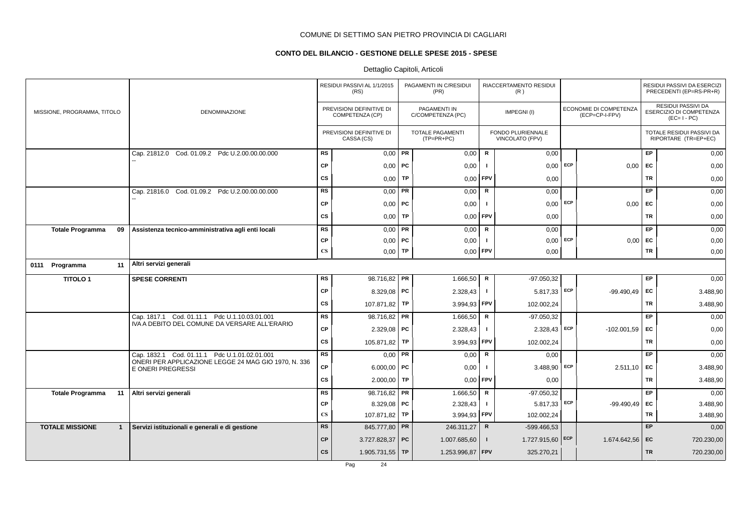COMUNE DI SETTIMO SAN PIETRO PROVINCIA DI CAGLIARI

## CONTO DEL BILANCIO - GESTIONE DELLE SPESE 2015 - SPESE

Dettaglio Capitoli, Articoli

| MISSIONE, PROGRAMMA, TITOLO | DENOMINAZIONE | | RESIDUI PASSIVI AL 1/1/2015 (RS) / PREVISIONI DEFINITIVE DI COMPETENZA (CP) / PREVISIONI DEFINITIVE DI CASSA (CS) | | PAGAMENTI IN C/RESIDUI (PR) / PAGAMENTI IN C/COMPETENZA (PC) / TOTALE PAGAMENTI (TP=PR+PC) | | RIACCERTAMENTO RESIDUI (R) / IMPEGNI (I) / FONDO PLURIENNALE VINCOLATO (FPV) | | ECONOMIE DI COMPETENZA (ECP=CP-I-FPV) | | RESIDUI PASSIVI DA ESERCIZI PRECEDENTI (EP=RS-PR+R) / RESIDUI PASSIVI DA ESERCIZIO DI COMPETENZA (EC=I-PC) / TOTALE RESIDUI PASSIVI DA RIPORTARE (TR=EP+EC) |
|---|---|---|---|---|---|---|---|---|---|---|---|
| | Cap. 21812.0 Cod. 01.09.2 Pdc U.2.00.00.00.000 -- | RS | 0,00 | PR | 0,00 | R | 0,00 | | | EP | 0,00 |
| | | CP | 0,00 | PC | 0,00 | I | 0,00 | ECP | 0,00 | EC | 0,00 |
| | | CS | 0,00 | TP | 0,00 | FPV | 0,00 | | | TR | 0,00 |
| | Cap. 21816.0 Cod. 01.09.2 Pdc U.2.00.00.00.000 -- | RS | 0,00 | PR | 0,00 | R | 0,00 | | | EP | 0,00 |
| | | CP | 0,00 | PC | 0,00 | I | 0,00 | ECP | 0,00 | EC | 0,00 |
| | | CS | 0,00 | TP | 0,00 | FPV | 0,00 | | | TR | 0,00 |
| **Totale Programma 09** | **Assistenza tecnico-amministrativa agli enti locali** | RS | 0,00 | PR | 0,00 | R | 0,00 | | | EP | 0,00 |
| | | CP | 0,00 | PC | 0,00 | I | 0,00 | ECP | 0,00 | EC | 0,00 |
| | | CS | 0,00 | TP | 0,00 | FPV | 0,00 | | | TR | 0,00 |
| **0111 Programma 11** | **Altri servizi generali** | | | | | | | | | | |
| **TITOLO 1** | **SPESE CORRENTI** | RS | 98.716,82 | PR | 1.666,50 | R | -97.050,32 | | | EP | 0,00 |
| | | CP | 8.329,08 | PC | 2.328,43 | I | 5.817,33 | ECP | -99.490,49 | EC | 3.488,90 |
| | | CS | 107.871,82 | TP | 3.994,93 | FPV | 102.002,24 | | | TR | 3.488,90 |
| | Cap. 1817.1 Cod. 01.11.1 Pdc U.1.10.03.01.001 IVA A DEBITO DEL COMUNE DA VERSARE ALL'ERARIO | RS | 98.716,82 | PR | 1.666,50 | R | -97.050,32 | | | EP | 0,00 |
| | | CP | 2.329,08 | PC | 2.328,43 | I | 2.328,43 | ECP | -102.001,59 | EC | 0,00 |
| | | CS | 105.871,82 | TP | 3.994,93 | FPV | 102.002,24 | | | TR | 0,00 |
| | Cap. 1832.1 Cod. 01.11.1 Pdc U.1.01.02.01.001 ONERI PER APPLICAZIONE LEGGE 24 MAG GIO 1970, N. 336 E ONERI PREGRESSI | RS | 0,00 | PR | 0,00 | R | 0,00 | | | EP | 0,00 |
| | | CP | 6.000,00 | PC | 0,00 | I | 3.488,90 | ECP | 2.511,10 | EC | 3.488,90 |
| | | CS | 2.000,00 | TP | 0,00 | FPV | 0,00 | | | TR | 3.488,90 |
| **Totale Programma 11** | **Altri servizi generali** | RS | 98.716,82 | PR | 1.666,50 | R | -97.050,32 | | | EP | 0,00 |
| | | CP | 8.329,08 | PC | 2.328,43 | I | 5.817,33 | ECP | -99.490,49 | EC | 3.488,90 |
| | | CS | 107.871,82 | TP | 3.994,93 | FPV | 102.002,24 | | | TR | 3.488,90 |
| **TOTALE MISSIONE 1** | **Servizi istituzionali e generali e di gestione** | RS | 845.777,80 | PR | 246.311,27 | R | -599.466,53 | | | EP | 0,00 |
| | | CP | 3.727.828,37 | PC | 1.007.685,60 | I | 1.727.915,60 | ECP | 1.674.642,56 | EC | 720.230,00 |
| | | CS | 1.905.731,55 | TP | 1.253.996,87 | FPV | 325.270,21 | | | TR | 720.230,00 |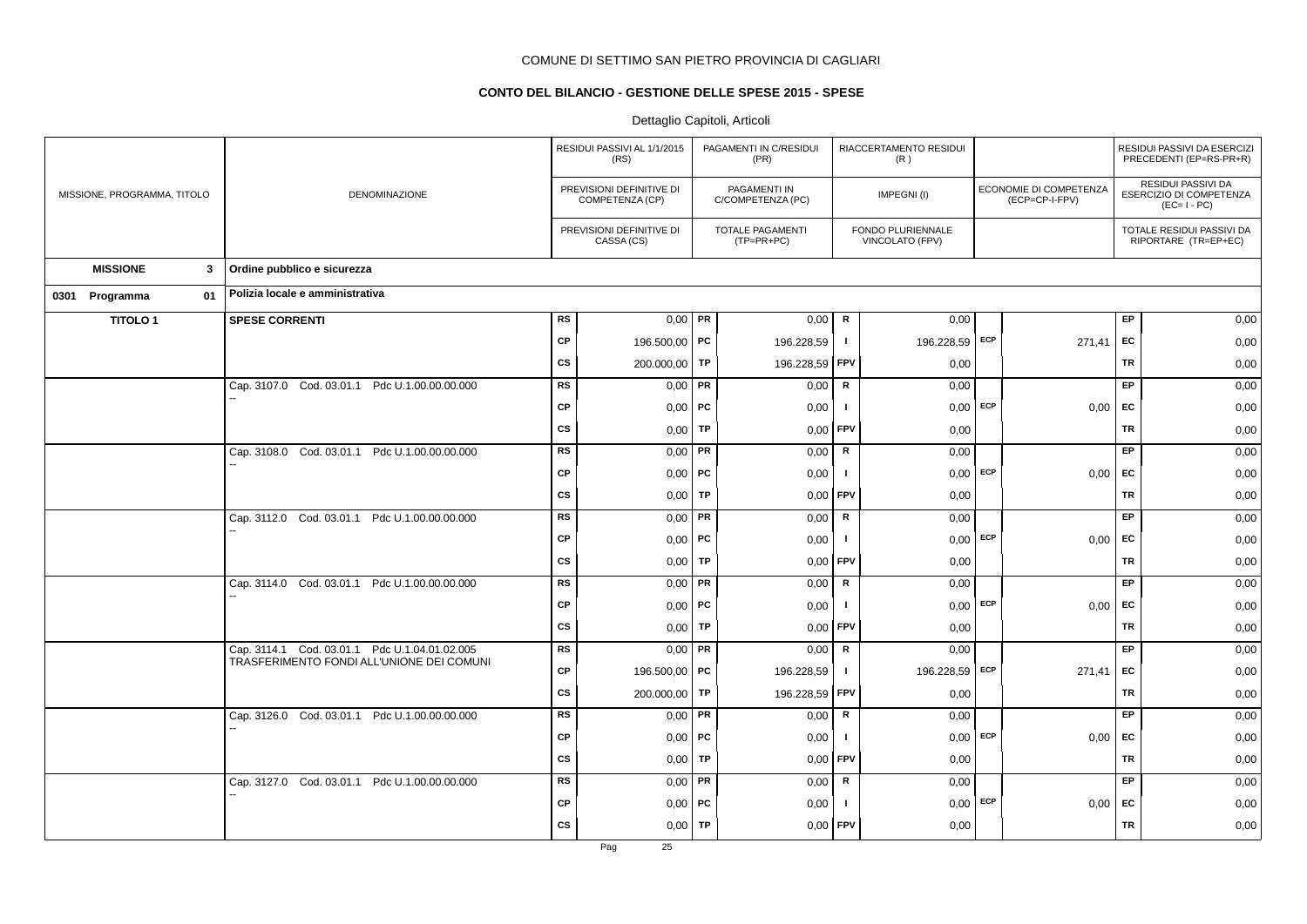COMUNE DI SETTIMO SAN PIETRO PROVINCIA DI CAGLIARI

**CONTO DEL BILANCIO - GESTIONE DELLE SPESE 2015 - SPESE**

Dettaglio Capitoli, Articoli

| MISSIONE, PROGRAMMA, TITOLO | DENOMINAZIONE | | RESIDUI PASSIVI AL 1/1/2015 (RS) / PREVISIONI DEFINITIVE DI COMPETENZA (CP) / PREVISIONI DEFINITIVE DI CASSA (CS) | | PAGAMENTI IN C/RESIDUI (PR) / PAGAMENTI IN C/COMPETENZA (PC) / TOTALE PAGAMENTI (TP=PR+PC) | | RIACCERTAMENTO RESIDUI (R) / IMPEGNI (I) / FONDO PLURIENNALE VINCOLATO (FPV) | | ECONOMIE DI COMPETENZA (ECP=CP-I-FPV) | | RESIDUI PASSIVI DA ESERCIZI PRECEDENTI (EP=RS-PR+R) / RESIDUI PASSIVI DA ESERCIZIO DI COMPETENZA (EC= I - PC) / TOTALE RESIDUI PASSIVI DA RIPORTARE (TR=EP+EC) |
|---|---|---|---|---|---|---|---|---|---|---|---|
| **MISSIONE 3** | **Ordine pubblico e sicurezza** | | | | | | | | | | |
| **0301 Programma 01** | **Polizia locale e amministrativa** | | | | | | | | | | |
| **TITOLO 1** | **SPESE CORRENTI** | RS | 0,00 | PR | 0,00 | R | 0,00 | | | EP | 0,00 |
| | | CP | 196.500,00 | PC | 196.228,59 | I | 196.228,59 | ECP | 271,41 | EC | 0,00 |
| | | CS | 200.000,00 | TP | 196.228,59 | FPV | 0,00 | | | TR | 0,00 |
| | Cap. 3107.0 Cod. 03.01.1 Pdc U.1.00.00.00.000 -- | RS | 0,00 | PR | 0,00 | R | 0,00 | | | EP | 0,00 |
| | | CP | 0,00 | PC | 0,00 | I | 0,00 | ECP | 0,00 | EC | 0,00 |
| | | CS | 0,00 | TP | 0,00 | FPV | 0,00 | | | TR | 0,00 |
| | Cap. 3108.0 Cod. 03.01.1 Pdc U.1.00.00.00.000 -- | RS | 0,00 | PR | 0,00 | R | 0,00 | | | EP | 0,00 |
| | | CP | 0,00 | PC | 0,00 | I | 0,00 | ECP | 0,00 | EC | 0,00 |
| | | CS | 0,00 | TP | 0,00 | FPV | 0,00 | | | TR | 0,00 |
| | Cap. 3112.0 Cod. 03.01.1 Pdc U.1.00.00.00.000 -- | RS | 0,00 | PR | 0,00 | R | 0,00 | | | EP | 0,00 |
| | | CP | 0,00 | PC | 0,00 | I | 0,00 | ECP | 0,00 | EC | 0,00 |
| | | CS | 0,00 | TP | 0,00 | FPV | 0,00 | | | TR | 0,00 |
| | Cap. 3114.0 Cod. 03.01.1 Pdc U.1.00.00.00.000 -- | RS | 0,00 | PR | 0,00 | R | 0,00 | | | EP | 0,00 |
| | | CP | 0,00 | PC | 0,00 | I | 0,00 | ECP | 0,00 | EC | 0,00 |
| | | CS | 0,00 | TP | 0,00 | FPV | 0,00 | | | TR | 0,00 |
| | Cap. 3114.1 Cod. 03.01.1 Pdc U.1.04.01.02.005 TRASFERIMENTO FONDI ALL'UNIONE DEI COMUNI | RS | 0,00 | PR | 0,00 | R | 0,00 | | | EP | 0,00 |
| | | CP | 196.500,00 | PC | 196.228,59 | I | 196.228,59 | ECP | 271,41 | EC | 0,00 |
| | | CS | 200.000,00 | TP | 196.228,59 | FPV | 0,00 | | | TR | 0,00 |
| | Cap. 3126.0 Cod. 03.01.1 Pdc U.1.00.00.00.000 -- | RS | 0,00 | PR | 0,00 | R | 0,00 | | | EP | 0,00 |
| | | CP | 0,00 | PC | 0,00 | I | 0,00 | ECP | 0,00 | EC | 0,00 |
| | | CS | 0,00 | TP | 0,00 | FPV | 0,00 | | | TR | 0,00 |
| | Cap. 3127.0 Cod. 03.01.1 Pdc U.1.00.00.00.000 -- | RS | 0,00 | PR | 0,00 | R | 0,00 | | | EP | 0,00 |
| | | CP | 0,00 | PC | 0,00 | I | 0,00 | ECP | 0,00 | EC | 0,00 |
| | | CS | 0,00 | TP | 0,00 | FPV | 0,00 | | | TR | 0,00 |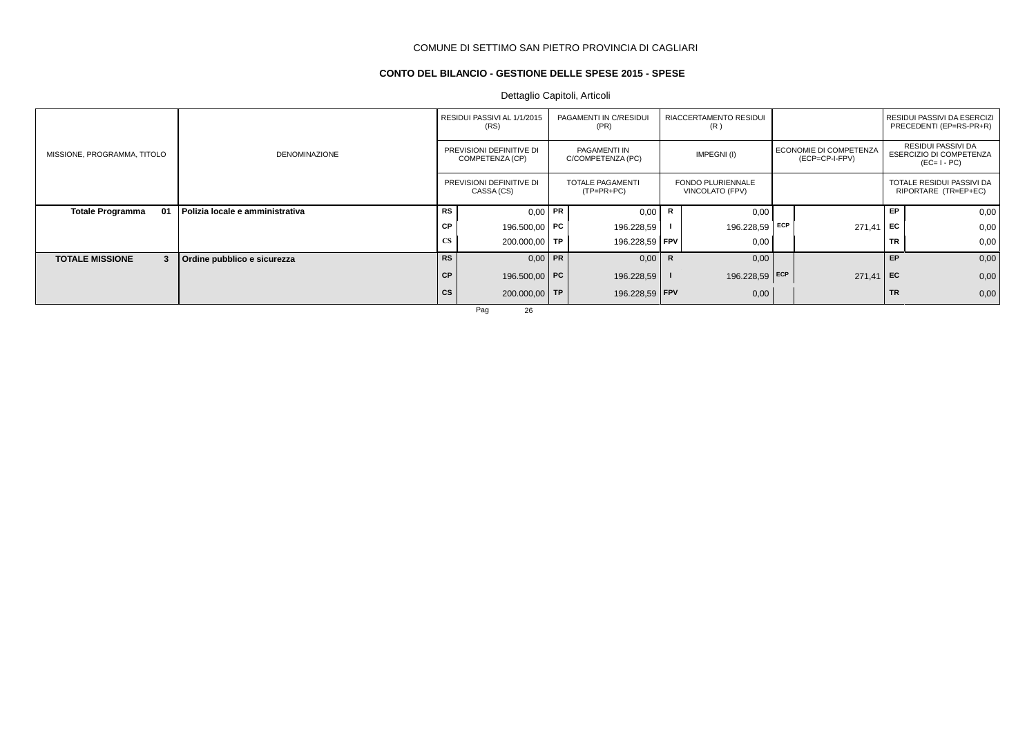COMUNE DI SETTIMO SAN PIETRO PROVINCIA DI CAGLIARI

**CONTO DEL BILANCIO - GESTIONE DELLE SPESE 2015 - SPESE**

Dettaglio Capitoli, Articoli

| MISSIONE, PROGRAMMA, TITOLO | DENOMINAZIONE | | RESIDUI PASSIVI AL 1/1/2015 (RS) / PREVISIONI DEFINITIVE DI COMPETENZA (CP) / PREVISIONI DEFINITIVE DI CASSA (CS) | | PAGAMENTI IN C/RESIDUI (PR) / PAGAMENTI IN C/COMPETENZA (PC) / TOTALE PAGAMENTI (TP=PR+PC) | | RIACCERTAMENTO RESIDUI (R) / IMPEGNI (I) / FONDO PLURIENNALE VINCOLATO (FPV) | | ECONOMIE DI COMPETENZA (ECP=CP-I-FPV) | | RESIDUI PASSIVI DA ESERCIZI PRECEDENTI (EP=RS-PR+R) / RESIDUI PASSIVI DA ESERCIZIO DI COMPETENZA (EC= I - PC) / TOTALE RESIDUI PASSIVI DA RIPORTARE (TR=EP+EC) |
|---|---|---|---|---|---|---|---|---|---|---|---|
| **Totale Programma 01** | **Polizia locale e amministrativa** | RS | 0,00 | PR | 0,00 | R | 0,00 | | | EP | 0,00 |
| | | CP | 196.500,00 | PC | 196.228,59 | I | 196.228,59 | ECP | 271,41 | EC | 0,00 |
| | | CS | 200.000,00 | TP | 196.228,59 | FPV | 0,00 | | | TR | 0,00 |
| **TOTALE MISSIONE 3** | **Ordine pubblico e sicurezza** | RS | 0,00 | PR | 0,00 | R | 0,00 | | | EP | 0,00 |
| | | CP | 196.500,00 | PC | 196.228,59 | I | 196.228,59 | ECP | 271,41 | EC | 0,00 |
| | | CS | 200.000,00 | TP | 196.228,59 | FPV | 0,00 | | | TR | 0,00 |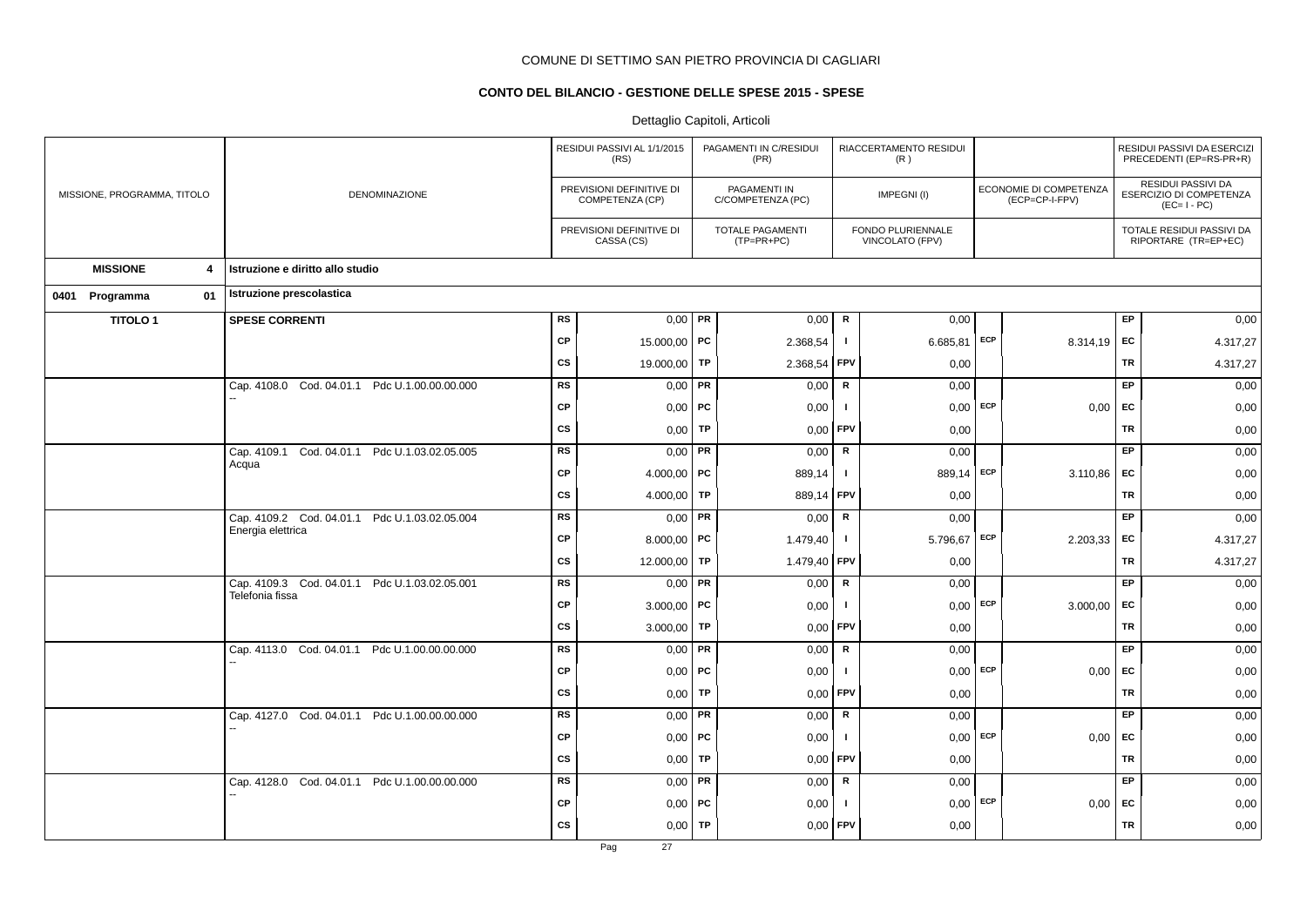COMUNE DI SETTIMO SAN PIETRO PROVINCIA DI CAGLIARI

**CONTO DEL BILANCIO - GESTIONE DELLE SPESE 2015 - SPESE**

Dettaglio Capitoli, Articoli

| MISSIONE, PROGRAMMA, TITOLO | DENOMINAZIONE | | RESIDUI PASSIVI AL 1/1/2015 (RS) / PREVISIONI DEFINITIVE DI COMPETENZA (CP) / PREVISIONI DEFINITIVE DI CASSA (CS) | | PAGAMENTI IN C/RESIDUI (PR) / PAGAMENTI IN C/COMPETENZA (PC) / TOTALE PAGAMENTI (TP=PR+PC) | | RIACCERTAMENTO RESIDUI (R) / IMPEGNI (I) / FONDO PLURIENNALE VINCOLATO (FPV) | | ECONOMIE DI COMPETENZA (ECP=CP-I-FPV) | | RESIDUI PASSIVI DA ESERCIZI PRECEDENTI (EP=RS-PR+R) / RESIDUI PASSIVI DA ESERCIZIO DI COMPETENZA (EC=I-PC) / TOTALE RESIDUI PASSIVI DA RIPORTARE (TR=EP+EC) |
|---|---|---|---|---|---|---|---|---|---|---|---|
| **MISSIONE 4** | **Istruzione e diritto allo studio** | | | | | | | | | | |
| **0401 Programma 01** | **Istruzione prescolastica** | | | | | | | | | | |
| **TITOLO 1** | **SPESE CORRENTI** | RS | 0,00 | PR | 0,00 | R | 0,00 | | | EP | 0,00 |
| | | CP | 15.000,00 | PC | 2.368,54 | I | 6.685,81 | ECP | 8.314,19 | EC | 4.317,27 |
| | | CS | 19.000,00 | TP | 2.368,54 | FPV | 0,00 | | | TR | 4.317,27 |
| | Cap. 4108.0 Cod. 04.01.1 Pdc U.1.00.00.00.000 -- | RS | 0,00 | PR | 0,00 | R | 0,00 | | | EP | 0,00 |
| | | CP | 0,00 | PC | 0,00 | I | 0,00 | ECP | 0,00 | EC | 0,00 |
| | | CS | 0,00 | TP | 0,00 | FPV | 0,00 | | | TR | 0,00 |
| | Cap. 4109.1 Cod. 04.01.1 Pdc U.1.03.02.05.005 Acqua | RS | 0,00 | PR | 0,00 | R | 0,00 | | | EP | 0,00 |
| | | CP | 4.000,00 | PC | 889,14 | I | 889,14 | ECP | 3.110,86 | EC | 0,00 |
| | | CS | 4.000,00 | TP | 889,14 | FPV | 0,00 | | | TR | 0,00 |
| | Cap. 4109.2 Cod. 04.01.1 Pdc U.1.03.02.05.004 Energia elettrica | RS | 0,00 | PR | 0,00 | R | 0,00 | | | EP | 0,00 |
| | | CP | 8.000,00 | PC | 1.479,40 | I | 5.796,67 | ECP | 2.203,33 | EC | 4.317,27 |
| | | CS | 12.000,00 | TP | 1.479,40 | FPV | 0,00 | | | TR | 4.317,27 |
| | Cap. 4109.3 Cod. 04.01.1 Pdc U.1.03.02.05.001 Telefonia fissa | RS | 0,00 | PR | 0,00 | R | 0,00 | | | EP | 0,00 |
| | | CP | 3.000,00 | PC | 0,00 | I | 0,00 | ECP | 3.000,00 | EC | 0,00 |
| | | CS | 3.000,00 | TP | 0,00 | FPV | 0,00 | | | TR | 0,00 |
| | Cap. 4113.0 Cod. 04.01.1 Pdc U.1.00.00.00.000 -- | RS | 0,00 | PR | 0,00 | R | 0,00 | | | EP | 0,00 |
| | | CP | 0,00 | PC | 0,00 | I | 0,00 | ECP | 0,00 | EC | 0,00 |
| | | CS | 0,00 | TP | 0,00 | FPV | 0,00 | | | TR | 0,00 |
| | Cap. 4127.0 Cod. 04.01.1 Pdc U.1.00.00.00.000 -- | RS | 0,00 | PR | 0,00 | R | 0,00 | | | EP | 0,00 |
| | | CP | 0,00 | PC | 0,00 | I | 0,00 | ECP | 0,00 | EC | 0,00 |
| | | CS | 0,00 | TP | 0,00 | FPV | 0,00 | | | TR | 0,00 |
| | Cap. 4128.0 Cod. 04.01.1 Pdc U.1.00.00.00.000 -- | RS | 0,00 | PR | 0,00 | R | 0,00 | | | EP | 0,00 |
| | | CP | 0,00 | PC | 0,00 | I | 0,00 | ECP | 0,00 | EC | 0,00 |
| | | CS | 0,00 | TP | 0,00 | FPV | 0,00 | | | TR | 0,00 |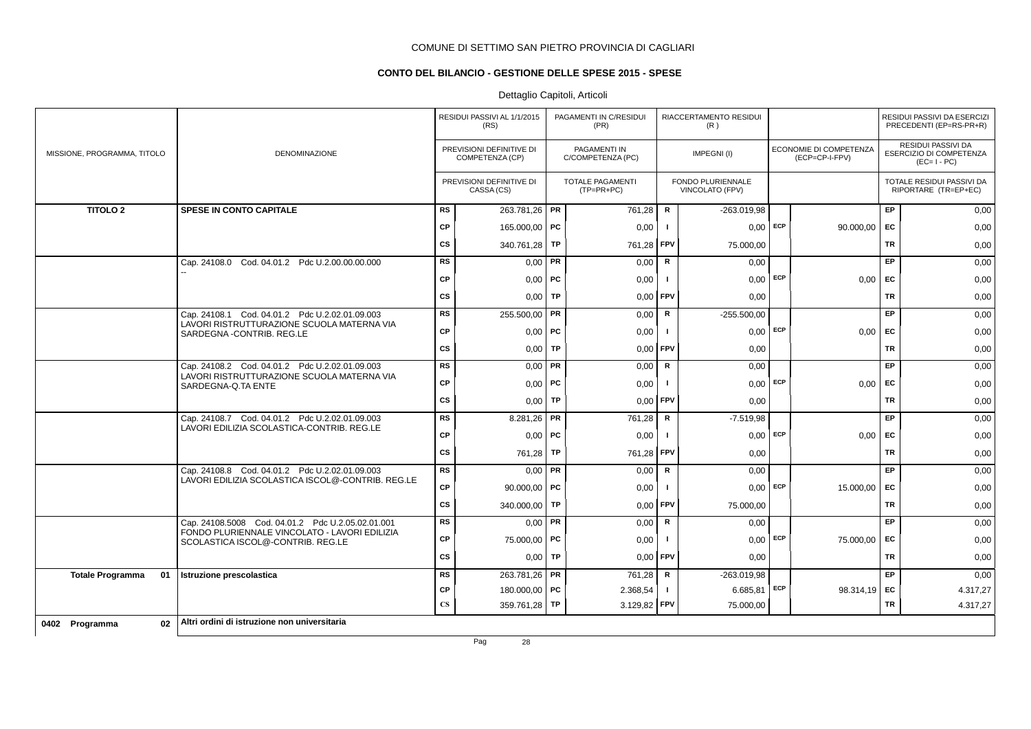COMUNE DI SETTIMO SAN PIETRO PROVINCIA DI CAGLIARI

## CONTO DEL BILANCIO - GESTIONE DELLE SPESE 2015 - SPESE

Dettaglio Capitoli, Articoli

| MISSIONE, PROGRAMMA, TITOLO | DENOMINAZIONE | | RESIDUI PASSIVI AL 1/1/2015 (RS) / PREVISIONI DEFINITIVE DI COMPETENZA (CP) / PREVISIONI DEFINITIVE DI CASSA (CS) | | PAGAMENTI IN C/RESIDUI (PR) / PAGAMENTI IN C/COMPETENZA (PC) / TOTALE PAGAMENTI (TP=PR+PC) | | RIACCERTAMENTO RESIDUI (R) / IMPEGNI (I) / FONDO PLURIENNALE VINCOLATO (FPV) | | ECONOMIE DI COMPETENZA (ECP=CP-I-FPV) | | RESIDUI PASSIVI DA ESERCIZI PRECEDENTI (EP=RS-PR+R) / RESIDUI PASSIVI DA ESERCIZIO DI COMPETENZA (EC=I-PC) / TOTALE RESIDUI PASSIVI DA RIPORTARE (TR=EP+EC) |
|---|---|---|---|---|---|---|---|---|---|---|---|
| **TITOLO 2** | **SPESE IN CONTO CAPITALE** | RS | 263.781,26 | PR | 761,28 | R | -263.019,98 | | | EP | 0,00 |
| | | CP | 165.000,00 | PC | 0,00 | I | 0,00 | ECP | 90.000,00 | EC | 0,00 |
| | | CS | 340.761,28 | TP | 761,28 | FPV | 75.000,00 | | | TR | 0,00 |
| | Cap. 24108.0 Cod. 04.01.2 Pdc U.2.00.00.00.000 -- | RS | 0,00 | PR | 0,00 | R | 0,00 | | | EP | 0,00 |
| | | CP | 0,00 | PC | 0,00 | I | 0,00 | ECP | 0,00 | EC | 0,00 |
| | | CS | 0,00 | TP | 0,00 | FPV | 0,00 | | | TR | 0,00 |
| | Cap. 24108.1 Cod. 04.01.2 Pdc U.2.02.01.09.003 LAVORI RISTRUTTURAZIONE SCUOLA MATERNA VIA SARDEGNA -CONTRIB. REG.LE | RS | 255.500,00 | PR | 0,00 | R | -255.500,00 | | | EP | 0,00 |
| | | CP | 0,00 | PC | 0,00 | I | 0,00 | ECP | 0,00 | EC | 0,00 |
| | | CS | 0,00 | TP | 0,00 | FPV | 0,00 | | | TR | 0,00 |
| | Cap. 24108.2 Cod. 04.01.2 Pdc U.2.02.01.09.003 LAVORI RISTRUTTURAZIONE SCUOLA MATERNA VIA SARDEGNA-Q.TA ENTE | RS | 0,00 | PR | 0,00 | R | 0,00 | | | EP | 0,00 |
| | | CP | 0,00 | PC | 0,00 | I | 0,00 | ECP | 0,00 | EC | 0,00 |
| | | CS | 0,00 | TP | 0,00 | FPV | 0,00 | | | TR | 0,00 |
| | Cap. 24108.7 Cod. 04.01.2 Pdc U.2.02.01.09.003 LAVORI EDILIZIA SCOLASTICA-CONTRIB. REG.LE | RS | 8.281,26 | PR | 761,28 | R | -7.519,98 | | | EP | 0,00 |
| | | CP | 0,00 | PC | 0,00 | I | 0,00 | ECP | 0,00 | EC | 0,00 |
| | | CS | 761,28 | TP | 761,28 | FPV | 0,00 | | | TR | 0,00 |
| | Cap. 24108.8 Cod. 04.01.2 Pdc U.2.02.01.09.003 LAVORI EDILIZIA SCOLASTICA ISCOL@-CONTRIB. REG.LE | RS | 0,00 | PR | 0,00 | R | 0,00 | | | EP | 0,00 |
| | | CP | 90.000,00 | PC | 0,00 | I | 0,00 | ECP | 15.000,00 | EC | 0,00 |
| | | CS | 340.000,00 | TP | 0,00 | FPV | 75.000,00 | | | TR | 0,00 |
| | Cap. 24108.5008 Cod. 04.01.2 Pdc U.2.05.02.01.001 FONDO PLURIENNALE VINCOLATO - LAVORI EDILIZIA SCOLASTICA ISCOL@-CONTRIB. REG.LE | RS | 0,00 | PR | 0,00 | R | 0,00 | | | EP | 0,00 |
| | | CP | 75.000,00 | PC | 0,00 | I | 0,00 | ECP | 75.000,00 | EC | 0,00 |
| | | CS | 0,00 | TP | 0,00 | FPV | 0,00 | | | TR | 0,00 |
| **Totale Programma 01** | **Istruzione prescolastica** | RS | 263.781,26 | PR | 761,28 | R | -263.019,98 | | | EP | 0,00 |
| | | CP | 180.000,00 | PC | 2.368,54 | I | 6.685,81 | ECP | 98.314,19 | EC | 4.317,27 |
| | | CS | 359.761,28 | TP | 3.129,82 | FPV | 75.000,00 | | | TR | 4.317,27 |
| **0402 Programma 02** | **Altri ordini di istruzione non universitaria** | | | | | | | | | | |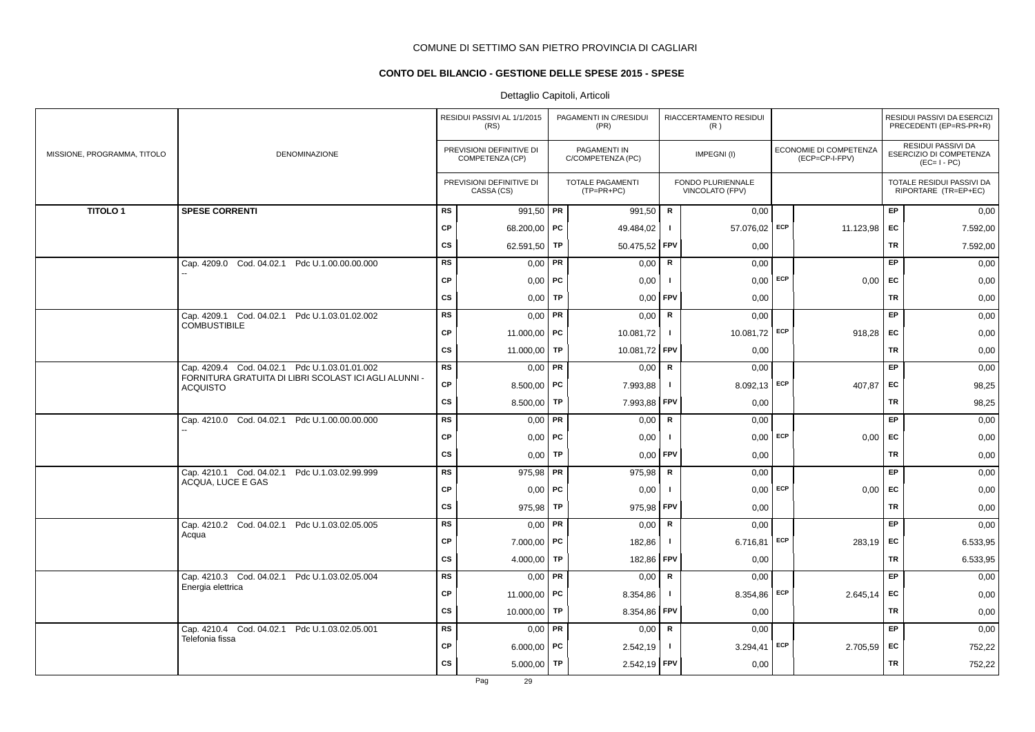COMUNE DI SETTIMO SAN PIETRO PROVINCIA DI CAGLIARI

**CONTO DEL BILANCIO - GESTIONE DELLE SPESE 2015 - SPESE**

Dettaglio Capitoli, Articoli

| MISSIONE, PROGRAMMA, TITOLO | DENOMINAZIONE | | RESIDUI PASSIVI AL 1/1/2015 (RS) / PREVISIONI DEFINITIVE DI COMPETENZA (CP) / PREVISIONI DEFINITIVE DI CASSA (CS) | | PAGAMENTI IN C/RESIDUI (PR) / PAGAMENTI IN C/COMPETENZA (PC) / TOTALE PAGAMENTI (TP=PR+PC) | | RIACCERTAMENTO RESIDUI (R) / IMPEGNI (I) / FONDO PLURIENNALE VINCOLATO (FPV) | | ECONOMIE DI COMPETENZA (ECP=CP-I-FPV) | | RESIDUI PASSIVI DA ESERCIZI PRECEDENTI (EP=RS-PR+R) / RESIDUI PASSIVI DA ESERCIZIO DI COMPETENZA (EC= I - PC) / TOTALE RESIDUI PASSIVI DA RIPORTARE (TR=EP+EC) |
|---|---|---|---|---|---|---|---|---|---|---|---|
| **TITOLO 1** | **SPESE CORRENTI** | RS | 991,50 | PR | 991,50 | R | 0,00 | | | EP | 0,00 |
| | | CP | 68.200,00 | PC | 49.484,02 | I | 57.076,02 | ECP | 11.123,98 | EC | 7.592,00 |
| | | CS | 62.591,50 | TP | 50.475,52 | FPV | 0,00 | | | TR | 7.592,00 |
| | Cap. 4209.0 Cod. 04.02.1 Pdc U.1.00.00.00.000 -- | RS | 0,00 | PR | 0,00 | R | 0,00 | | | EP | 0,00 |
| | | CP | 0,00 | PC | 0,00 | I | 0,00 | ECP | 0,00 | EC | 0,00 |
| | | CS | 0,00 | TP | 0,00 | FPV | 0,00 | | | TR | 0,00 |
| | Cap. 4209.1 Cod. 04.02.1 Pdc U.1.03.01.02.002 COMBUSTIBILE | RS | 0,00 | PR | 0,00 | R | 0,00 | | | EP | 0,00 |
| | | CP | 11.000,00 | PC | 10.081,72 | I | 10.081,72 | ECP | 918,28 | EC | 0,00 |
| | | CS | 11.000,00 | TP | 10.081,72 | FPV | 0,00 | | | TR | 0,00 |
| | Cap. 4209.4 Cod. 04.02.1 Pdc U.1.03.01.01.002 FORNITURA GRATUITA DI LIBRI SCOLAST ICI AGLI ALUNNI - ACQUISTO | RS | 0,00 | PR | 0,00 | R | 0,00 | | | EP | 0,00 |
| | | CP | 8.500,00 | PC | 7.993,88 | I | 8.092,13 | ECP | 407,87 | EC | 98,25 |
| | | CS | 8.500,00 | TP | 7.993,88 | FPV | 0,00 | | | TR | 98,25 |
| | Cap. 4210.0 Cod. 04.02.1 Pdc U.1.00.00.00.000 -- | RS | 0,00 | PR | 0,00 | R | 0,00 | | | EP | 0,00 |
| | | CP | 0,00 | PC | 0,00 | I | 0,00 | ECP | 0,00 | EC | 0,00 |
| | | CS | 0,00 | TP | 0,00 | FPV | 0,00 | | | TR | 0,00 |
| | Cap. 4210.1 Cod. 04.02.1 Pdc U.1.03.02.99.999 ACQUA, LUCE E GAS | RS | 975,98 | PR | 975,98 | R | 0,00 | | | EP | 0,00 |
| | | CP | 0,00 | PC | 0,00 | I | 0,00 | ECP | 0,00 | EC | 0,00 |
| | | CS | 975,98 | TP | 975,98 | FPV | 0,00 | | | TR | 0,00 |
| | Cap. 4210.2 Cod. 04.02.1 Pdc U.1.03.02.05.005 Acqua | RS | 0,00 | PR | 0,00 | R | 0,00 | | | EP | 0,00 |
| | | CP | 7.000,00 | PC | 182,86 | I | 6.716,81 | ECP | 283,19 | EC | 6.533,95 |
| | | CS | 4.000,00 | TP | 182,86 | FPV | 0,00 | | | TR | 6.533,95 |
| | Cap. 4210.3 Cod. 04.02.1 Pdc U.1.03.02.05.004 Energia elettrica | RS | 0,00 | PR | 0,00 | R | 0,00 | | | EP | 0,00 |
| | | CP | 11.000,00 | PC | 8.354,86 | I | 8.354,86 | ECP | 2.645,14 | EC | 0,00 |
| | | CS | 10.000,00 | TP | 8.354,86 | FPV | 0,00 | | | TR | 0,00 |
| | Cap. 4210.4 Cod. 04.02.1 Pdc U.1.03.02.05.001 Telefonia fissa | RS | 0,00 | PR | 0,00 | R | 0,00 | | | EP | 0,00 |
| | | CP | 6.000,00 | PC | 2.542,19 | I | 3.294,41 | ECP | 2.705,59 | EC | 752,22 |
| | | CS | 5.000,00 | TP | 2.542,19 | FPV | 0,00 | | | TR | 752,22 |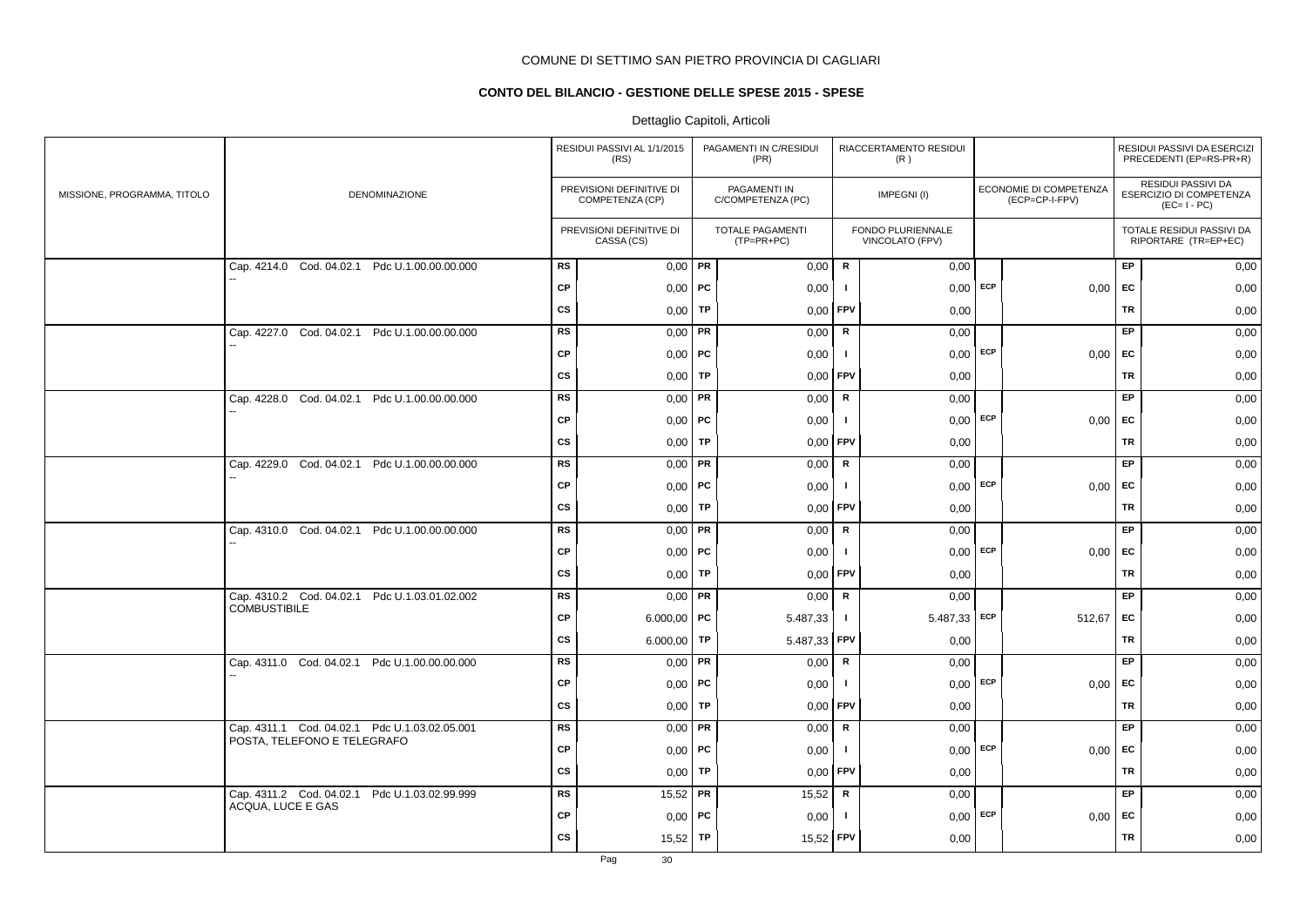COMUNE DI SETTIMO SAN PIETRO PROVINCIA DI CAGLIARI

## CONTO DEL BILANCIO - GESTIONE DELLE SPESE 2015 - SPESE

Dettaglio Capitoli, Articoli

| MISSIONE, PROGRAMMA, TITOLO | DENOMINAZIONE | | RESIDUI PASSIVI AL 1/1/2015 (RS) / PREVISIONI DEFINITIVE DI COMPETENZA (CP) / PREVISIONI DEFINITIVE DI CASSA (CS) | | PAGAMENTI IN C/RESIDUI (PR) / PAGAMENTI IN C/COMPETENZA (PC) / TOTALE PAGAMENTI (TP=PR+PC) | | RIACCERTAMENTO RESIDUI (R) / IMPEGNI (I) / FONDO PLURIENNALE VINCOLATO (FPV) | | ECONOMIE DI COMPETENZA (ECP=CP-I-FPV) | | RESIDUI PASSIVI DA ESERCIZI PRECEDENTI (EP=RS-PR+R) / RESIDUI PASSIVI DA ESERCIZIO DI COMPETENZA (EC=I-PC) / TOTALE RESIDUI PASSIVI DA RIPORTARE (TR=EP+EC) |
|---|---|---|---|---|---|---|---|---|---|---|---|
| | Cap. 4214.0 Cod. 04.02.1 Pdc U.1.00.00.00.000 | RS | 0,00 | PR | 0,00 | R | 0,00 | | | EP | 0,00 |
| | -- | CP | 0,00 | PC | 0,00 | I | 0,00 | ECP | 0,00 | EC | 0,00 |
| | | CS | 0,00 | TP | 0,00 | FPV | 0,00 | | | TR | 0,00 |
| | Cap. 4227.0 Cod. 04.02.1 Pdc U.1.00.00.00.000 | RS | 0,00 | PR | 0,00 | R | 0,00 | | | EP | 0,00 |
| | -- | CP | 0,00 | PC | 0,00 | I | 0,00 | ECP | 0,00 | EC | 0,00 |
| | | CS | 0,00 | TP | 0,00 | FPV | 0,00 | | | TR | 0,00 |
| | Cap. 4228.0 Cod. 04.02.1 Pdc U.1.00.00.00.000 | RS | 0,00 | PR | 0,00 | R | 0,00 | | | EP | 0,00 |
| | -- | CP | 0,00 | PC | 0,00 | I | 0,00 | ECP | 0,00 | EC | 0,00 |
| | | CS | 0,00 | TP | 0,00 | FPV | 0,00 | | | TR | 0,00 |
| | Cap. 4229.0 Cod. 04.02.1 Pdc U.1.00.00.00.000 | RS | 0,00 | PR | 0,00 | R | 0,00 | | | EP | 0,00 |
| | -- | CP | 0,00 | PC | 0,00 | I | 0,00 | ECP | 0,00 | EC | 0,00 |
| | | CS | 0,00 | TP | 0,00 | FPV | 0,00 | | | TR | 0,00 |
| | Cap. 4310.0 Cod. 04.02.1 Pdc U.1.00.00.00.000 | RS | 0,00 | PR | 0,00 | R | 0,00 | | | EP | 0,00 |
| | -- | CP | 0,00 | PC | 0,00 | I | 0,00 | ECP | 0,00 | EC | 0,00 |
| | | CS | 0,00 | TP | 0,00 | FPV | 0,00 | | | TR | 0,00 |
| | Cap. 4310.2 Cod. 04.02.1 Pdc U.1.03.01.02.002 | RS | 0,00 | PR | 0,00 | R | 0,00 | | | EP | 0,00 |
| | COMBUSTIBILE | CP | 6.000,00 | PC | 5.487,33 | I | 5.487,33 | ECP | 512,67 | EC | 0,00 |
| | | CS | 6.000,00 | TP | 5.487,33 | FPV | 0,00 | | | TR | 0,00 |
| | Cap. 4311.0 Cod. 04.02.1 Pdc U.1.00.00.00.000 | RS | 0,00 | PR | 0,00 | R | 0,00 | | | EP | 0,00 |
| | -- | CP | 0,00 | PC | 0,00 | I | 0,00 | ECP | 0,00 | EC | 0,00 |
| | | CS | 0,00 | TP | 0,00 | FPV | 0,00 | | | TR | 0,00 |
| | Cap. 4311.1 Cod. 04.02.1 Pdc U.1.03.02.05.001 | RS | 0,00 | PR | 0,00 | R | 0,00 | | | EP | 0,00 |
| | POSTA, TELEFONO E TELEGRAFO | CP | 0,00 | PC | 0,00 | I | 0,00 | ECP | 0,00 | EC | 0,00 |
| | | CS | 0,00 | TP | 0,00 | FPV | 0,00 | | | TR | 0,00 |
| | Cap. 4311.2 Cod. 04.02.1 Pdc U.1.03.02.99.999 | RS | 15,52 | PR | 15,52 | R | 0,00 | | | EP | 0,00 |
| | ACQUA, LUCE E GAS | CP | 0,00 | PC | 0,00 | I | 0,00 | ECP | 0,00 | EC | 0,00 |
| | | CS | 15,52 | TP | 15,52 | FPV | 0,00 | | | TR | 0,00 |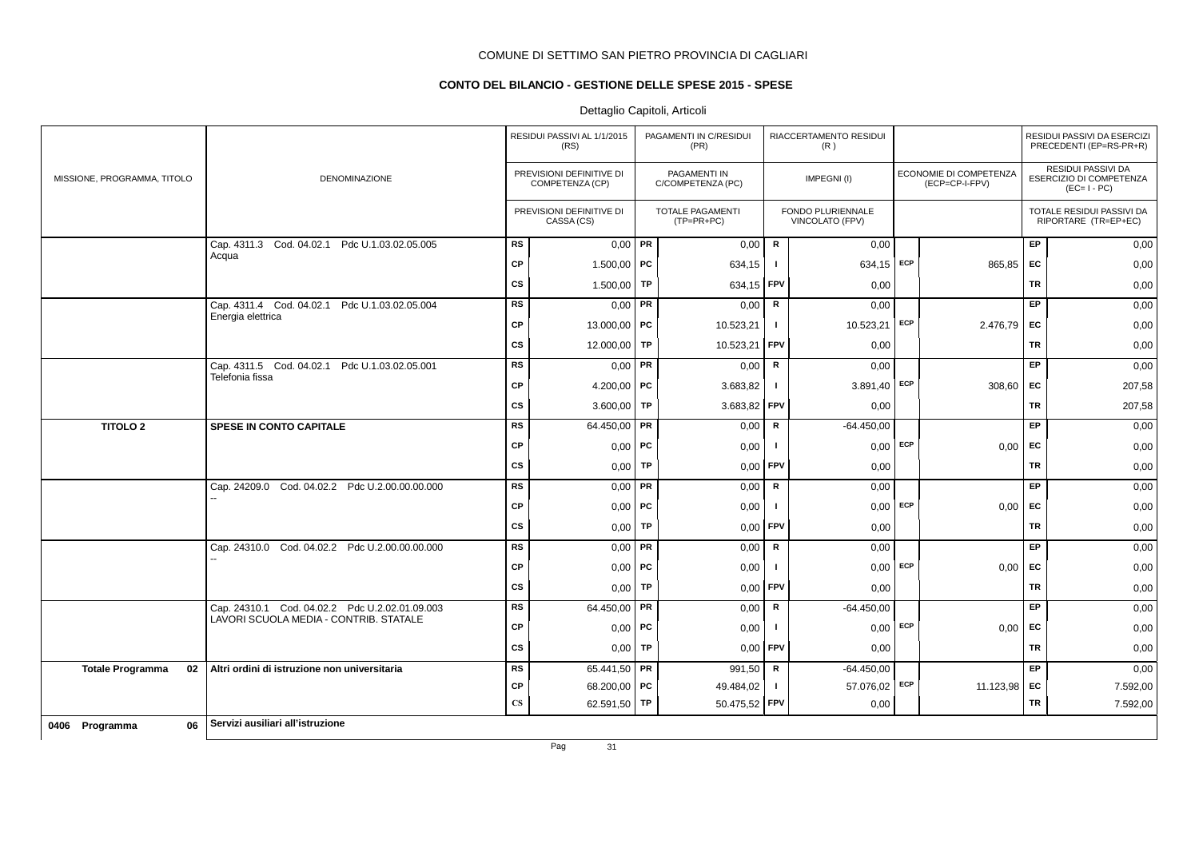COMUNE DI SETTIMO SAN PIETRO PROVINCIA DI CAGLIARI

**CONTO DEL BILANCIO - GESTIONE DELLE SPESE 2015 - SPESE**

Dettaglio Capitoli, Articoli

| MISSIONE, PROGRAMMA, TITOLO | DENOMINAZIONE | | RESIDUI PASSIVI AL 1/1/2015 (RS) / PREVISIONI DEFINITIVE DI COMPETENZA (CP) / PREVISIONI DEFINITIVE DI CASSA (CS) | | PAGAMENTI IN C/RESIDUI (PR) / PAGAMENTI IN C/COMPETENZA (PC) / TOTALE PAGAMENTI (TP=PR+PC) | | RIACCERTAMENTO RESIDUI (R) / IMPEGNI (I) / FONDO PLURIENNALE VINCOLATO (FPV) | | ECONOMIE DI COMPETENZA (ECP=CP-I-FPV) | | RESIDUI PASSIVI DA ESERCIZI PRECEDENTI (EP=RS-PR+R) / RESIDUI PASSIVI DA ESERCIZIO DI COMPETENZA (EC= I - PC) / TOTALE RESIDUI PASSIVI DA RIPORTARE (TR=EP+EC) |
|---|---|---|---|---|---|---|---|---|---|---|---|
| | Cap. 4311.3 Cod. 04.02.1 Pdc U.1.03.02.05.005 Acqua | RS | 0,00 | PR | 0,00 | R | 0,00 | | | EP | 0,00 |
| | | CP | 1.500,00 | PC | 634,15 | I | 634,15 | ECP | 865,85 | EC | 0,00 |
| | | CS | 1.500,00 | TP | 634,15 | FPV | 0,00 | | | TR | 0,00 |
| | Cap. 4311.4 Cod. 04.02.1 Pdc U.1.03.02.05.004 Energia elettrica | RS | 0,00 | PR | 0,00 | R | 0,00 | | | EP | 0,00 |
| | | CP | 13.000,00 | PC | 10.523,21 | I | 10.523,21 | ECP | 2.476,79 | EC | 0,00 |
| | | CS | 12.000,00 | TP | 10.523,21 | FPV | 0,00 | | | TR | 0,00 |
| | Cap. 4311.5 Cod. 04.02.1 Pdc U.1.03.02.05.001 Telefonia fissa | RS | 0,00 | PR | 0,00 | R | 0,00 | | | EP | 0,00 |
| | | CP | 4.200,00 | PC | 3.683,82 | I | 3.891,40 | ECP | 308,60 | EC | 207,58 |
| | | CS | 3.600,00 | TP | 3.683,82 | FPV | 0,00 | | | TR | 207,58 |
| **TITOLO 2** | **SPESE IN CONTO CAPITALE** | RS | 64.450,00 | PR | 0,00 | R | -64.450,00 | | | EP | 0,00 |
| | | CP | 0,00 | PC | 0,00 | I | 0,00 | ECP | 0,00 | EC | 0,00 |
| | | CS | 0,00 | TP | 0,00 | FPV | 0,00 | | | TR | 0,00 |
| | Cap. 24209.0 Cod. 04.02.2 Pdc U.2.00.00.00.000 -- | RS | 0,00 | PR | 0,00 | R | 0,00 | | | EP | 0,00 |
| | | CP | 0,00 | PC | 0,00 | I | 0,00 | ECP | 0,00 | EC | 0,00 |
| | | CS | 0,00 | TP | 0,00 | FPV | 0,00 | | | TR | 0,00 |
| | Cap. 24310.0 Cod. 04.02.2 Pdc U.2.00.00.00.000 -- | RS | 0,00 | PR | 0,00 | R | 0,00 | | | EP | 0,00 |
| | | CP | 0,00 | PC | 0,00 | I | 0,00 | ECP | 0,00 | EC | 0,00 |
| | | CS | 0,00 | TP | 0,00 | FPV | 0,00 | | | TR | 0,00 |
| | Cap. 24310.1 Cod. 04.02.2 Pdc U.2.02.01.09.003 LAVORI SCUOLA MEDIA - CONTRIB. STATALE | RS | 64.450,00 | PR | 0,00 | R | -64.450,00 | | | EP | 0,00 |
| | | CP | 0,00 | PC | 0,00 | I | 0,00 | ECP | 0,00 | EC | 0,00 |
| | | CS | 0,00 | TP | 0,00 | FPV | 0,00 | | | TR | 0,00 |
| **Totale Programma 02** | **Altri ordini di istruzione non universitaria** | RS | 65.441,50 | PR | 991,50 | R | -64.450,00 | | | EP | 0,00 |
| | | CP | 68.200,00 | PC | 49.484,02 | I | 57.076,02 | ECP | 11.123,98 | EC | 7.592,00 |
| | | CS | 62.591,50 | TP | 50.475,52 | FPV | 0,00 | | | TR | 7.592,00 |
| **0406 Programma 06** | **Servizi ausiliari all'istruzione** | | | | | | | | | | |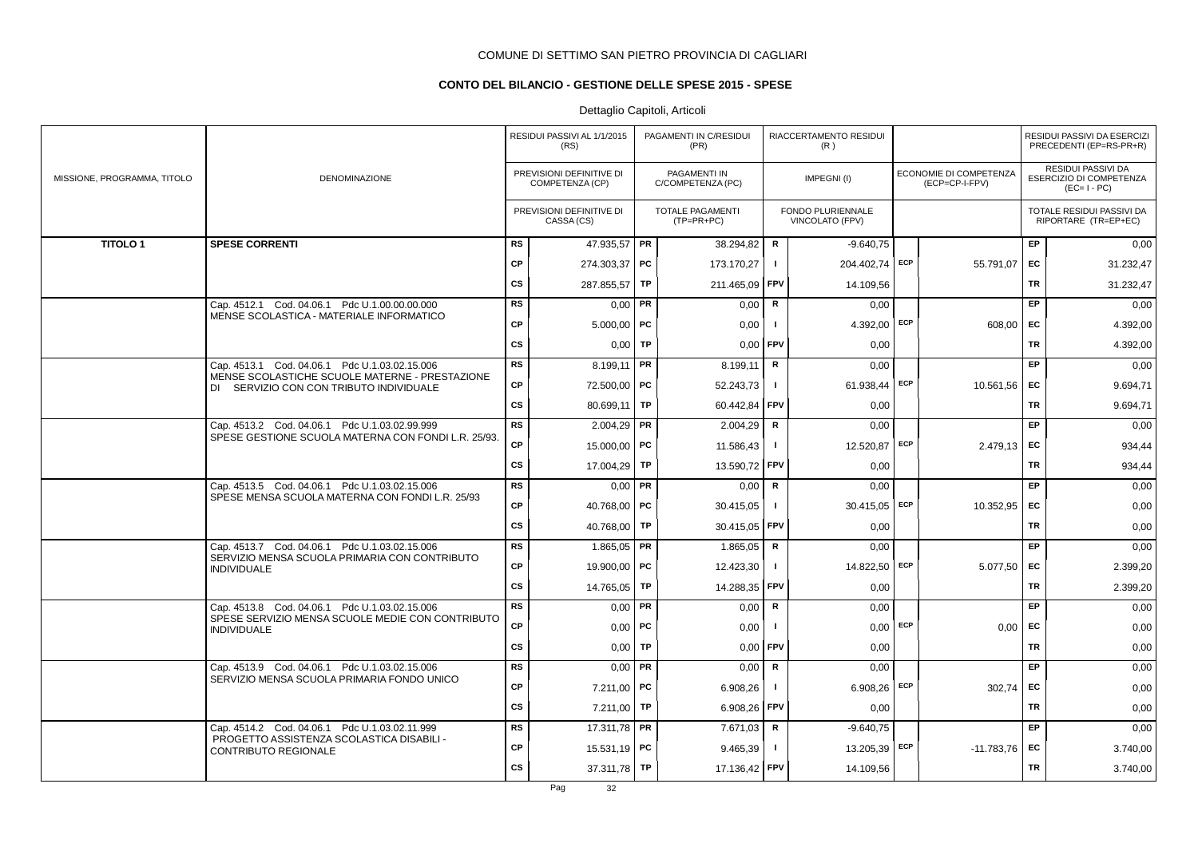COMUNE DI SETTIMO SAN PIETRO PROVINCIA DI CAGLIARI

**CONTO DEL BILANCIO - GESTIONE DELLE SPESE 2015 - SPESE**

Dettaglio Capitoli, Articoli

| MISSIONE, PROGRAMMA, TITOLO | DENOMINAZIONE | | RESIDUI PASSIVI AL 1/1/2015 (RS) / PREVISIONI DEFINITIVE DI COMPETENZA (CP) / PREVISIONI DEFINITIVE DI CASSA (CS) | | PAGAMENTI IN C/RESIDUI (PR) / PAGAMENTI IN C/COMPETENZA (PC) / TOTALE PAGAMENTI (TP=PR+PC) | | RIACCERTAMENTO RESIDUI (R) / IMPEGNI (I) / FONDO PLURIENNALE VINCOLATO (FPV) | | ECONOMIE DI COMPETENZA (ECP=CP-I-FPV) | | RESIDUI PASSIVI DA ESERCIZI PRECEDENTI (EP=RS-PR+R) / RESIDUI PASSIVI DA ESERCIZIO DI COMPETENZA (EC=I-PC) / TOTALE RESIDUI PASSIVI DA RIPORTARE (TR=EP+EC) |
|---|---|---|---|---|---|---|---|---|---|---|---|
| **TITOLO 1** | **SPESE CORRENTI** | RS | 47.935,57 | PR | 38.294,82 | R | -9.640,75 | | | EP | 0,00 |
| | | CP | 274.303,37 | PC | 173.170,27 | I | 204.402,74 | ECP | 55.791,07 | EC | 31.232,47 |
| | | CS | 287.855,57 | TP | 211.465,09 | FPV | 14.109,56 | | | TR | 31.232,47 |
| | Cap. 4512.1 Cod. 04.06.1 Pdc U.1.00.00.00.000 MENSE SCOLASTICA - MATERIALE INFORMATICO | RS | 0,00 | PR | 0,00 | R | 0,00 | | | EP | 0,00 |
| | | CP | 5.000,00 | PC | 0,00 | I | 4.392,00 | ECP | 608,00 | EC | 4.392,00 |
| | | CS | 0,00 | TP | 0,00 | FPV | 0,00 | | | TR | 4.392,00 |
| | Cap. 4513.1 Cod. 04.06.1 Pdc U.1.03.02.15.006 MENSE SCOLASTICHE SCUOLE MATERNE - PRESTAZIONE DI SERVIZIO CON CON TRIBUTO INDIVIDUALE | RS | 8.199,11 | PR | 8.199,11 | R | 0,00 | | | EP | 0,00 |
| | | CP | 72.500,00 | PC | 52.243,73 | I | 61.938,44 | ECP | 10.561,56 | EC | 9.694,71 |
| | | CS | 80.699,11 | TP | 60.442,84 | FPV | 0,00 | | | TR | 9.694,71 |
| | Cap. 4513.2 Cod. 04.06.1 Pdc U.1.03.02.99.999 SPESE GESTIONE SCUOLA MATERNA CON FONDI L.R. 25/93. | RS | 2.004,29 | PR | 2.004,29 | R | 0,00 | | | EP | 0,00 |
| | | CP | 15.000,00 | PC | 11.586,43 | I | 12.520,87 | ECP | 2.479,13 | EC | 934,44 |
| | | CS | 17.004,29 | TP | 13.590,72 | FPV | 0,00 | | | TR | 934,44 |
| | Cap. 4513.5 Cod. 04.06.1 Pdc U.1.03.02.15.006 SPESE MENSA SCUOLA MATERNA CON FONDI L.R. 25/93 | RS | 0,00 | PR | 0,00 | R | 0,00 | | | EP | 0,00 |
| | | CP | 40.768,00 | PC | 30.415,05 | I | 30.415,05 | ECP | 10.352,95 | EC | 0,00 |
| | | CS | 40.768,00 | TP | 30.415,05 | FPV | 0,00 | | | TR | 0,00 |
| | Cap. 4513.7 Cod. 04.06.1 Pdc U.1.03.02.15.006 SERVIZIO MENSA SCUOLA PRIMARIA CON CONTRIBUTO INDIVIDUALE | RS | 1.865,05 | PR | 1.865,05 | R | 0,00 | | | EP | 0,00 |
| | | CP | 19.900,00 | PC | 12.423,30 | I | 14.822,50 | ECP | 5.077,50 | EC | 2.399,20 |
| | | CS | 14.765,05 | TP | 14.288,35 | FPV | 0,00 | | | TR | 2.399,20 |
| | Cap. 4513.8 Cod. 04.06.1 Pdc U.1.03.02.15.006 SPESE SERVIZIO MENSA SCUOLE MEDIE CON CONTRIBUTO INDIVIDUALE | RS | 0,00 | PR | 0,00 | R | 0,00 | | | EP | 0,00 |
| | | CP | 0,00 | PC | 0,00 | I | 0,00 | ECP | 0,00 | EC | 0,00 |
| | | CS | 0,00 | TP | 0,00 | FPV | 0,00 | | | TR | 0,00 |
| | Cap. 4513.9 Cod. 04.06.1 Pdc U.1.03.02.15.006 SERVIZIO MENSA SCUOLA PRIMARIA FONDO UNICO | RS | 0,00 | PR | 0,00 | R | 0,00 | | | EP | 0,00 |
| | | CP | 7.211,00 | PC | 6.908,26 | I | 6.908,26 | ECP | 302,74 | EC | 0,00 |
| | | CS | 7.211,00 | TP | 6.908,26 | FPV | 0,00 | | | TR | 0,00 |
| | Cap. 4514.2 Cod. 04.06.1 Pdc U.1.03.02.11.999 PROGETTO ASSISTENZA SCOLASTICA DISABILI - CONTRIBUTO REGIONALE | RS | 17.311,78 | PR | 7.671,03 | R | -9.640,75 | | | EP | 0,00 |
| | | CP | 15.531,19 | PC | 9.465,39 | I | 13.205,39 | ECP | -11.783,76 | EC | 3.740,00 |
| | | CS | 37.311,78 | TP | 17.136,42 | FPV | 14.109,56 | | | TR | 3.740,00 |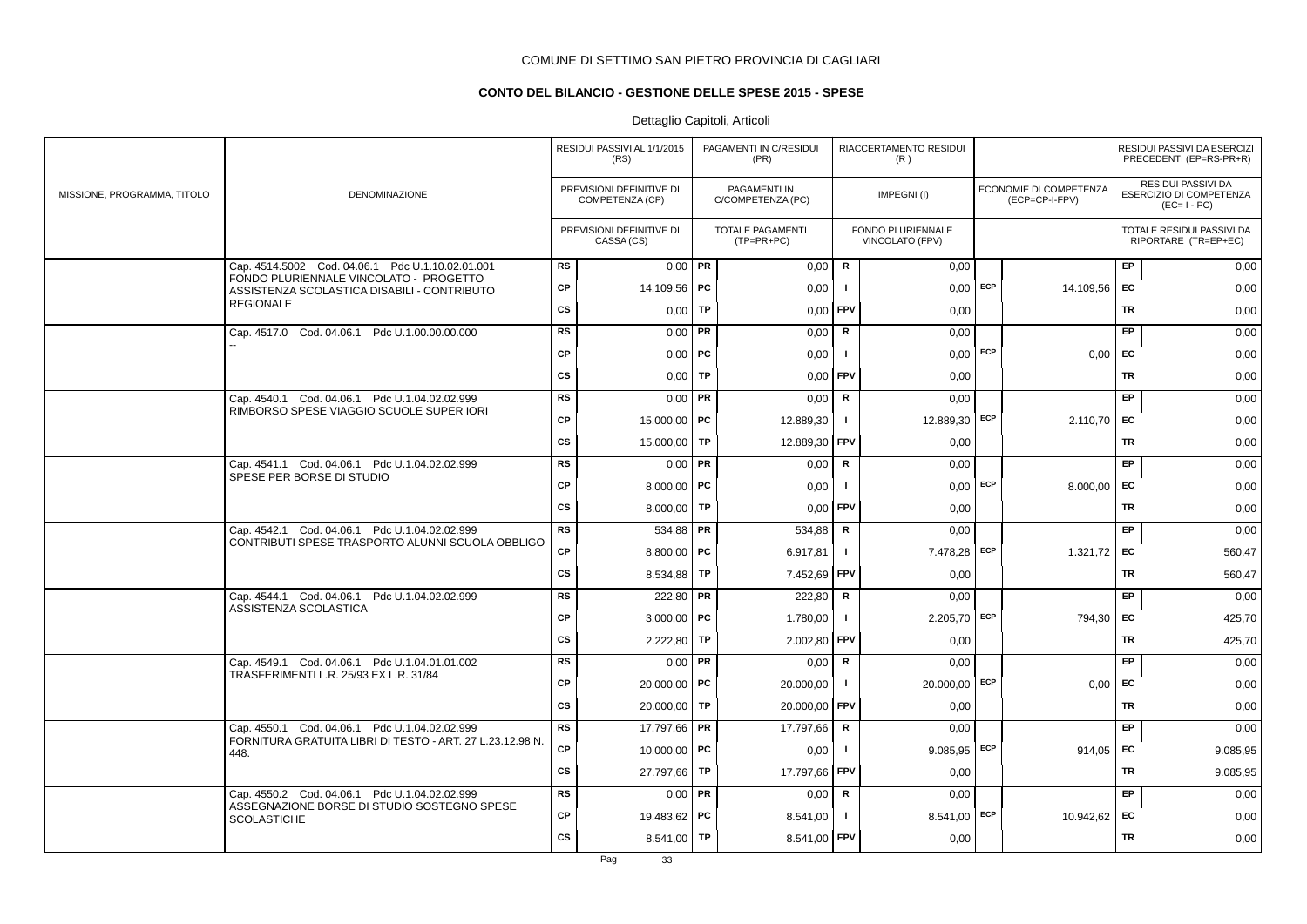COMUNE DI SETTIMO SAN PIETRO PROVINCIA DI CAGLIARI

# CONTO DEL BILANCIO - GESTIONE DELLE SPESE 2015 - SPESE

Dettaglio Capitoli, Articoli

| MISSIONE, PROGRAMMA, TITOLO | DENOMINAZIONE | | RESIDUI PASSIVI AL 1/1/2015 (RS) / PREVISIONI DEFINITIVE DI COMPETENZA (CP) / PREVISIONI DEFINITIVE DI CASSA (CS) | | PAGAMENTI IN C/RESIDUI (PR) / PAGAMENTI IN C/COMPETENZA (PC) / TOTALE PAGAMENTI (TP=PR+PC) | | RIACCERTAMENTO RESIDUI (R) / IMPEGNI (I) / FONDO PLURIENNALE VINCOLATO (FPV) | | ECONOMIE DI COMPETENZA (ECP=CP-I-FPV) | | RESIDUI PASSIVI DA ESERCIZI PRECEDENTI (EP=RS-PR+R) / RESIDUI PASSIVI DA ESERCIZIO DI COMPETENZA (EC=I-PC) / TOTALE RESIDUI PASSIVI DA RIPORTARE (TR=EP+EC) |
|---|---|---|---|---|---|---|---|---|---|---|---|
| | Cap. 4514.5002 Cod. 04.06.1 Pdc U.1.10.02.01.001 FONDO PLURIENNALE VINCOLATO - PROGETTO ASSISTENZA SCOLASTICA DISABILI - CONTRIBUTO REGIONALE | RS | 0,00 | PR | 0,00 | R | 0,00 | | | EP | 0,00 |
| | | CP | 14.109,56 | PC | 0,00 | I | 0,00 | ECP | 14.109,56 | EC | 0,00 |
| | | CS | 0,00 | TP | 0,00 | FPV | 0,00 | | | TR | 0,00 |
| | Cap. 4517.0 Cod. 04.06.1 Pdc U.1.00.00.00.000 -- | RS | 0,00 | PR | 0,00 | R | 0,00 | | | EP | 0,00 |
| | | CP | 0,00 | PC | 0,00 | I | 0,00 | ECP | 0,00 | EC | 0,00 |
| | | CS | 0,00 | TP | 0,00 | FPV | 0,00 | | | TR | 0,00 |
| | Cap. 4540.1 Cod. 04.06.1 Pdc U.1.04.02.02.999 RIMBORSO SPESE VIAGGIO SCUOLE SUPER IORI | RS | 0,00 | PR | 0,00 | R | 0,00 | | | EP | 0,00 |
| | | CP | 15.000,00 | PC | 12.889,30 | I | 12.889,30 | ECP | 2.110,70 | EC | 0,00 |
| | | CS | 15.000,00 | TP | 12.889,30 | FPV | 0,00 | | | TR | 0,00 |
| | Cap. 4541.1 Cod. 04.06.1 Pdc U.1.04.02.02.999 SPESE PER BORSE DI STUDIO | RS | 0,00 | PR | 0,00 | R | 0,00 | | | EP | 0,00 |
| | | CP | 8.000,00 | PC | 0,00 | I | 0,00 | ECP | 8.000,00 | EC | 0,00 |
| | | CS | 8.000,00 | TP | 0,00 | FPV | 0,00 | | | TR | 0,00 |
| | Cap. 4542.1 Cod. 04.06.1 Pdc U.1.04.02.02.999 CONTRIBUTI SPESE TRASPORTO ALUNNI SCUOLA OBBLIGO | RS | 534,88 | PR | 534,88 | R | 0,00 | | | EP | 0,00 |
| | | CP | 8.800,00 | PC | 6.917,81 | I | 7.478,28 | ECP | 1.321,72 | EC | 560,47 |
| | | CS | 8.534,88 | TP | 7.452,69 | FPV | 0,00 | | | TR | 560,47 |
| | Cap. 4544.1 Cod. 04.06.1 Pdc U.1.04.02.02.999 ASSISTENZA SCOLASTICA | RS | 222,80 | PR | 222,80 | R | 0,00 | | | EP | 0,00 |
| | | CP | 3.000,00 | PC | 1.780,00 | I | 2.205,70 | ECP | 794,30 | EC | 425,70 |
| | | CS | 2.222,80 | TP | 2.002,80 | FPV | 0,00 | | | TR | 425,70 |
| | Cap. 4549.1 Cod. 04.06.1 Pdc U.1.04.01.01.002 TRASFERIMENTI L.R. 25/93 EX L.R. 31/84 | RS | 0,00 | PR | 0,00 | R | 0,00 | | | EP | 0,00 |
| | | CP | 20.000,00 | PC | 20.000,00 | I | 20.000,00 | ECP | 0,00 | EC | 0,00 |
| | | CS | 20.000,00 | TP | 20.000,00 | FPV | 0,00 | | | TR | 0,00 |
| | Cap. 4550.1 Cod. 04.06.1 Pdc U.1.04.02.02.999 FORNITURA GRATUITA LIBRI DI TESTO - ART. 27 L.23.12.98 N. 448. | RS | 17.797,66 | PR | 17.797,66 | R | 0,00 | | | EP | 0,00 |
| | | CP | 10.000,00 | PC | 0,00 | I | 9.085,95 | ECP | 914,05 | EC | 9.085,95 |
| | | CS | 27.797,66 | TP | 17.797,66 | FPV | 0,00 | | | TR | 9.085,95 |
| | Cap. 4550.2 Cod. 04.06.1 Pdc U.1.04.02.02.999 ASSEGNAZIONE BORSE DI STUDIO SOSTEGNO SPESE SCOLASTICHE | RS | 0,00 | PR | 0,00 | R | 0,00 | | | EP | 0,00 |
| | | CP | 19.483,62 | PC | 8.541,00 | I | 8.541,00 | ECP | 10.942,62 | EC | 0,00 |
| | | CS | 8.541,00 | TP | 8.541,00 | FPV | 0,00 | | | TR | 0,00 |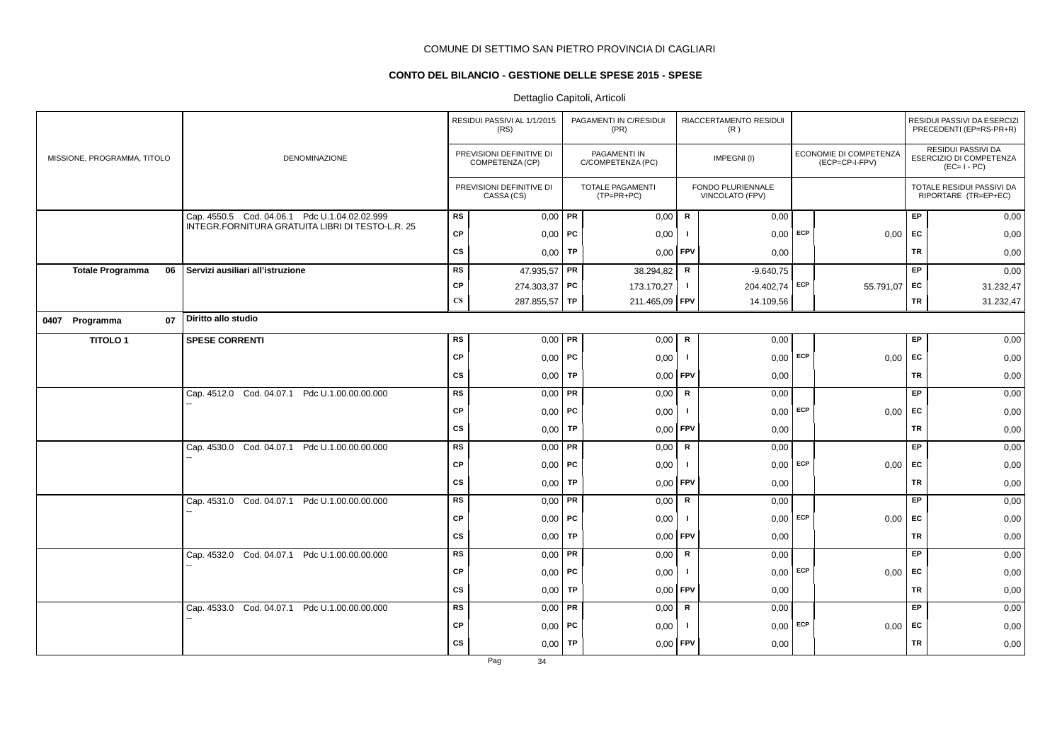COMUNE DI SETTIMO SAN PIETRO PROVINCIA DI CAGLIARI

## CONTO DEL BILANCIO - GESTIONE DELLE SPESE 2015 - SPESE

Dettaglio Capitoli, Articoli

| MISSIONE, PROGRAMMA, TITOLO | DENOMINAZIONE | | RESIDUI PASSIVI AL 1/1/2015 (RS) / PREVISIONI DEFINITIVE DI COMPETENZA (CP) / PREVISIONI DEFINITIVE DI CASSA (CS) | | PAGAMENTI IN C/RESIDUI (PR) / PAGAMENTI IN C/COMPETENZA (PC) / TOTALE PAGAMENTI (TP=PR+PC) | | RIACCERTAMENTO RESIDUI (R) / IMPEGNI (I) / FONDO PLURIENNALE VINCOLATO (FPV) | | ECONOMIE DI COMPETENZA (ECP=CP-I-FPV) | | RESIDUI PASSIVI DA ESERCIZI PRECEDENTI (EP=RS-PR+R) / RESIDUI PASSIVI DA ESERCIZIO DI COMPETENZA (EC=I-PC) / TOTALE RESIDUI PASSIVI DA RIPORTARE (TR=EP+EC) |
|---|---|---|---|---|---|---|---|---|---|---|---|
| | Cap. 4550.5 Cod. 04.06.1 Pdc U.1.04.02.02.999 INTEGR.FORNITURA GRATUITA LIBRI DI TESTO-L.R. 25 | RS | 0,00 | PR | 0,00 | R | 0,00 | | | EP | 0,00 |
| | | CP | 0,00 | PC | 0,00 | I | 0,00 | ECP | 0,00 | EC | 0,00 |
| | | CS | 0,00 | TP | 0,00 | FPV | 0,00 | | | TR | 0,00 |
| **Totale Programma 06** | **Servizi ausiliari all'istruzione** | RS | 47.935,57 | PR | 38.294,82 | R | -9.640,75 | | | EP | 0,00 |
| | | CP | 274.303,37 | PC | 173.170,27 | I | 204.402,74 | ECP | 55.791,07 | EC | 31.232,47 |
| | | CS | 287.855,57 | TP | 211.465,09 | FPV | 14.109,56 | | | TR | 31.232,47 |
| **0407 Programma 07** | **Diritto allo studio** | | | | | | | | | | |
| **TITOLO 1** | **SPESE CORRENTI** | RS | 0,00 | PR | 0,00 | R | 0,00 | | | EP | 0,00 |
| | | CP | 0,00 | PC | 0,00 | I | 0,00 | ECP | 0,00 | EC | 0,00 |
| | | CS | 0,00 | TP | 0,00 | FPV | 0,00 | | | TR | 0,00 |
| | Cap. 4512.0 Cod. 04.07.1 Pdc U.1.00.00.00.000 -- | RS | 0,00 | PR | 0,00 | R | 0,00 | | | EP | 0,00 |
| | | CP | 0,00 | PC | 0,00 | I | 0,00 | ECP | 0,00 | EC | 0,00 |
| | | CS | 0,00 | TP | 0,00 | FPV | 0,00 | | | TR | 0,00 |
| | Cap. 4530.0 Cod. 04.07.1 Pdc U.1.00.00.00.000 -- | RS | 0,00 | PR | 0,00 | R | 0,00 | | | EP | 0,00 |
| | | CP | 0,00 | PC | 0,00 | I | 0,00 | ECP | 0,00 | EC | 0,00 |
| | | CS | 0,00 | TP | 0,00 | FPV | 0,00 | | | TR | 0,00 |
| | Cap. 4531.0 Cod. 04.07.1 Pdc U.1.00.00.00.000 -- | RS | 0,00 | PR | 0,00 | R | 0,00 | | | EP | 0,00 |
| | | CP | 0,00 | PC | 0,00 | I | 0,00 | ECP | 0,00 | EC | 0,00 |
| | | CS | 0,00 | TP | 0,00 | FPV | 0,00 | | | TR | 0,00 |
| | Cap. 4532.0 Cod. 04.07.1 Pdc U.1.00.00.00.000 -- | RS | 0,00 | PR | 0,00 | R | 0,00 | | | EP | 0,00 |
| | | CP | 0,00 | PC | 0,00 | I | 0,00 | ECP | 0,00 | EC | 0,00 |
| | | CS | 0,00 | TP | 0,00 | FPV | 0,00 | | | TR | 0,00 |
| | Cap. 4533.0 Cod. 04.07.1 Pdc U.1.00.00.00.000 -- | RS | 0,00 | PR | 0,00 | R | 0,00 | | | EP | 0,00 |
| | | CP | 0,00 | PC | 0,00 | I | 0,00 | ECP | 0,00 | EC | 0,00 |
| | | CS | 0,00 | TP | 0,00 | FPV | 0,00 | | | TR | 0,00 |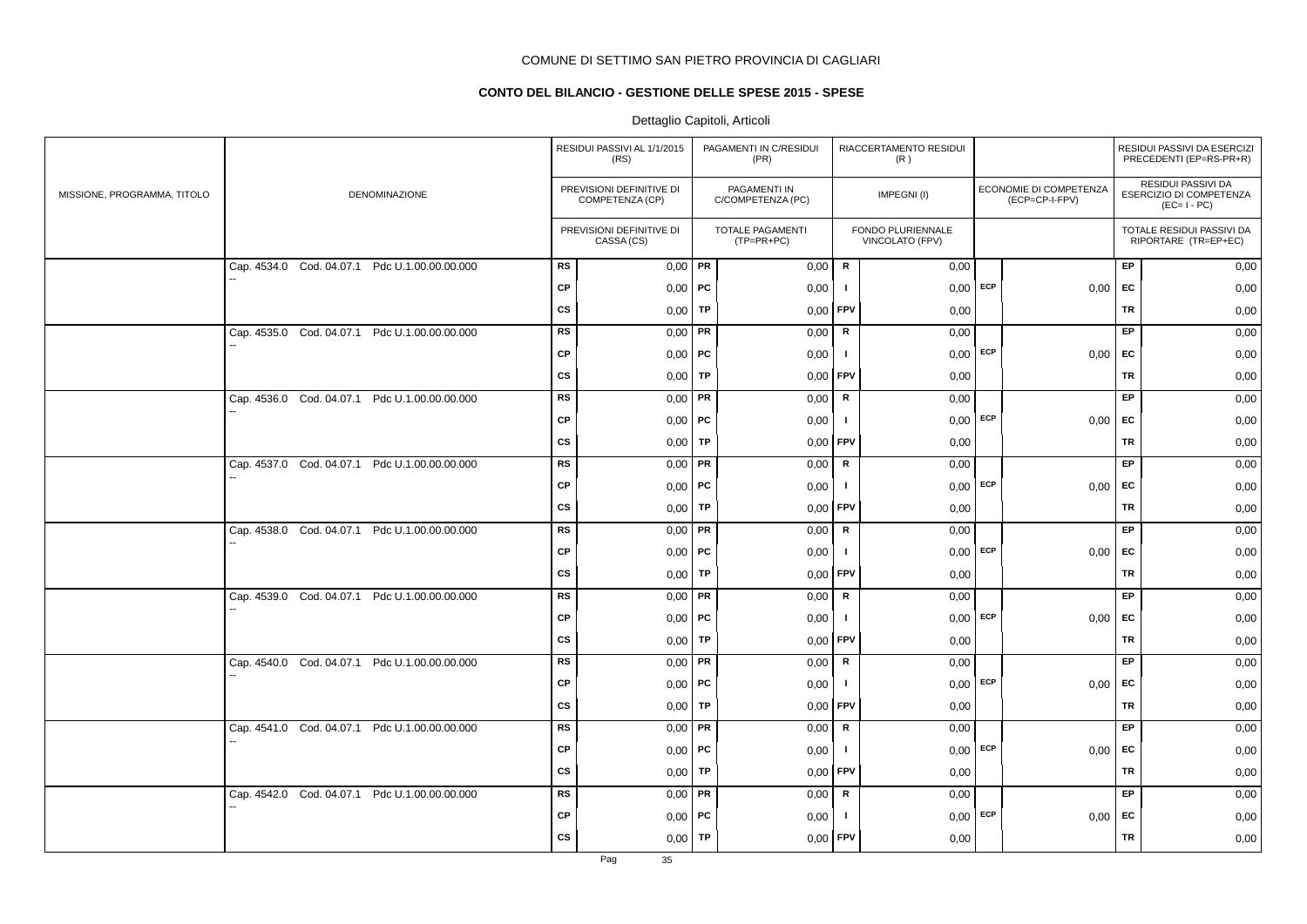COMUNE DI SETTIMO SAN PIETRO PROVINCIA DI CAGLIARI

**CONTO DEL BILANCIO - GESTIONE DELLE SPESE 2015 - SPESE**

Dettaglio Capitoli, Articoli

| MISSIONE, PROGRAMMA, TITOLO | DENOMINAZIONE | | RESIDUI PASSIVI AL 1/1/2015 (RS) / PREVISIONI DEFINITIVE DI COMPETENZA (CP) / PREVISIONI DEFINITIVE DI CASSA (CS) | | PAGAMENTI IN C/RESIDUI (PR) / PAGAMENTI IN C/COMPETENZA (PC) / TOTALE PAGAMENTI (TP=PR+PC) | | RIACCERTAMENTO RESIDUI (R) / IMPEGNI (I) / FONDO PLURIENNALE VINCOLATO (FPV) | | ECONOMIE DI COMPETENZA (ECP=CP-I-FPV) | | RESIDUI PASSIVI DA ESERCIZI PRECEDENTI (EP=RS-PR+R) / RESIDUI PASSIVI DA ESERCIZIO DI COMPETENZA (EC=I-PC) / TOTALE RESIDUI PASSIVI DA RIPORTARE (TR=EP+EC) |
|---|---|---|---|---|---|---|---|---|---|---|---|
| | Cap. 4534.0 Cod. 04.07.1 Pdc U.1.00.00.00.000 -- | RS | 0,00 | PR | 0,00 | R | 0,00 | | | EP | 0,00 |
| | | CP | 0,00 | PC | 0,00 | I | 0,00 | ECP | 0,00 | EC | 0,00 |
| | | CS | 0,00 | TP | 0,00 | FPV | 0,00 | | | TR | 0,00 |
| | Cap. 4535.0 Cod. 04.07.1 Pdc U.1.00.00.00.000 -- | RS | 0,00 | PR | 0,00 | R | 0,00 | | | EP | 0,00 |
| | | CP | 0,00 | PC | 0,00 | I | 0,00 | ECP | 0,00 | EC | 0,00 |
| | | CS | 0,00 | TP | 0,00 | FPV | 0,00 | | | TR | 0,00 |
| | Cap. 4536.0 Cod. 04.07.1 Pdc U.1.00.00.00.000 -- | RS | 0,00 | PR | 0,00 | R | 0,00 | | | EP | 0,00 |
| | | CP | 0,00 | PC | 0,00 | I | 0,00 | ECP | 0,00 | EC | 0,00 |
| | | CS | 0,00 | TP | 0,00 | FPV | 0,00 | | | TR | 0,00 |
| | Cap. 4537.0 Cod. 04.07.1 Pdc U.1.00.00.00.000 -- | RS | 0,00 | PR | 0,00 | R | 0,00 | | | EP | 0,00 |
| | | CP | 0,00 | PC | 0,00 | I | 0,00 | ECP | 0,00 | EC | 0,00 |
| | | CS | 0,00 | TP | 0,00 | FPV | 0,00 | | | TR | 0,00 |
| | Cap. 4538.0 Cod. 04.07.1 Pdc U.1.00.00.00.000 -- | RS | 0,00 | PR | 0,00 | R | 0,00 | | | EP | 0,00 |
| | | CP | 0,00 | PC | 0,00 | I | 0,00 | ECP | 0,00 | EC | 0,00 |
| | | CS | 0,00 | TP | 0,00 | FPV | 0,00 | | | TR | 0,00 |
| | Cap. 4539.0 Cod. 04.07.1 Pdc U.1.00.00.00.000 -- | RS | 0,00 | PR | 0,00 | R | 0,00 | | | EP | 0,00 |
| | | CP | 0,00 | PC | 0,00 | I | 0,00 | ECP | 0,00 | EC | 0,00 |
| | | CS | 0,00 | TP | 0,00 | FPV | 0,00 | | | TR | 0,00 |
| | Cap. 4540.0 Cod. 04.07.1 Pdc U.1.00.00.00.000 -- | RS | 0,00 | PR | 0,00 | R | 0,00 | | | EP | 0,00 |
| | | CP | 0,00 | PC | 0,00 | I | 0,00 | ECP | 0,00 | EC | 0,00 |
| | | CS | 0,00 | TP | 0,00 | FPV | 0,00 | | | TR | 0,00 |
| | Cap. 4541.0 Cod. 04.07.1 Pdc U.1.00.00.00.000 -- | RS | 0,00 | PR | 0,00 | R | 0,00 | | | EP | 0,00 |
| | | CP | 0,00 | PC | 0,00 | I | 0,00 | ECP | 0,00 | EC | 0,00 |
| | | CS | 0,00 | TP | 0,00 | FPV | 0,00 | | | TR | 0,00 |
| | Cap. 4542.0 Cod. 04.07.1 Pdc U.1.00.00.00.000 -- | RS | 0,00 | PR | 0,00 | R | 0,00 | | | EP | 0,00 |
| | | CP | 0,00 | PC | 0,00 | I | 0,00 | ECP | 0,00 | EC | 0,00 |
| | | CS | 0,00 | TP | 0,00 | FPV | 0,00 | | | TR | 0,00 |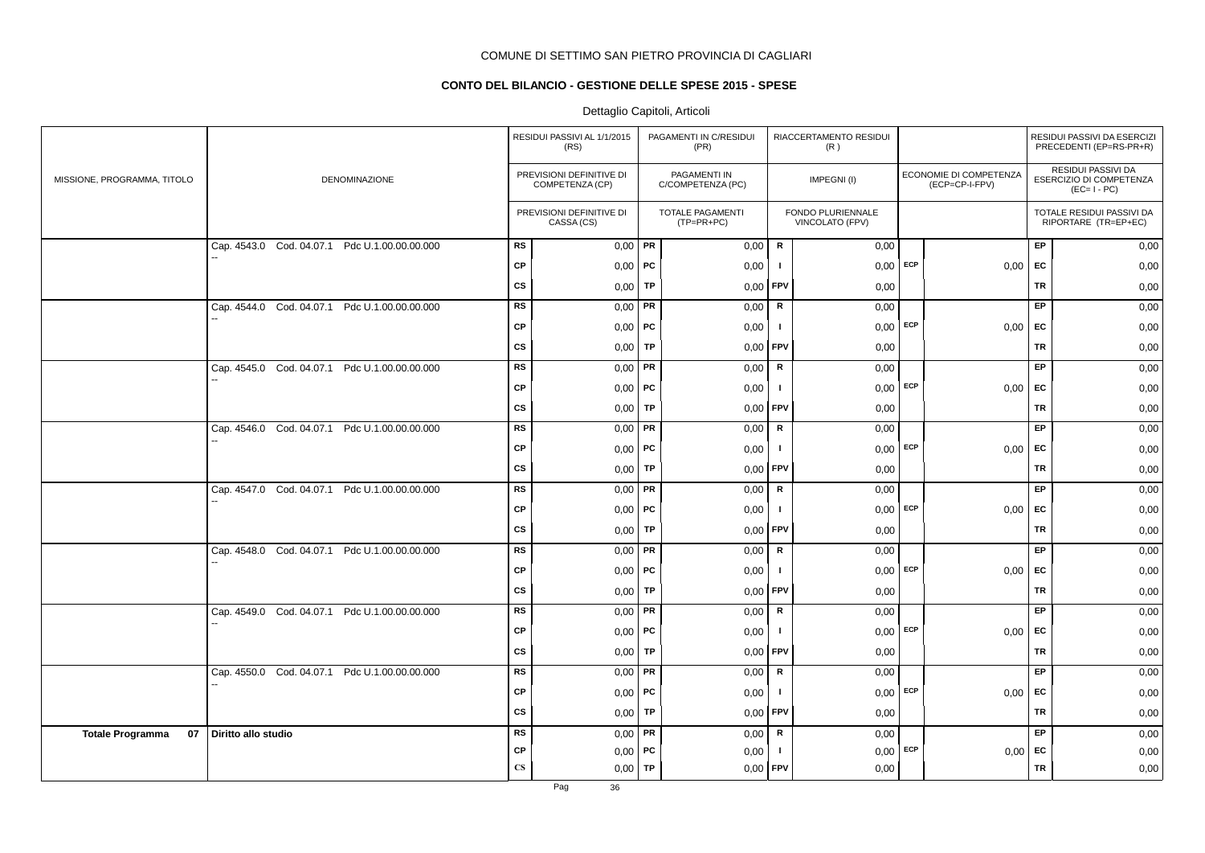COMUNE DI SETTIMO SAN PIETRO PROVINCIA DI CAGLIARI

**CONTO DEL BILANCIO - GESTIONE DELLE SPESE 2015 - SPESE**

Dettaglio Capitoli, Articoli

| MISSIONE, PROGRAMMA, TITOLO | DENOMINAZIONE | | RESIDUI PASSIVI AL 1/1/2015 (RS) / PREVISIONI DEFINITIVE DI COMPETENZA (CP) / PREVISIONI DEFINITIVE DI CASSA (CS) | | PAGAMENTI IN C/RESIDUI (PR) / PAGAMENTI IN C/COMPETENZA (PC) / TOTALE PAGAMENTI (TP=PR+PC) | | RIACCERTAMENTO RESIDUI (R) / IMPEGNI (I) / FONDO PLURIENNALE VINCOLATO (FPV) | | ECONOMIE DI COMPETENZA (ECP=CP-I-FPV) | | RESIDUI PASSIVI DA ESERCIZI PRECEDENTI (EP=RS-PR+R) / RESIDUI PASSIVI DA ESERCIZIO DI COMPETENZA (EC=I-PC) / TOTALE RESIDUI PASSIVI DA RIPORTARE (TR=EP+EC) |
|---|---|---|---|---|---|---|---|---|---|---|---|
| | Cap. 4543.0 Cod. 04.07.1 Pdc U.1.00.00.00.000 -- | RS | 0,00 | PR | 0,00 | R | 0,00 | | | EP | 0,00 |
| | | CP | 0,00 | PC | 0,00 | I | 0,00 | ECP | 0,00 | EC | 0,00 |
| | | CS | 0,00 | TP | 0,00 | FPV | 0,00 | | | TR | 0,00 |
| | Cap. 4544.0 Cod. 04.07.1 Pdc U.1.00.00.00.000 -- | RS | 0,00 | PR | 0,00 | R | 0,00 | | | EP | 0,00 |
| | | CP | 0,00 | PC | 0,00 | I | 0,00 | ECP | 0,00 | EC | 0,00 |
| | | CS | 0,00 | TP | 0,00 | FPV | 0,00 | | | TR | 0,00 |
| | Cap. 4545.0 Cod. 04.07.1 Pdc U.1.00.00.00.000 -- | RS | 0,00 | PR | 0,00 | R | 0,00 | | | EP | 0,00 |
| | | CP | 0,00 | PC | 0,00 | I | 0,00 | ECP | 0,00 | EC | 0,00 |
| | | CS | 0,00 | TP | 0,00 | FPV | 0,00 | | | TR | 0,00 |
| | Cap. 4546.0 Cod. 04.07.1 Pdc U.1.00.00.00.000 -- | RS | 0,00 | PR | 0,00 | R | 0,00 | | | EP | 0,00 |
| | | CP | 0,00 | PC | 0,00 | I | 0,00 | ECP | 0,00 | EC | 0,00 |
| | | CS | 0,00 | TP | 0,00 | FPV | 0,00 | | | TR | 0,00 |
| | Cap. 4547.0 Cod. 04.07.1 Pdc U.1.00.00.00.000 -- | RS | 0,00 | PR | 0,00 | R | 0,00 | | | EP | 0,00 |
| | | CP | 0,00 | PC | 0,00 | I | 0,00 | ECP | 0,00 | EC | 0,00 |
| | | CS | 0,00 | TP | 0,00 | FPV | 0,00 | | | TR | 0,00 |
| | Cap. 4548.0 Cod. 04.07.1 Pdc U.1.00.00.00.000 -- | RS | 0,00 | PR | 0,00 | R | 0,00 | | | EP | 0,00 |
| | | CP | 0,00 | PC | 0,00 | I | 0,00 | ECP | 0,00 | EC | 0,00 |
| | | CS | 0,00 | TP | 0,00 | FPV | 0,00 | | | TR | 0,00 |
| | Cap. 4549.0 Cod. 04.07.1 Pdc U.1.00.00.00.000 -- | RS | 0,00 | PR | 0,00 | R | 0,00 | | | EP | 0,00 |
| | | CP | 0,00 | PC | 0,00 | I | 0,00 | ECP | 0,00 | EC | 0,00 |
| | | CS | 0,00 | TP | 0,00 | FPV | 0,00 | | | TR | 0,00 |
| | Cap. 4550.0 Cod. 04.07.1 Pdc U.1.00.00.00.000 -- | RS | 0,00 | PR | 0,00 | R | 0,00 | | | EP | 0,00 |
| | | CP | 0,00 | PC | 0,00 | I | 0,00 | ECP | 0,00 | EC | 0,00 |
| | | CS | 0,00 | TP | 0,00 | FPV | 0,00 | | | TR | 0,00 |
| **Totale Programma 07** | **Diritto allo studio** | RS | 0,00 | PR | 0,00 | R | 0,00 | | | EP | 0,00 |
| | | CP | 0,00 | PC | 0,00 | I | 0,00 | ECP | 0,00 | EC | 0,00 |
| | | CS | 0,00 | TP | 0,00 | FPV | 0,00 | | | TR | 0,00 |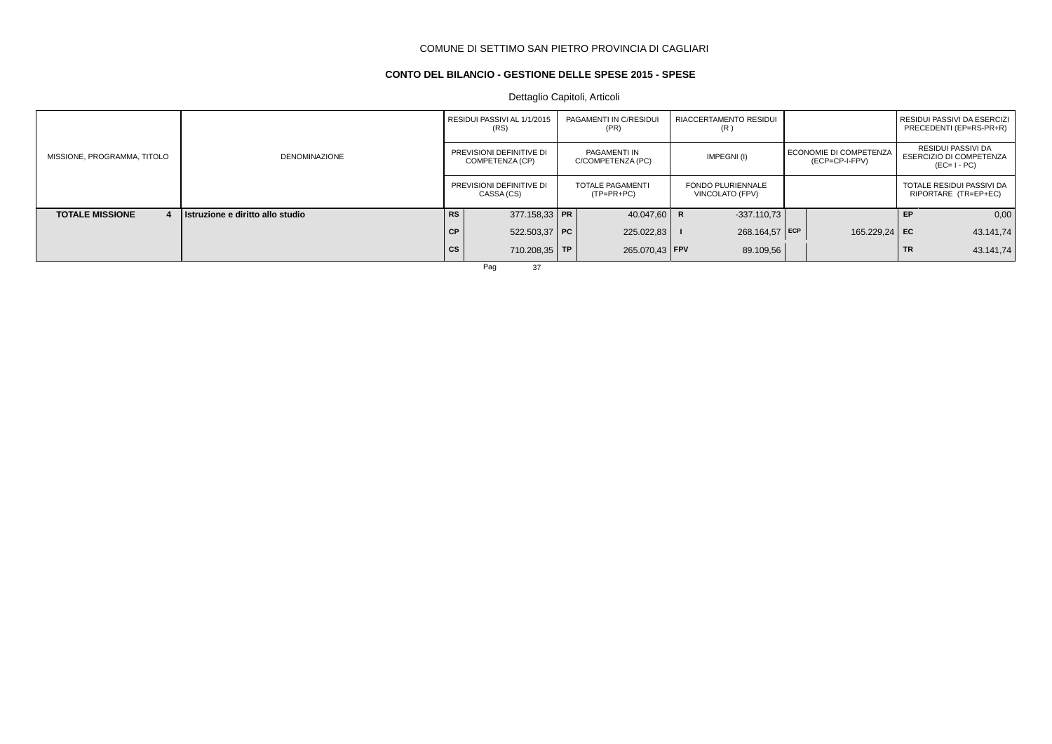COMUNE DI SETTIMO SAN PIETRO PROVINCIA DI CAGLIARI

**CONTO DEL BILANCIO - GESTIONE DELLE SPESE 2015 - SPESE**

Dettaglio Capitoli, Articoli

| MISSIONE, PROGRAMMA, TITOLO | DENOMINAZIONE | | RESIDUI PASSIVI AL 1/1/2015 (RS) / PREVISIONI DEFINITIVE DI COMPETENZA (CP) / PREVISIONI DEFINITIVE DI CASSA (CS) | | PAGAMENTI IN C/RESIDUI (PR) / PAGAMENTI IN C/COMPETENZA (PC) / TOTALE PAGAMENTI (TP=PR+PC) | | RIACCERTAMENTO RESIDUI (R) / IMPEGNI (I) / FONDO PLURIENNALE VINCOLATO (FPV) | | ECONOMIE DI COMPETENZA (ECP=CP-I-FPV) | | RESIDUI PASSIVI DA ESERCIZI PRECEDENTI (EP=RS-PR+R) / RESIDUI PASSIVI DA ESERCIZIO DI COMPETENZA (EC= I - PC) / TOTALE RESIDUI PASSIVI DA RIPORTARE (TR=EP+EC) |
|---|---|---|---|---|---|---|---|---|---|---|---|
| **TOTALE MISSIONE 4** | **Istruzione e diritto allo studio** | **RS** | 377.158,33 | **PR** | 40.047,60 | **R** | -337.110,73 | | | **EP** | 0,00 |
| | | **CP** | 522.503,37 | **PC** | 225.022,83 | **I** | 268.164,57 | **ECP** | 165.229,24 | **EC** | 43.141,74 |
| | | **CS** | 710.208,35 | **TP** | 265.070,43 | **FPV** | 89.109,56 | | | **TR** | 43.141,74 |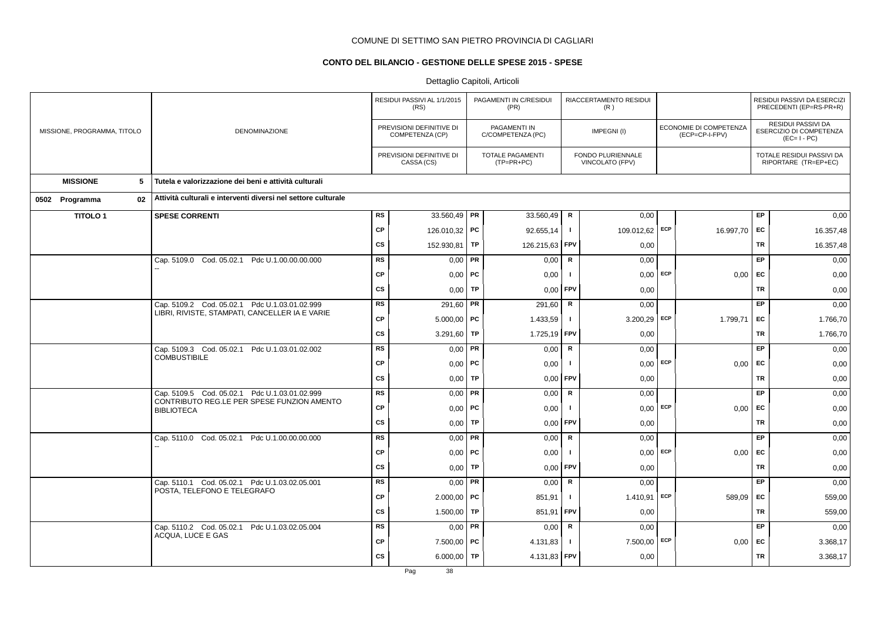COMUNE DI SETTIMO SAN PIETRO PROVINCIA DI CAGLIARI

**CONTO DEL BILANCIO - GESTIONE DELLE SPESE 2015 - SPESE**

Dettaglio Capitoli, Articoli

| MISSIONE, PROGRAMMA, TITOLO | DENOMINAZIONE | | RESIDUI PASSIVI AL 1/1/2015 (RS) / PREVISIONI DEFINITIVE DI COMPETENZA (CP) / PREVISIONI DEFINITIVE DI CASSA (CS) | | PAGAMENTI IN C/RESIDUI (PR) / PAGAMENTI IN C/COMPETENZA (PC) / TOTALE PAGAMENTI (TP=PR+PC) | | RIACCERTAMENTO RESIDUI (R) / IMPEGNI (I) / FONDO PLURIENNALE VINCOLATO (FPV) | | ECONOMIE DI COMPETENZA (ECP=CP-I-FPV) | | RESIDUI PASSIVI DA ESERCIZI PRECEDENTI (EP=RS-PR+R) / RESIDUI PASSIVI DA ESERCIZIO DI COMPETENZA (EC=I-PC) / TOTALE RESIDUI PASSIVI DA RIPORTARE (TR=EP+EC) |
|---|---|---|---|---|---|---|---|---|---|---|---|
| **MISSIONE 5** | **Tutela e valorizzazione dei beni e attività culturali** | | | | | | | | | | |
| **0502 Programma 02** | **Attività culturali e interventi diversi nel settore culturale** | | | | | | | | | | |
| **TITOLO 1** | **SPESE CORRENTI** | RS | 33.560,49 | PR | 33.560,49 | R | 0,00 | | | EP | 0,00 |
| | | CP | 126.010,32 | PC | 92.655,14 | I | 109.012,62 | ECP | 16.997,70 | EC | 16.357,48 |
| | | CS | 152.930,81 | TP | 126.215,63 | FPV | 0,00 | | | TR | 16.357,48 |
| | Cap. 5109.0 Cod. 05.02.1 Pdc U.1.00.00.00.000 -- | RS | 0,00 | PR | 0,00 | R | 0,00 | | | EP | 0,00 |
| | | CP | 0,00 | PC | 0,00 | I | 0,00 | ECP | 0,00 | EC | 0,00 |
| | | CS | 0,00 | TP | 0,00 | FPV | 0,00 | | | TR | 0,00 |
| | Cap. 5109.2 Cod. 05.02.1 Pdc U.1.03.01.02.999 LIBRI, RIVISTE, STAMPATI, CANCELLER IA E VARIE | RS | 291,60 | PR | 291,60 | R | 0,00 | | | EP | 0,00 |
| | | CP | 5.000,00 | PC | 1.433,59 | I | 3.200,29 | ECP | 1.799,71 | EC | 1.766,70 |
| | | CS | 3.291,60 | TP | 1.725,19 | FPV | 0,00 | | | TR | 1.766,70 |
| | Cap. 5109.3 Cod. 05.02.1 Pdc U.1.03.01.02.002 COMBUSTIBILE | RS | 0,00 | PR | 0,00 | R | 0,00 | | | EP | 0,00 |
| | | CP | 0,00 | PC | 0,00 | I | 0,00 | ECP | 0,00 | EC | 0,00 |
| | | CS | 0,00 | TP | 0,00 | FPV | 0,00 | | | TR | 0,00 |
| | Cap. 5109.5 Cod. 05.02.1 Pdc U.1.03.01.02.999 CONTRIBUTO REG.LE PER SPESE FUNZION AMENTO BIBLIOTECA | RS | 0,00 | PR | 0,00 | R | 0,00 | | | EP | 0,00 |
| | | CP | 0,00 | PC | 0,00 | I | 0,00 | ECP | 0,00 | EC | 0,00 |
| | | CS | 0,00 | TP | 0,00 | FPV | 0,00 | | | TR | 0,00 |
| | Cap. 5110.0 Cod. 05.02.1 Pdc U.1.00.00.00.000 -- | RS | 0,00 | PR | 0,00 | R | 0,00 | | | EP | 0,00 |
| | | CP | 0,00 | PC | 0,00 | I | 0,00 | ECP | 0,00 | EC | 0,00 |
| | | CS | 0,00 | TP | 0,00 | FPV | 0,00 | | | TR | 0,00 |
| | Cap. 5110.1 Cod. 05.02.1 Pdc U.1.03.02.05.001 POSTA, TELEFONO E TELEGRAFO | RS | 0,00 | PR | 0,00 | R | 0,00 | | | EP | 0,00 |
| | | CP | 2.000,00 | PC | 851,91 | I | 1.410,91 | ECP | 589,09 | EC | 559,00 |
| | | CS | 1.500,00 | TP | 851,91 | FPV | 0,00 | | | TR | 559,00 |
| | Cap. 5110.2 Cod. 05.02.1 Pdc U.1.03.02.05.004 ACQUA, LUCE E GAS | RS | 0,00 | PR | 0,00 | R | 0,00 | | | EP | 0,00 |
| | | CP | 7.500,00 | PC | 4.131,83 | I | 7.500,00 | ECP | 0,00 | EC | 3.368,17 |
| | | CS | 6.000,00 | TP | 4.131,83 | FPV | 0,00 | | | TR | 3.368,17 |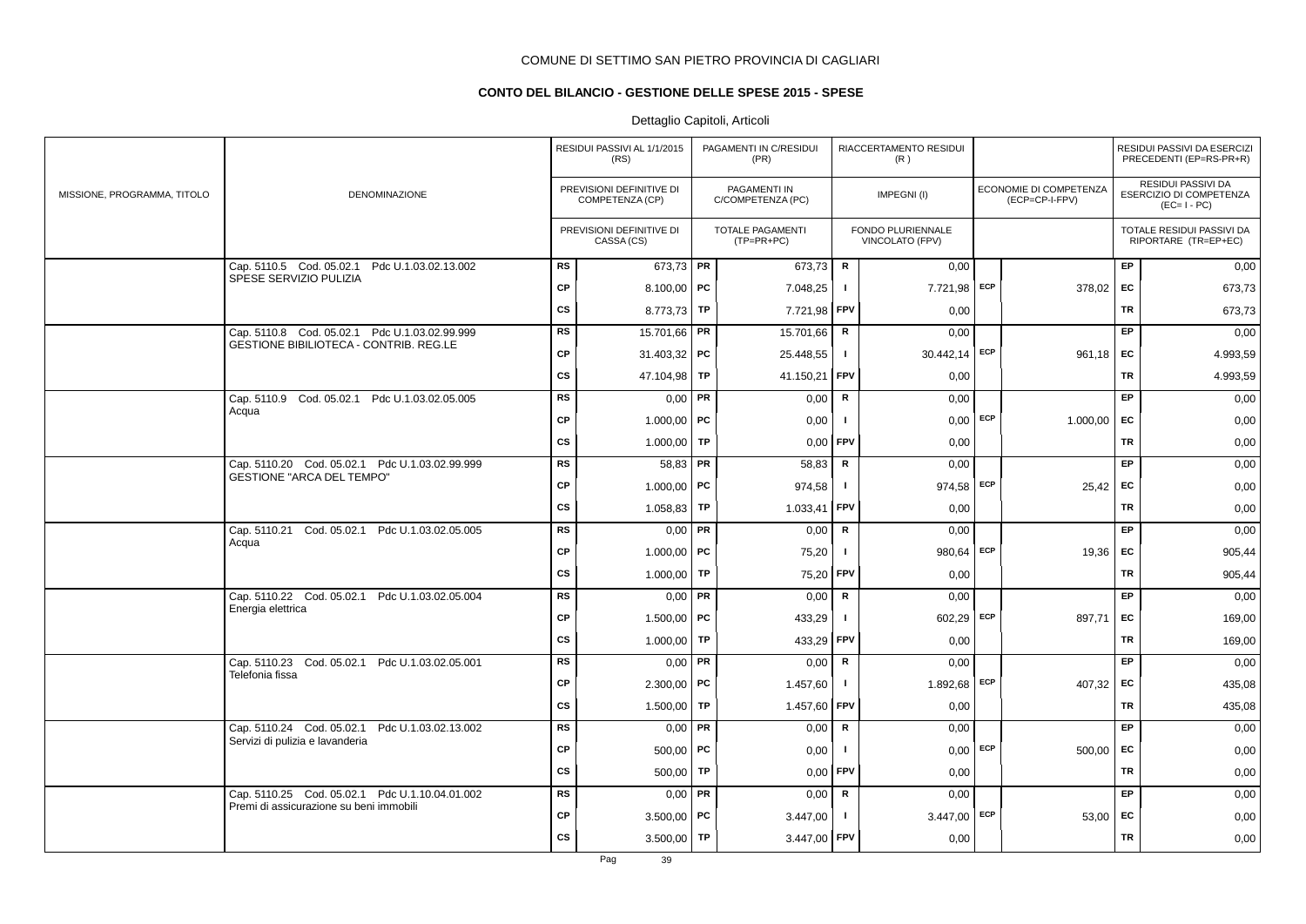COMUNE DI SETTIMO SAN PIETRO PROVINCIA DI CAGLIARI

## CONTO DEL BILANCIO - GESTIONE DELLE SPESE 2015 - SPESE

Dettaglio Capitoli, Articoli

| MISSIONE, PROGRAMMA, TITOLO | DENOMINAZIONE | | RESIDUI PASSIVI AL 1/1/2015 (RS) / PREVISIONI DEFINITIVE DI COMPETENZA (CP) / PREVISIONI DEFINITIVE DI CASSA (CS) | | PAGAMENTI IN C/RESIDUI (PR) / PAGAMENTI IN C/COMPETENZA (PC) / TOTALE PAGAMENTI (TP=PR+PC) | | RIACCERTAMENTO RESIDUI (R) / IMPEGNI (I) / FONDO PLURIENNALE VINCOLATO (FPV) | | ECONOMIE DI COMPETENZA (ECP=CP-I-FPV) | | RESIDUI PASSIVI DA ESERCIZI PRECEDENTI (EP=RS-PR+R) / RESIDUI PASSIVI DA ESERCIZIO DI COMPETENZA (EC= I - PC) / TOTALE RESIDUI PASSIVI DA RIPORTARE (TR=EP+EC) |
|---|---|---|---|---|---|---|---|---|---|---|---|
| | Cap. 5110.5 Cod. 05.02.1 Pdc U.1.03.02.13.002 SPESE SERVIZIO PULIZIA | RS | 673,73 | PR | 673,73 | R | 0,00 | | | EP | 0,00 |
| | | CP | 8.100,00 | PC | 7.048,25 | I | 7.721,98 | ECP | 378,02 | EC | 673,73 |
| | | CS | 8.773,73 | TP | 7.721,98 | FPV | 0,00 | | | TR | 673,73 |
| | Cap. 5110.8 Cod. 05.02.1 Pdc U.1.03.02.99.999 GESTIONE BIBILIOTECA - CONTRIB. REG.LE | RS | 15.701,66 | PR | 15.701,66 | R | 0,00 | | | EP | 0,00 |
| | | CP | 31.403,32 | PC | 25.448,55 | I | 30.442,14 | ECP | 961,18 | EC | 4.993,59 |
| | | CS | 47.104,98 | TP | 41.150,21 | FPV | 0,00 | | | TR | 4.993,59 |
| | Cap. 5110.9 Cod. 05.02.1 Pdc U.1.03.02.05.005 Acqua | RS | 0,00 | PR | 0,00 | R | 0,00 | | | EP | 0,00 |
| | | CP | 1.000,00 | PC | 0,00 | I | 0,00 | ECP | 1.000,00 | EC | 0,00 |
| | | CS | 1.000,00 | TP | 0,00 | FPV | 0,00 | | | TR | 0,00 |
| | Cap. 5110.20 Cod. 05.02.1 Pdc U.1.03.02.99.999 GESTIONE "ARCA DEL TEMPO" | RS | 58,83 | PR | 58,83 | R | 0,00 | | | EP | 0,00 |
| | | CP | 1.000,00 | PC | 974,58 | I | 974,58 | ECP | 25,42 | EC | 0,00 |
| | | CS | 1.058,83 | TP | 1.033,41 | FPV | 0,00 | | | TR | 0,00 |
| | Cap. 5110.21 Cod. 05.02.1 Pdc U.1.03.02.05.005 Acqua | RS | 0,00 | PR | 0,00 | R | 0,00 | | | EP | 0,00 |
| | | CP | 1.000,00 | PC | 75,20 | I | 980,64 | ECP | 19,36 | EC | 905,44 |
| | | CS | 1.000,00 | TP | 75,20 | FPV | 0,00 | | | TR | 905,44 |
| | Cap. 5110.22 Cod. 05.02.1 Pdc U.1.03.02.05.004 Energia elettrica | RS | 0,00 | PR | 0,00 | R | 0,00 | | | EP | 0,00 |
| | | CP | 1.500,00 | PC | 433,29 | I | 602,29 | ECP | 897,71 | EC | 169,00 |
| | | CS | 1.000,00 | TP | 433,29 | FPV | 0,00 | | | TR | 169,00 |
| | Cap. 5110.23 Cod. 05.02.1 Pdc U.1.03.02.05.001 Telefonia fissa | RS | 0,00 | PR | 0,00 | R | 0,00 | | | EP | 0,00 |
| | | CP | 2.300,00 | PC | 1.457,60 | I | 1.892,68 | ECP | 407,32 | EC | 435,08 |
| | | CS | 1.500,00 | TP | 1.457,60 | FPV | 0,00 | | | TR | 435,08 |
| | Cap. 5110.24 Cod. 05.02.1 Pdc U.1.03.02.13.002 Servizi di pulizia e lavanderia | RS | 0,00 | PR | 0,00 | R | 0,00 | | | EP | 0,00 |
| | | CP | 500,00 | PC | 0,00 | I | 0,00 | ECP | 500,00 | EC | 0,00 |
| | | CS | 500,00 | TP | 0,00 | FPV | 0,00 | | | TR | 0,00 |
| | Cap. 5110.25 Cod. 05.02.1 Pdc U.1.10.04.01.002 Premi di assicurazione su beni immobili | RS | 0,00 | PR | 0,00 | R | 0,00 | | | EP | 0,00 |
| | | CP | 3.500,00 | PC | 3.447,00 | I | 3.447,00 | ECP | 53,00 | EC | 0,00 |
| | | CS | 3.500,00 | TP | 3.447,00 | FPV | 0,00 | | | TR | 0,00 |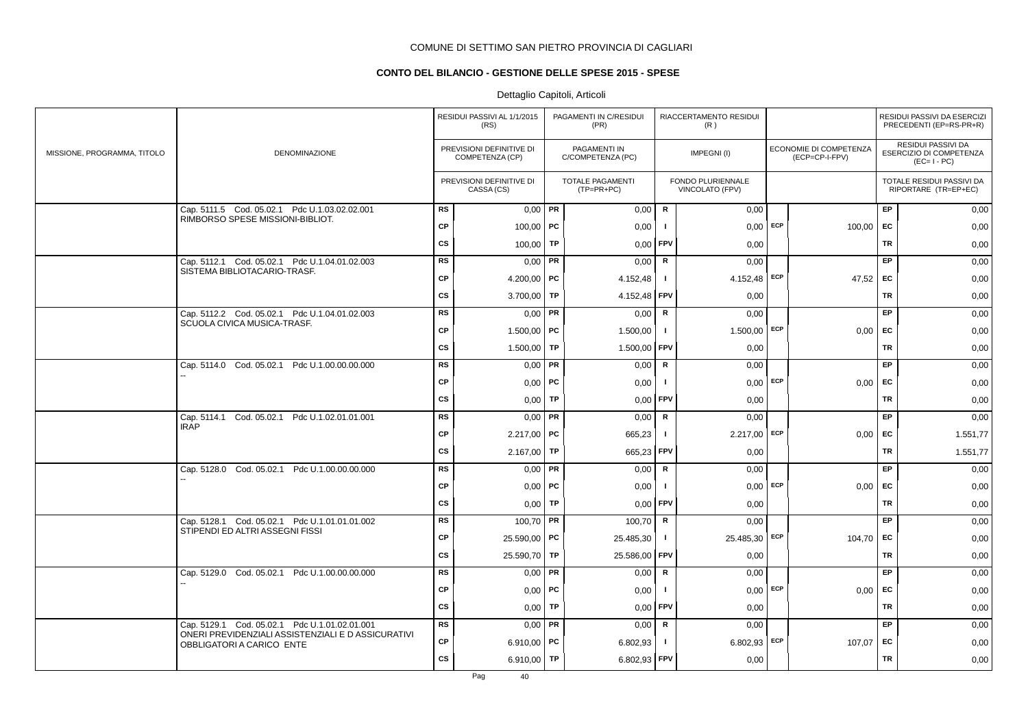COMUNE DI SETTIMO SAN PIETRO PROVINCIA DI CAGLIARI

## CONTO DEL BILANCIO - GESTIONE DELLE SPESE 2015 - SPESE

Dettaglio Capitoli, Articoli

| MISSIONE, PROGRAMMA, TITOLO | DENOMINAZIONE | | RESIDUI PASSIVI AL 1/1/2015 (RS) / PREVISIONI DEFINITIVE DI COMPETENZA (CP) / PREVISIONI DEFINITIVE DI CASSA (CS) | | PAGAMENTI IN C/RESIDUI (PR) / PAGAMENTI IN C/COMPETENZA (PC) / TOTALE PAGAMENTI (TP=PR+PC) | | RIACCERTAMENTO RESIDUI (R) / IMPEGNI (I) / FONDO PLURIENNALE VINCOLATO (FPV) | | ECONOMIE DI COMPETENZA (ECP=CP-I-FPV) | | RESIDUI PASSIVI DA ESERCIZI PRECEDENTI (EP=RS-PR+R) / RESIDUI PASSIVI DA ESERCIZIO DI COMPETENZA (EC=I-PC) / TOTALE RESIDUI PASSIVI DA RIPORTARE (TR=EP+EC) |
|---|---|---|---|---|---|---|---|---|---|---|---|
| | Cap. 5111.5 Cod. 05.02.1 Pdc U.1.03.02.02.001 RIMBORSO SPESE MISSIONI-BIBLIOT. | RS | 0,00 | PR | 0,00 | R | 0,00 | | | EP | 0,00 |
| | | CP | 100,00 | PC | 0,00 | I | 0,00 | ECP | 100,00 | EC | 0,00 |
| | | CS | 100,00 | TP | 0,00 | FPV | 0,00 | | | TR | 0,00 |
| | Cap. 5112.1 Cod. 05.02.1 Pdc U.1.04.01.02.003 SISTEMA BIBLIOTACARIO-TRASF. | RS | 0,00 | PR | 0,00 | R | 0,00 | | | EP | 0,00 |
| | | CP | 4.200,00 | PC | 4.152,48 | I | 4.152,48 | ECP | 47,52 | EC | 0,00 |
| | | CS | 3.700,00 | TP | 4.152,48 | FPV | 0,00 | | | TR | 0,00 |
| | Cap. 5112.2 Cod. 05.02.1 Pdc U.1.04.01.02.003 SCUOLA CIVICA MUSICA-TRASF. | RS | 0,00 | PR | 0,00 | R | 0,00 | | | EP | 0,00 |
| | | CP | 1.500,00 | PC | 1.500,00 | I | 1.500,00 | ECP | 0,00 | EC | 0,00 |
| | | CS | 1.500,00 | TP | 1.500,00 | FPV | 0,00 | | | TR | 0,00 |
| | Cap. 5114.0 Cod. 05.02.1 Pdc U.1.00.00.00.000 -- | RS | 0,00 | PR | 0,00 | R | 0,00 | | | EP | 0,00 |
| | | CP | 0,00 | PC | 0,00 | I | 0,00 | ECP | 0,00 | EC | 0,00 |
| | | CS | 0,00 | TP | 0,00 | FPV | 0,00 | | | TR | 0,00 |
| | Cap. 5114.1 Cod. 05.02.1 Pdc U.1.02.01.01.001 IRAP | RS | 0,00 | PR | 0,00 | R | 0,00 | | | EP | 0,00 |
| | | CP | 2.217,00 | PC | 665,23 | I | 2.217,00 | ECP | 0,00 | EC | 1.551,77 |
| | | CS | 2.167,00 | TP | 665,23 | FPV | 0,00 | | | TR | 1.551,77 |
| | Cap. 5128.0 Cod. 05.02.1 Pdc U.1.00.00.00.000 -- | RS | 0,00 | PR | 0,00 | R | 0,00 | | | EP | 0,00 |
| | | CP | 0,00 | PC | 0,00 | I | 0,00 | ECP | 0,00 | EC | 0,00 |
| | | CS | 0,00 | TP | 0,00 | FPV | 0,00 | | | TR | 0,00 |
| | Cap. 5128.1 Cod. 05.02.1 Pdc U.1.01.01.01.002 STIPENDI ED ALTRI ASSEGNI FISSI | RS | 100,70 | PR | 100,70 | R | 0,00 | | | EP | 0,00 |
| | | CP | 25.590,00 | PC | 25.485,30 | I | 25.485,30 | ECP | 104,70 | EC | 0,00 |
| | | CS | 25.590,70 | TP | 25.586,00 | FPV | 0,00 | | | TR | 0,00 |
| | Cap. 5129.0 Cod. 05.02.1 Pdc U.1.00.00.00.000 -- | RS | 0,00 | PR | 0,00 | R | 0,00 | | | EP | 0,00 |
| | | CP | 0,00 | PC | 0,00 | I | 0,00 | ECP | 0,00 | EC | 0,00 |
| | | CS | 0,00 | TP | 0,00 | FPV | 0,00 | | | TR | 0,00 |
| | Cap. 5129.1 Cod. 05.02.1 Pdc U.1.01.02.01.001 ONERI PREVIDENZIALI ASSISTENZIALI E D ASSICURATIVI OBBLIGATORI A CARICO ENTE | RS | 0,00 | PR | 0,00 | R | 0,00 | | | EP | 0,00 |
| | | CP | 6.910,00 | PC | 6.802,93 | I | 6.802,93 | ECP | 107,07 | EC | 0,00 |
| | | CS | 6.910,00 | TP | 6.802,93 | FPV | 0,00 | | | TR | 0,00 |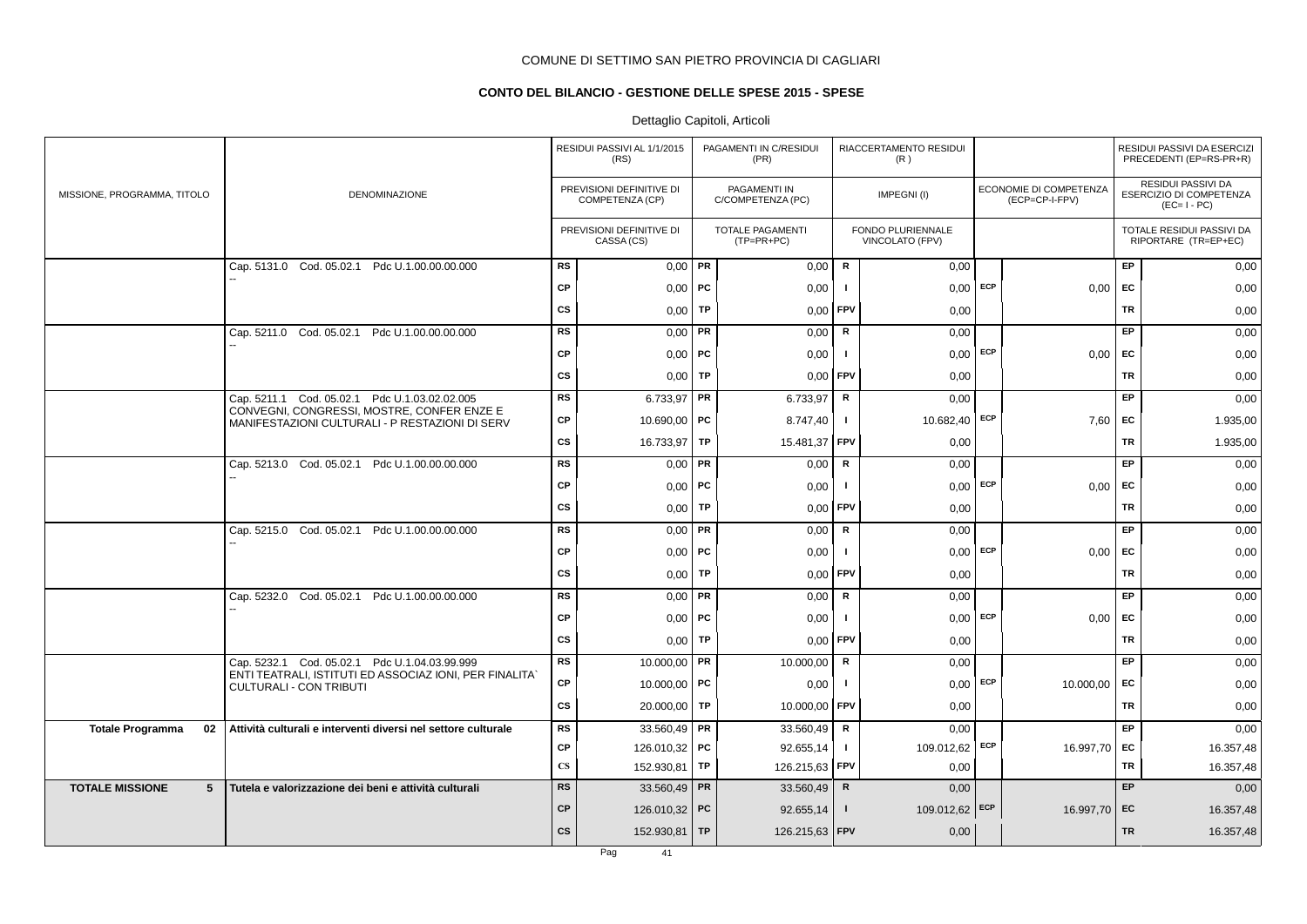COMUNE DI SETTIMO SAN PIETRO PROVINCIA DI CAGLIARI

## CONTO DEL BILANCIO - GESTIONE DELLE SPESE 2015 - SPESE

Dettaglio Capitoli, Articoli

| MISSIONE, PROGRAMMA, TITOLO | DENOMINAZIONE | | RESIDUI PASSIVI AL 1/1/2015 (RS) / PREVISIONI DEFINITIVE DI COMPETENZA (CP) / PREVISIONI DEFINITIVE DI CASSA (CS) | | PAGAMENTI IN C/RESIDUI (PR) / PAGAMENTI IN C/COMPETENZA (PC) / TOTALE PAGAMENTI (TP=PR+PC) | | RIACCERTAMENTO RESIDUI (R) / IMPEGNI (I) / FONDO PLURIENNALE VINCOLATO (FPV) | | ECONOMIE DI COMPETENZA (ECP=CP-I-FPV) | | RESIDUI PASSIVI DA ESERCIZI PRECEDENTI (EP=RS-PR+R) / RESIDUI PASSIVI DA ESERCIZIO DI COMPETENZA (EC= I - PC) / TOTALE RESIDUI PASSIVI DA RIPORTARE (TR=EP+EC) |
|---|---|---|---|---|---|---|---|---|---|---|---|
| | Cap. 5131.0 Cod. 05.02.1 Pdc U.1.00.00.00.000 | RS | 0,00 | PR | 0,00 | R | 0,00 | | | EP | 0,00 |
| | -- | CP | 0,00 | PC | 0,00 | I | 0,00 | ECP | 0,00 | EC | 0,00 |
| | | CS | 0,00 | TP | 0,00 | FPV | 0,00 | | | TR | 0,00 |
| | Cap. 5211.0 Cod. 05.02.1 Pdc U.1.00.00.00.000 | RS | 0,00 | PR | 0,00 | R | 0,00 | | | EP | 0,00 |
| | -- | CP | 0,00 | PC | 0,00 | I | 0,00 | ECP | 0,00 | EC | 0,00 |
| | | CS | 0,00 | TP | 0,00 | FPV | 0,00 | | | TR | 0,00 |
| | Cap. 5211.1 Cod. 05.02.1 Pdc U.1.03.02.02.005 | RS | 6.733,97 | PR | 6.733,97 | R | 0,00 | | | EP | 0,00 |
| | CONVEGNI, CONGRESSI, MOSTRE, CONFER ENZE E MANIFESTAZIONI CULTURALI - P RESTAZIONI DI SERV | CP | 10.690,00 | PC | 8.747,40 | I | 10.682,40 | ECP | 7,60 | EC | 1.935,00 |
| | | CS | 16.733,97 | TP | 15.481,37 | FPV | 0,00 | | | TR | 1.935,00 |
| | Cap. 5213.0 Cod. 05.02.1 Pdc U.1.00.00.00.000 | RS | 0,00 | PR | 0,00 | R | 0,00 | | | EP | 0,00 |
| | -- | CP | 0,00 | PC | 0,00 | I | 0,00 | ECP | 0,00 | EC | 0,00 |
| | | CS | 0,00 | TP | 0,00 | FPV | 0,00 | | | TR | 0,00 |
| | Cap. 5215.0 Cod. 05.02.1 Pdc U.1.00.00.00.000 | RS | 0,00 | PR | 0,00 | R | 0,00 | | | EP | 0,00 |
| | -- | CP | 0,00 | PC | 0,00 | I | 0,00 | ECP | 0,00 | EC | 0,00 |
| | | CS | 0,00 | TP | 0,00 | FPV | 0,00 | | | TR | 0,00 |
| | Cap. 5232.0 Cod. 05.02.1 Pdc U.1.00.00.00.000 | RS | 0,00 | PR | 0,00 | R | 0,00 | | | EP | 0,00 |
| | -- | CP | 0,00 | PC | 0,00 | I | 0,00 | ECP | 0,00 | EC | 0,00 |
| | | CS | 0,00 | TP | 0,00 | FPV | 0,00 | | | TR | 0,00 |
| | Cap. 5232.1 Cod. 05.02.1 Pdc U.1.04.03.99.999 | RS | 10.000,00 | PR | 10.000,00 | R | 0,00 | | | EP | 0,00 |
| | ENTI TEATRALI, ISTITUTI ED ASSOCIAZ IONI, PER FINALITA` CULTURALI - CON TRIBUTI | CP | 10.000,00 | PC | 0,00 | I | 0,00 | ECP | 10.000,00 | EC | 0,00 |
| | | CS | 20.000,00 | TP | 10.000,00 | FPV | 0,00 | | | TR | 0,00 |
| **Totale Programma 02** | **Attività culturali e interventi diversi nel settore culturale** | RS | 33.560,49 | PR | 33.560,49 | R | 0,00 | | | EP | 0,00 |
| | | CP | 126.010,32 | PC | 92.655,14 | I | 109.012,62 | ECP | 16.997,70 | EC | 16.357,48 |
| | | CS | 152.930,81 | TP | 126.215,63 | FPV | 0,00 | | | TR | 16.357,48 |
| **TOTALE MISSIONE 5** | **Tutela e valorizzazione dei beni e attività culturali** | RS | 33.560,49 | PR | 33.560,49 | R | 0,00 | | | EP | 0,00 |
| | | CP | 126.010,32 | PC | 92.655,14 | I | 109.012,62 | ECP | 16.997,70 | EC | 16.357,48 |
| | | CS | 152.930,81 | TP | 126.215,63 | FPV | 0,00 | | | TR | 16.357,48 |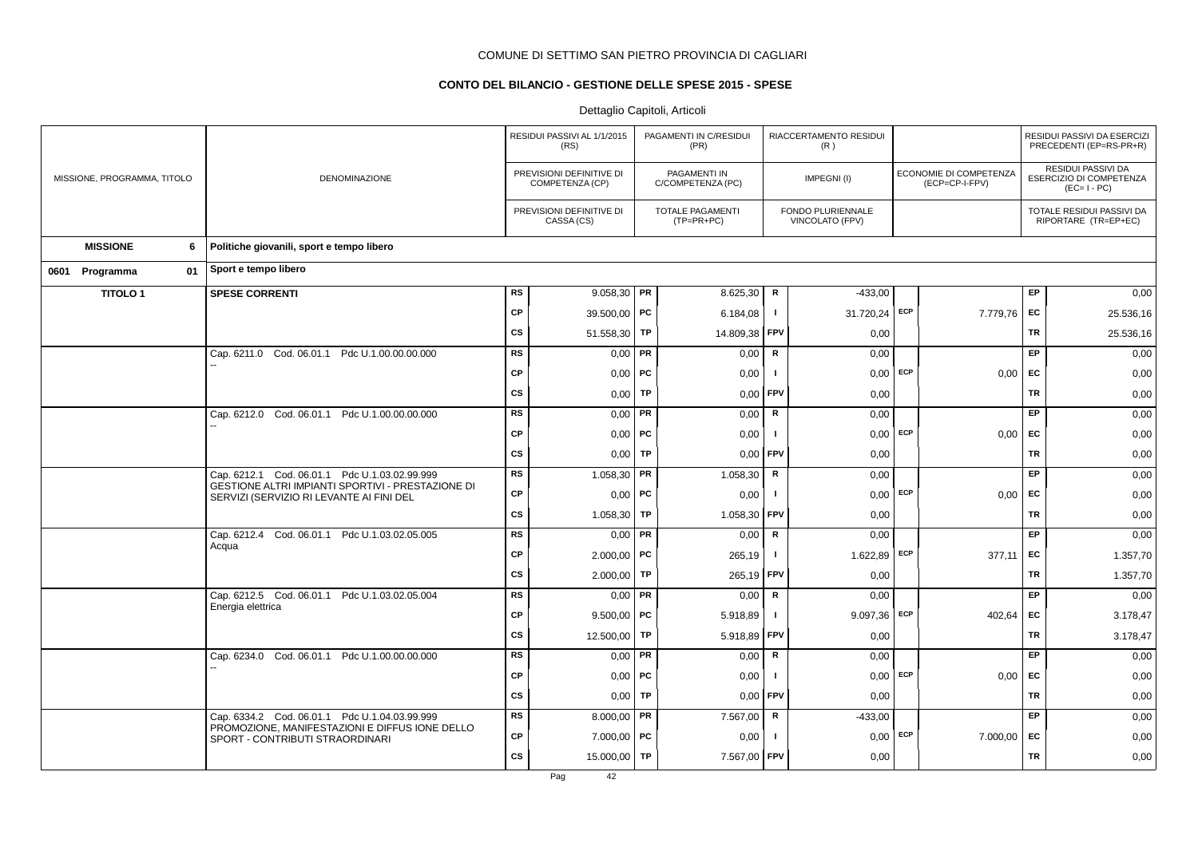COMUNE DI SETTIMO SAN PIETRO PROVINCIA DI CAGLIARI

**CONTO DEL BILANCIO - GESTIONE DELLE SPESE 2015 - SPESE**

Dettaglio Capitoli, Articoli

| MISSIONE, PROGRAMMA, TITOLO | DENOMINAZIONE | | RESIDUI PASSIVI AL 1/1/2015 (RS) / PREVISIONI DEFINITIVE DI COMPETENZA (CP) / PREVISIONI DEFINITIVE DI CASSA (CS) | | PAGAMENTI IN C/RESIDUI (PR) / PAGAMENTI IN C/COMPETENZA (PC) / TOTALE PAGAMENTI (TP=PR+PC) | | RIACCERTAMENTO RESIDUI (R) / IMPEGNI (I) / FONDO PLURIENNALE VINCOLATO (FPV) | | ECONOMIE DI COMPETENZA (ECP=CP-I-FPV) | | RESIDUI PASSIVI DA ESERCIZI PRECEDENTI (EP=RS-PR+R) / RESIDUI PASSIVI DA ESERCIZIO DI COMPETENZA (EC=I-PC) / TOTALE RESIDUI PASSIVI DA RIPORTARE (TR=EP+EC) |
|---|---|---|---|---|---|---|---|---|---|---|---|
| **MISSIONE 6** | **Politiche giovanili, sport e tempo libero** | | | | | | | | | | |
| **0601 Programma 01** | **Sport e tempo libero** | | | | | | | | | | |
| **TITOLO 1** | **SPESE CORRENTI** | RS | 9.058,30 | PR | 8.625,30 | R | -433,00 | | | EP | 0,00 |
| | | CP | 39.500,00 | PC | 6.184,08 | I | 31.720,24 | ECP | 7.779,76 | EC | 25.536,16 |
| | | CS | 51.558,30 | TP | 14.809,38 | FPV | 0,00 | | | TR | 25.536,16 |
| | Cap. 6211.0 Cod. 06.01.1 Pdc U.1.00.00.00.000 -- | RS | 0,00 | PR | 0,00 | R | 0,00 | | | EP | 0,00 |
| | | CP | 0,00 | PC | 0,00 | I | 0,00 | ECP | 0,00 | EC | 0,00 |
| | | CS | 0,00 | TP | 0,00 | FPV | 0,00 | | | TR | 0,00 |
| | Cap. 6212.0 Cod. 06.01.1 Pdc U.1.00.00.00.000 -- | RS | 0,00 | PR | 0,00 | R | 0,00 | | | EP | 0,00 |
| | | CP | 0,00 | PC | 0,00 | I | 0,00 | ECP | 0,00 | EC | 0,00 |
| | | CS | 0,00 | TP | 0,00 | FPV | 0,00 | | | TR | 0,00 |
| | Cap. 6212.1 Cod. 06.01.1 Pdc U.1.03.02.99.999 GESTIONE ALTRI IMPIANTI SPORTIVI - PRESTAZIONE DI SERVIZI (SERVIZIO RI LEVANTE AI FINI DEL | RS | 1.058,30 | PR | 1.058,30 | R | 0,00 | | | EP | 0,00 |
| | | CP | 0,00 | PC | 0,00 | I | 0,00 | ECP | 0,00 | EC | 0,00 |
| | | CS | 1.058,30 | TP | 1.058,30 | FPV | 0,00 | | | TR | 0,00 |
| | Cap. 6212.4 Cod. 06.01.1 Pdc U.1.03.02.05.005 Acqua | RS | 0,00 | PR | 0,00 | R | 0,00 | | | EP | 0,00 |
| | | CP | 2.000,00 | PC | 265,19 | I | 1.622,89 | ECP | 377,11 | EC | 1.357,70 |
| | | CS | 2.000,00 | TP | 265,19 | FPV | 0,00 | | | TR | 1.357,70 |
| | Cap. 6212.5 Cod. 06.01.1 Pdc U.1.03.02.05.004 Energia elettrica | RS | 0,00 | PR | 0,00 | R | 0,00 | | | EP | 0,00 |
| | | CP | 9.500,00 | PC | 5.918,89 | I | 9.097,36 | ECP | 402,64 | EC | 3.178,47 |
| | | CS | 12.500,00 | TP | 5.918,89 | FPV | 0,00 | | | TR | 3.178,47 |
| | Cap. 6234.0 Cod. 06.01.1 Pdc U.1.00.00.00.000 -- | RS | 0,00 | PR | 0,00 | R | 0,00 | | | EP | 0,00 |
| | | CP | 0,00 | PC | 0,00 | I | 0,00 | ECP | 0,00 | EC | 0,00 |
| | | CS | 0,00 | TP | 0,00 | FPV | 0,00 | | | TR | 0,00 |
| | Cap. 6334.2 Cod. 06.01.1 Pdc U.1.04.03.99.999 PROMOZIONE, MANIFESTAZIONI E DIFFUS IONE DELLO SPORT - CONTRIBUTI STRAORDINARI | RS | 8.000,00 | PR | 7.567,00 | R | -433,00 | | | EP | 0,00 |
| | | CP | 7.000,00 | PC | 0,00 | I | 0,00 | ECP | 7.000,00 | EC | 0,00 |
| | | CS | 15.000,00 | TP | 7.567,00 | FPV | 0,00 | | | TR | 0,00 |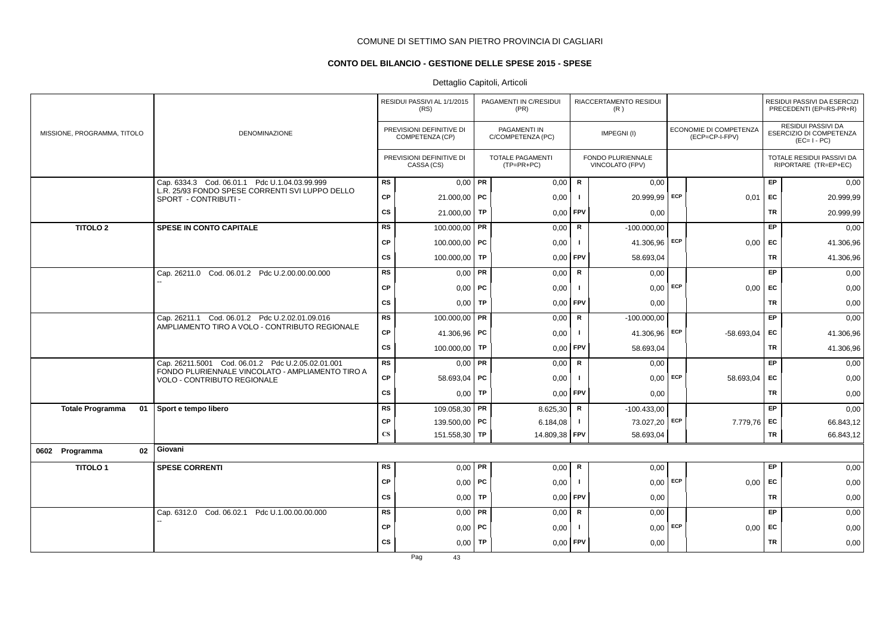COMUNE DI SETTIMO SAN PIETRO PROVINCIA DI CAGLIARI

## CONTO DEL BILANCIO - GESTIONE DELLE SPESE 2015 - SPESE

Dettaglio Capitoli, Articoli

| MISSIONE, PROGRAMMA, TITOLO | DENOMINAZIONE | | RESIDUI PASSIVI AL 1/1/2015 (RS) / PREVISIONI DEFINITIVE DI COMPETENZA (CP) / PREVISIONI DEFINITIVE DI CASSA (CS) | | PAGAMENTI IN C/RESIDUI (PR) / PAGAMENTI IN C/COMPETENZA (PC) / TOTALE PAGAMENTI (TP=PR+PC) | | RIACCERTAMENTO RESIDUI (R) / IMPEGNI (I) / FONDO PLURIENNALE VINCOLATO (FPV) | | ECONOMIE DI COMPETENZA (ECP=CP-I-FPV) | | RESIDUI PASSIVI DA ESERCIZI PRECEDENTI (EP=RS-PR+R) / RESIDUI PASSIVI DA ESERCIZIO DI COMPETENZA (EC=I-PC) / TOTALE RESIDUI PASSIVI DA RIPORTARE (TR=EP+EC) |
|---|---|---|---|---|---|---|---|---|---|---|---|
| | Cap. 6334.3 Cod. 06.01.1 Pdc U.1.04.03.99.999 L.R. 25/93 FONDO SPESE CORRENTI SVI LUPPO DELLO SPORT - CONTRIBUTI - | RS | 0,00 | PR | 0,00 | R | 0,00 | | | EP | 0,00 |
| | | CP | 21.000,00 | PC | 0,00 | I | 20.999,99 | ECP | 0,01 | EC | 20.999,99 |
| | | CS | 21.000,00 | TP | 0,00 | FPV | 0,00 | | | TR | 20.999,99 |
| **TITOLO 2** | **SPESE IN CONTO CAPITALE** | RS | 100.000,00 | PR | 0,00 | R | -100.000,00 | | | EP | 0,00 |
| | | CP | 100.000,00 | PC | 0,00 | I | 41.306,96 | ECP | 0,00 | EC | 41.306,96 |
| | | CS | 100.000,00 | TP | 0,00 | FPV | 58.693,04 | | | TR | 41.306,96 |
| | Cap. 26211.0 Cod. 06.01.2 Pdc U.2.00.00.00.000 -- | RS | 0,00 | PR | 0,00 | R | 0,00 | | | EP | 0,00 |
| | | CP | 0,00 | PC | 0,00 | I | 0,00 | ECP | 0,00 | EC | 0,00 |
| | | CS | 0,00 | TP | 0,00 | FPV | 0,00 | | | TR | 0,00 |
| | Cap. 26211.1 Cod. 06.01.2 Pdc U.2.02.01.09.016 AMPLIAMENTO TIRO A VOLO - CONTRIBUTO REGIONALE | RS | 100.000,00 | PR | 0,00 | R | -100.000,00 | | | EP | 0,00 |
| | | CP | 41.306,96 | PC | 0,00 | I | 41.306,96 | ECP | -58.693,04 | EC | 41.306,96 |
| | | CS | 100.000,00 | TP | 0,00 | FPV | 58.693,04 | | | TR | 41.306,96 |
| | Cap. 26211.5001 Cod. 06.01.2 Pdc U.2.05.02.01.001 FONDO PLURIENNALE VINCOLATO - AMPLIAMENTO TIRO A VOLO - CONTRIBUTO REGIONALE | RS | 0,00 | PR | 0,00 | R | 0,00 | | | EP | 0,00 |
| | | CP | 58.693,04 | PC | 0,00 | I | 0,00 | ECP | 58.693,04 | EC | 0,00 |
| | | CS | 0,00 | TP | 0,00 | FPV | 0,00 | | | TR | 0,00 |
| **Totale Programma 01** | **Sport e tempo libero** | RS | 109.058,30 | PR | 8.625,30 | R | -100.433,00 | | | EP | 0,00 |
| | | CP | 139.500,00 | PC | 6.184,08 | I | 73.027,20 | ECP | 7.779,76 | EC | 66.843,12 |
| | | CS | 151.558,30 | TP | 14.809,38 | FPV | 58.693,04 | | | TR | 66.843,12 |
| **0602 Programma 02** | **Giovani** | | | | | | | | | | |
| **TITOLO 1** | **SPESE CORRENTI** | RS | 0,00 | PR | 0,00 | R | 0,00 | | | EP | 0,00 |
| | | CP | 0,00 | PC | 0,00 | I | 0,00 | ECP | 0,00 | EC | 0,00 |
| | | CS | 0,00 | TP | 0,00 | FPV | 0,00 | | | TR | 0,00 |
| | Cap. 6312.0 Cod. 06.02.1 Pdc U.1.00.00.00.000 -- | RS | 0,00 | PR | 0,00 | R | 0,00 | | | EP | 0,00 |
| | | CP | 0,00 | PC | 0,00 | I | 0,00 | ECP | 0,00 | EC | 0,00 |
| | | CS | 0,00 | TP | 0,00 | FPV | 0,00 | | | TR | 0,00 |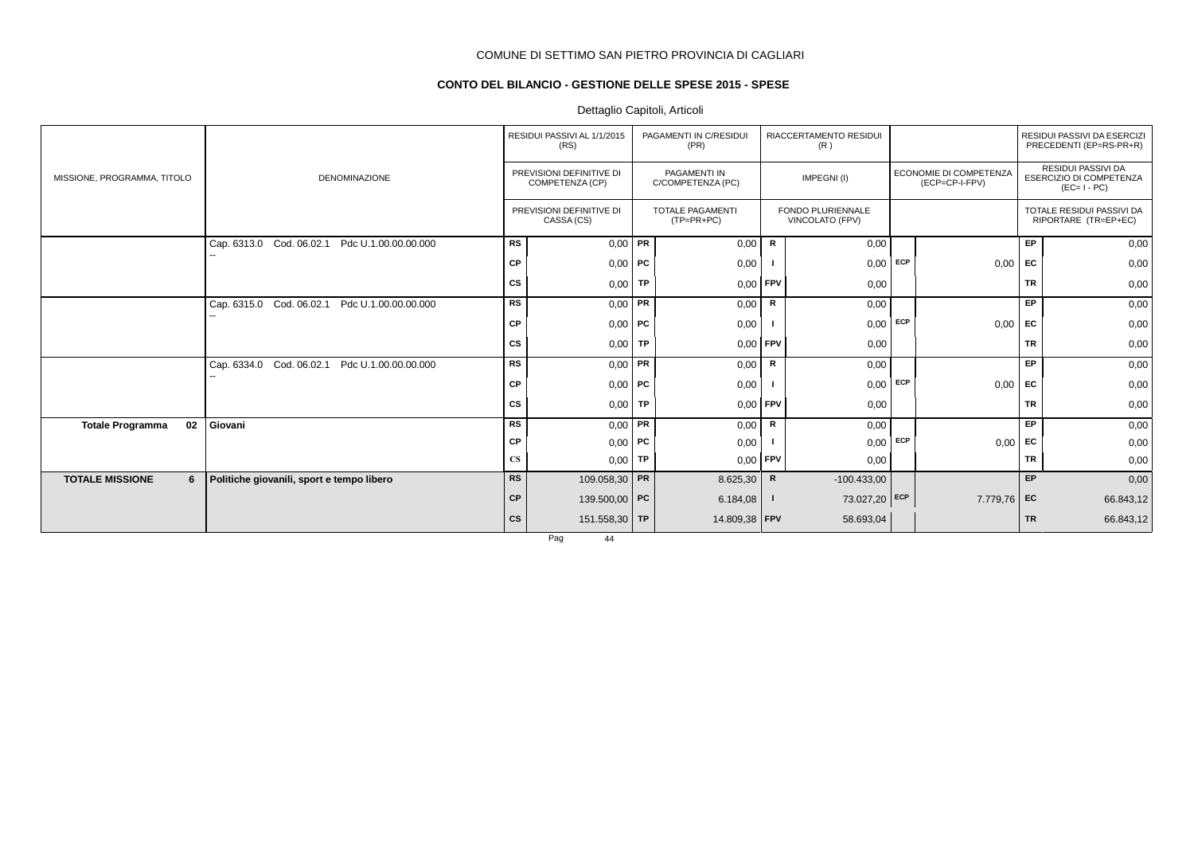COMUNE DI SETTIMO SAN PIETRO PROVINCIA DI CAGLIARI

## CONTO DEL BILANCIO - GESTIONE DELLE SPESE 2015 - SPESE

Dettaglio Capitoli, Articoli

| MISSIONE, PROGRAMMA, TITOLO | DENOMINAZIONE | | RESIDUI PASSIVI AL 1/1/2015 (RS) / PREVISIONI DEFINITIVE DI COMPETENZA (CP) / PREVISIONI DEFINITIVE DI CASSA (CS) | | PAGAMENTI IN C/RESIDUI (PR) / PAGAMENTI IN C/COMPETENZA (PC) / TOTALE PAGAMENTI (TP=PR+PC) | | RIACCERTAMENTO RESIDUI (R) / IMPEGNI (I) / FONDO PLURIENNALE VINCOLATO (FPV) | | ECONOMIE DI COMPETENZA (ECP=CP-I-FPV) | | RESIDUI PASSIVI DA ESERCIZI PRECEDENTI (EP=RS-PR+R) / RESIDUI PASSIVI DA ESERCIZIO DI COMPETENZA (EC= I - PC) / TOTALE RESIDUI PASSIVI DA RIPORTARE (TR=EP+EC) |
|---|---|---|---|---|---|---|---|---|---|---|---|
| | Cap. 6313.0 Cod. 06.02.1 Pdc U.1.00.00.00.000 -- | RS | 0,00 | PR | 0,00 | R | 0,00 | | | EP | 0,00 |
| | | CP | 0,00 | PC | 0,00 | I | 0,00 | ECP | 0,00 | EC | 0,00 |
| | | CS | 0,00 | TP | 0,00 | FPV | 0,00 | | | TR | 0,00 |
| | Cap. 6315.0 Cod. 06.02.1 Pdc U.1.00.00.00.000 -- | RS | 0,00 | PR | 0,00 | R | 0,00 | | | EP | 0,00 |
| | | CP | 0,00 | PC | 0,00 | I | 0,00 | ECP | 0,00 | EC | 0,00 |
| | | CS | 0,00 | TP | 0,00 | FPV | 0,00 | | | TR | 0,00 |
| | Cap. 6334.0 Cod. 06.02.1 Pdc U.1.00.00.00.000 -- | RS | 0,00 | PR | 0,00 | R | 0,00 | | | EP | 0,00 |
| | | CP | 0,00 | PC | 0,00 | I | 0,00 | ECP | 0,00 | EC | 0,00 |
| | | CS | 0,00 | TP | 0,00 | FPV | 0,00 | | | TR | 0,00 |
| **Totale Programma 02** | **Giovani** | RS | 0,00 | PR | 0,00 | R | 0,00 | | | EP | 0,00 |
| | | CP | 0,00 | PC | 0,00 | I | 0,00 | ECP | 0,00 | EC | 0,00 |
| | | CS | 0,00 | TP | 0,00 | FPV | 0,00 | | | TR | 0,00 |
| **TOTALE MISSIONE 6** | **Politiche giovanili, sport e tempo libero** | **RS** | 109.058,30 | **PR** | 8.625,30 | **R** | -100.433,00 | | | **EP** | 0,00 |
| | | **CP** | 139.500,00 | **PC** | 6.184,08 | **I** | 73.027,20 | **ECP** | 7.779,76 | **EC** | 66.843,12 |
| | | **CS** | 151.558,30 | **TP** | 14.809,38 | **FPV** | 58.693,04 | | | **TR** | 66.843,12 |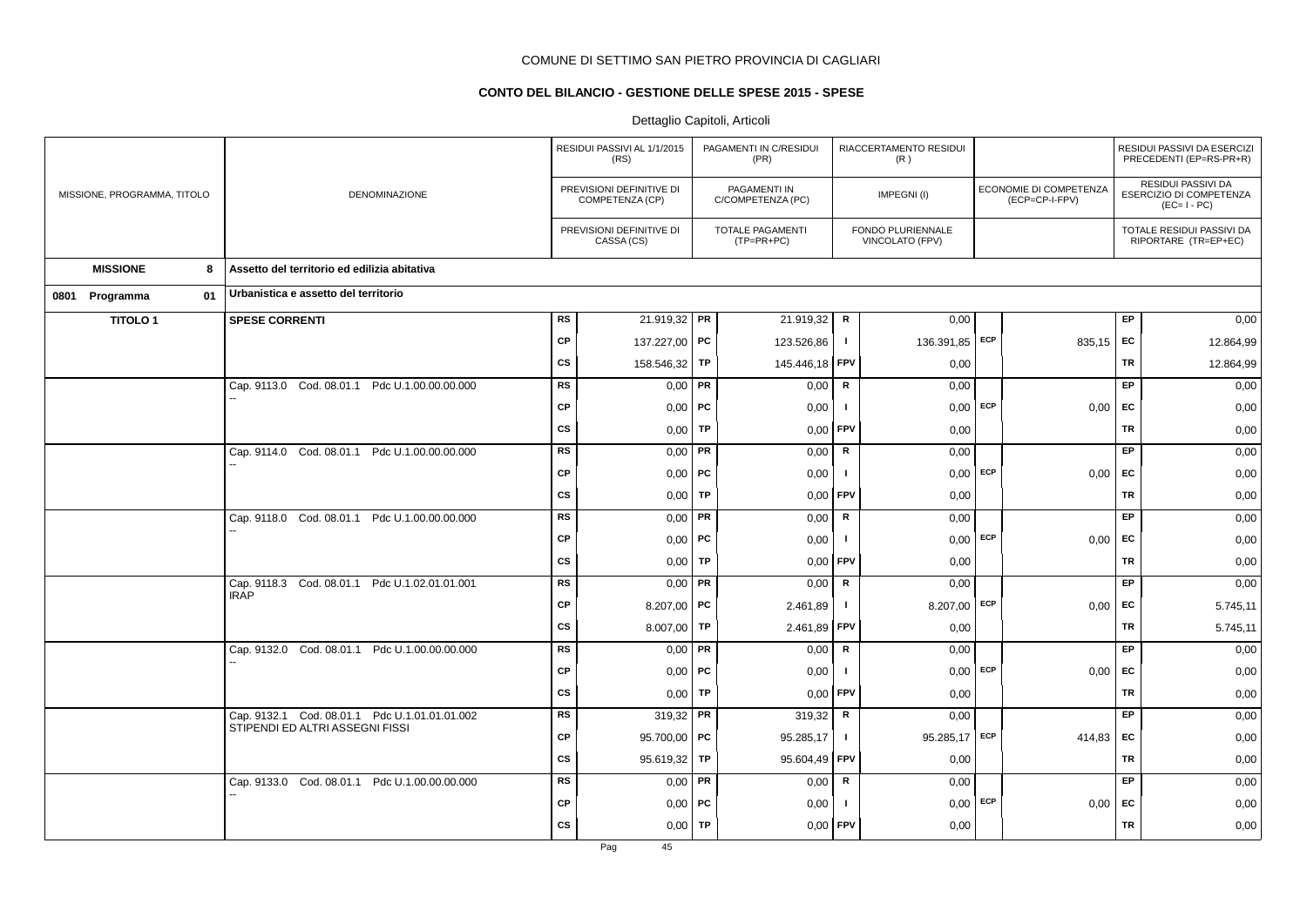COMUNE DI SETTIMO SAN PIETRO PROVINCIA DI CAGLIARI

## CONTO DEL BILANCIO - GESTIONE DELLE SPESE 2015 - SPESE

Dettaglio Capitoli, Articoli

| MISSIONE, PROGRAMMA, TITOLO | DENOMINAZIONE | | RESIDUI PASSIVI AL 1/1/2015 (RS) / PREVISIONI DEFINITIVE DI COMPETENZA (CP) / PREVISIONI DEFINITIVE DI CASSA (CS) | | PAGAMENTI IN C/RESIDUI (PR) / PAGAMENTI IN C/COMPETENZA (PC) / TOTALE PAGAMENTI (TP=PR+PC) | | RIACCERTAMENTO RESIDUI (R) / IMPEGNI (I) / FONDO PLURIENNALE VINCOLATO (FPV) | | ECONOMIE DI COMPETENZA (ECP=CP-I-FPV) | | RESIDUI PASSIVI DA ESERCIZI PRECEDENTI (EP=RS-PR+R) / RESIDUI PASSIVI DA ESERCIZIO DI COMPETENZA (EC=I-PC) / TOTALE RESIDUI PASSIVI DA RIPORTARE (TR=EP+EC) |
|---|---|---|---|---|---|---|---|---|---|---|---|
| **MISSIONE 8** | **Assetto del territorio ed edilizia abitativa** | | | | | | | | | | |
| **0801 Programma 01** | **Urbanistica e assetto del territorio** | | | | | | | | | | |
| **TITOLO 1** | **SPESE CORRENTI** | RS | 21.919,32 | PR | 21.919,32 | R | 0,00 | | | EP | 0,00 |
| | | CP | 137.227,00 | PC | 123.526,86 | I | 136.391,85 | ECP | 835,15 | EC | 12.864,99 |
| | | CS | 158.546,32 | TP | 145.446,18 | FPV | 0,00 | | | TR | 12.864,99 |
| | Cap. 9113.0 Cod. 08.01.1 Pdc U.1.00.00.00.000 -- | RS | 0,00 | PR | 0,00 | R | 0,00 | | | EP | 0,00 |
| | | CP | 0,00 | PC | 0,00 | I | 0,00 | ECP | 0,00 | EC | 0,00 |
| | | CS | 0,00 | TP | 0,00 | FPV | 0,00 | | | TR | 0,00 |
| | Cap. 9114.0 Cod. 08.01.1 Pdc U.1.00.00.00.000 -- | RS | 0,00 | PR | 0,00 | R | 0,00 | | | EP | 0,00 |
| | | CP | 0,00 | PC | 0,00 | I | 0,00 | ECP | 0,00 | EC | 0,00 |
| | | CS | 0,00 | TP | 0,00 | FPV | 0,00 | | | TR | 0,00 |
| | Cap. 9118.0 Cod. 08.01.1 Pdc U.1.00.00.00.000 -- | RS | 0,00 | PR | 0,00 | R | 0,00 | | | EP | 0,00 |
| | | CP | 0,00 | PC | 0,00 | I | 0,00 | ECP | 0,00 | EC | 0,00 |
| | | CS | 0,00 | TP | 0,00 | FPV | 0,00 | | | TR | 0,00 |
| | Cap. 9118.3 Cod. 08.01.1 Pdc U.1.02.01.01.001 IRAP | RS | 0,00 | PR | 0,00 | R | 0,00 | | | EP | 0,00 |
| | | CP | 8.207,00 | PC | 2.461,89 | I | 8.207,00 | ECP | 0,00 | EC | 5.745,11 |
| | | CS | 8.007,00 | TP | 2.461,89 | FPV | 0,00 | | | TR | 5.745,11 |
| | Cap. 9132.0 Cod. 08.01.1 Pdc U.1.00.00.00.000 -- | RS | 0,00 | PR | 0,00 | R | 0,00 | | | EP | 0,00 |
| | | CP | 0,00 | PC | 0,00 | I | 0,00 | ECP | 0,00 | EC | 0,00 |
| | | CS | 0,00 | TP | 0,00 | FPV | 0,00 | | | TR | 0,00 |
| | Cap. 9132.1 Cod. 08.01.1 Pdc U.1.01.01.01.002 STIPENDI ED ALTRI ASSEGNI FISSI | RS | 319,32 | PR | 319,32 | R | 0,00 | | | EP | 0,00 |
| | | CP | 95.700,00 | PC | 95.285,17 | I | 95.285,17 | ECP | 414,83 | EC | 0,00 |
| | | CS | 95.619,32 | TP | 95.604,49 | FPV | 0,00 | | | TR | 0,00 |
| | Cap. 9133.0 Cod. 08.01.1 Pdc U.1.00.00.00.000 -- | RS | 0,00 | PR | 0,00 | R | 0,00 | | | EP | 0,00 |
| | | CP | 0,00 | PC | 0,00 | I | 0,00 | ECP | 0,00 | EC | 0,00 |
| | | CS | 0,00 | TP | 0,00 | FPV | 0,00 | | | TR | 0,00 |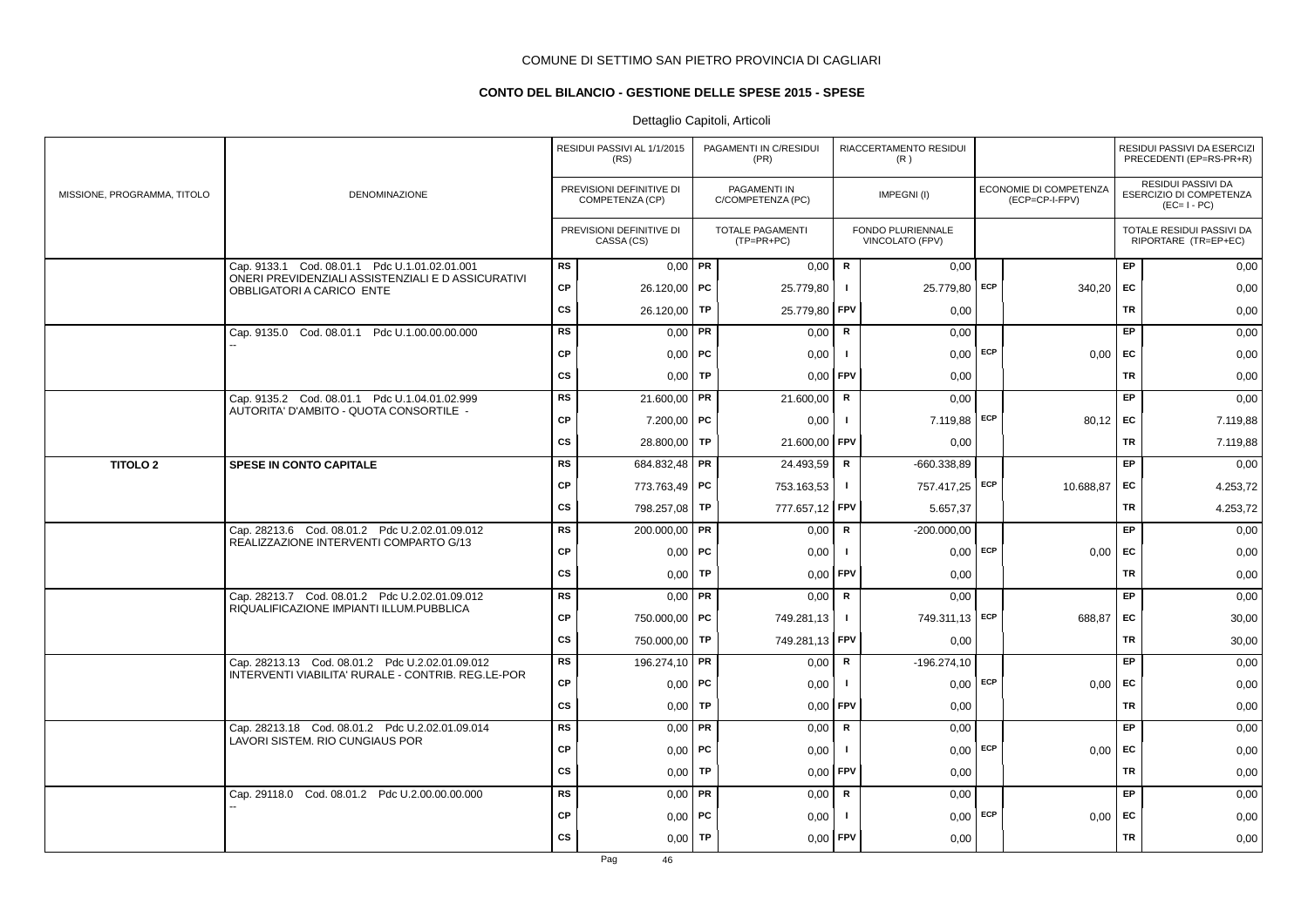COMUNE DI SETTIMO SAN PIETRO PROVINCIA DI CAGLIARI

## CONTO DEL BILANCIO - GESTIONE DELLE SPESE 2015 - SPESE

Dettaglio Capitoli, Articoli

| MISSIONE, PROGRAMMA, TITOLO | DENOMINAZIONE | | RESIDUI PASSIVI AL 1/1/2015 (RS) / PREVISIONI DEFINITIVE DI COMPETENZA (CP) / PREVISIONI DEFINITIVE DI CASSA (CS) | | PAGAMENTI IN C/RESIDUI (PR) / PAGAMENTI IN C/COMPETENZA (PC) / TOTALE PAGAMENTI (TP=PR+PC) | | RIACCERTAMENTO RESIDUI (R) / IMPEGNI (I) / FONDO PLURIENNALE VINCOLATO (FPV) | | ECONOMIE DI COMPETENZA (ECP=CP-I-FPV) | | RESIDUI PASSIVI DA ESERCIZI PRECEDENTI (EP=RS-PR+R) / RESIDUI PASSIVI DA ESERCIZIO DI COMPETENZA (EC=I-PC) / TOTALE RESIDUI PASSIVI DA RIPORTARE (TR=EP+EC) |
|---|---|---|---|---|---|---|---|---|---|---|---|
| | Cap. 9133.1 Cod. 08.01.1 Pdc U.1.01.02.01.001 ONERI PREVIDENZIALI ASSISTENZIALI E D ASSICURATIVI OBBLIGATORI A CARICO ENTE | RS | 0,00 | PR | 0,00 | R | 0,00 | | | EP | 0,00 |
| | | CP | 26.120,00 | PC | 25.779,80 | I | 25.779,80 | ECP | 340,20 | EC | 0,00 |
| | | CS | 26.120,00 | TP | 25.779,80 | FPV | 0,00 | | | TR | 0,00 |
| | Cap. 9135.0 Cod. 08.01.1 Pdc U.1.00.00.00.000 -- | RS | 0,00 | PR | 0,00 | R | 0,00 | | | EP | 0,00 |
| | | CP | 0,00 | PC | 0,00 | I | 0,00 | ECP | 0,00 | EC | 0,00 |
| | | CS | 0,00 | TP | 0,00 | FPV | 0,00 | | | TR | 0,00 |
| | Cap. 9135.2 Cod. 08.01.1 Pdc U.1.04.01.02.999 AUTORITA' D'AMBITO - QUOTA CONSORTILE - | RS | 21.600,00 | PR | 21.600,00 | R | 0,00 | | | EP | 0,00 |
| | | CP | 7.200,00 | PC | 0,00 | I | 7.119,88 | ECP | 80,12 | EC | 7.119,88 |
| | | CS | 28.800,00 | TP | 21.600,00 | FPV | 0,00 | | | TR | 7.119,88 |
| **TITOLO 2** | **SPESE IN CONTO CAPITALE** | RS | 684.832,48 | PR | 24.493,59 | R | -660.338,89 | | | EP | 0,00 |
| | | CP | 773.763,49 | PC | 753.163,53 | I | 757.417,25 | ECP | 10.688,87 | EC | 4.253,72 |
| | | CS | 798.257,08 | TP | 777.657,12 | FPV | 5.657,37 | | | TR | 4.253,72 |
| | Cap. 28213.6 Cod. 08.01.2 Pdc U.2.02.01.09.012 REALIZZAZIONE INTERVENTI COMPARTO G/13 | RS | 200.000,00 | PR | 0,00 | R | -200.000,00 | | | EP | 0,00 |
| | | CP | 0,00 | PC | 0,00 | I | 0,00 | ECP | 0,00 | EC | 0,00 |
| | | CS | 0,00 | TP | 0,00 | FPV | 0,00 | | | TR | 0,00 |
| | Cap. 28213.7 Cod. 08.01.2 Pdc U.2.02.01.09.012 RIQUALIFICAZIONE IMPIANTI ILLUM.PUBBLICA | RS | 0,00 | PR | 0,00 | R | 0,00 | | | EP | 0,00 |
| | | CP | 750.000,00 | PC | 749.281,13 | I | 749.311,13 | ECP | 688,87 | EC | 30,00 |
| | | CS | 750.000,00 | TP | 749.281,13 | FPV | 0,00 | | | TR | 30,00 |
| | Cap. 28213.13 Cod. 08.01.2 Pdc U.2.02.01.09.012 INTERVENTI VIABILITA' RURALE - CONTRIB. REG.LE-POR | RS | 196.274,10 | PR | 0,00 | R | -196.274,10 | | | EP | 0,00 |
| | | CP | 0,00 | PC | 0,00 | I | 0,00 | ECP | 0,00 | EC | 0,00 |
| | | CS | 0,00 | TP | 0,00 | FPV | 0,00 | | | TR | 0,00 |
| | Cap. 28213.18 Cod. 08.01.2 Pdc U.2.02.01.09.014 LAVORI SISTEM. RIO CUNGIAUS POR | RS | 0,00 | PR | 0,00 | R | 0,00 | | | EP | 0,00 |
| | | CP | 0,00 | PC | 0,00 | I | 0,00 | ECP | 0,00 | EC | 0,00 |
| | | CS | 0,00 | TP | 0,00 | FPV | 0,00 | | | TR | 0,00 |
| | Cap. 29118.0 Cod. 08.01.2 Pdc U.2.00.00.00.000 -- | RS | 0,00 | PR | 0,00 | R | 0,00 | | | EP | 0,00 |
| | | CP | 0,00 | PC | 0,00 | I | 0,00 | ECP | 0,00 | EC | 0,00 |
| | | CS | 0,00 | TP | 0,00 | FPV | 0,00 | | | TR | 0,00 |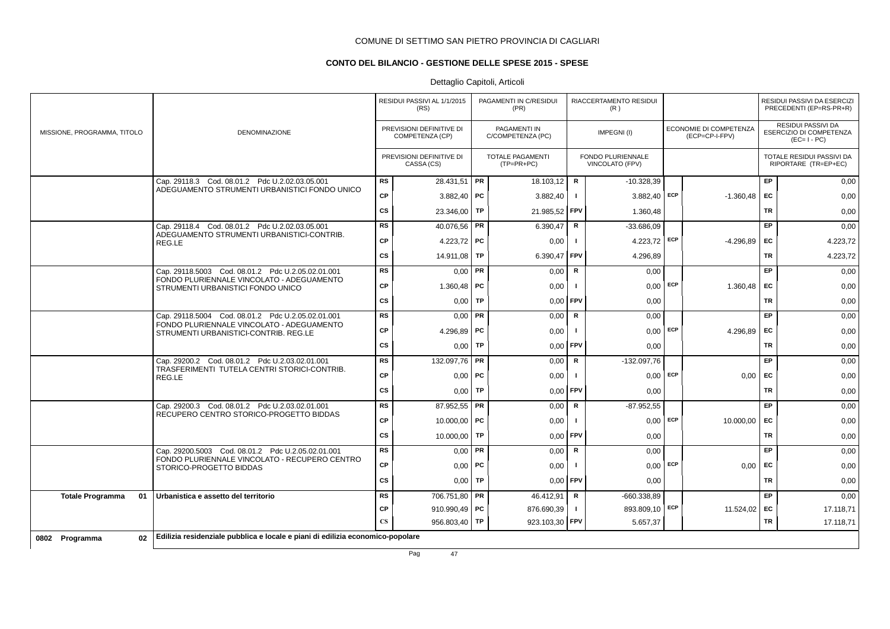COMUNE DI SETTIMO SAN PIETRO PROVINCIA DI CAGLIARI

## CONTO DEL BILANCIO - GESTIONE DELLE SPESE 2015 - SPESE

Dettaglio Capitoli, Articoli

| MISSIONE, PROGRAMMA, TITOLO | DENOMINAZIONE | | RESIDUI PASSIVI AL 1/1/2015 (RS) / PREVISIONI DEFINITIVE DI COMPETENZA (CP) / PREVISIONI DEFINITIVE DI CASSA (CS) | | PAGAMENTI IN C/RESIDUI (PR) / PAGAMENTI IN C/COMPETENZA (PC) / TOTALE PAGAMENTI (TP=PR+PC) | | RIACCERTAMENTO RESIDUI (R) / IMPEGNI (I) / FONDO PLURIENNALE VINCOLATO (FPV) | | ECONOMIE DI COMPETENZA (ECP=CP-I-FPV) | | RESIDUI PASSIVI DA ESERCIZI PRECEDENTI (EP=RS-PR+R) / RESIDUI PASSIVI DA ESERCIZIO DI COMPETENZA (EC= I - PC) / TOTALE RESIDUI PASSIVI DA RIPORTARE (TR=EP+EC) |
|---|---|---|---|---|---|---|---|---|---|---|---|
| | Cap. 29118.3 Cod. 08.01.2 Pdc U.2.02.03.05.001 ADEGUAMENTO STRUMENTI URBANISTICI FONDO UNICO | RS | 28.431,51 | PR | 18.103,12 | R | -10.328,39 | | | EP | 0,00 |
| | | CP | 3.882,40 | PC | 3.882,40 | I | 3.882,40 | ECP | -1.360,48 | EC | 0,00 |
| | | CS | 23.346,00 | TP | 21.985,52 | FPV | 1.360,48 | | | TR | 0,00 |
| | Cap. 29118.4 Cod. 08.01.2 Pdc U.2.02.03.05.001 ADEGUAMENTO STRUMENTI URBANISTICI-CONTRIB. REG.LE | RS | 40.076,56 | PR | 6.390,47 | R | -33.686,09 | | | EP | 0,00 |
| | | CP | 4.223,72 | PC | 0,00 | I | 4.223,72 | ECP | -4.296,89 | EC | 4.223,72 |
| | | CS | 14.911,08 | TP | 6.390,47 | FPV | 4.296,89 | | | TR | 4.223,72 |
| | Cap. 29118.5003 Cod. 08.01.2 Pdc U.2.05.02.01.001 FONDO PLURIENNALE VINCOLATO - ADEGUAMENTO STRUMENTI URBANISTICI FONDO UNICO | RS | 0,00 | PR | 0,00 | R | 0,00 | | | EP | 0,00 |
| | | CP | 1.360,48 | PC | 0,00 | I | 0,00 | ECP | 1.360,48 | EC | 0,00 |
| | | CS | 0,00 | TP | 0,00 | FPV | 0,00 | | | TR | 0,00 |
| | Cap. 29118.5004 Cod. 08.01.2 Pdc U.2.05.02.01.001 FONDO PLURIENNALE VINCOLATO - ADEGUAMENTO STRUMENTI URBANISTICI-CONTRIB. REG.LE | RS | 0,00 | PR | 0,00 | R | 0,00 | | | EP | 0,00 |
| | | CP | 4.296,89 | PC | 0,00 | I | 0,00 | ECP | 4.296,89 | EC | 0,00 |
| | | CS | 0,00 | TP | 0,00 | FPV | 0,00 | | | TR | 0,00 |
| | Cap. 29200.2 Cod. 08.01.2 Pdc U.2.03.02.01.001 TRASFERIMENTI TUTELA CENTRI STORICI-CONTRIB. REG.LE | RS | 132.097,76 | PR | 0,00 | R | -132.097,76 | | | EP | 0,00 |
| | | CP | 0,00 | PC | 0,00 | I | 0,00 | ECP | 0,00 | EC | 0,00 |
| | | CS | 0,00 | TP | 0,00 | FPV | 0,00 | | | TR | 0,00 |
| | Cap. 29200.3 Cod. 08.01.2 Pdc U.2.03.02.01.001 RECUPERO CENTRO STORICO-PROGETTO BIDDAS | RS | 87.952,55 | PR | 0,00 | R | -87.952,55 | | | EP | 0,00 |
| | | CP | 10.000,00 | PC | 0,00 | I | 0,00 | ECP | 10.000,00 | EC | 0,00 |
| | | CS | 10.000,00 | TP | 0,00 | FPV | 0,00 | | | TR | 0,00 |
| | Cap. 29200.5003 Cod. 08.01.2 Pdc U.2.05.02.01.001 FONDO PLURIENNALE VINCOLATO - RECUPERO CENTRO STORICO-PROGETTO BIDDAS | RS | 0,00 | PR | 0,00 | R | 0,00 | | | EP | 0,00 |
| | | CP | 0,00 | PC | 0,00 | I | 0,00 | ECP | 0,00 | EC | 0,00 |
| | | CS | 0,00 | TP | 0,00 | FPV | 0,00 | | | TR | 0,00 |
| **Totale Programma 01** | **Urbanistica e assetto del territorio** | RS | 706.751,80 | PR | 46.412,91 | R | -660.338,89 | | | EP | 0,00 |
| | | CP | 910.990,49 | PC | 876.690,39 | I | 893.809,10 | ECP | 11.524,02 | EC | 17.118,71 |
| | | CS | 956.803,40 | TP | 923.103,30 | FPV | 5.657,37 | | | TR | 17.118,71 |
| **0802 Programma 02** | **Edilizia residenziale pubblica e locale e piani di edilizia economico-popolare** | | | | | | | | | | |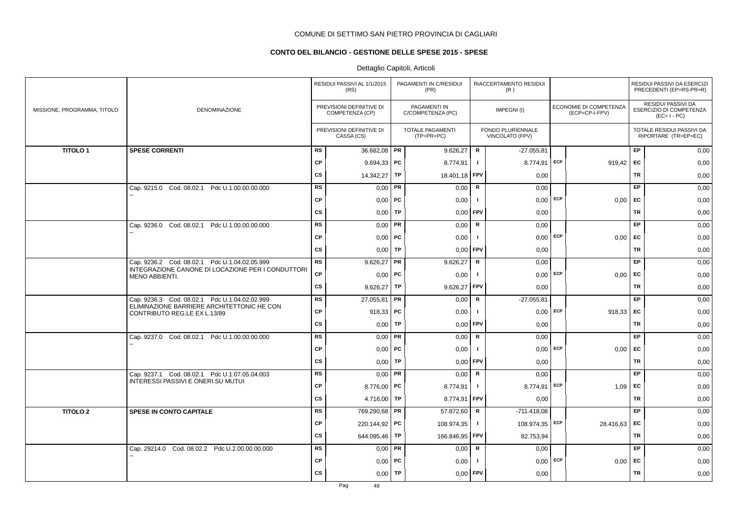COMUNE DI SETTIMO SAN PIETRO PROVINCIA DI CAGLIARI

**CONTO DEL BILANCIO - GESTIONE DELLE SPESE 2015 - SPESE**

Dettaglio Capitoli, Articoli

| MISSIONE, PROGRAMMA, TITOLO | DENOMINAZIONE | | RESIDUI PASSIVI AL 1/1/2015 (RS) / PREVISIONI DEFINITIVE DI COMPETENZA (CP) / PREVISIONI DEFINITIVE DI CASSA (CS) | | PAGAMENTI IN C/RESIDUI (PR) / PAGAMENTI IN C/COMPETENZA (PC) / TOTALE PAGAMENTI (TP=PR+PC) | | RIACCERTAMENTO RESIDUI (R) / IMPEGNI (I) / FONDO PLURIENNALE VINCOLATO (FPV) | | ECONOMIE DI COMPETENZA (ECP=CP-I-FPV) | | RESIDUI PASSIVI DA ESERCIZI PRECEDENTI (EP=RS-PR+R) / RESIDUI PASSIVI DA ESERCIZIO DI COMPETENZA (EC=I-PC) / TOTALE RESIDUI PASSIVI DA RIPORTARE (TR=EP+EC) |
|---|---|---|---|---|---|---|---|---|---|---|---|
| **TITOLO 1** | **SPESE CORRENTI** | RS | 36.682,08 | PR | 9.626,27 | R | -27.055,81 | | | EP | 0,00 |
| | | CP | 9.694,33 | PC | 8.774,91 | I | 8.774,91 | ECP | 919,42 | EC | 0,00 |
| | | CS | 14.342,27 | TP | 18.401,18 | FPV | 0,00 | | | TR | 0,00 |
| | Cap. 9215.0 Cod. 08.02.1 Pdc U.1.00.00.00.000 -- | RS | 0,00 | PR | 0,00 | R | 0,00 | | | EP | 0,00 |
| | | CP | 0,00 | PC | 0,00 | I | 0,00 | ECP | 0,00 | EC | 0,00 |
| | | CS | 0,00 | TP | 0,00 | FPV | 0,00 | | | TR | 0,00 |
| | Cap. 9236.0 Cod. 08.02.1 Pdc U.1.00.00.00.000 -- | RS | 0,00 | PR | 0,00 | R | 0,00 | | | EP | 0,00 |
| | | CP | 0,00 | PC | 0,00 | I | 0,00 | ECP | 0,00 | EC | 0,00 |
| | | CS | 0,00 | TP | 0,00 | FPV | 0,00 | | | TR | 0,00 |
| | Cap. 9236.2 Cod. 08.02.1 Pdc U.1.04.02.05.999 INTEGRAZIONE CANONE DI LOCAZIONE PER I CONDUTTORI MENO ABBIENTI. | RS | 9.626,27 | PR | 9.626,27 | R | 0,00 | | | EP | 0,00 |
| | | CP | 0,00 | PC | 0,00 | I | 0,00 | ECP | 0,00 | EC | 0,00 |
| | | CS | 9.626,27 | TP | 9.626,27 | FPV | 0,00 | | | TR | 0,00 |
| | Cap. 9236.3 Cod. 08.02.1 Pdc U.1.04.02.02.999 ELIMINAZIONE BARRIERE ARCHITETTONICHE CON CONTRIBUTO REG.LE EX L.13/89 | RS | 27.055,81 | PR | 0,00 | R | -27.055,81 | | | EP | 0,00 |
| | | CP | 918,33 | PC | 0,00 | I | 0,00 | ECP | 918,33 | EC | 0,00 |
| | | CS | 0,00 | TP | 0,00 | FPV | 0,00 | | | TR | 0,00 |
| | Cap. 9237.0 Cod. 08.02.1 Pdc U.1.00.00.00.000 -- | RS | 0,00 | PR | 0,00 | R | 0,00 | | | EP | 0,00 |
| | | CP | 0,00 | PC | 0,00 | I | 0,00 | ECP | 0,00 | EC | 0,00 |
| | | CS | 0,00 | TP | 0,00 | FPV | 0,00 | | | TR | 0,00 |
| | Cap. 9237.1 Cod. 08.02.1 Pdc U.1.07.05.04.003 INTERESSI PASSIVI E ONERI SU MUTUI | RS | 0,00 | PR | 0,00 | R | 0,00 | | | EP | 0,00 |
| | | CP | 8.776,00 | PC | 8.774,91 | I | 8.774,91 | ECP | 1,09 | EC | 0,00 |
| | | CS | 4.716,00 | TP | 8.774,91 | FPV | 0,00 | | | TR | 0,00 |
| **TITOLO 2** | **SPESE IN CONTO CAPITALE** | RS | 769.290,68 | PR | 57.872,60 | R | -711.418,08 | | | EP | 0,00 |
| | | CP | 220.144,92 | PC | 108.974,35 | I | 108.974,35 | ECP | 28.416,63 | EC | 0,00 |
| | | CS | 644.095,46 | TP | 166.846,95 | FPV | 82.753,94 | | | TR | 0,00 |
| | Cap. 29214.0 Cod. 08.02.2 Pdc U.2.00.00.00.000 -- | RS | 0,00 | PR | 0,00 | R | 0,00 | | | EP | 0,00 |
| | | CP | 0,00 | PC | 0,00 | I | 0,00 | ECP | 0,00 | EC | 0,00 |
| | | CS | 0,00 | TP | 0,00 | FPV | 0,00 | | | TR | 0,00 |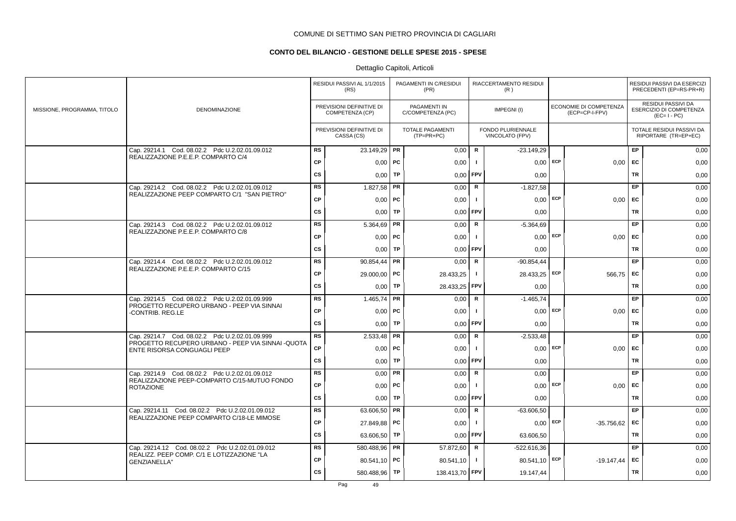COMUNE DI SETTIMO SAN PIETRO PROVINCIA DI CAGLIARI

**CONTO DEL BILANCIO - GESTIONE DELLE SPESE 2015 - SPESE**

Dettaglio Capitoli, Articoli

| MISSIONE, PROGRAMMA, TITOLO | DENOMINAZIONE | | RESIDUI PASSIVI AL 1/1/2015 (RS) / PREVISIONI DEFINITIVE DI COMPETENZA (CP) / PREVISIONI DEFINITIVE DI CASSA (CS) | | PAGAMENTI IN C/RESIDUI (PR) / PAGAMENTI IN C/COMPETENZA (PC) / TOTALE PAGAMENTI (TP=PR+PC) | | RIACCERTAMENTO RESIDUI (R) / IMPEGNI (I) / FONDO PLURIENNALE VINCOLATO (FPV) | | ECONOMIE DI COMPETENZA (ECP=CP-I-FPV) | | RESIDUI PASSIVI DA ESERCIZI PRECEDENTI (EP=RS-PR+R) / RESIDUI PASSIVI DA ESERCIZIO DI COMPETENZA (EC=I - PC) / TOTALE RESIDUI PASSIVI DA RIPORTARE (TR=EP+EC) |
|---|---|---|---|---|---|---|---|---|---|---|---|
| | Cap. 29214.1 Cod. 08.02.2 Pdc U.2.02.01.09.012 REALIZZAZIONE P.E.E.P. COMPARTO C/4 | RS | 23.149,29 | PR | 0,00 | R | -23.149,29 | | | EP | 0,00 |
| | | CP | 0,00 | PC | 0,00 | I | 0,00 | ECP | 0,00 | EC | 0,00 |
| | | CS | 0,00 | TP | 0,00 | FPV | 0,00 | | | TR | 0,00 |
| | Cap. 29214.2 Cod. 08.02.2 Pdc U.2.02.01.09.012 REALIZZAZIONE PEEP COMPARTO C/1 "SAN PIETRO" | RS | 1.827,58 | PR | 0,00 | R | -1.827,58 | | | EP | 0,00 |
| | | CP | 0,00 | PC | 0,00 | I | 0,00 | ECP | 0,00 | EC | 0,00 |
| | | CS | 0,00 | TP | 0,00 | FPV | 0,00 | | | TR | 0,00 |
| | Cap. 29214.3 Cod. 08.02.2 Pdc U.2.02.01.09.012 REALIZZAZIONE P.E.E.P. COMPARTO C/8 | RS | 5.364,69 | PR | 0,00 | R | -5.364,69 | | | EP | 0,00 |
| | | CP | 0,00 | PC | 0,00 | I | 0,00 | ECP | 0,00 | EC | 0,00 |
| | | CS | 0,00 | TP | 0,00 | FPV | 0,00 | | | TR | 0,00 |
| | Cap. 29214.4 Cod. 08.02.2 Pdc U.2.02.01.09.012 REALIZZAZIONE P.E.E.P. COMPARTO C/15 | RS | 90.854,44 | PR | 0,00 | R | -90.854,44 | | | EP | 0,00 |
| | | CP | 29.000,00 | PC | 28.433,25 | I | 28.433,25 | ECP | 566,75 | EC | 0,00 |
| | | CS | 0,00 | TP | 28.433,25 | FPV | 0,00 | | | TR | 0,00 |
| | Cap. 29214.5 Cod. 08.02.2 Pdc U.2.02.01.09.999 PROGETTO RECUPERO URBANO - PEEP VIA SINNAI -CONTRIB. REG.LE | RS | 1.465,74 | PR | 0,00 | R | -1.465,74 | | | EP | 0,00 |
| | | CP | 0,00 | PC | 0,00 | I | 0,00 | ECP | 0,00 | EC | 0,00 |
| | | CS | 0,00 | TP | 0,00 | FPV | 0,00 | | | TR | 0,00 |
| | Cap. 29214.7 Cod. 08.02.2 Pdc U.2.02.01.09.999 PROGETTO RECUPERO URBANO - PEEP VIA SINNAI -QUOTA ENTE RISORSA CONGUAGLI PEEP | RS | 2.533,48 | PR | 0,00 | R | -2.533,48 | | | EP | 0,00 |
| | | CP | 0,00 | PC | 0,00 | I | 0,00 | ECP | 0,00 | EC | 0,00 |
| | | CS | 0,00 | TP | 0,00 | FPV | 0,00 | | | TR | 0,00 |
| | Cap. 29214.9 Cod. 08.02.2 Pdc U.2.02.01.09.012 REALIZZAZIONE PEEP-COMPARTO C/15-MUTUO FONDO ROTAZIONE | RS | 0,00 | PR | 0,00 | R | 0,00 | | | EP | 0,00 |
| | | CP | 0,00 | PC | 0,00 | I | 0,00 | ECP | 0,00 | EC | 0,00 |
| | | CS | 0,00 | TP | 0,00 | FPV | 0,00 | | | TR | 0,00 |
| | Cap. 29214.11 Cod. 08.02.2 Pdc U.2.02.01.09.012 REALIZZAZIONE PEEP COMPARTO C/18-LE MIMOSE | RS | 63.606,50 | PR | 0,00 | R | -63.606,50 | | | EP | 0,00 |
| | | CP | 27.849,88 | PC | 0,00 | I | 0,00 | ECP | -35.756,62 | EC | 0,00 |
| | | CS | 63.606,50 | TP | 0,00 | FPV | 63.606,50 | | | TR | 0,00 |
| | Cap. 29214.12 Cod. 08.02.2 Pdc U.2.02.01.09.012 REALIZZ. PEEP COMP. C/1 E LOTIZZAZIONE "LA GENZIANELLA" | RS | 580.488,96 | PR | 57.872,60 | R | -522.616,36 | | | EP | 0,00 |
| | | CP | 80.541,10 | PC | 80.541,10 | I | 80.541,10 | ECP | -19.147,44 | EC | 0,00 |
| | | CS | 580.488,96 | TP | 138.413,70 | FPV | 19.147,44 | | | TR | 0,00 |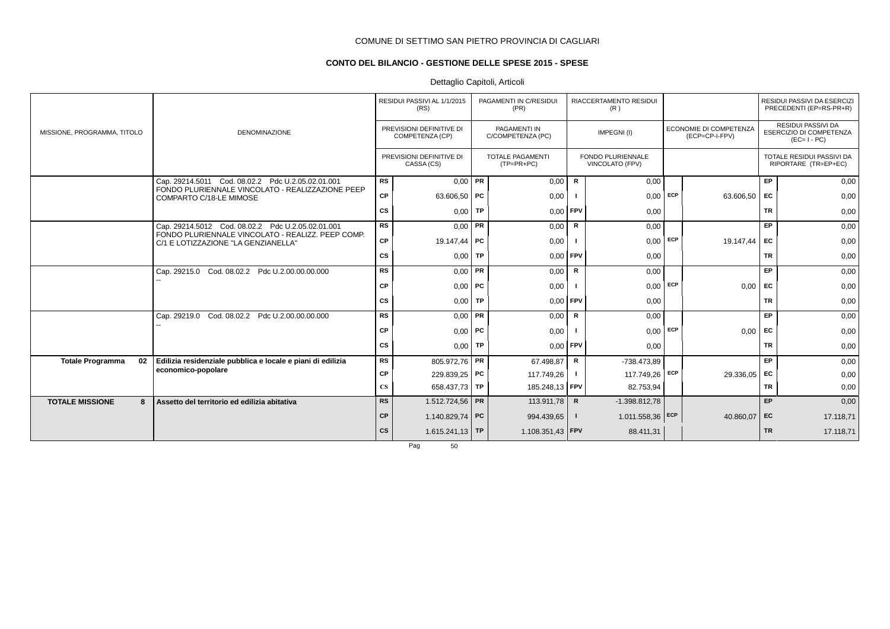COMUNE DI SETTIMO SAN PIETRO PROVINCIA DI CAGLIARI

**CONTO DEL BILANCIO - GESTIONE DELLE SPESE 2015 - SPESE**

Dettaglio Capitoli, Articoli

| MISSIONE, PROGRAMMA, TITOLO | DENOMINAZIONE | | RESIDUI PASSIVI AL 1/1/2015 (RS) / PREVISIONI DEFINITIVE DI COMPETENZA (CP) / PREVISIONI DEFINITIVE DI CASSA (CS) | | PAGAMENTI IN C/RESIDUI (PR) / PAGAMENTI IN C/COMPETENZA (PC) / TOTALE PAGAMENTI (TP=PR+PC) | | RIACCERTAMENTO RESIDUI (R) / IMPEGNI (I) / FONDO PLURIENNALE VINCOLATO (FPV) | | ECONOMIE DI COMPETENZA (ECP=CP-I-FPV) | | RESIDUI PASSIVI DA ESERCIZI PRECEDENTI (EP=RS-PR+R) / RESIDUI PASSIVI DA ESERCIZIO DI COMPETENZA (EC=I-PC) / TOTALE RESIDUI PASSIVI DA RIPORTARE (TR=EP+EC) |
|---|---|---|---|---|---|---|---|---|---|---|---|
| | Cap. 29214.5011 Cod. 08.02.2 Pdc U.2.05.02.01.001 FONDO PLURIENNALE VINCOLATO - REALIZZAZIONE PEEP COMPARTO C/18-LE MIMOSE | RS | 0,00 | PR | 0,00 | R | 0,00 | | | EP | 0,00 |
| | | CP | 63.606,50 | PC | 0,00 | I | 0,00 | ECP | 63.606,50 | EC | 0,00 |
| | | CS | 0,00 | TP | 0,00 | FPV | 0,00 | | | TR | 0,00 |
| | Cap. 29214.5012 Cod. 08.02.2 Pdc U.2.05.02.01.001 FONDO PLURIENNALE VINCOLATO - REALIZZ. PEEP COMP. C/1 E LOTIZZAZIONE "LA GENZIANELLA" | RS | 0,00 | PR | 0,00 | R | 0,00 | | | EP | 0,00 |
| | | CP | 19.147,44 | PC | 0,00 | I | 0,00 | ECP | 19.147,44 | EC | 0,00 |
| | | CS | 0,00 | TP | 0,00 | FPV | 0,00 | | | TR | 0,00 |
| | Cap. 29215.0 Cod. 08.02.2 Pdc U.2.00.00.00.000 -- | RS | 0,00 | PR | 0,00 | R | 0,00 | | | EP | 0,00 |
| | | CP | 0,00 | PC | 0,00 | I | 0,00 | ECP | 0,00 | EC | 0,00 |
| | | CS | 0,00 | TP | 0,00 | FPV | 0,00 | | | TR | 0,00 |
| | Cap. 29219.0 Cod. 08.02.2 Pdc U.2.00.00.00.000 -- | RS | 0,00 | PR | 0,00 | R | 0,00 | | | EP | 0,00 |
| | | CP | 0,00 | PC | 0,00 | I | 0,00 | ECP | 0,00 | EC | 0,00 |
| | | CS | 0,00 | TP | 0,00 | FPV | 0,00 | | | TR | 0,00 |
| **Totale Programma 02** | **Edilizia residenziale pubblica e locale e piani di edilizia economico-popolare** | RS | 805.972,76 | PR | 67.498,87 | R | -738.473,89 | | | EP | 0,00 |
| | | CP | 229.839,25 | PC | 117.749,26 | I | 117.749,26 | ECP | 29.336,05 | EC | 0,00 |
| | | CS | 658.437,73 | TP | 185.248,13 | FPV | 82.753,94 | | | TR | 0,00 |
| **TOTALE MISSIONE 8** | **Assetto del territorio ed edilizia abitativa** | RS | 1.512.724,56 | PR | 113.911,78 | R | -1.398.812,78 | | | EP | 0,00 |
| | | CP | 1.140.829,74 | PC | 994.439,65 | I | 1.011.558,36 | ECP | 40.860,07 | EC | 17.118,71 |
| | | CS | 1.615.241,13 | TP | 1.108.351,43 | FPV | 88.411,31 | | | TR | 17.118,71 |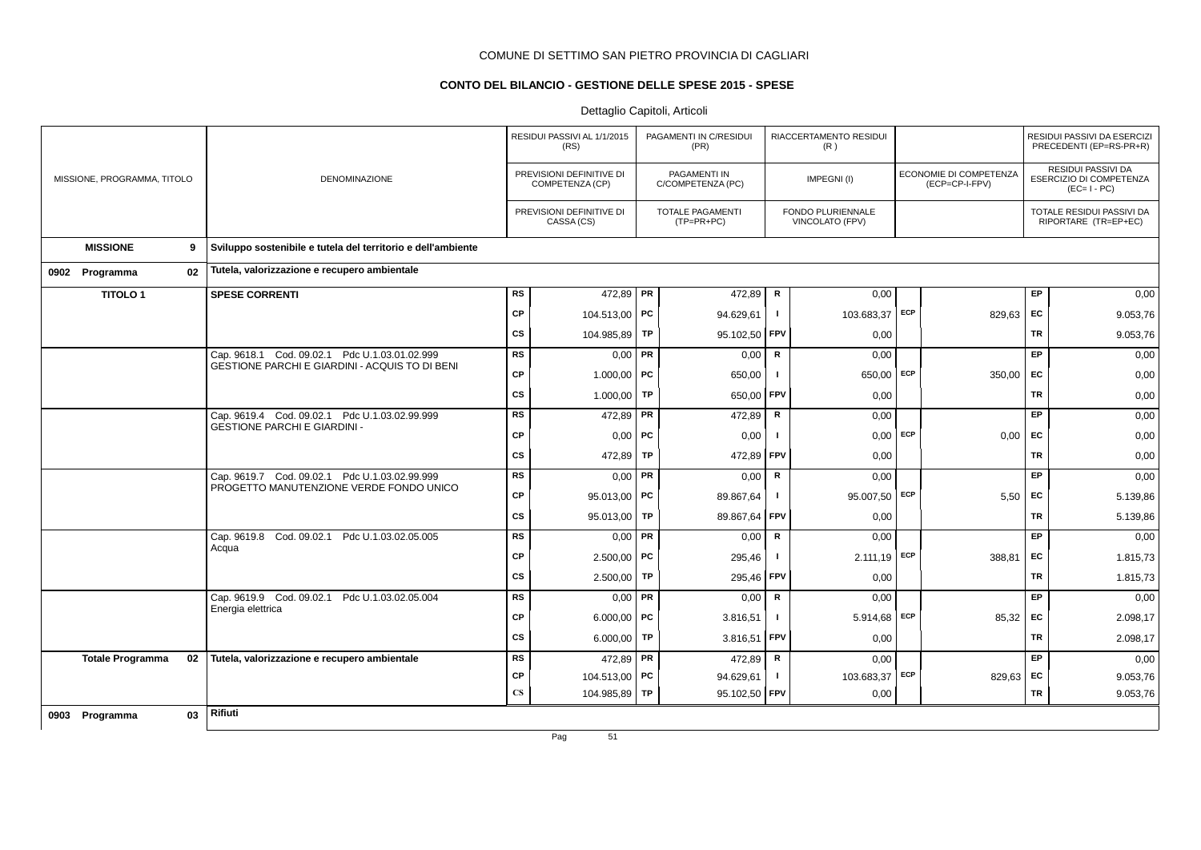COMUNE DI SETTIMO SAN PIETRO PROVINCIA DI CAGLIARI

## CONTO DEL BILANCIO - GESTIONE DELLE SPESE 2015 - SPESE

Dettaglio Capitoli, Articoli

| MISSIONE, PROGRAMMA, TITOLO | DENOMINAZIONE | | RESIDUI PASSIVI AL 1/1/2015 (RS) / PREVISIONI DEFINITIVE DI COMPETENZA (CP) / PREVISIONI DEFINITIVE DI CASSA (CS) | | PAGAMENTI IN C/RESIDUI (PR) / PAGAMENTI IN C/COMPETENZA (PC) / TOTALE PAGAMENTI (TP=PR+PC) | | RIACCERTAMENTO RESIDUI (R) / IMPEGNI (I) / FONDO PLURIENNALE VINCOLATO (FPV) | | ECONOMIE DI COMPETENZA (ECP=CP-I-FPV) | | RESIDUI PASSIVI DA ESERCIZI PRECEDENTI (EP=RS-PR+R) / RESIDUI PASSIVI DA ESERCIZIO DI COMPETENZA (EC=I-PC) / TOTALE RESIDUI PASSIVI DA RIPORTARE (TR=EP+EC) |
|---|---|---|---|---|---|---|---|---|---|---|---|
| **MISSIONE 9** | **Sviluppo sostenibile e tutela del territorio e dell'ambiente** | | | | | | | | | | |
| **0902 Programma 02** | **Tutela, valorizzazione e recupero ambientale** | | | | | | | | | | |
| **TITOLO 1** | **SPESE CORRENTI** | RS | 472,89 | PR | 472,89 | R | 0,00 | | | EP | 0,00 |
| | | CP | 104.513,00 | PC | 94.629,61 | I | 103.683,37 | ECP | 829,63 | EC | 9.053,76 |
| | | CS | 104.985,89 | TP | 95.102,50 | FPV | 0,00 | | | TR | 9.053,76 |
| | Cap. 9618.1 Cod. 09.02.1 Pdc U.1.03.01.02.999 GESTIONE PARCHI E GIARDINI - ACQUIS TO DI BENI | RS | 0,00 | PR | 0,00 | R | 0,00 | | | EP | 0,00 |
| | | CP | 1.000,00 | PC | 650,00 | I | 650,00 | ECP | 350,00 | EC | 0,00 |
| | | CS | 1.000,00 | TP | 650,00 | FPV | 0,00 | | | TR | 0,00 |
| | Cap. 9619.4 Cod. 09.02.1 Pdc U.1.03.02.99.999 GESTIONE PARCHI E GIARDINI - | RS | 472,89 | PR | 472,89 | R | 0,00 | | | EP | 0,00 |
| | | CP | 0,00 | PC | 0,00 | I | 0,00 | ECP | 0,00 | EC | 0,00 |
| | | CS | 472,89 | TP | 472,89 | FPV | 0,00 | | | TR | 0,00 |
| | Cap. 9619.7 Cod. 09.02.1 Pdc U.1.03.02.99.999 PROGETTO MANUTENZIONE VERDE FONDO UNICO | RS | 0,00 | PR | 0,00 | R | 0,00 | | | EP | 0,00 |
| | | CP | 95.013,00 | PC | 89.867,64 | I | 95.007,50 | ECP | 5,50 | EC | 5.139,86 |
| | | CS | 95.013,00 | TP | 89.867,64 | FPV | 0,00 | | | TR | 5.139,86 |
| | Cap. 9619.8 Cod. 09.02.1 Pdc U.1.03.02.05.005 Acqua | RS | 0,00 | PR | 0,00 | R | 0,00 | | | EP | 0,00 |
| | | CP | 2.500,00 | PC | 295,46 | I | 2.111,19 | ECP | 388,81 | EC | 1.815,73 |
| | | CS | 2.500,00 | TP | 295,46 | FPV | 0,00 | | | TR | 1.815,73 |
| | Cap. 9619.9 Cod. 09.02.1 Pdc U.1.03.02.05.004 Energia elettrica | RS | 0,00 | PR | 0,00 | R | 0,00 | | | EP | 0,00 |
| | | CP | 6.000,00 | PC | 3.816,51 | I | 5.914,68 | ECP | 85,32 | EC | 2.098,17 |
| | | CS | 6.000,00 | TP | 3.816,51 | FPV | 0,00 | | | TR | 2.098,17 |
| **Totale Programma 02** | **Tutela, valorizzazione e recupero ambientale** | RS | 472,89 | PR | 472,89 | R | 0,00 | | | EP | 0,00 |
| | | CP | 104.513,00 | PC | 94.629,61 | I | 103.683,37 | ECP | 829,63 | EC | 9.053,76 |
| | | CS | 104.985,89 | TP | 95.102,50 | FPV | 0,00 | | | TR | 9.053,76 |
| **0903 Programma 03** | **Rifiuti** | | | | | | | | | | |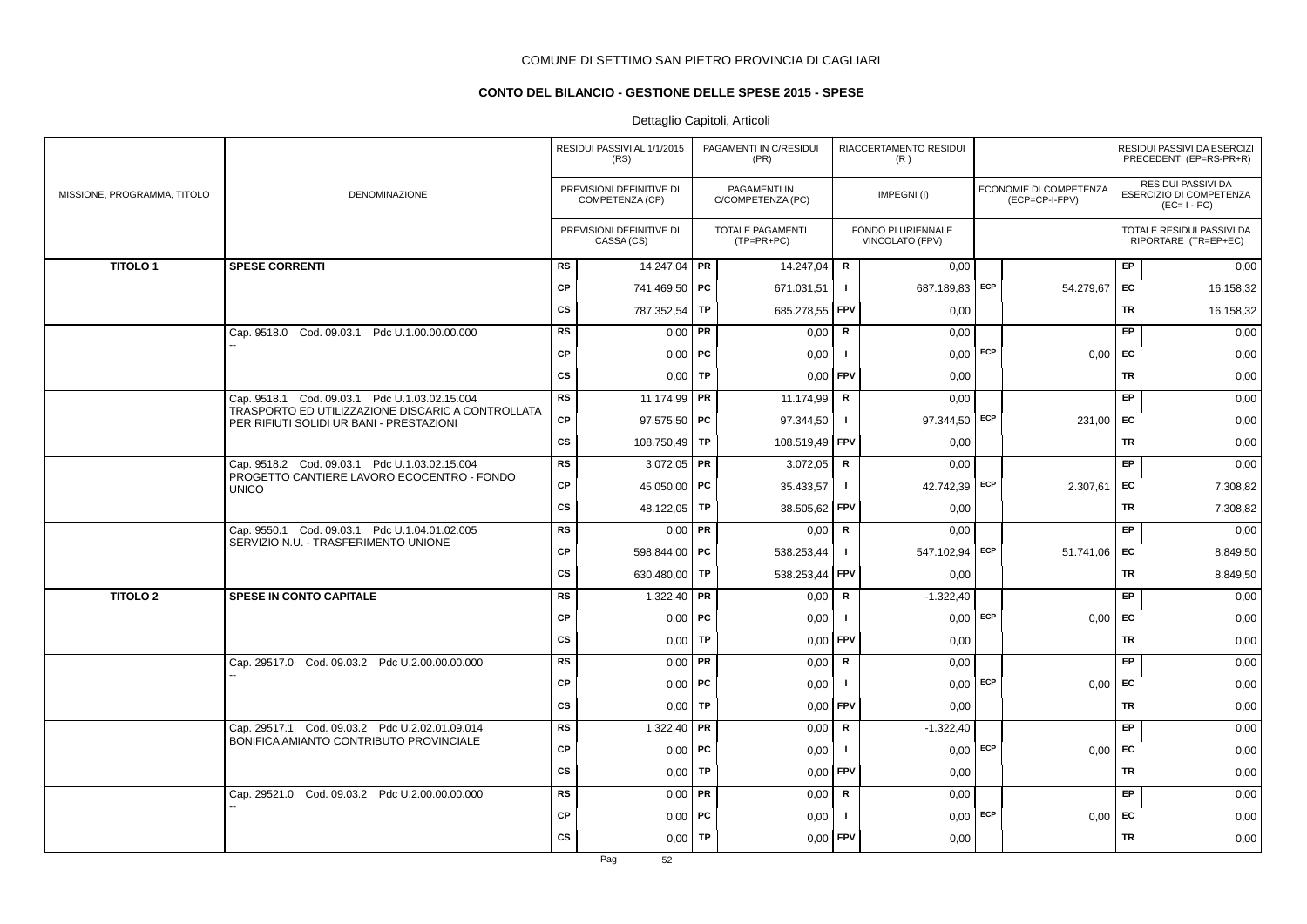COMUNE DI SETTIMO SAN PIETRO PROVINCIA DI CAGLIARI

**CONTO DEL BILANCIO - GESTIONE DELLE SPESE 2015 - SPESE**

Dettaglio Capitoli, Articoli

| MISSIONE, PROGRAMMA, TITOLO | DENOMINAZIONE | | RESIDUI PASSIVI AL 1/1/2015 (RS) / PREVISIONI DEFINITIVE DI COMPETENZA (CP) / PREVISIONI DEFINITIVE DI CASSA (CS) | | PAGAMENTI IN C/RESIDUI (PR) / PAGAMENTI IN C/COMPETENZA (PC) / TOTALE PAGAMENTI (TP=PR+PC) | | RIACCERTAMENTO RESIDUI (R) / IMPEGNI (I) / FONDO PLURIENNALE VINCOLATO (FPV) | | ECONOMIE DI COMPETENZA (ECP=CP-I-FPV) | | RESIDUI PASSIVI DA ESERCIZI PRECEDENTI (EP=RS-PR+R) / RESIDUI PASSIVI DA ESERCIZIO DI COMPETENZA (EC=I-PC) / TOTALE RESIDUI PASSIVI DA RIPORTARE (TR=EP+EC) |
|---|---|---|---|---|---|---|---|---|---|---|---|
| **TITOLO 1** | **SPESE CORRENTI** | RS | 14.247,04 | PR | 14.247,04 | R | 0,00 | | | EP | 0,00 |
| | | CP | 741.469,50 | PC | 671.031,51 | I | 687.189,83 | ECP | 54.279,67 | EC | 16.158,32 |
| | | CS | 787.352,54 | TP | 685.278,55 | FPV | 0,00 | | | TR | 16.158,32 |
| | Cap. 9518.0 Cod. 09.03.1 Pdc U.1.00.00.00.000 -- | RS | 0,00 | PR | 0,00 | R | 0,00 | | | EP | 0,00 |
| | | CP | 0,00 | PC | 0,00 | I | 0,00 | ECP | 0,00 | EC | 0,00 |
| | | CS | 0,00 | TP | 0,00 | FPV | 0,00 | | | TR | 0,00 |
| | Cap. 9518.1 Cod. 09.03.1 Pdc U.1.03.02.15.004 TRASPORTO ED UTILIZZAZIONE DISCARIC A CONTROLLATA PER RIFIUTI SOLIDI UR BANI - PRESTAZIONI | RS | 11.174,99 | PR | 11.174,99 | R | 0,00 | | | EP | 0,00 |
| | | CP | 97.575,50 | PC | 97.344,50 | I | 97.344,50 | ECP | 231,00 | EC | 0,00 |
| | | CS | 108.750,49 | TP | 108.519,49 | FPV | 0,00 | | | TR | 0,00 |
| | Cap. 9518.2 Cod. 09.03.1 Pdc U.1.03.02.15.004 PROGETTO CANTIERE LAVORO ECOCENTRO - FONDO UNICO | RS | 3.072,05 | PR | 3.072,05 | R | 0,00 | | | EP | 0,00 |
| | | CP | 45.050,00 | PC | 35.433,57 | I | 42.742,39 | ECP | 2.307,61 | EC | 7.308,82 |
| | | CS | 48.122,05 | TP | 38.505,62 | FPV | 0,00 | | | TR | 7.308,82 |
| | Cap. 9550.1 Cod. 09.03.1 Pdc U.1.04.01.02.005 SERVIZIO N.U. - TRASFERIMENTO UNIONE | RS | 0,00 | PR | 0,00 | R | 0,00 | | | EP | 0,00 |
| | | CP | 598.844,00 | PC | 538.253,44 | I | 547.102,94 | ECP | 51.741,06 | EC | 8.849,50 |
| | | CS | 630.480,00 | TP | 538.253,44 | FPV | 0,00 | | | TR | 8.849,50 |
| **TITOLO 2** | **SPESE IN CONTO CAPITALE** | RS | 1.322,40 | PR | 0,00 | R | -1.322,40 | | | EP | 0,00 |
| | | CP | 0,00 | PC | 0,00 | I | 0,00 | ECP | 0,00 | EC | 0,00 |
| | | CS | 0,00 | TP | 0,00 | FPV | 0,00 | | | TR | 0,00 |
| | Cap. 29517.0 Cod. 09.03.2 Pdc U.2.00.00.00.000 -- | RS | 0,00 | PR | 0,00 | R | 0,00 | | | EP | 0,00 |
| | | CP | 0,00 | PC | 0,00 | I | 0,00 | ECP | 0,00 | EC | 0,00 |
| | | CS | 0,00 | TP | 0,00 | FPV | 0,00 | | | TR | 0,00 |
| | Cap. 29517.1 Cod. 09.03.2 Pdc U.2.02.01.09.014 BONIFICA AMIANTO CONTRIBUTO PROVINCIALE | RS | 1.322,40 | PR | 0,00 | R | -1.322,40 | | | EP | 0,00 |
| | | CP | 0,00 | PC | 0,00 | I | 0,00 | ECP | 0,00 | EC | 0,00 |
| | | CS | 0,00 | TP | 0,00 | FPV | 0,00 | | | TR | 0,00 |
| | Cap. 29521.0 Cod. 09.03.2 Pdc U.2.00.00.00.000 -- | RS | 0,00 | PR | 0,00 | R | 0,00 | | | EP | 0,00 |
| | | CP | 0,00 | PC | 0,00 | I | 0,00 | ECP | 0,00 | EC | 0,00 |
| | | CS | 0,00 | TP | 0,00 | FPV | 0,00 | | | TR | 0,00 |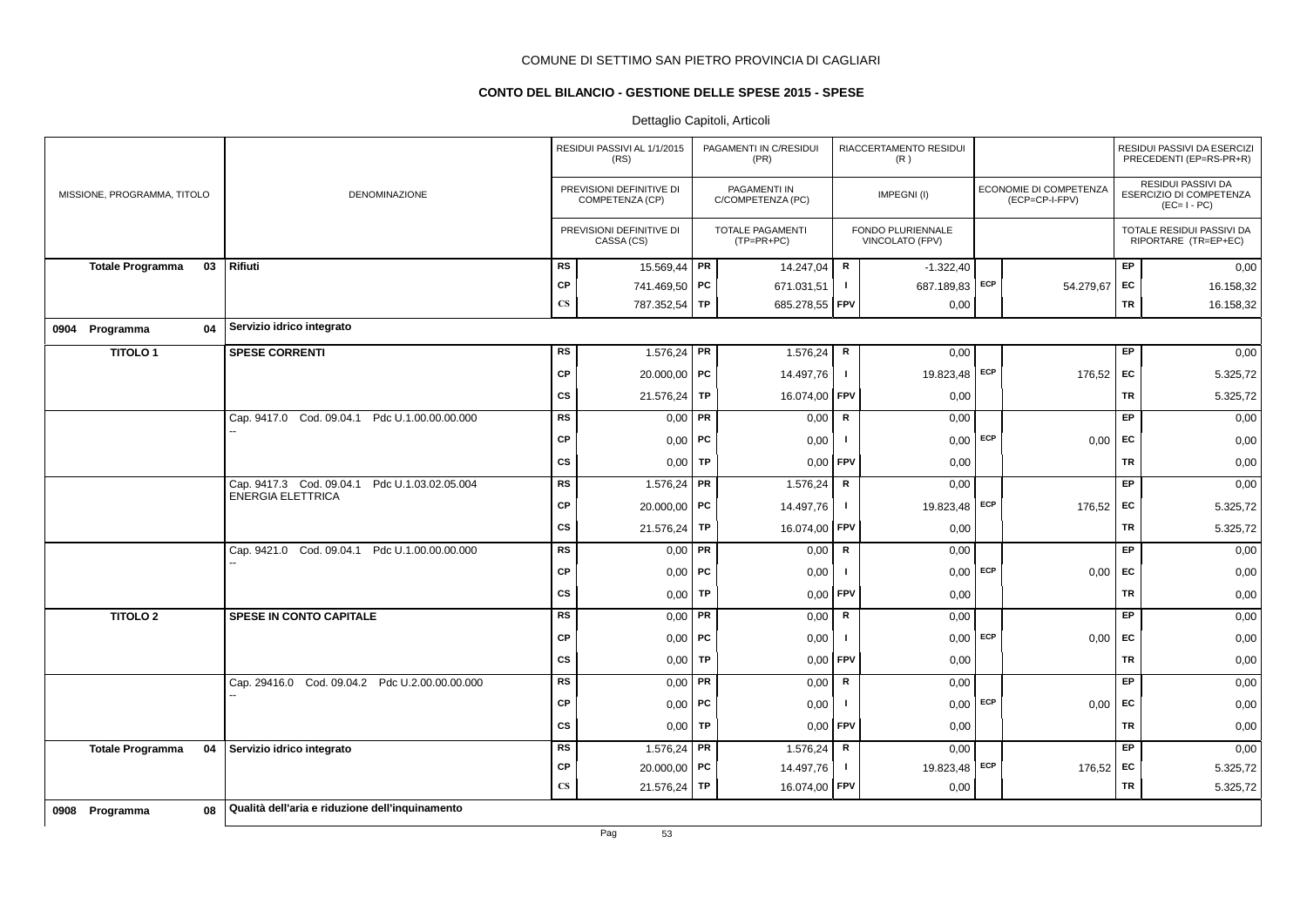COMUNE DI SETTIMO SAN PIETRO PROVINCIA DI CAGLIARI

**CONTO DEL BILANCIO - GESTIONE DELLE SPESE 2015 - SPESE**

Dettaglio Capitoli, Articoli

| MISSIONE, PROGRAMMA, TITOLO | DENOMINAZIONE | | RESIDUI PASSIVI AL 1/1/2015 (RS) / PREVISIONI DEFINITIVE DI COMPETENZA (CP) / PREVISIONI DEFINITIVE DI CASSA (CS) | | PAGAMENTI IN C/RESIDUI (PR) / PAGAMENTI IN C/COMPETENZA (PC) / TOTALE PAGAMENTI (TP=PR+PC) | | RIACCERTAMENTO RESIDUI (R) / IMPEGNI (I) / FONDO PLURIENNALE VINCOLATO (FPV) | | ECONOMIE DI COMPETENZA (ECP=CP-I-FPV) | | RESIDUI PASSIVI DA ESERCIZI PRECEDENTI (EP=RS-PR+R) / RESIDUI PASSIVI DA ESERCIZIO DI COMPETENZA (EC=I-PC) / TOTALE RESIDUI PASSIVI DA RIPORTARE (TR=EP+EC) |
|---|---|---|---|---|---|---|---|---|---|---|---|
| **Totale Programma 03** | **Rifiuti** | RS | 15.569,44 | PR | 14.247,04 | R | -1.322,40 | | | EP | 0,00 |
| | | CP | 741.469,50 | PC | 671.031,51 | I | 687.189,83 | ECP | 54.279,67 | EC | 16.158,32 |
| | | CS | 787.352,54 | TP | 685.278,55 | FPV | 0,00 | | | TR | 16.158,32 |
| **0904 Programma 04** | **Servizio idrico integrato** | | | | | | | | | | |
| **TITOLO 1** | **SPESE CORRENTI** | RS | 1.576,24 | PR | 1.576,24 | R | 0,00 | | | EP | 0,00 |
| | | CP | 20.000,00 | PC | 14.497,76 | I | 19.823,48 | ECP | 176,52 | EC | 5.325,72 |
| | | CS | 21.576,24 | TP | 16.074,00 | FPV | 0,00 | | | TR | 5.325,72 |
| | Cap. 9417.0 Cod. 09.04.1 Pdc U.1.00.00.00.000 -- | RS | 0,00 | PR | 0,00 | R | 0,00 | | | EP | 0,00 |
| | | CP | 0,00 | PC | 0,00 | I | 0,00 | ECP | 0,00 | EC | 0,00 |
| | | CS | 0,00 | TP | 0,00 | FPV | 0,00 | | | TR | 0,00 |
| | Cap. 9417.3 Cod. 09.04.1 Pdc U.1.03.02.05.004 ENERGIA ELETTRICA | RS | 1.576,24 | PR | 1.576,24 | R | 0,00 | | | EP | 0,00 |
| | | CP | 20.000,00 | PC | 14.497,76 | I | 19.823,48 | ECP | 176,52 | EC | 5.325,72 |
| | | CS | 21.576,24 | TP | 16.074,00 | FPV | 0,00 | | | TR | 5.325,72 |
| | Cap. 9421.0 Cod. 09.04.1 Pdc U.1.00.00.00.000 -- | RS | 0,00 | PR | 0,00 | R | 0,00 | | | EP | 0,00 |
| | | CP | 0,00 | PC | 0,00 | I | 0,00 | ECP | 0,00 | EC | 0,00 |
| | | CS | 0,00 | TP | 0,00 | FPV | 0,00 | | | TR | 0,00 |
| **TITOLO 2** | **SPESE IN CONTO CAPITALE** | RS | 0,00 | PR | 0,00 | R | 0,00 | | | EP | 0,00 |
| | | CP | 0,00 | PC | 0,00 | I | 0,00 | ECP | 0,00 | EC | 0,00 |
| | | CS | 0,00 | TP | 0,00 | FPV | 0,00 | | | TR | 0,00 |
| | Cap. 29416.0 Cod. 09.04.2 Pdc U.2.00.00.00.000 -- | RS | 0,00 | PR | 0,00 | R | 0,00 | | | EP | 0,00 |
| | | CP | 0,00 | PC | 0,00 | I | 0,00 | ECP | 0,00 | EC | 0,00 |
| | | CS | 0,00 | TP | 0,00 | FPV | 0,00 | | | TR | 0,00 |
| **Totale Programma 04** | **Servizio idrico integrato** | RS | 1.576,24 | PR | 1.576,24 | R | 0,00 | | | EP | 0,00 |
| | | CP | 20.000,00 | PC | 14.497,76 | I | 19.823,48 | ECP | 176,52 | EC | 5.325,72 |
| | | CS | 21.576,24 | TP | 16.074,00 | FPV | 0,00 | | | TR | 5.325,72 |
| **0908 Programma 08** | **Qualità dell'aria e riduzione dell'inquinamento** | | | | | | | | | | |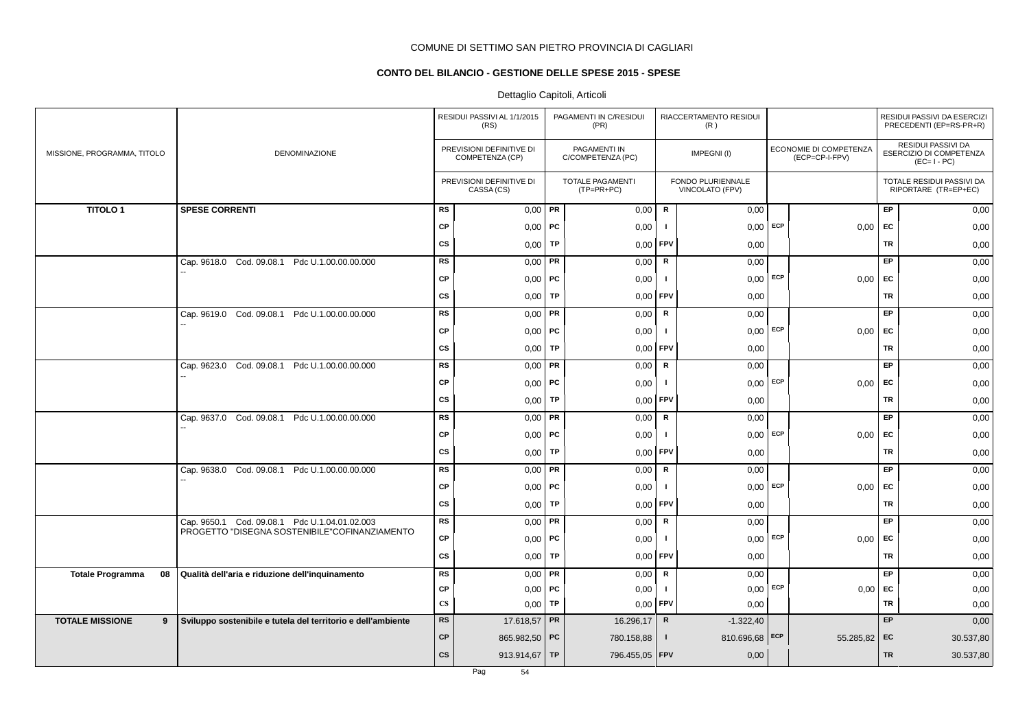COMUNE DI SETTIMO SAN PIETRO PROVINCIA DI CAGLIARI

## CONTO DEL BILANCIO - GESTIONE DELLE SPESE 2015 - SPESE

Dettaglio Capitoli, Articoli

| MISSIONE, PROGRAMMA, TITOLO | DENOMINAZIONE | | RESIDUI PASSIVI AL 1/1/2015 (RS) / PREVISIONI DEFINITIVE DI COMPETENZA (CP) / PREVISIONI DEFINITIVE DI CASSA (CS) | | PAGAMENTI IN C/RESIDUI (PR) / PAGAMENTI IN C/COMPETENZA (PC) / TOTALE PAGAMENTI (TP=PR+PC) | | RIACCERTAMENTO RESIDUI (R) / IMPEGNI (I) / FONDO PLURIENNALE VINCOLATO (FPV) | | ECONOMIE DI COMPETENZA (ECP=CP-I-FPV) | | RESIDUI PASSIVI DA ESERCIZI PRECEDENTI (EP=RS-PR+R) / RESIDUI PASSIVI DA ESERCIZIO DI COMPETENZA (EC=I-PC) / TOTALE RESIDUI PASSIVI DA RIPORTARE (TR=EP+EC) |
|---|---|---|---|---|---|---|---|---|---|---|---|
| **TITOLO 1** | **SPESE CORRENTI** | RS | 0,00 | PR | 0,00 | R | 0,00 | | | EP | 0,00 |
| | | CP | 0,00 | PC | 0,00 | I | 0,00 | ECP | 0,00 | EC | 0,00 |
| | | CS | 0,00 | TP | 0,00 | FPV | 0,00 | | | TR | 0,00 |
| | Cap. 9618.0 Cod. 09.08.1 Pdc U.1.00.00.00.000 -- | RS | 0,00 | PR | 0,00 | R | 0,00 | | | EP | 0,00 |
| | | CP | 0,00 | PC | 0,00 | I | 0,00 | ECP | 0,00 | EC | 0,00 |
| | | CS | 0,00 | TP | 0,00 | FPV | 0,00 | | | TR | 0,00 |
| | Cap. 9619.0 Cod. 09.08.1 Pdc U.1.00.00.00.000 -- | RS | 0,00 | PR | 0,00 | R | 0,00 | | | EP | 0,00 |
| | | CP | 0,00 | PC | 0,00 | I | 0,00 | ECP | 0,00 | EC | 0,00 |
| | | CS | 0,00 | TP | 0,00 | FPV | 0,00 | | | TR | 0,00 |
| | Cap. 9623.0 Cod. 09.08.1 Pdc U.1.00.00.00.000 -- | RS | 0,00 | PR | 0,00 | R | 0,00 | | | EP | 0,00 |
| | | CP | 0,00 | PC | 0,00 | I | 0,00 | ECP | 0,00 | EC | 0,00 |
| | | CS | 0,00 | TP | 0,00 | FPV | 0,00 | | | TR | 0,00 |
| | Cap. 9637.0 Cod. 09.08.1 Pdc U.1.00.00.00.000 -- | RS | 0,00 | PR | 0,00 | R | 0,00 | | | EP | 0,00 |
| | | CP | 0,00 | PC | 0,00 | I | 0,00 | ECP | 0,00 | EC | 0,00 |
| | | CS | 0,00 | TP | 0,00 | FPV | 0,00 | | | TR | 0,00 |
| | Cap. 9638.0 Cod. 09.08.1 Pdc U.1.00.00.00.000 -- | RS | 0,00 | PR | 0,00 | R | 0,00 | | | EP | 0,00 |
| | | CP | 0,00 | PC | 0,00 | I | 0,00 | ECP | 0,00 | EC | 0,00 |
| | | CS | 0,00 | TP | 0,00 | FPV | 0,00 | | | TR | 0,00 |
| | Cap. 9650.1 Cod. 09.08.1 Pdc U.1.04.01.02.003 PROGETTO "DISEGNA SOSTENIBILE"COFINANZIAMENTO | RS | 0,00 | PR | 0,00 | R | 0,00 | | | EP | 0,00 |
| | | CP | 0,00 | PC | 0,00 | I | 0,00 | ECP | 0,00 | EC | 0,00 |
| | | CS | 0,00 | TP | 0,00 | FPV | 0,00 | | | TR | 0,00 |
| **Totale Programma 08** | **Qualità dell'aria e riduzione dell'inquinamento** | RS | 0,00 | PR | 0,00 | R | 0,00 | | | EP | 0,00 |
| | | CP | 0,00 | PC | 0,00 | I | 0,00 | ECP | 0,00 | EC | 0,00 |
| | | CS | 0,00 | TP | 0,00 | FPV | 0,00 | | | TR | 0,00 |
| **TOTALE MISSIONE 9** | **Sviluppo sostenibile e tutela del territorio e dell'ambiente** | RS | 17.618,57 | PR | 16.296,17 | R | -1.322,40 | | | EP | 0,00 |
| | | CP | 865.982,50 | PC | 780.158,88 | I | 810.696,68 | ECP | 55.285,82 | EC | 30.537,80 |
| | | CS | 913.914,67 | TP | 796.455,05 | FPV | 0,00 | | | TR | 30.537,80 |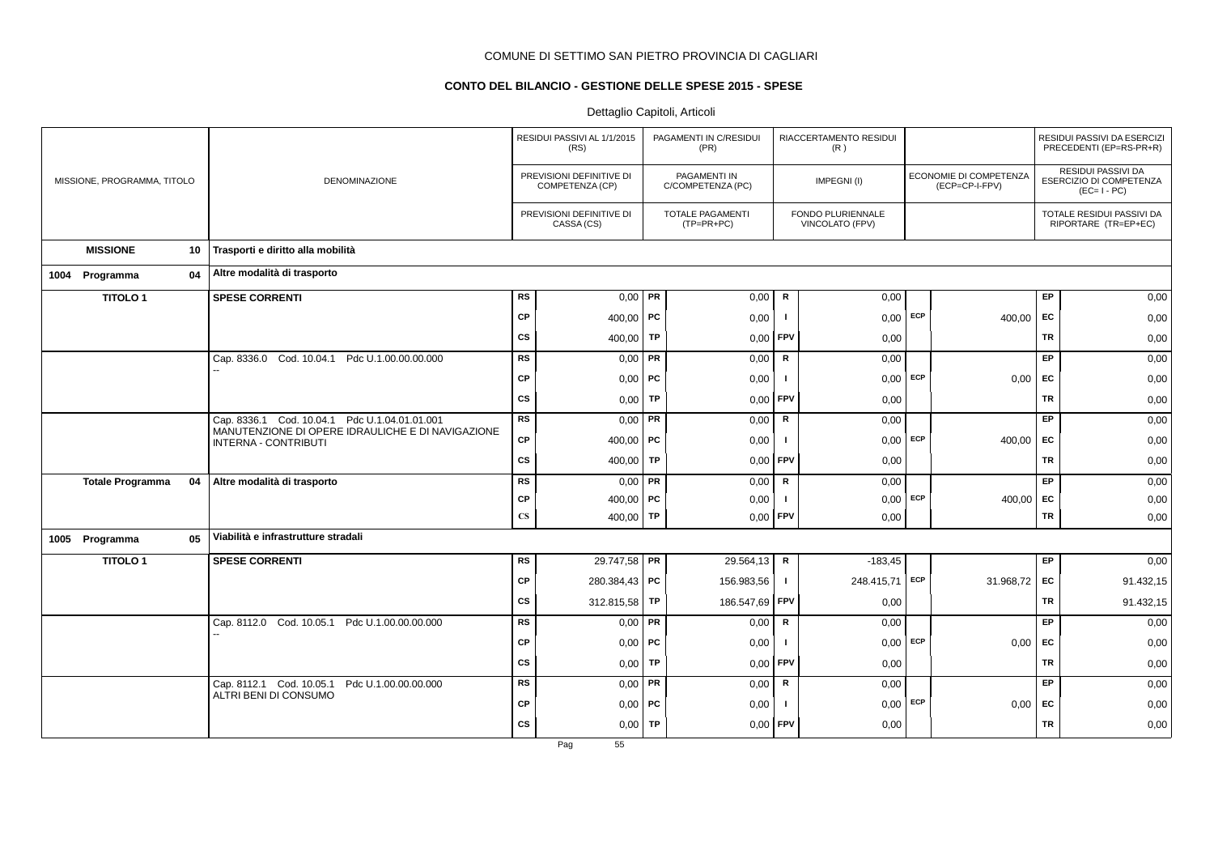COMUNE DI SETTIMO SAN PIETRO PROVINCIA DI CAGLIARI

## CONTO DEL BILANCIO - GESTIONE DELLE SPESE 2015 - SPESE

Dettaglio Capitoli, Articoli

| MISSIONE, PROGRAMMA, TITOLO | DENOMINAZIONE | | RESIDUI PASSIVI AL 1/1/2015 (RS) / PREVISIONI DEFINITIVE DI COMPETENZA (CP) / PREVISIONI DEFINITIVE DI CASSA (CS) | | PAGAMENTI IN C/RESIDUI (PR) / PAGAMENTI IN C/COMPETENZA (PC) / TOTALE PAGAMENTI (TP=PR+PC) | | RIACCERTAMENTO RESIDUI (R) / IMPEGNI (I) / FONDO PLURIENNALE VINCOLATO (FPV) | | ECONOMIE DI COMPETENZA (ECP=CP-I-FPV) | | RESIDUI PASSIVI DA ESERCIZI PRECEDENTI (EP=RS-PR+R) / RESIDUI PASSIVI DA ESERCIZIO DI COMPETENZA (EC=I-PC) / TOTALE RESIDUI PASSIVI DA RIPORTARE (TR=EP+EC) |
|---|---|---|---|---|---|---|---|---|---|---|---|
| **MISSIONE 10** | **Trasporti e diritto alla mobilità** | | | | | | | | | | |
| **1004 Programma 04** | **Altre modalità di trasporto** | | | | | | | | | | |
| **TITOLO 1** | **SPESE CORRENTI** | RS | 0,00 | PR | 0,00 | R | 0,00 | | | EP | 0,00 |
| | | CP | 400,00 | PC | 0,00 | I | 0,00 | ECP | 400,00 | EC | 0,00 |
| | | CS | 400,00 | TP | 0,00 | FPV | 0,00 | | | TR | 0,00 |
| | Cap. 8336.0 Cod. 10.04.1 Pdc U.1.00.00.00.000 -- | RS | 0,00 | PR | 0,00 | R | 0,00 | | | EP | 0,00 |
| | | CP | 0,00 | PC | 0,00 | I | 0,00 | ECP | 0,00 | EC | 0,00 |
| | | CS | 0,00 | TP | 0,00 | FPV | 0,00 | | | TR | 0,00 |
| | Cap. 8336.1 Cod. 10.04.1 Pdc U.1.04.01.01.001 MANUTENZIONE DI OPERE IDRAULICHE E DI NAVIGAZIONE INTERNA - CONTRIBUTI | RS | 0,00 | PR | 0,00 | R | 0,00 | | | EP | 0,00 |
| | | CP | 400,00 | PC | 0,00 | I | 0,00 | ECP | 400,00 | EC | 0,00 |
| | | CS | 400,00 | TP | 0,00 | FPV | 0,00 | | | TR | 0,00 |
| **Totale Programma 04** | **Altre modalità di trasporto** | RS | 0,00 | PR | 0,00 | R | 0,00 | | | EP | 0,00 |
| | | CP | 400,00 | PC | 0,00 | I | 0,00 | ECP | 400,00 | EC | 0,00 |
| | | CS | 400,00 | TP | 0,00 | FPV | 0,00 | | | TR | 0,00 |
| **1005 Programma 05** | **Viabilità e infrastrutture stradali** | | | | | | | | | | |
| **TITOLO 1** | **SPESE CORRENTI** | RS | 29.747,58 | PR | 29.564,13 | R | -183,45 | | | EP | 0,00 |
| | | CP | 280.384,43 | PC | 156.983,56 | I | 248.415,71 | ECP | 31.968,72 | EC | 91.432,15 |
| | | CS | 312.815,58 | TP | 186.547,69 | FPV | 0,00 | | | TR | 91.432,15 |
| | Cap. 8112.0 Cod. 10.05.1 Pdc U.1.00.00.00.000 -- | RS | 0,00 | PR | 0,00 | R | 0,00 | | | EP | 0,00 |
| | | CP | 0,00 | PC | 0,00 | I | 0,00 | ECP | 0,00 | EC | 0,00 |
| | | CS | 0,00 | TP | 0,00 | FPV | 0,00 | | | TR | 0,00 |
| | Cap. 8112.1 Cod. 10.05.1 Pdc U.1.00.00.00.000 ALTRI BENI DI CONSUMO | RS | 0,00 | PR | 0,00 | R | 0,00 | | | EP | 0,00 |
| | | CP | 0,00 | PC | 0,00 | I | 0,00 | ECP | 0,00 | EC | 0,00 |
| | | CS | 0,00 | TP | 0,00 | FPV | 0,00 | | | TR | 0,00 |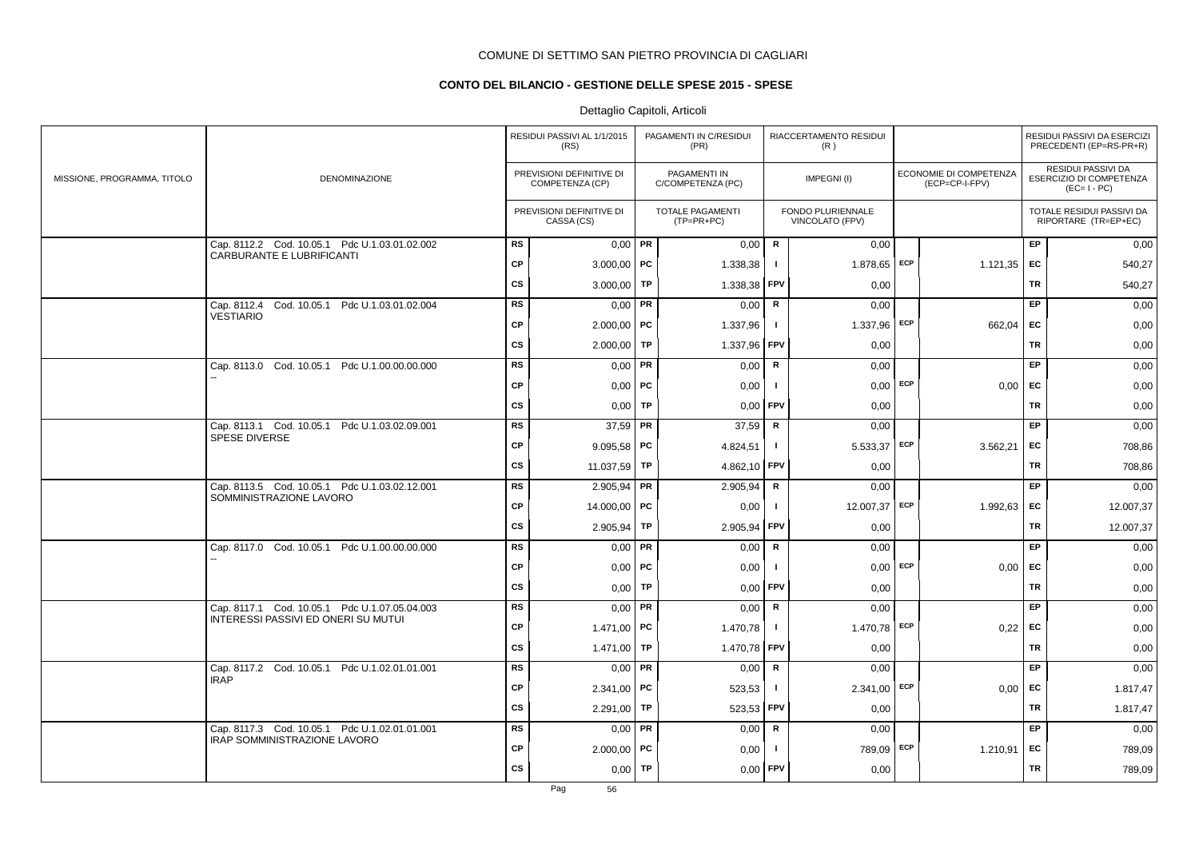COMUNE DI SETTIMO SAN PIETRO PROVINCIA DI CAGLIARI

**CONTO DEL BILANCIO - GESTIONE DELLE SPESE 2015 - SPESE**

Dettaglio Capitoli, Articoli

| MISSIONE, PROGRAMMA, TITOLO | DENOMINAZIONE | | RESIDUI PASSIVI AL 1/1/2015 (RS) / PREVISIONI DEFINITIVE DI COMPETENZA (CP) / PREVISIONI DEFINITIVE DI CASSA (CS) | | PAGAMENTI IN C/RESIDUI (PR) / PAGAMENTI IN C/COMPETENZA (PC) / TOTALE PAGAMENTI (TP=PR+PC) | | RIACCERTAMENTO RESIDUI (R) / IMPEGNI (I) / FONDO PLURIENNALE VINCOLATO (FPV) | | ECONOMIE DI COMPETENZA (ECP=CP-I-FPV) | | RESIDUI PASSIVI DA ESERCIZI PRECEDENTI (EP=RS-PR+R) / RESIDUI PASSIVI DA ESERCIZIO DI COMPETENZA (EC=I - PC) / TOTALE RESIDUI PASSIVI DA RIPORTARE (TR=EP+EC) |
|---|---|---|---|---|---|---|---|---|---|---|---|
| | Cap. 8112.2 Cod. 10.05.1 Pdc U.1.03.01.02.002 CARBURANTE E LUBRIFICANTI | RS | 0,00 | PR | 0,00 | R | 0,00 | | | EP | 0,00 |
| | | CP | 3.000,00 | PC | 1.338,38 | I | 1.878,65 | ECP | 1.121,35 | EC | 540,27 |
| | | CS | 3.000,00 | TP | 1.338,38 | FPV | 0,00 | | | TR | 540,27 |
| | Cap. 8112.4 Cod. 10.05.1 Pdc U.1.03.01.02.004 VESTIARIO | RS | 0,00 | PR | 0,00 | R | 0,00 | | | EP | 0,00 |
| | | CP | 2.000,00 | PC | 1.337,96 | I | 1.337,96 | ECP | 662,04 | EC | 0,00 |
| | | CS | 2.000,00 | TP | 1.337,96 | FPV | 0,00 | | | TR | 0,00 |
| | Cap. 8113.0 Cod. 10.05.1 Pdc U.1.00.00.00.000 -- | RS | 0,00 | PR | 0,00 | R | 0,00 | | | EP | 0,00 |
| | | CP | 0,00 | PC | 0,00 | I | 0,00 | ECP | 0,00 | EC | 0,00 |
| | | CS | 0,00 | TP | 0,00 | FPV | 0,00 | | | TR | 0,00 |
| | Cap. 8113.1 Cod. 10.05.1 Pdc U.1.03.02.09.001 SPESE DIVERSE | RS | 37,59 | PR | 37,59 | R | 0,00 | | | EP | 0,00 |
| | | CP | 9.095,58 | PC | 4.824,51 | I | 5.533,37 | ECP | 3.562,21 | EC | 708,86 |
| | | CS | 11.037,59 | TP | 4.862,10 | FPV | 0,00 | | | TR | 708,86 |
| | Cap. 8113.5 Cod. 10.05.1 Pdc U.1.03.02.12.001 SOMMINISTRAZIONE LAVORO | RS | 2.905,94 | PR | 2.905,94 | R | 0,00 | | | EP | 0,00 |
| | | CP | 14.000,00 | PC | 0,00 | I | 12.007,37 | ECP | 1.992,63 | EC | 12.007,37 |
| | | CS | 2.905,94 | TP | 2.905,94 | FPV | 0,00 | | | TR | 12.007,37 |
| | Cap. 8117.0 Cod. 10.05.1 Pdc U.1.00.00.00.000 -- | RS | 0,00 | PR | 0,00 | R | 0,00 | | | EP | 0,00 |
| | | CP | 0,00 | PC | 0,00 | I | 0,00 | ECP | 0,00 | EC | 0,00 |
| | | CS | 0,00 | TP | 0,00 | FPV | 0,00 | | | TR | 0,00 |
| | Cap. 8117.1 Cod. 10.05.1 Pdc U.1.07.05.04.003 INTERESSI PASSIVI ED ONERI SU MUTUI | RS | 0,00 | PR | 0,00 | R | 0,00 | | | EP | 0,00 |
| | | CP | 1.471,00 | PC | 1.470,78 | I | 1.470,78 | ECP | 0,22 | EC | 0,00 |
| | | CS | 1.471,00 | TP | 1.470,78 | FPV | 0,00 | | | TR | 0,00 |
| | Cap. 8117.2 Cod. 10.05.1 Pdc U.1.02.01.01.001 IRAP | RS | 0,00 | PR | 0,00 | R | 0,00 | | | EP | 0,00 |
| | | CP | 2.341,00 | PC | 523,53 | I | 2.341,00 | ECP | 0,00 | EC | 1.817,47 |
| | | CS | 2.291,00 | TP | 523,53 | FPV | 0,00 | | | TR | 1.817,47 |
| | Cap. 8117.3 Cod. 10.05.1 Pdc U.1.02.01.01.001 IRAP SOMMINISTRAZIONE LAVORO | RS | 0,00 | PR | 0,00 | R | 0,00 | | | EP | 0,00 |
| | | CP | 2.000,00 | PC | 0,00 | I | 789,09 | ECP | 1.210,91 | EC | 789,09 |
| | | CS | 0,00 | TP | 0,00 | FPV | 0,00 | | | TR | 789,09 |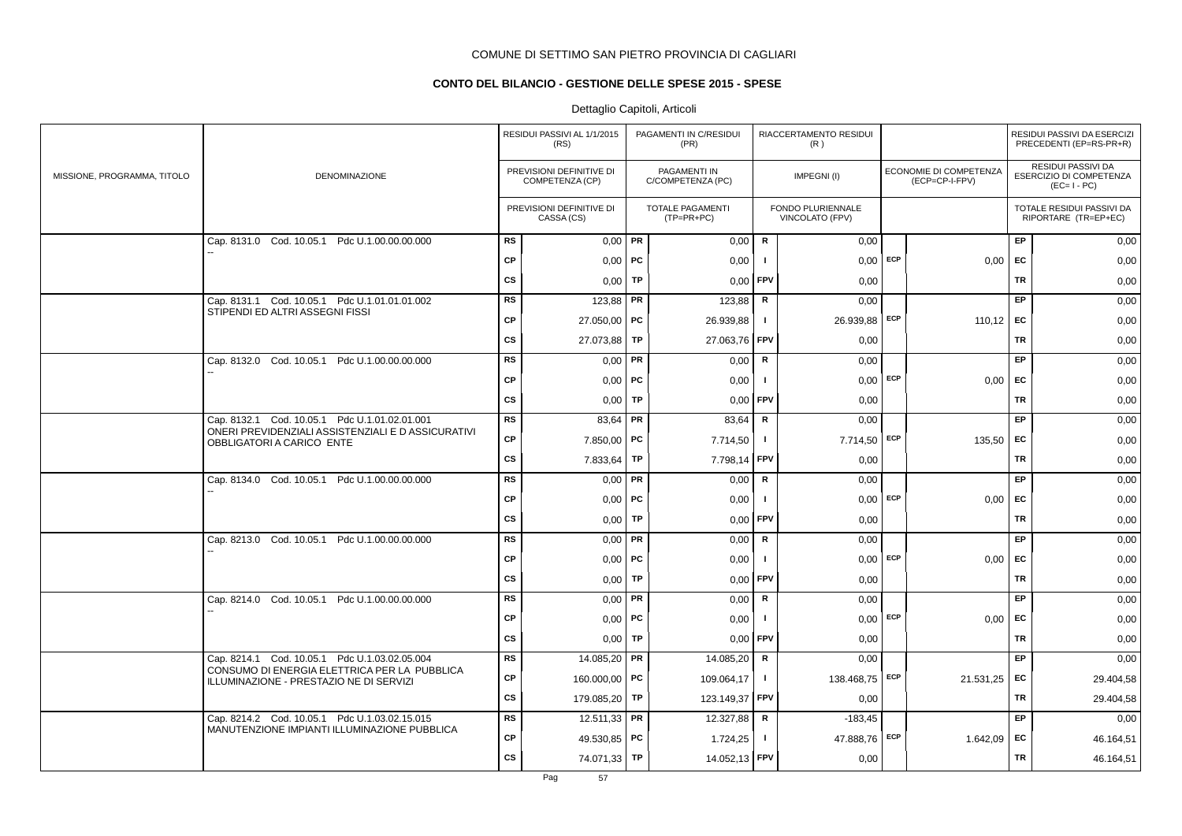COMUNE DI SETTIMO SAN PIETRO PROVINCIA DI CAGLIARI

**CONTO DEL BILANCIO - GESTIONE DELLE SPESE 2015 - SPESE**

Dettaglio Capitoli, Articoli

| MISSIONE, PROGRAMMA, TITOLO | DENOMINAZIONE | | RESIDUI PASSIVI AL 1/1/2015 (RS) / PREVISIONI DEFINITIVE DI COMPETENZA (CP) / PREVISIONI DEFINITIVE DI CASSA (CS) | | PAGAMENTI IN C/RESIDUI (PR) / PAGAMENTI IN C/COMPETENZA (PC) / TOTALE PAGAMENTI (TP=PR+PC) | | RIACCERTAMENTO RESIDUI (R) / IMPEGNI (I) / FONDO PLURIENNALE VINCOLATO (FPV) | | ECONOMIE DI COMPETENZA (ECP=CP-I-FPV) | | RESIDUI PASSIVI DA ESERCIZI PRECEDENTI (EP=RS-PR+R) / RESIDUI PASSIVI DA ESERCIZIO DI COMPETENZA (EC=I-PC) / TOTALE RESIDUI PASSIVI DA RIPORTARE (TR=EP+EC) |
|---|---|---|---|---|---|---|---|---|---|---|---|
| | Cap. 8131.0 Cod. 10.05.1 Pdc U.1.00.00.00.000 -- | RS | 0,00 | PR | 0,00 | R | 0,00 | | | EP | 0,00 |
| | | CP | 0,00 | PC | 0,00 | I | 0,00 | ECP | 0,00 | EC | 0,00 |
| | | CS | 0,00 | TP | 0,00 | FPV | 0,00 | | | TR | 0,00 |
| | Cap. 8131.1 Cod. 10.05.1 Pdc U.1.01.01.01.002 STIPENDI ED ALTRI ASSEGNI FISSI | RS | 123,88 | PR | 123,88 | R | 0,00 | | | EP | 0,00 |
| | | CP | 27.050,00 | PC | 26.939,88 | I | 26.939,88 | ECP | 110,12 | EC | 0,00 |
| | | CS | 27.073,88 | TP | 27.063,76 | FPV | 0,00 | | | TR | 0,00 |
| | Cap. 8132.0 Cod. 10.05.1 Pdc U.1.00.00.00.000 -- | RS | 0,00 | PR | 0,00 | R | 0,00 | | | EP | 0,00 |
| | | CP | 0,00 | PC | 0,00 | I | 0,00 | ECP | 0,00 | EC | 0,00 |
| | | CS | 0,00 | TP | 0,00 | FPV | 0,00 | | | TR | 0,00 |
| | Cap. 8132.1 Cod. 10.05.1 Pdc U.1.01.02.01.001 ONERI PREVIDENZIALI ASSISTENZIALI E D ASSICURATIVI OBBLIGATORI A CARICO ENTE | RS | 83,64 | PR | 83,64 | R | 0,00 | | | EP | 0,00 |
| | | CP | 7.850,00 | PC | 7.714,50 | I | 7.714,50 | ECP | 135,50 | EC | 0,00 |
| | | CS | 7.833,64 | TP | 7.798,14 | FPV | 0,00 | | | TR | 0,00 |
| | Cap. 8134.0 Cod. 10.05.1 Pdc U.1.00.00.00.000 -- | RS | 0,00 | PR | 0,00 | R | 0,00 | | | EP | 0,00 |
| | | CP | 0,00 | PC | 0,00 | I | 0,00 | ECP | 0,00 | EC | 0,00 |
| | | CS | 0,00 | TP | 0,00 | FPV | 0,00 | | | TR | 0,00 |
| | Cap. 8213.0 Cod. 10.05.1 Pdc U.1.00.00.00.000 -- | RS | 0,00 | PR | 0,00 | R | 0,00 | | | EP | 0,00 |
| | | CP | 0,00 | PC | 0,00 | I | 0,00 | ECP | 0,00 | EC | 0,00 |
| | | CS | 0,00 | TP | 0,00 | FPV | 0,00 | | | TR | 0,00 |
| | Cap. 8214.0 Cod. 10.05.1 Pdc U.1.00.00.00.000 -- | RS | 0,00 | PR | 0,00 | R | 0,00 | | | EP | 0,00 |
| | | CP | 0,00 | PC | 0,00 | I | 0,00 | ECP | 0,00 | EC | 0,00 |
| | | CS | 0,00 | TP | 0,00 | FPV | 0,00 | | | TR | 0,00 |
| | Cap. 8214.1 Cod. 10.05.1 Pdc U.1.03.02.05.004 CONSUMO DI ENERGIA ELETTRICA PER LA PUBBLICA ILLUMINAZIONE - PRESTAZIO NE DI SERVIZI | RS | 14.085,20 | PR | 14.085,20 | R | 0,00 | | | EP | 0,00 |
| | | CP | 160.000,00 | PC | 109.064,17 | I | 138.468,75 | ECP | 21.531,25 | EC | 29.404,58 |
| | | CS | 179.085,20 | TP | 123.149,37 | FPV | 0,00 | | | TR | 29.404,58 |
| | Cap. 8214.2 Cod. 10.05.1 Pdc U.1.03.02.15.015 MANUTENZIONE IMPIANTI ILLUMINAZIONE PUBBLICA | RS | 12.511,33 | PR | 12.327,88 | R | -183,45 | | | EP | 0,00 |
| | | CP | 49.530,85 | PC | 1.724,25 | I | 47.888,76 | ECP | 1.642,09 | EC | 46.164,51 |
| | | CS | 74.071,33 | TP | 14.052,13 | FPV | 0,00 | | | TR | 46.164,51 |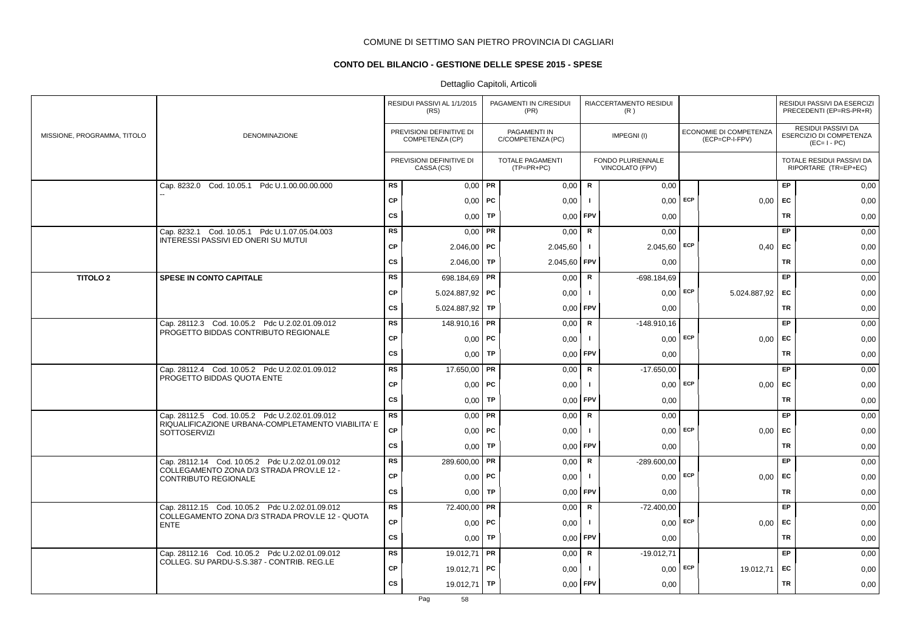COMUNE DI SETTIMO SAN PIETRO PROVINCIA DI CAGLIARI

**CONTO DEL BILANCIO - GESTIONE DELLE SPESE 2015 - SPESE**

Dettaglio Capitoli, Articoli

| MISSIONE, PROGRAMMA, TITOLO | DENOMINAZIONE | | RESIDUI PASSIVI AL 1/1/2015 (RS) / PREVISIONI DEFINITIVE DI COMPETENZA (CP) / PREVISIONI DEFINITIVE DI CASSA (CS) | | PAGAMENTI IN C/RESIDUI (PR) / PAGAMENTI IN C/COMPETENZA (PC) / TOTALE PAGAMENTI (TP=PR+PC) | | RIACCERTAMENTO RESIDUI (R) / IMPEGNI (I) / FONDO PLURIENNALE VINCOLATO (FPV) | | ECONOMIE DI COMPETENZA (ECP=CP-I-FPV) | | RESIDUI PASSIVI DA ESERCIZI PRECEDENTI (EP=RS-PR+R) / RESIDUI PASSIVI DA ESERCIZIO DI COMPETENZA (EC=I-PC) / TOTALE RESIDUI PASSIVI DA RIPORTARE (TR=EP+EC) |
|---|---|---|---|---|---|---|---|---|---|---|---|
| | Cap. 8232.0 Cod. 10.05.1 Pdc U.1.00.00.00.000 -- | RS | 0,00 | PR | 0,00 | R | 0,00 | | | EP | 0,00 |
| | | CP | 0,00 | PC | 0,00 | I | 0,00 | ECP | 0,00 | EC | 0,00 |
| | | CS | 0,00 | TP | 0,00 | FPV | 0,00 | | | TR | 0,00 |
| | Cap. 8232.1 Cod. 10.05.1 Pdc U.1.07.05.04.003 INTERESSI PASSIVI ED ONERI SU MUTUI | RS | 0,00 | PR | 0,00 | R | 0,00 | | | EP | 0,00 |
| | | CP | 2.046,00 | PC | 2.045,60 | I | 2.045,60 | ECP | 0,40 | EC | 0,00 |
| | | CS | 2.046,00 | TP | 2.045,60 | FPV | 0,00 | | | TR | 0,00 |
| **TITOLO 2** | **SPESE IN CONTO CAPITALE** | RS | 698.184,69 | PR | 0,00 | R | -698.184,69 | | | EP | 0,00 |
| | | CP | 5.024.887,92 | PC | 0,00 | I | 0,00 | ECP | 5.024.887,92 | EC | 0,00 |
| | | CS | 5.024.887,92 | TP | 0,00 | FPV | 0,00 | | | TR | 0,00 |
| | Cap. 28112.3 Cod. 10.05.2 Pdc U.2.02.01.09.012 PROGETTO BIDDAS CONTRIBUTO REGIONALE | RS | 148.910,16 | PR | 0,00 | R | -148.910,16 | | | EP | 0,00 |
| | | CP | 0,00 | PC | 0,00 | I | 0,00 | ECP | 0,00 | EC | 0,00 |
| | | CS | 0,00 | TP | 0,00 | FPV | 0,00 | | | TR | 0,00 |
| | Cap. 28112.4 Cod. 10.05.2 Pdc U.2.02.01.09.012 PROGETTO BIDDAS QUOTA ENTE | RS | 17.650,00 | PR | 0,00 | R | -17.650,00 | | | EP | 0,00 |
| | | CP | 0,00 | PC | 0,00 | I | 0,00 | ECP | 0,00 | EC | 0,00 |
| | | CS | 0,00 | TP | 0,00 | FPV | 0,00 | | | TR | 0,00 |
| | Cap. 28112.5 Cod. 10.05.2 Pdc U.2.02.01.09.012 RIQUALIFICAZIONE URBANA-COMPLETAMENTO VIABILITA' E SOTTOSERVIZI | RS | 0,00 | PR | 0,00 | R | 0,00 | | | EP | 0,00 |
| | | CP | 0,00 | PC | 0,00 | I | 0,00 | ECP | 0,00 | EC | 0,00 |
| | | CS | 0,00 | TP | 0,00 | FPV | 0,00 | | | TR | 0,00 |
| | Cap. 28112.14 Cod. 10.05.2 Pdc U.2.02.01.09.012 COLLEGAMENTO ZONA D/3 STRADA PROV.LE 12 - CONTRIBUTO REGIONALE | RS | 289.600,00 | PR | 0,00 | R | -289.600,00 | | | EP | 0,00 |
| | | CP | 0,00 | PC | 0,00 | I | 0,00 | ECP | 0,00 | EC | 0,00 |
| | | CS | 0,00 | TP | 0,00 | FPV | 0,00 | | | TR | 0,00 |
| | Cap. 28112.15 Cod. 10.05.2 Pdc U.2.02.01.09.012 COLLEGAMENTO ZONA D/3 STRADA PROV.LE 12 - QUOTA ENTE | RS | 72.400,00 | PR | 0,00 | R | -72.400,00 | | | EP | 0,00 |
| | | CP | 0,00 | PC | 0,00 | I | 0,00 | ECP | 0,00 | EC | 0,00 |
| | | CS | 0,00 | TP | 0,00 | FPV | 0,00 | | | TR | 0,00 |
| | Cap. 28112.16 Cod. 10.05.2 Pdc U.2.02.01.09.012 COLLEG. SU PARDU-S.S.387 - CONTRIB. REG.LE | RS | 19.012,71 | PR | 0,00 | R | -19.012,71 | | | EP | 0,00 |
| | | CP | 19.012,71 | PC | 0,00 | I | 0,00 | ECP | 19.012,71 | EC | 0,00 |
| | | CS | 19.012,71 | TP | 0,00 | FPV | 0,00 | | | TR | 0,00 |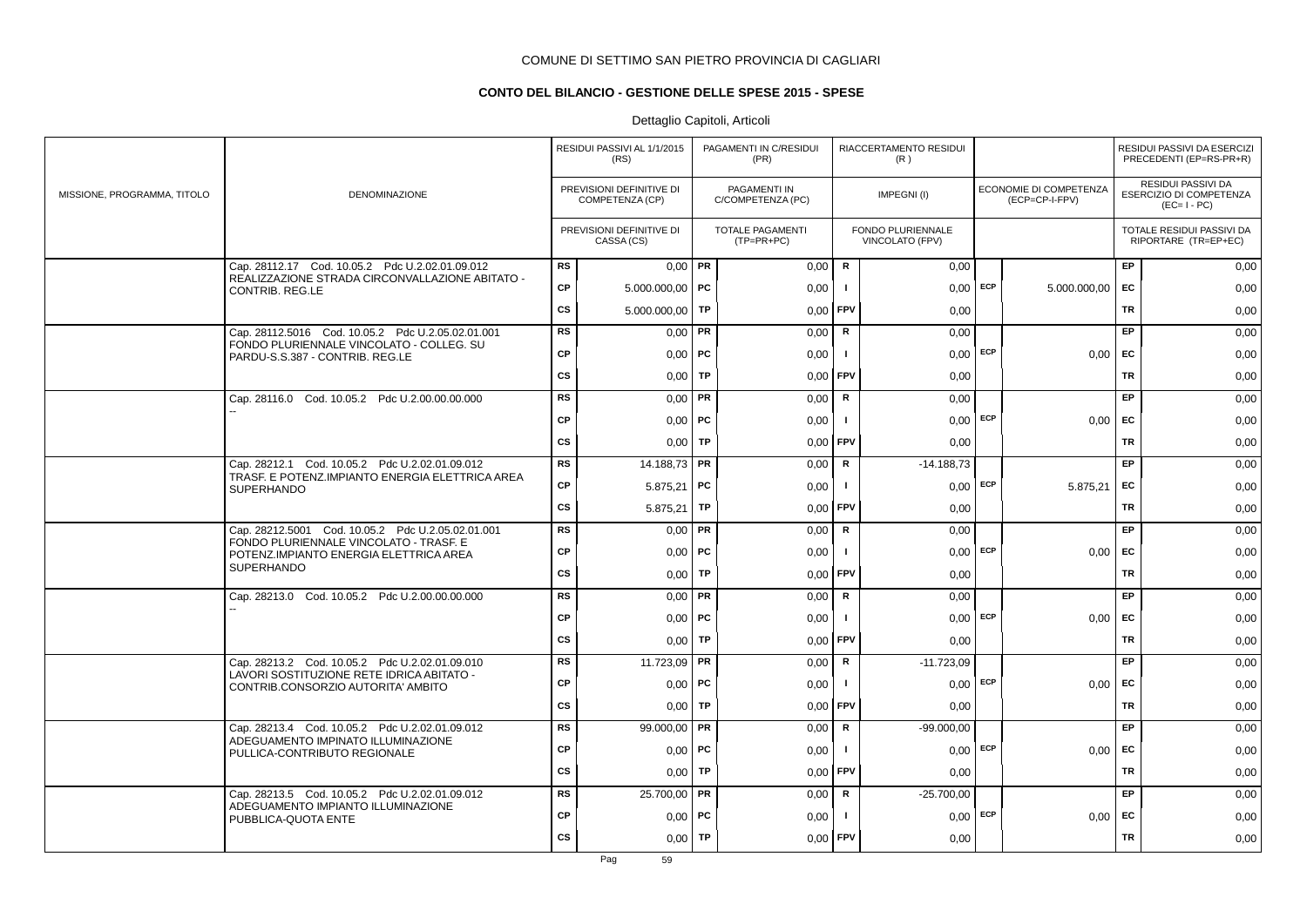COMUNE DI SETTIMO SAN PIETRO PROVINCIA DI CAGLIARI

## CONTO DEL BILANCIO - GESTIONE DELLE SPESE 2015 - SPESE

Dettaglio Capitoli, Articoli

| MISSIONE, PROGRAMMA, TITOLO | DENOMINAZIONE | | RESIDUI PASSIVI AL 1/1/2015 (RS) / PREVISIONI DEFINITIVE DI COMPETENZA (CP) / PREVISIONI DEFINITIVE DI CASSA (CS) | | PAGAMENTI IN C/RESIDUI (PR) / PAGAMENTI IN C/COMPETENZA (PC) / TOTALE PAGAMENTI (TP=PR+PC) | | RIACCERTAMENTO RESIDUI (R) / IMPEGNI (I) / FONDO PLURIENNALE VINCOLATO (FPV) | | ECONOMIE DI COMPETENZA (ECP=CP-I-FPV) | | RESIDUI PASSIVI DA ESERCIZI PRECEDENTI (EP=RS-PR+R) / RESIDUI PASSIVI DA ESERCIZIO DI COMPETENZA (EC=I-PC) / TOTALE RESIDUI PASSIVI DA RIPORTARE (TR=EP+EC) |
|---|---|---|---|---|---|---|---|---|---|---|---|
| | Cap. 28112.17 Cod. 10.05.2 Pdc U.2.02.01.09.012 REALIZZAZIONE STRADA CIRCONVALLAZIONE ABITATO - CONTRIB. REG.LE | RS | 0,00 | PR | 0,00 | R | 0,00 | | | EP | 0,00 |
| | | CP | 5.000.000,00 | PC | 0,00 | I | 0,00 | ECP | 5.000.000,00 | EC | 0,00 |
| | | CS | 5.000.000,00 | TP | 0,00 | FPV | 0,00 | | | TR | 0,00 |
| | Cap. 28112.5016 Cod. 10.05.2 Pdc U.2.05.02.01.001 FONDO PLURIENNALE VINCOLATO - COLLEG. SU PARDU-S.S.387 - CONTRIB. REG.LE | RS | 0,00 | PR | 0,00 | R | 0,00 | | | EP | 0,00 |
| | | CP | 0,00 | PC | 0,00 | I | 0,00 | ECP | 0,00 | EC | 0,00 |
| | | CS | 0,00 | TP | 0,00 | FPV | 0,00 | | | TR | 0,00 |
| | Cap. 28116.0 Cod. 10.05.2 Pdc U.2.00.00.00.000 -- | RS | 0,00 | PR | 0,00 | R | 0,00 | | | EP | 0,00 |
| | | CP | 0,00 | PC | 0,00 | I | 0,00 | ECP | 0,00 | EC | 0,00 |
| | | CS | 0,00 | TP | 0,00 | FPV | 0,00 | | | TR | 0,00 |
| | Cap. 28212.1 Cod. 10.05.2 Pdc U.2.02.01.09.012 TRASF. E POTENZ.IMPIANTO ENERGIA ELETTRICA AREA SUPERHANDO | RS | 14.188,73 | PR | 0,00 | R | -14.188,73 | | | EP | 0,00 |
| | | CP | 5.875,21 | PC | 0,00 | I | 0,00 | ECP | 5.875,21 | EC | 0,00 |
| | | CS | 5.875,21 | TP | 0,00 | FPV | 0,00 | | | TR | 0,00 |
| | Cap. 28212.5001 Cod. 10.05.2 Pdc U.2.05.02.01.001 FONDO PLURIENNALE VINCOLATO - TRASF. E POTENZ.IMPIANTO ENERGIA ELETTRICA AREA SUPERHANDO | RS | 0,00 | PR | 0,00 | R | 0,00 | | | EP | 0,00 |
| | | CP | 0,00 | PC | 0,00 | I | 0,00 | ECP | 0,00 | EC | 0,00 |
| | | CS | 0,00 | TP | 0,00 | FPV | 0,00 | | | TR | 0,00 |
| | Cap. 28213.0 Cod. 10.05.2 Pdc U.2.00.00.00.000 -- | RS | 0,00 | PR | 0,00 | R | 0,00 | | | EP | 0,00 |
| | | CP | 0,00 | PC | 0,00 | I | 0,00 | ECP | 0,00 | EC | 0,00 |
| | | CS | 0,00 | TP | 0,00 | FPV | 0,00 | | | TR | 0,00 |
| | Cap. 28213.2 Cod. 10.05.2 Pdc U.2.02.01.09.010 LAVORI SOSTITUZIONE RETE IDRICA ABITATO - CONTRIB.CONSORZIO AUTORITA' AMBITO | RS | 11.723,09 | PR | 0,00 | R | -11.723,09 | | | EP | 0,00 |
| | | CP | 0,00 | PC | 0,00 | I | 0,00 | ECP | 0,00 | EC | 0,00 |
| | | CS | 0,00 | TP | 0,00 | FPV | 0,00 | | | TR | 0,00 |
| | Cap. 28213.4 Cod. 10.05.2 Pdc U.2.02.01.09.012 ADEGUAMENTO IMPINATO ILLUMINAZIONE PULLICA-CONTRIBUTO REGIONALE | RS | 99.000,00 | PR | 0,00 | R | -99.000,00 | | | EP | 0,00 |
| | | CP | 0,00 | PC | 0,00 | I | 0,00 | ECP | 0,00 | EC | 0,00 |
| | | CS | 0,00 | TP | 0,00 | FPV | 0,00 | | | TR | 0,00 |
| | Cap. 28213.5 Cod. 10.05.2 Pdc U.2.02.01.09.012 ADEGUAMENTO IMPIANTO ILLUMINAZIONE PUBBLICA-QUOTA ENTE | RS | 25.700,00 | PR | 0,00 | R | -25.700,00 | | | EP | 0,00 |
| | | CP | 0,00 | PC | 0,00 | I | 0,00 | ECP | 0,00 | EC | 0,00 |
| | | CS | 0,00 | TP | 0,00 | FPV | 0,00 | | | TR | 0,00 |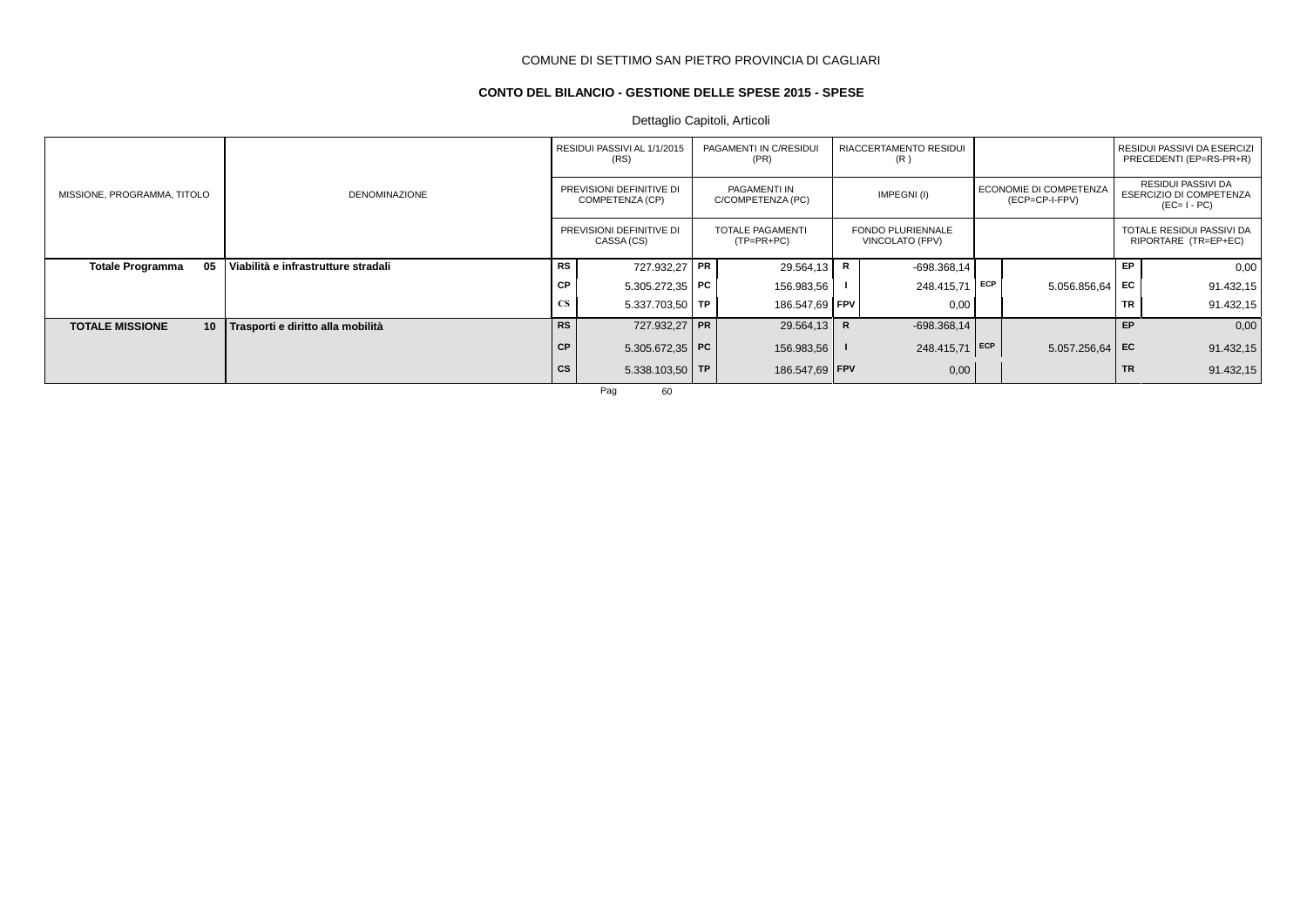COMUNE DI SETTIMO SAN PIETRO PROVINCIA DI CAGLIARI

**CONTO DEL BILANCIO - GESTIONE DELLE SPESE 2015 - SPESE**

Dettaglio Capitoli, Articoli

| MISSIONE, PROGRAMMA, TITOLO | DENOMINAZIONE | | RESIDUI PASSIVI AL 1/1/2015 (RS) / PREVISIONI DEFINITIVE DI COMPETENZA (CP) / PREVISIONI DEFINITIVE DI CASSA (CS) | | PAGAMENTI IN C/RESIDUI (PR) / PAGAMENTI IN C/COMPETENZA (PC) / TOTALE PAGAMENTI (TP=PR+PC) | | RIACCERTAMENTO RESIDUI (R) / IMPEGNI (I) / FONDO PLURIENNALE VINCOLATO (FPV) | | ECONOMIE DI COMPETENZA (ECP=CP-I-FPV) | | RESIDUI PASSIVI DA ESERCIZI PRECEDENTI (EP=RS-PR+R) / RESIDUI PASSIVI DA ESERCIZIO DI COMPETENZA (EC= I - PC) / TOTALE RESIDUI PASSIVI DA RIPORTARE (TR=EP+EC) |
|---|---|---|---|---|---|---|---|---|---|---|---|
| **Totale Programma 05** | **Viabilità e infrastrutture stradali** | RS | 727.932,27 | PR | 29.564,13 | R | -698.368,14 | | | EP | 0,00 |
| | | CP | 5.305.272,35 | PC | 156.983,56 | I | 248.415,71 | ECP | 5.056.856,64 | EC | 91.432,15 |
| | | CS | 5.337.703,50 | TP | 186.547,69 | FPV | 0,00 | | | TR | 91.432,15 |
| **TOTALE MISSIONE 10** | **Trasporti e diritto alla mobilità** | RS | 727.932,27 | PR | 29.564,13 | R | -698.368,14 | | | EP | 0,00 |
| | | CP | 5.305.672,35 | PC | 156.983,56 | I | 248.415,71 | ECP | 5.057.256,64 | EC | 91.432,15 |
| | | CS | 5.338.103,50 | TP | 186.547,69 | FPV | 0,00 | | | TR | 91.432,15 |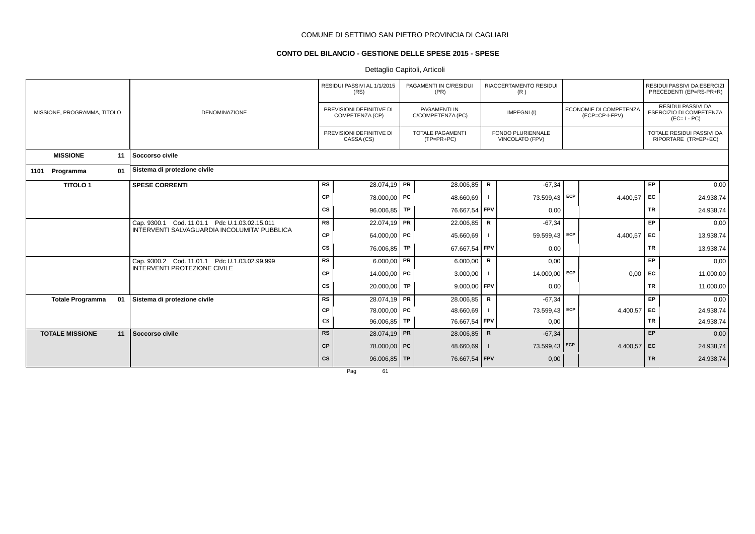COMUNE DI SETTIMO SAN PIETRO PROVINCIA DI CAGLIARI

**CONTO DEL BILANCIO - GESTIONE DELLE SPESE 2015 - SPESE**

Dettaglio Capitoli, Articoli

| MISSIONE, PROGRAMMA, TITOLO | DENOMINAZIONE | | RESIDUI PASSIVI AL 1/1/2015 (RS) / PREVISIONI DEFINITIVE DI COMPETENZA (CP) / PREVISIONI DEFINITIVE DI CASSA (CS) | | PAGAMENTI IN C/RESIDUI (PR) / PAGAMENTI IN C/COMPETENZA (PC) / TOTALE PAGAMENTI (TP=PR+PC) | | RIACCERTAMENTO RESIDUI (R) / IMPEGNI (I) / FONDO PLURIENNALE VINCOLATO (FPV) | | ECONOMIE DI COMPETENZA (ECP=CP-I-FPV) | | RESIDUI PASSIVI DA ESERCIZI PRECEDENTI (EP=RS-PR+R) / RESIDUI PASSIVI DA ESERCIZIO DI COMPETENZA (EC= I - PC) / TOTALE RESIDUI PASSIVI DA RIPORTARE (TR=EP+EC) |
|---|---|---|---|---|---|---|---|---|---|---|---|
| **MISSIONE 11** | **Soccorso civile** | | | | | | | | | | |
| **1101 Programma 01** | **Sistema di protezione civile** | | | | | | | | | | |
| **TITOLO 1** | **SPESE CORRENTI** | RS | 28.074,19 | PR | 28.006,85 | R | -67,34 | | | EP | 0,00 |
| | | CP | 78.000,00 | PC | 48.660,69 | I | 73.599,43 | ECP | 4.400,57 | EC | 24.938,74 |
| | | CS | 96.006,85 | TP | 76.667,54 | FPV | 0,00 | | | TR | 24.938,74 |
| | Cap. 9300.1 Cod. 11.01.1 Pdc U.1.03.02.15.011 INTERVENTI SALVAGUARDIA INCOLUMITA' PUBBLICA | RS | 22.074,19 | PR | 22.006,85 | R | -67,34 | | | EP | 0,00 |
| | | CP | 64.000,00 | PC | 45.660,69 | I | 59.599,43 | ECP | 4.400,57 | EC | 13.938,74 |
| | | CS | 76.006,85 | TP | 67.667,54 | FPV | 0,00 | | | TR | 13.938,74 |
| | Cap. 9300.2 Cod. 11.01.1 Pdc U.1.03.02.99.999 INTERVENTI PROTEZIONE CIVILE | RS | 6.000,00 | PR | 6.000,00 | R | 0,00 | | | EP | 0,00 |
| | | CP | 14.000,00 | PC | 3.000,00 | I | 14.000,00 | ECP | 0,00 | EC | 11.000,00 |
| | | CS | 20.000,00 | TP | 9.000,00 | FPV | 0,00 | | | TR | 11.000,00 |
| **Totale Programma 01** | **Sistema di protezione civile** | RS | 28.074,19 | PR | 28.006,85 | R | -67,34 | | | EP | 0,00 |
| | | CP | 78.000,00 | PC | 48.660,69 | I | 73.599,43 | ECP | 4.400,57 | EC | 24.938,74 |
| | | CS | 96.006,85 | TP | 76.667,54 | FPV | 0,00 | | | TR | 24.938,74 |
| **TOTALE MISSIONE 11** | **Soccorso civile** | RS | 28.074,19 | PR | 28.006,85 | R | -67,34 | | | EP | 0,00 |
| | | CP | 78.000,00 | PC | 48.660,69 | I | 73.599,43 | ECP | 4.400,57 | EC | 24.938,74 |
| | | CS | 96.006,85 | TP | 76.667,54 | FPV | 0,00 | | | TR | 24.938,74 |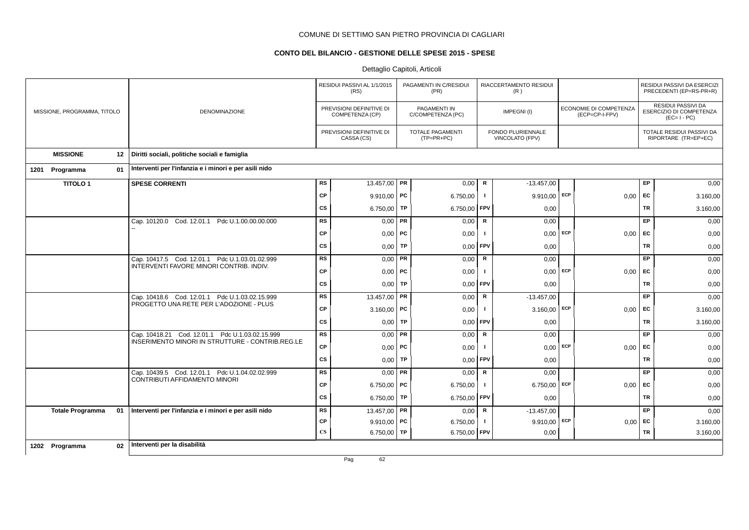COMUNE DI SETTIMO SAN PIETRO PROVINCIA DI CAGLIARI

**CONTO DEL BILANCIO - GESTIONE DELLE SPESE 2015 - SPESE**

Dettaglio Capitoli, Articoli

| MISSIONE, PROGRAMMA, TITOLO | DENOMINAZIONE | | RESIDUI PASSIVI AL 1/1/2015 (RS) / PREVISIONI DEFINITIVE DI COMPETENZA (CP) / PREVISIONI DEFINITIVE DI CASSA (CS) | | PAGAMENTI IN C/RESIDUI (PR) / PAGAMENTI IN C/COMPETENZA (PC) / TOTALE PAGAMENTI (TP=PR+PC) | | RIACCERTAMENTO RESIDUI (R) / IMPEGNI (I) / FONDO PLURIENNALE VINCOLATO (FPV) | | ECONOMIE DI COMPETENZA (ECP=CP-I-FPV) | | RESIDUI PASSIVI DA ESERCIZI PRECEDENTI (EP=RS-PR+R) / RESIDUI PASSIVI DA ESERCIZIO DI COMPETENZA (EC= I - PC) / TOTALE RESIDUI PASSIVI DA RIPORTARE (TR=EP+EC) |
|---|---|---|---|---|---|---|---|---|---|---|---|
| **MISSIONE 12** | **Diritti sociali, politiche sociali e famiglia** | | | | | | | | | | |
| **1201 Programma 01** | **Interventi per l'infanzia e i minori e per asili nido** | | | | | | | | | | |
| **TITOLO 1** | **SPESE CORRENTI** | RS | 13.457,00 | PR | 0,00 | R | -13.457,00 | | | EP | 0,00 |
| | | CP | 9.910,00 | PC | 6.750,00 | I | 9.910,00 | ECP | 0,00 | EC | 3.160,00 |
| | | CS | 6.750,00 | TP | 6.750,00 | FPV | 0,00 | | | TR | 3.160,00 |
| | Cap. 10120.0 Cod. 12.01.1 Pdc U.1.00.00.00.000 -- | RS | 0,00 | PR | 0,00 | R | 0,00 | | | EP | 0,00 |
| | | CP | 0,00 | PC | 0,00 | I | 0,00 | ECP | 0,00 | EC | 0,00 |
| | | CS | 0,00 | TP | 0,00 | FPV | 0,00 | | | TR | 0,00 |
| | Cap. 10417.5 Cod. 12.01.1 Pdc U.1.03.01.02.999 INTERVENTI FAVORE MINORI CONTRIB. INDIV. | RS | 0,00 | PR | 0,00 | R | 0,00 | | | EP | 0,00 |
| | | CP | 0,00 | PC | 0,00 | I | 0,00 | ECP | 0,00 | EC | 0,00 |
| | | CS | 0,00 | TP | 0,00 | FPV | 0,00 | | | TR | 0,00 |
| | Cap. 10418.6 Cod. 12.01.1 Pdc U.1.03.02.15.999 PROGETTO UNA RETE PER L'ADOZIONE - PLUS | RS | 13.457,00 | PR | 0,00 | R | -13.457,00 | | | EP | 0,00 |
| | | CP | 3.160,00 | PC | 0,00 | I | 3.160,00 | ECP | 0,00 | EC | 3.160,00 |
| | | CS | 0,00 | TP | 0,00 | FPV | 0,00 | | | TR | 3.160,00 |
| | Cap. 10418.21 Cod. 12.01.1 Pdc U.1.03.02.15.999 INSERIMENTO MINORI IN STRUTTURE - CONTRIB.REG.LE | RS | 0,00 | PR | 0,00 | R | 0,00 | | | EP | 0,00 |
| | | CP | 0,00 | PC | 0,00 | I | 0,00 | ECP | 0,00 | EC | 0,00 |
| | | CS | 0,00 | TP | 0,00 | FPV | 0,00 | | | TR | 0,00 |
| | Cap. 10439.5 Cod. 12.01.1 Pdc U.1.04.02.02.999 CONTRIBUTI AFFIDAMENTO MINORI | RS | 0,00 | PR | 0,00 | R | 0,00 | | | EP | 0,00 |
| | | CP | 6.750,00 | PC | 6.750,00 | I | 6.750,00 | ECP | 0,00 | EC | 0,00 |
| | | CS | 6.750,00 | TP | 6.750,00 | FPV | 0,00 | | | TR | 0,00 |
| **Totale Programma 01** | **Interventi per l'infanzia e i minori e per asili nido** | RS | 13.457,00 | PR | 0,00 | R | -13.457,00 | | | EP | 0,00 |
| | | CP | 9.910,00 | PC | 6.750,00 | I | 9.910,00 | ECP | 0,00 | EC | 3.160,00 |
| | | CS | 6.750,00 | TP | 6.750,00 | FPV | 0,00 | | | TR | 3.160,00 |
| **1202 Programma 02** | **Interventi per la disabilità** | | | | | | | | | | |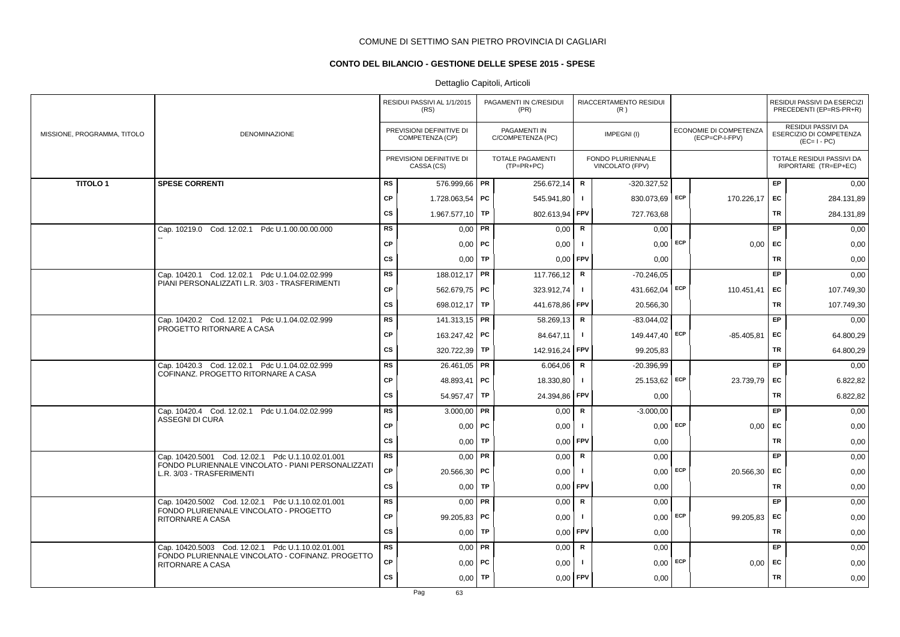COMUNE DI SETTIMO SAN PIETRO PROVINCIA DI CAGLIARI

## CONTO DEL BILANCIO - GESTIONE DELLE SPESE 2015 - SPESE

Dettaglio Capitoli, Articoli

| MISSIONE, PROGRAMMA, TITOLO | DENOMINAZIONE | | RESIDUI PASSIVI AL 1/1/2015 (RS) / PREVISIONI DEFINITIVE DI COMPETENZA (CP) / PREVISIONI DEFINITIVE DI CASSA (CS) | | PAGAMENTI IN C/RESIDUI (PR) / PAGAMENTI IN C/COMPETENZA (PC) / TOTALE PAGAMENTI (TP=PR+PC) | | RIACCERTAMENTO RESIDUI (R) / IMPEGNI (I) / FONDO PLURIENNALE VINCOLATO (FPV) | | ECONOMIE DI COMPETENZA (ECP=CP-I-FPV) | | RESIDUI PASSIVI DA ESERCIZI PRECEDENTI (EP=RS-PR+R) / RESIDUI PASSIVI DA ESERCIZIO DI COMPETENZA (EC=I-PC) / TOTALE RESIDUI PASSIVI DA RIPORTARE (TR=EP+EC) |
|---|---|---|---|---|---|---|---|---|---|---|---|
| **TITOLO 1** | **SPESE CORRENTI** | RS | 576.999,66 | PR | 256.672,14 | R | -320.327,52 | | | EP | 0,00 |
| | | CP | 1.728.063,54 | PC | 545.941,80 | I | 830.073,69 | ECP | 170.226,17 | EC | 284.131,89 |
| | | CS | 1.967.577,10 | TP | 802.613,94 | FPV | 727.763,68 | | | TR | 284.131,89 |
| | Cap. 10219.0 Cod. 12.02.1 Pdc U.1.00.00.00.000 -- | RS | 0,00 | PR | 0,00 | R | 0,00 | | | EP | 0,00 |
| | | CP | 0,00 | PC | 0,00 | I | 0,00 | ECP | 0,00 | EC | 0,00 |
| | | CS | 0,00 | TP | 0,00 | FPV | 0,00 | | | TR | 0,00 |
| | Cap. 10420.1 Cod. 12.02.1 Pdc U.1.04.02.02.999 PIANI PERSONALIZZATI L.R. 3/03 - TRASFERIMENTI | RS | 188.012,17 | PR | 117.766,12 | R | -70.246,05 | | | EP | 0,00 |
| | | CP | 562.679,75 | PC | 323.912,74 | I | 431.662,04 | ECP | 110.451,41 | EC | 107.749,30 |
| | | CS | 698.012,17 | TP | 441.678,86 | FPV | 20.566,30 | | | TR | 107.749,30 |
| | Cap. 10420.2 Cod. 12.02.1 Pdc U.1.04.02.02.999 PROGETTO RITORNARE A CASA | RS | 141.313,15 | PR | 58.269,13 | R | -83.044,02 | | | EP | 0,00 |
| | | CP | 163.247,42 | PC | 84.647,11 | I | 149.447,40 | ECP | -85.405,81 | EC | 64.800,29 |
| | | CS | 320.722,39 | TP | 142.916,24 | FPV | 99.205,83 | | | TR | 64.800,29 |
| | Cap. 10420.3 Cod. 12.02.1 Pdc U.1.04.02.02.999 COFINANZ. PROGETTO RITORNARE A CASA | RS | 26.461,05 | PR | 6.064,06 | R | -20.396,99 | | | EP | 0,00 |
| | | CP | 48.893,41 | PC | 18.330,80 | I | 25.153,62 | ECP | 23.739,79 | EC | 6.822,82 |
| | | CS | 54.957,47 | TP | 24.394,86 | FPV | 0,00 | | | TR | 6.822,82 |
| | Cap. 10420.4 Cod. 12.02.1 Pdc U.1.04.02.02.999 ASSEGNI DI CURA | RS | 3.000,00 | PR | 0,00 | R | -3.000,00 | | | EP | 0,00 |
| | | CP | 0,00 | PC | 0,00 | I | 0,00 | ECP | 0,00 | EC | 0,00 |
| | | CS | 0,00 | TP | 0,00 | FPV | 0,00 | | | TR | 0,00 |
| | Cap. 10420.5001 Cod. 12.02.1 Pdc U.1.10.02.01.001 FONDO PLURIENNALE VINCOLATO - PIANI PERSONALIZZATI L.R. 3/03 - TRASFERIMENTI | RS | 0,00 | PR | 0,00 | R | 0,00 | | | EP | 0,00 |
| | | CP | 20.566,30 | PC | 0,00 | I | 0,00 | ECP | 20.566,30 | EC | 0,00 |
| | | CS | 0,00 | TP | 0,00 | FPV | 0,00 | | | TR | 0,00 |
| | Cap. 10420.5002 Cod. 12.02.1 Pdc U.1.10.02.01.001 FONDO PLURIENNALE VINCOLATO - PROGETTO RITORNARE A CASA | RS | 0,00 | PR | 0,00 | R | 0,00 | | | EP | 0,00 |
| | | CP | 99.205,83 | PC | 0,00 | I | 0,00 | ECP | 99.205,83 | EC | 0,00 |
| | | CS | 0,00 | TP | 0,00 | FPV | 0,00 | | | TR | 0,00 |
| | Cap. 10420.5003 Cod. 12.02.1 Pdc U.1.10.02.01.001 FONDO PLURIENNALE VINCOLATO - COFINANZ. PROGETTO RITORNARE A CASA | RS | 0,00 | PR | 0,00 | R | 0,00 | | | EP | 0,00 |
| | | CP | 0,00 | PC | 0,00 | I | 0,00 | ECP | 0,00 | EC | 0,00 |
| | | CS | 0,00 | TP | 0,00 | FPV | 0,00 | | | TR | 0,00 |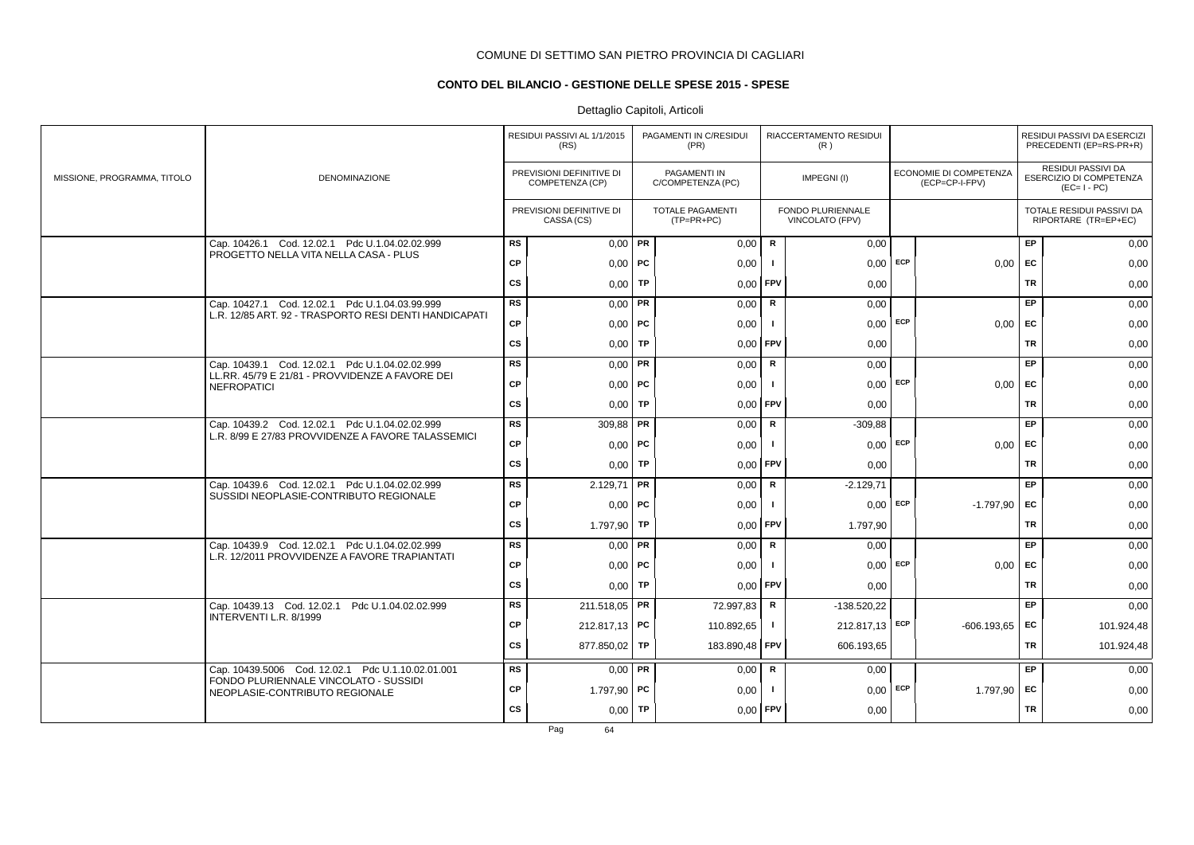COMUNE DI SETTIMO SAN PIETRO PROVINCIA DI CAGLIARI

## CONTO DEL BILANCIO - GESTIONE DELLE SPESE 2015 - SPESE

Dettaglio Capitoli, Articoli

| MISSIONE, PROGRAMMA, TITOLO | DENOMINAZIONE | | RESIDUI PASSIVI AL 1/1/2015 (RS) / PREVISIONI DEFINITIVE DI COMPETENZA (CP) / PREVISIONI DEFINITIVE DI CASSA (CS) | | PAGAMENTI IN C/RESIDUI (PR) / PAGAMENTI IN C/COMPETENZA (PC) / TOTALE PAGAMENTI (TP=PR+PC) | | RIACCERTAMENTO RESIDUI (R) / IMPEGNI (I) / FONDO PLURIENNALE VINCOLATO (FPV) | | ECONOMIE DI COMPETENZA (ECP=CP-I-FPV) | | RESIDUI PASSIVI DA ESERCIZI PRECEDENTI (EP=RS-PR+R) / RESIDUI PASSIVI DA ESERCIZIO DI COMPETENZA (EC=I-PC) / TOTALE RESIDUI PASSIVI DA RIPORTARE (TR=EP+EC) |
|---|---|---|---|---|---|---|---|---|---|---|---|
| | Cap. 10426.1 Cod. 12.02.1 Pdc U.1.04.02.02.999 PROGETTO NELLA VITA NELLA CASA - PLUS | RS | 0,00 | PR | 0,00 | R | 0,00 | | | EP | 0,00 |
| | | CP | 0,00 | PC | 0,00 | I | 0,00 | ECP | 0,00 | EC | 0,00 |
| | | CS | 0,00 | TP | 0,00 | FPV | 0,00 | | | TR | 0,00 |
| | Cap. 10427.1 Cod. 12.02.1 Pdc U.1.04.03.99.999 L.R. 12/85 ART. 92 - TRASPORTO RESI DENTI HANDICAPATI | RS | 0,00 | PR | 0,00 | R | 0,00 | | | EP | 0,00 |
| | | CP | 0,00 | PC | 0,00 | I | 0,00 | ECP | 0,00 | EC | 0,00 |
| | | CS | 0,00 | TP | 0,00 | FPV | 0,00 | | | TR | 0,00 |
| | Cap. 10439.1 Cod. 12.02.1 Pdc U.1.04.02.02.999 LL.RR. 45/79 E 21/81 - PROVVIDENZE A FAVORE DEI NEFROPATICI | RS | 0,00 | PR | 0,00 | R | 0,00 | | | EP | 0,00 |
| | | CP | 0,00 | PC | 0,00 | I | 0,00 | ECP | 0,00 | EC | 0,00 |
| | | CS | 0,00 | TP | 0,00 | FPV | 0,00 | | | TR | 0,00 |
| | Cap. 10439.2 Cod. 12.02.1 Pdc U.1.04.02.02.999 L.R. 8/99 E 27/83 PROVVIDENZE A FAVORE TALASSEMICI | RS | 309,88 | PR | 0,00 | R | -309,88 | | | EP | 0,00 |
| | | CP | 0,00 | PC | 0,00 | I | 0,00 | ECP | 0,00 | EC | 0,00 |
| | | CS | 0,00 | TP | 0,00 | FPV | 0,00 | | | TR | 0,00 |
| | Cap. 10439.6 Cod. 12.02.1 Pdc U.1.04.02.02.999 SUSSIDI NEOPLASIE-CONTRIBUTO REGIONALE | RS | 2.129,71 | PR | 0,00 | R | -2.129,71 | | | EP | 0,00 |
| | | CP | 0,00 | PC | 0,00 | I | 0,00 | ECP | -1.797,90 | EC | 0,00 |
| | | CS | 1.797,90 | TP | 0,00 | FPV | 1.797,90 | | | TR | 0,00 |
| | Cap. 10439.9 Cod. 12.02.1 Pdc U.1.04.02.02.999 L.R. 12/2011 PROVVIDENZE A FAVORE TRAPIANTATI | RS | 0,00 | PR | 0,00 | R | 0,00 | | | EP | 0,00 |
| | | CP | 0,00 | PC | 0,00 | I | 0,00 | ECP | 0,00 | EC | 0,00 |
| | | CS | 0,00 | TP | 0,00 | FPV | 0,00 | | | TR | 0,00 |
| | Cap. 10439.13 Cod. 12.02.1 Pdc U.1.04.02.02.999 INTERVENTI L.R. 8/1999 | RS | 211.518,05 | PR | 72.997,83 | R | -138.520,22 | | | EP | 0,00 |
| | | CP | 212.817,13 | PC | 110.892,65 | I | 212.817,13 | ECP | -606.193,65 | EC | 101.924,48 |
| | | CS | 877.850,02 | TP | 183.890,48 | FPV | 606.193,65 | | | TR | 101.924,48 |
| | Cap. 10439.5006 Cod. 12.02.1 Pdc U.1.10.02.01.001 FONDO PLURIENNALE VINCOLATO - SUSSIDI NEOPLASIE-CONTRIBUTO REGIONALE | RS | 0,00 | PR | 0,00 | R | 0,00 | | | EP | 0,00 |
| | | CP | 1.797,90 | PC | 0,00 | I | 0,00 | ECP | 1.797,90 | EC | 0,00 |
| | | CS | 0,00 | TP | 0,00 | FPV | 0,00 | | | TR | 0,00 |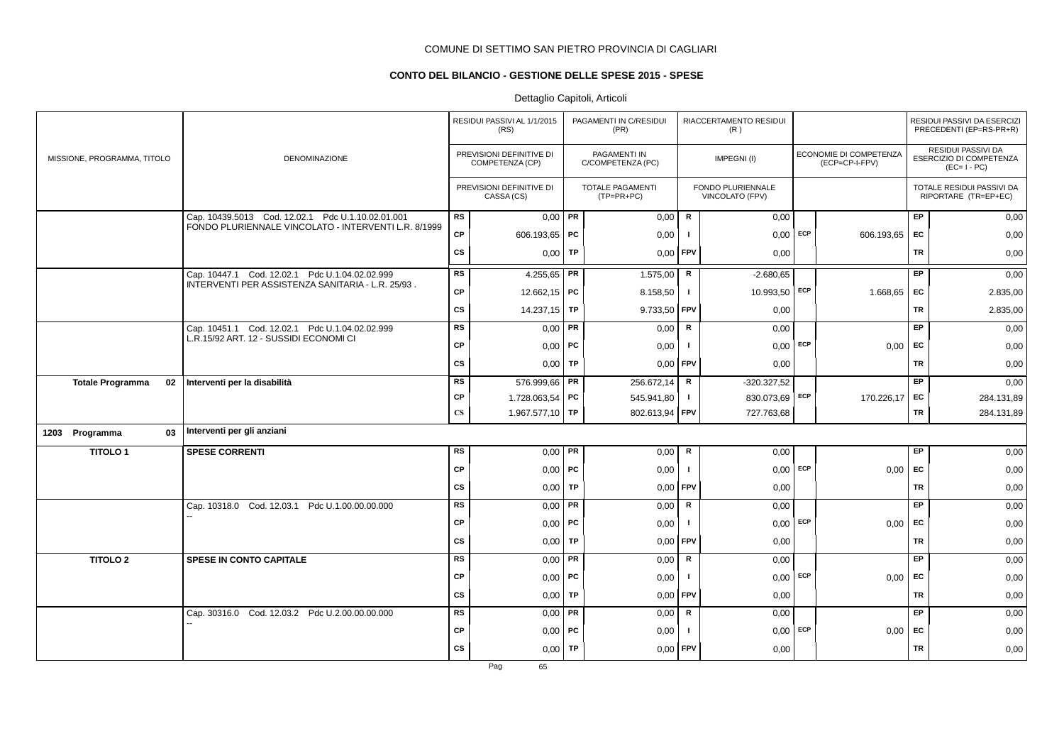COMUNE DI SETTIMO SAN PIETRO PROVINCIA DI CAGLIARI

## CONTO DEL BILANCIO - GESTIONE DELLE SPESE 2015 - SPESE

Dettaglio Capitoli, Articoli

| MISSIONE, PROGRAMMA, TITOLO | DENOMINAZIONE | | RESIDUI PASSIVI AL 1/1/2015 (RS) / PREVISIONI DEFINITIVE DI COMPETENZA (CP) / PREVISIONI DEFINITIVE DI CASSA (CS) | | PAGAMENTI IN C/RESIDUI (PR) / PAGAMENTI IN C/COMPETENZA (PC) / TOTALE PAGAMENTI (TP=PR+PC) | | RIACCERTAMENTO RESIDUI (R) / IMPEGNI (I) / FONDO PLURIENNALE VINCOLATO (FPV) | | ECONOMIE DI COMPETENZA (ECP=CP-I-FPV) | | RESIDUI PASSIVI DA ESERCIZI PRECEDENTI (EP=RS-PR+R) / RESIDUI PASSIVI DA ESERCIZIO DI COMPETENZA (EC=I-PC) / TOTALE RESIDUI PASSIVI DA RIPORTARE (TR=EP+EC) |
|---|---|---|---|---|---|---|---|---|---|---|---|
| | Cap. 10439.5013 Cod. 12.02.1 Pdc U.1.10.02.01.001 FONDO PLURIENNALE VINCOLATO - INTERVENTI L.R. 8/1999 | RS | 0,00 | PR | 0,00 | R | 0,00 | | | EP | 0,00 |
| | | CP | 606.193,65 | PC | 0,00 | I | 0,00 | ECP | 606.193,65 | EC | 0,00 |
| | | CS | 0,00 | TP | 0,00 | FPV | 0,00 | | | TR | 0,00 |
| | Cap. 10447.1 Cod. 12.02.1 Pdc U.1.04.02.02.999 INTERVENTI PER ASSISTENZA SANITARIA - L.R. 25/93 . | RS | 4.255,65 | PR | 1.575,00 | R | -2.680,65 | | | EP | 0,00 |
| | | CP | 12.662,15 | PC | 8.158,50 | I | 10.993,50 | ECP | 1.668,65 | EC | 2.835,00 |
| | | CS | 14.237,15 | TP | 9.733,50 | FPV | 0,00 | | | TR | 2.835,00 |
| | Cap. 10451.1 Cod. 12.02.1 Pdc U.1.04.02.02.999 L.R.15/92 ART. 12 - SUSSIDI ECONOMI CI | RS | 0,00 | PR | 0,00 | R | 0,00 | | | EP | 0,00 |
| | | CP | 0,00 | PC | 0,00 | I | 0,00 | ECP | 0,00 | EC | 0,00 |
| | | CS | 0,00 | TP | 0,00 | FPV | 0,00 | | | TR | 0,00 |
| **Totale Programma 02** | **Interventi per la disabilità** | RS | 576.999,66 | PR | 256.672,14 | R | -320.327,52 | | | EP | 0,00 |
| | | CP | 1.728.063,54 | PC | 545.941,80 | I | 830.073,69 | ECP | 170.226,17 | EC | 284.131,89 |
| | | CS | 1.967.577,10 | TP | 802.613,94 | FPV | 727.763,68 | | | TR | 284.131,89 |
| **1203 Programma 03** | **Interventi per gli anziani** | | | | | | | | | | |
| **TITOLO 1** | **SPESE CORRENTI** | RS | 0,00 | PR | 0,00 | R | 0,00 | | | EP | 0,00 |
| | | CP | 0,00 | PC | 0,00 | I | 0,00 | ECP | 0,00 | EC | 0,00 |
| | | CS | 0,00 | TP | 0,00 | FPV | 0,00 | | | TR | 0,00 |
| | Cap. 10318.0 Cod. 12.03.1 Pdc U.1.00.00.00.000 -- | RS | 0,00 | PR | 0,00 | R | 0,00 | | | EP | 0,00 |
| | | CP | 0,00 | PC | 0,00 | I | 0,00 | ECP | 0,00 | EC | 0,00 |
| | | CS | 0,00 | TP | 0,00 | FPV | 0,00 | | | TR | 0,00 |
| **TITOLO 2** | **SPESE IN CONTO CAPITALE** | RS | 0,00 | PR | 0,00 | R | 0,00 | | | EP | 0,00 |
| | | CP | 0,00 | PC | 0,00 | I | 0,00 | ECP | 0,00 | EC | 0,00 |
| | | CS | 0,00 | TP | 0,00 | FPV | 0,00 | | | TR | 0,00 |
| | Cap. 30316.0 Cod. 12.03.2 Pdc U.2.00.00.00.000 -- | RS | 0,00 | PR | 0,00 | R | 0,00 | | | EP | 0,00 |
| | | CP | 0,00 | PC | 0,00 | I | 0,00 | ECP | 0,00 | EC | 0,00 |
| | | CS | 0,00 | TP | 0,00 | FPV | 0,00 | | | TR | 0,00 |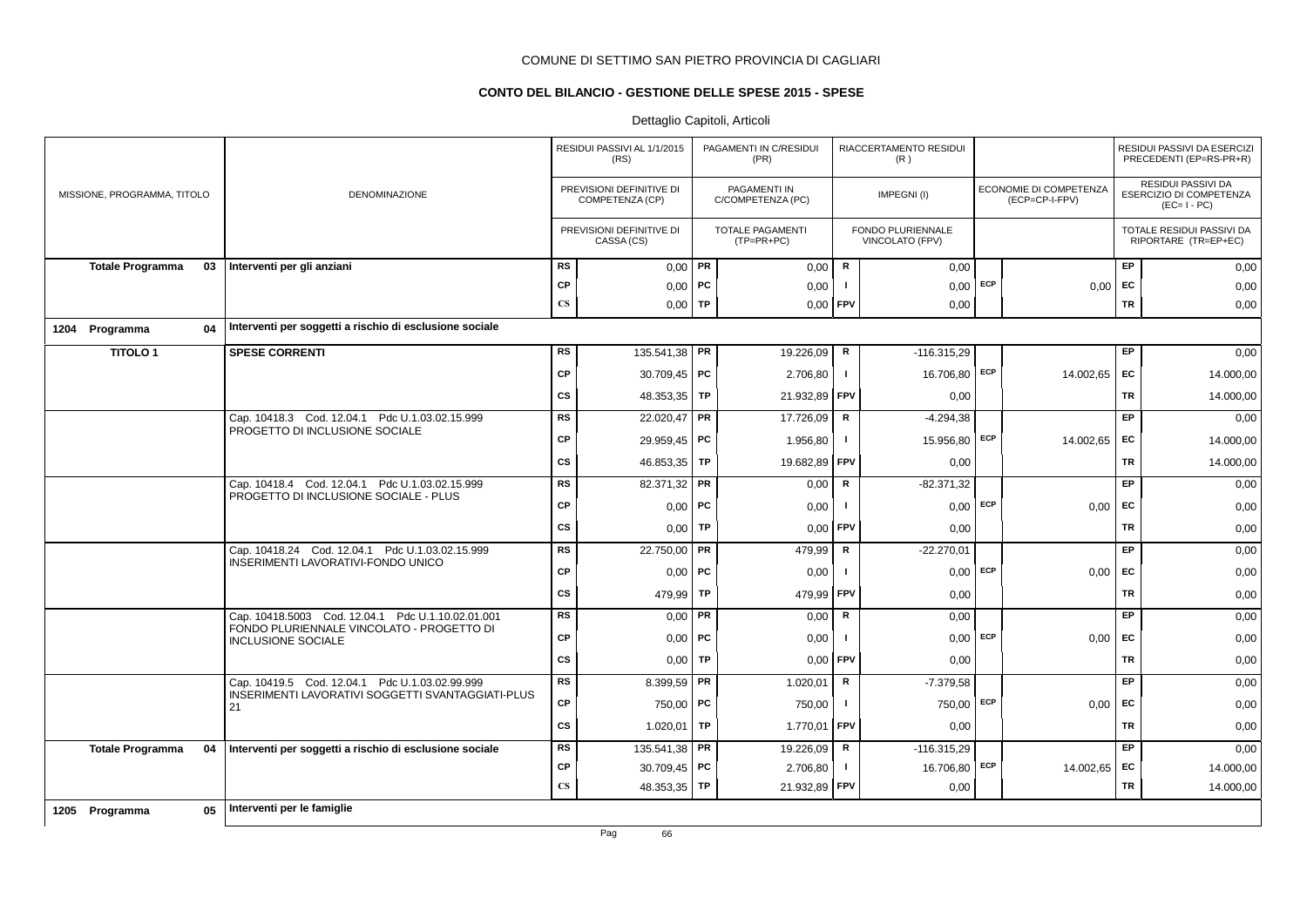COMUNE DI SETTIMO SAN PIETRO PROVINCIA DI CAGLIARI

## CONTO DEL BILANCIO - GESTIONE DELLE SPESE 2015 - SPESE

Dettaglio Capitoli, Articoli

| MISSIONE, PROGRAMMA, TITOLO | DENOMINAZIONE | | RESIDUI PASSIVI AL 1/1/2015 (RS) / PREVISIONI DEFINITIVE DI COMPETENZA (CP) / PREVISIONI DEFINITIVE DI CASSA (CS) | | PAGAMENTI IN C/RESIDUI (PR) / PAGAMENTI IN C/COMPETENZA (PC) / TOTALE PAGAMENTI (TP=PR+PC) | | RIACCERTAMENTO RESIDUI (R) / IMPEGNI (I) / FONDO PLURIENNALE VINCOLATO (FPV) | | ECONOMIE DI COMPETENZA (ECP=CP-I-FPV) | | RESIDUI PASSIVI DA ESERCIZI PRECEDENTI (EP=RS-PR+R) / RESIDUI PASSIVI DA ESERCIZIO DI COMPETENZA (EC=I-PC) / TOTALE RESIDUI PASSIVI DA RIPORTARE (TR=EP+EC) |
|---|---|---|---|---|---|---|---|---|---|---|---|
| **Totale Programma 03** | **Interventi per gli anziani** | RS | 0,00 | PR | 0,00 | R | 0,00 | | | EP | 0,00 |
| | | CP | 0,00 | PC | 0,00 | I | 0,00 | ECP | 0,00 | EC | 0,00 |
| | | CS | 0,00 | TP | 0,00 | FPV | 0,00 | | | TR | 0,00 |
| **1204 Programma 04** | **Interventi per soggetti a rischio di esclusione sociale** | | | | | | | | | | |
| **TITOLO 1** | **SPESE CORRENTI** | RS | 135.541,38 | PR | 19.226,09 | R | -116.315,29 | | | EP | 0,00 |
| | | CP | 30.709,45 | PC | 2.706,80 | I | 16.706,80 | ECP | 14.002,65 | EC | 14.000,00 |
| | | CS | 48.353,35 | TP | 21.932,89 | FPV | 0,00 | | | TR | 14.000,00 |
| | Cap. 10418.3 Cod. 12.04.1 Pdc U.1.03.02.15.999 PROGETTO DI INCLUSIONE SOCIALE | RS | 22.020,47 | PR | 17.726,09 | R | -4.294,38 | | | EP | 0,00 |
| | | CP | 29.959,45 | PC | 1.956,80 | I | 15.956,80 | ECP | 14.002,65 | EC | 14.000,00 |
| | | CS | 46.853,35 | TP | 19.682,89 | FPV | 0,00 | | | TR | 14.000,00 |
| | Cap. 10418.4 Cod. 12.04.1 Pdc U.1.03.02.15.999 PROGETTO DI INCLUSIONE SOCIALE - PLUS | RS | 82.371,32 | PR | 0,00 | R | -82.371,32 | | | EP | 0,00 |
| | | CP | 0,00 | PC | 0,00 | I | 0,00 | ECP | 0,00 | EC | 0,00 |
| | | CS | 0,00 | TP | 0,00 | FPV | 0,00 | | | TR | 0,00 |
| | Cap. 10418.24 Cod. 12.04.1 Pdc U.1.03.02.15.999 INSERIMENTI LAVORATIVI-FONDO UNICO | RS | 22.750,00 | PR | 479,99 | R | -22.270,01 | | | EP | 0,00 |
| | | CP | 0,00 | PC | 0,00 | I | 0,00 | ECP | 0,00 | EC | 0,00 |
| | | CS | 479,99 | TP | 479,99 | FPV | 0,00 | | | TR | 0,00 |
| | Cap. 10418.5003 Cod. 12.04.1 Pdc U.1.10.02.01.001 FONDO PLURIENNALE VINCOLATO - PROGETTO DI INCLUSIONE SOCIALE | RS | 0,00 | PR | 0,00 | R | 0,00 | | | EP | 0,00 |
| | | CP | 0,00 | PC | 0,00 | I | 0,00 | ECP | 0,00 | EC | 0,00 |
| | | CS | 0,00 | TP | 0,00 | FPV | 0,00 | | | TR | 0,00 |
| | Cap. 10419.5 Cod. 12.04.1 Pdc U.1.03.02.99.999 INSERIMENTI LAVORATIVI SOGGETTI SVANTAGGIATI-PLUS 21 | RS | 8.399,59 | PR | 1.020,01 | R | -7.379,58 | | | EP | 0,00 |
| | | CP | 750,00 | PC | 750,00 | I | 750,00 | ECP | 0,00 | EC | 0,00 |
| | | CS | 1.020,01 | TP | 1.770,01 | FPV | 0,00 | | | TR | 0,00 |
| **Totale Programma 04** | **Interventi per soggetti a rischio di esclusione sociale** | RS | 135.541,38 | PR | 19.226,09 | R | -116.315,29 | | | EP | 0,00 |
| | | CP | 30.709,45 | PC | 2.706,80 | I | 16.706,80 | ECP | 14.002,65 | EC | 14.000,00 |
| | | CS | 48.353,35 | TP | 21.932,89 | FPV | 0,00 | | | TR | 14.000,00 |
| **1205 Programma 05** | **Interventi per le famiglie** | | | | | | | | | | |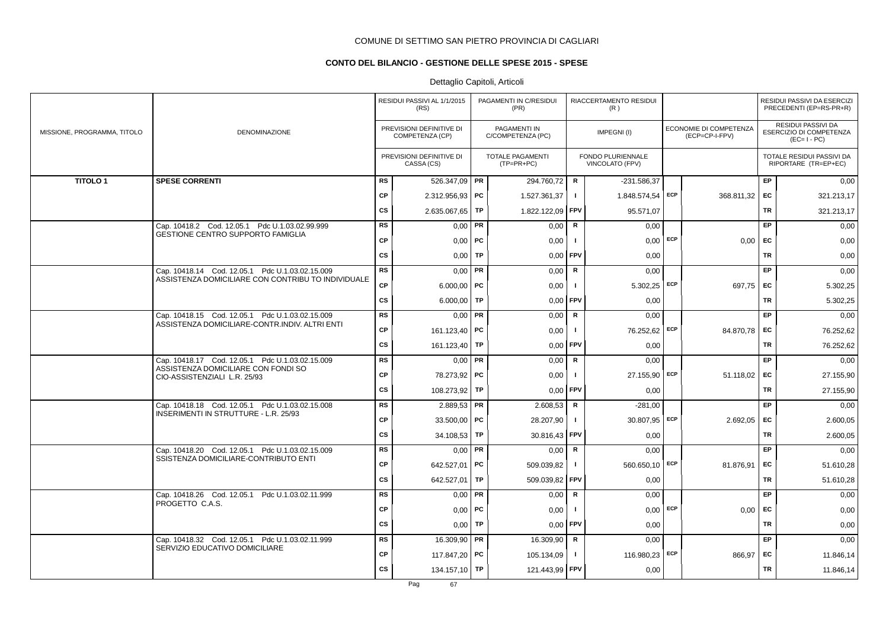COMUNE DI SETTIMO SAN PIETRO PROVINCIA DI CAGLIARI

**CONTO DEL BILANCIO - GESTIONE DELLE SPESE 2015 - SPESE**

Dettaglio Capitoli, Articoli

| MISSIONE, PROGRAMMA, TITOLO | DENOMINAZIONE | | RESIDUI PASSIVI AL 1/1/2015 (RS) / PREVISIONI DEFINITIVE DI COMPETENZA (CP) / PREVISIONI DEFINITIVE DI CASSA (CS) | | PAGAMENTI IN C/RESIDUI (PR) / PAGAMENTI IN C/COMPETENZA (PC) / TOTALE PAGAMENTI (TP=PR+PC) | | RIACCERTAMENTO RESIDUI (R) / IMPEGNI (I) / FONDO PLURIENNALE VINCOLATO (FPV) | | ECONOMIE DI COMPETENZA (ECP=CP-I-FPV) | | RESIDUI PASSIVI DA ESERCIZI PRECEDENTI (EP=RS-PR+R) / RESIDUI PASSIVI DA ESERCIZIO DI COMPETENZA (EC=I - PC) / TOTALE RESIDUI PASSIVI DA RIPORTARE (TR=EP+EC) |
|---|---|---|---|---|---|---|---|---|---|---|---|
| **TITOLO 1** | **SPESE CORRENTI** | RS | 526.347,09 | PR | 294.760,72 | R | -231.586,37 | | | EP | 0,00 |
| | | CP | 2.312.956,93 | PC | 1.527.361,37 | I | 1.848.574,54 | ECP | 368.811,32 | EC | 321.213,17 |
| | | CS | 2.635.067,65 | TP | 1.822.122,09 | FPV | 95.571,07 | | | TR | 321.213,17 |
| | Cap. 10418.2 Cod. 12.05.1 Pdc U.1.03.02.99.999 GESTIONE CENTRO SUPPORTO FAMIGLIA | RS | 0,00 | PR | 0,00 | R | 0,00 | | | EP | 0,00 |
| | | CP | 0,00 | PC | 0,00 | I | 0,00 | ECP | 0,00 | EC | 0,00 |
| | | CS | 0,00 | TP | 0,00 | FPV | 0,00 | | | TR | 0,00 |
| | Cap. 10418.14 Cod. 12.05.1 Pdc U.1.03.02.15.009 ASSISTENZA DOMICILIARE CON CONTRIBU TO INDIVIDUALE | RS | 0,00 | PR | 0,00 | R | 0,00 | | | EP | 0,00 |
| | | CP | 6.000,00 | PC | 0,00 | I | 5.302,25 | ECP | 697,75 | EC | 5.302,25 |
| | | CS | 6.000,00 | TP | 0,00 | FPV | 0,00 | | | TR | 5.302,25 |
| | Cap. 10418.15 Cod. 12.05.1 Pdc U.1.03.02.15.009 ASSISTENZA DOMICILIARE-CONTR.INDIV. ALTRI ENTI | RS | 0,00 | PR | 0,00 | R | 0,00 | | | EP | 0,00 |
| | | CP | 161.123,40 | PC | 0,00 | I | 76.252,62 | ECP | 84.870,78 | EC | 76.252,62 |
| | | CS | 161.123,40 | TP | 0,00 | FPV | 0,00 | | | TR | 76.252,62 |
| | Cap. 10418.17 Cod. 12.05.1 Pdc U.1.03.02.15.009 ASSISTENZA DOMICILIARE CON FONDI SO CIO-ASSISTENZIALI L.R. 25/93 | RS | 0,00 | PR | 0,00 | R | 0,00 | | | EP | 0,00 |
| | | CP | 78.273,92 | PC | 0,00 | I | 27.155,90 | ECP | 51.118,02 | EC | 27.155,90 |
| | | CS | 108.273,92 | TP | 0,00 | FPV | 0,00 | | | TR | 27.155,90 |
| | Cap. 10418.18 Cod. 12.05.1 Pdc U.1.03.02.15.008 INSERIMENTI IN STRUTTURE - L.R. 25/93 | RS | 2.889,53 | PR | 2.608,53 | R | -281,00 | | | EP | 0,00 |
| | | CP | 33.500,00 | PC | 28.207,90 | I | 30.807,95 | ECP | 2.692,05 | EC | 2.600,05 |
| | | CS | 34.108,53 | TP | 30.816,43 | FPV | 0,00 | | | TR | 2.600,05 |
| | Cap. 10418.20 Cod. 12.05.1 Pdc U.1.03.02.15.009 SSISTENZA DOMICILIARE-CONTRIBUTO ENTI | RS | 0,00 | PR | 0,00 | R | 0,00 | | | EP | 0,00 |
| | | CP | 642.527,01 | PC | 509.039,82 | I | 560.650,10 | ECP | 81.876,91 | EC | 51.610,28 |
| | | CS | 642.527,01 | TP | 509.039,82 | FPV | 0,00 | | | TR | 51.610,28 |
| | Cap. 10418.26 Cod. 12.05.1 Pdc U.1.03.02.11.999 PROGETTO C.A.S. | RS | 0,00 | PR | 0,00 | R | 0,00 | | | EP | 0,00 |
| | | CP | 0,00 | PC | 0,00 | I | 0,00 | ECP | 0,00 | EC | 0,00 |
| | | CS | 0,00 | TP | 0,00 | FPV | 0,00 | | | TR | 0,00 |
| | Cap. 10418.32 Cod. 12.05.1 Pdc U.1.03.02.11.999 SERVIZIO EDUCATIVO DOMICILIARE | RS | 16.309,90 | PR | 16.309,90 | R | 0,00 | | | EP | 0,00 |
| | | CP | 117.847,20 | PC | 105.134,09 | I | 116.980,23 | ECP | 866,97 | EC | 11.846,14 |
| | | CS | 134.157,10 | TP | 121.443,99 | FPV | 0,00 | | | TR | 11.846,14 |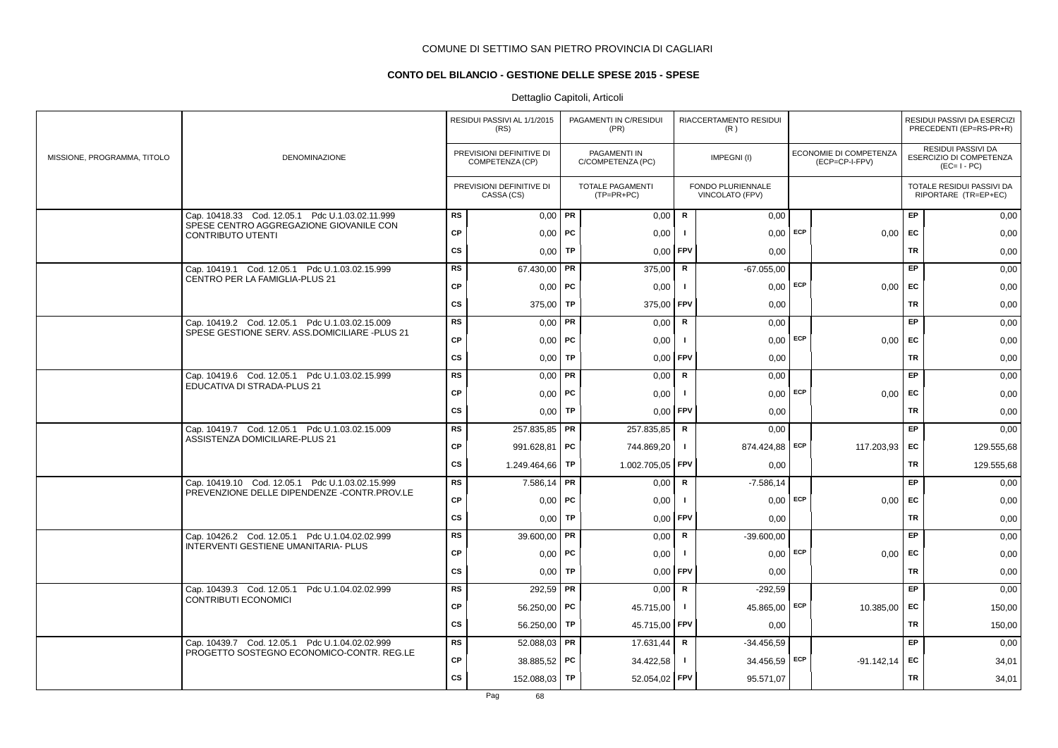COMUNE DI SETTIMO SAN PIETRO PROVINCIA DI CAGLIARI

## CONTO DEL BILANCIO - GESTIONE DELLE SPESE 2015 - SPESE

Dettaglio Capitoli, Articoli

| MISSIONE, PROGRAMMA, TITOLO | DENOMINAZIONE | | RESIDUI PASSIVI AL 1/1/2015 (RS) / PREVISIONI DEFINITIVE DI COMPETENZA (CP) / PREVISIONI DEFINITIVE DI CASSA (CS) | | PAGAMENTI IN C/RESIDUI (PR) / PAGAMENTI IN C/COMPETENZA (PC) / TOTALE PAGAMENTI (TP=PR+PC) | | RIACCERTAMENTO RESIDUI (R) / IMPEGNI (I) / FONDO PLURIENNALE VINCOLATO (FPV) | | ECONOMIE DI COMPETENZA (ECP=CP-I-FPV) | | RESIDUI PASSIVI DA ESERCIZI PRECEDENTI (EP=RS-PR+R) / RESIDUI PASSIVI DA ESERCIZIO DI COMPETENZA (EC=I - PC) / TOTALE RESIDUI PASSIVI DA RIPORTARE (TR=EP+EC) |
|---|---|---|---|---|---|---|---|---|---|---|---|
| | Cap. 10418.33 Cod. 12.05.1 Pdc U.1.03.02.11.999 SPESE CENTRO AGGREGAZIONE GIOVANILE CON CONTRIBUTO UTENTI | RS | 0,00 | PR | 0,00 | R | 0,00 | | | EP | 0,00 |
| | | CP | 0,00 | PC | 0,00 | I | 0,00 | ECP | 0,00 | EC | 0,00 |
| | | CS | 0,00 | TP | 0,00 | FPV | 0,00 | | | TR | 0,00 |
| | Cap. 10419.1 Cod. 12.05.1 Pdc U.1.03.02.15.999 CENTRO PER LA FAMIGLIA-PLUS 21 | RS | 67.430,00 | PR | 375,00 | R | -67.055,00 | | | EP | 0,00 |
| | | CP | 0,00 | PC | 0,00 | I | 0,00 | ECP | 0,00 | EC | 0,00 |
| | | CS | 375,00 | TP | 375,00 | FPV | 0,00 | | | TR | 0,00 |
| | Cap. 10419.2 Cod. 12.05.1 Pdc U.1.03.02.15.009 SPESE GESTIONE SERV. ASS.DOMICILIARE -PLUS 21 | RS | 0,00 | PR | 0,00 | R | 0,00 | | | EP | 0,00 |
| | | CP | 0,00 | PC | 0,00 | I | 0,00 | ECP | 0,00 | EC | 0,00 |
| | | CS | 0,00 | TP | 0,00 | FPV | 0,00 | | | TR | 0,00 |
| | Cap. 10419.6 Cod. 12.05.1 Pdc U.1.03.02.15.999 EDUCATIVA DI STRADA-PLUS 21 | RS | 0,00 | PR | 0,00 | R | 0,00 | | | EP | 0,00 |
| | | CP | 0,00 | PC | 0,00 | I | 0,00 | ECP | 0,00 | EC | 0,00 |
| | | CS | 0,00 | TP | 0,00 | FPV | 0,00 | | | TR | 0,00 |
| | Cap. 10419.7 Cod. 12.05.1 Pdc U.1.03.02.15.009 ASSISTENZA DOMICILIARE-PLUS 21 | RS | 257.835,85 | PR | 257.835,85 | R | 0,00 | | | EP | 0,00 |
| | | CP | 991.628,81 | PC | 744.869,20 | I | 874.424,88 | ECP | 117.203,93 | EC | 129.555,68 |
| | | CS | 1.249.464,66 | TP | 1.002.705,05 | FPV | 0,00 | | | TR | 129.555,68 |
| | Cap. 10419.10 Cod. 12.05.1 Pdc U.1.03.02.15.999 PREVENZIONE DELLE DIPENDENZE -CONTR.PROV.LE | RS | 7.586,14 | PR | 0,00 | R | -7.586,14 | | | EP | 0,00 |
| | | CP | 0,00 | PC | 0,00 | I | 0,00 | ECP | 0,00 | EC | 0,00 |
| | | CS | 0,00 | TP | 0,00 | FPV | 0,00 | | | TR | 0,00 |
| | Cap. 10426.2 Cod. 12.05.1 Pdc U.1.04.02.02.999 INTERVENTI GESTIENE UMANITARIA- PLUS | RS | 39.600,00 | PR | 0,00 | R | -39.600,00 | | | EP | 0,00 |
| | | CP | 0,00 | PC | 0,00 | I | 0,00 | ECP | 0,00 | EC | 0,00 |
| | | CS | 0,00 | TP | 0,00 | FPV | 0,00 | | | TR | 0,00 |
| | Cap. 10439.3 Cod. 12.05.1 Pdc U.1.04.02.02.999 CONTRIBUTI ECONOMICI | RS | 292,59 | PR | 0,00 | R | -292,59 | | | EP | 0,00 |
| | | CP | 56.250,00 | PC | 45.715,00 | I | 45.865,00 | ECP | 10.385,00 | EC | 150,00 |
| | | CS | 56.250,00 | TP | 45.715,00 | FPV | 0,00 | | | TR | 150,00 |
| | Cap. 10439.7 Cod. 12.05.1 Pdc U.1.04.02.02.999 PROGETTO SOSTEGNO ECONOMICO-CONTR. REG.LE | RS | 52.088,03 | PR | 17.631,44 | R | -34.456,59 | | | EP | 0,00 |
| | | CP | 38.885,52 | PC | 34.422,58 | I | 34.456,59 | ECP | -91.142,14 | EC | 34,01 |
| | | CS | 152.088,03 | TP | 52.054,02 | FPV | 95.571,07 | | | TR | 34,01 |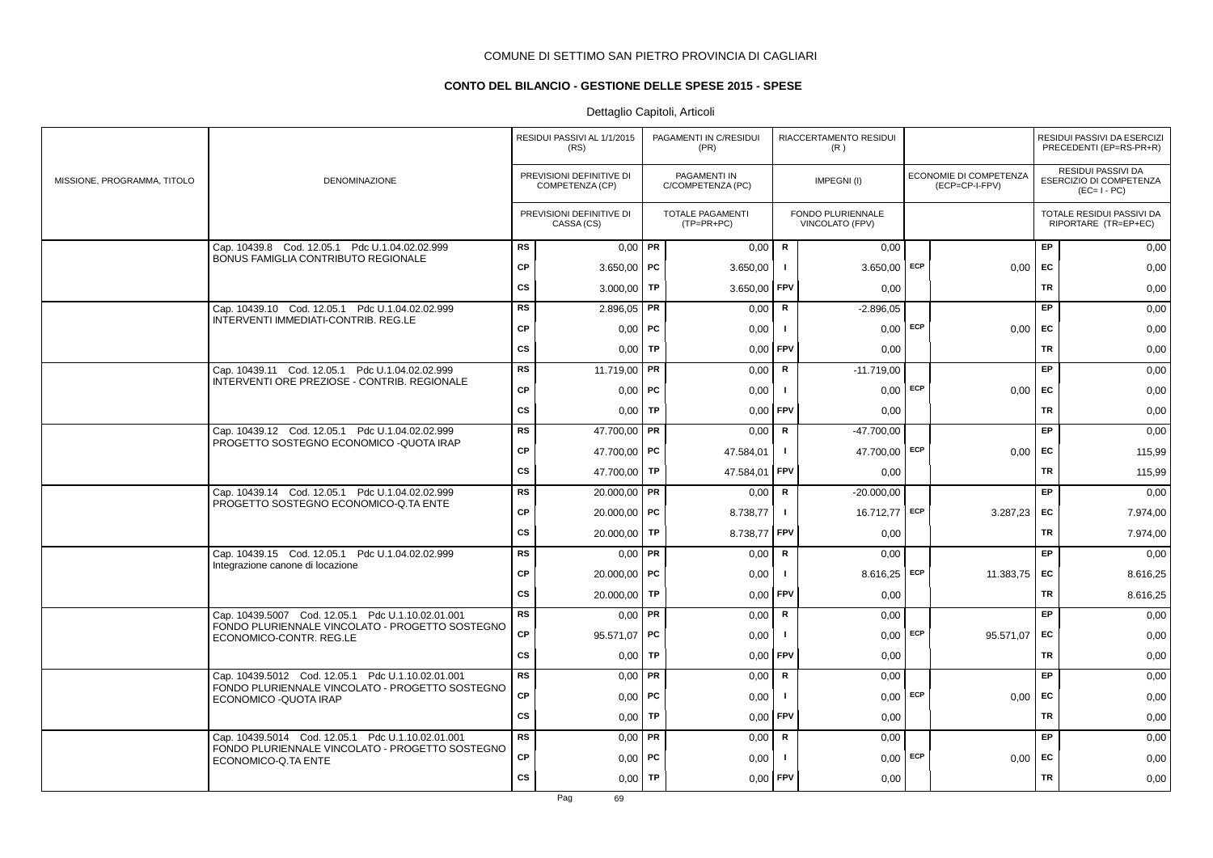COMUNE DI SETTIMO SAN PIETRO PROVINCIA DI CAGLIARI

**CONTO DEL BILANCIO - GESTIONE DELLE SPESE 2015 - SPESE**

Dettaglio Capitoli, Articoli

| MISSIONE, PROGRAMMA, TITOLO | DENOMINAZIONE | | RESIDUI PASSIVI AL 1/1/2015 (RS) / PREVISIONI DEFINITIVE DI COMPETENZA (CP) / PREVISIONI DEFINITIVE DI CASSA (CS) | | PAGAMENTI IN C/RESIDUI (PR) / PAGAMENTI IN C/COMPETENZA (PC) / TOTALE PAGAMENTI (TP=PR+PC) | | RIACCERTAMENTO RESIDUI (R) / IMPEGNI (I) / FONDO PLURIENNALE VINCOLATO (FPV) | | ECONOMIE DI COMPETENZA (ECP=CP-I-FPV) | | RESIDUI PASSIVI DA ESERCIZI PRECEDENTI (EP=RS-PR+R) / RESIDUI PASSIVI DA ESERCIZIO DI COMPETENZA (EC=I-PC) / TOTALE RESIDUI PASSIVI DA RIPORTARE (TR=EP+EC) |
|---|---|---|---|---|---|---|---|---|---|---|---|
| | Cap. 10439.8 Cod. 12.05.1 Pdc U.1.04.02.02.999 BONUS FAMIGLIA CONTRIBUTO REGIONALE | RS | 0,00 | PR | 0,00 | R | 0,00 | | | EP | 0,00 |
| | | CP | 3.650,00 | PC | 3.650,00 | I | 3.650,00 | ECP | 0,00 | EC | 0,00 |
| | | CS | 3.000,00 | TP | 3.650,00 | FPV | 0,00 | | | TR | 0,00 |
| | Cap. 10439.10 Cod. 12.05.1 Pdc U.1.04.02.02.999 INTERVENTI IMMEDIATI-CONTRIB. REG.LE | RS | 2.896,05 | PR | 0,00 | R | -2.896,05 | | | EP | 0,00 |
| | | CP | 0,00 | PC | 0,00 | I | 0,00 | ECP | 0,00 | EC | 0,00 |
| | | CS | 0,00 | TP | 0,00 | FPV | 0,00 | | | TR | 0,00 |
| | Cap. 10439.11 Cod. 12.05.1 Pdc U.1.04.02.02.999 INTERVENTI ORE PREZIOSE - CONTRIB. REGIONALE | RS | 11.719,00 | PR | 0,00 | R | -11.719,00 | | | EP | 0,00 |
| | | CP | 0,00 | PC | 0,00 | I | 0,00 | ECP | 0,00 | EC | 0,00 |
| | | CS | 0,00 | TP | 0,00 | FPV | 0,00 | | | TR | 0,00 |
| | Cap. 10439.12 Cod. 12.05.1 Pdc U.1.04.02.02.999 PROGETTO SOSTEGNO ECONOMICO -QUOTA IRAP | RS | 47.700,00 | PR | 0,00 | R | -47.700,00 | | | EP | 0,00 |
| | | CP | 47.700,00 | PC | 47.584,01 | I | 47.700,00 | ECP | 0,00 | EC | 115,99 |
| | | CS | 47.700,00 | TP | 47.584,01 | FPV | 0,00 | | | TR | 115,99 |
| | Cap. 10439.14 Cod. 12.05.1 Pdc U.1.04.02.02.999 PROGETTO SOSTEGNO ECONOMICO-Q.TA ENTE | RS | 20.000,00 | PR | 0,00 | R | -20.000,00 | | | EP | 0,00 |
| | | CP | 20.000,00 | PC | 8.738,77 | I | 16.712,77 | ECP | 3.287,23 | EC | 7.974,00 |
| | | CS | 20.000,00 | TP | 8.738,77 | FPV | 0,00 | | | TR | 7.974,00 |
| | Cap. 10439.15 Cod. 12.05.1 Pdc U.1.04.02.02.999 Integrazione canone di locazione | RS | 0,00 | PR | 0,00 | R | 0,00 | | | EP | 0,00 |
| | | CP | 20.000,00 | PC | 0,00 | I | 8.616,25 | ECP | 11.383,75 | EC | 8.616,25 |
| | | CS | 20.000,00 | TP | 0,00 | FPV | 0,00 | | | TR | 8.616,25 |
| | Cap. 10439.5007 Cod. 12.05.1 Pdc U.1.10.02.01.001 FONDO PLURIENNALE VINCOLATO - PROGETTO SOSTEGNO ECONOMICO-CONTR. REG.LE | RS | 0,00 | PR | 0,00 | R | 0,00 | | | EP | 0,00 |
| | | CP | 95.571,07 | PC | 0,00 | I | 0,00 | ECP | 95.571,07 | EC | 0,00 |
| | | CS | 0,00 | TP | 0,00 | FPV | 0,00 | | | TR | 0,00 |
| | Cap. 10439.5012 Cod. 12.05.1 Pdc U.1.10.02.01.001 FONDO PLURIENNALE VINCOLATO - PROGETTO SOSTEGNO ECONOMICO -QUOTA IRAP | RS | 0,00 | PR | 0,00 | R | 0,00 | | | EP | 0,00 |
| | | CP | 0,00 | PC | 0,00 | I | 0,00 | ECP | 0,00 | EC | 0,00 |
| | | CS | 0,00 | TP | 0,00 | FPV | 0,00 | | | TR | 0,00 |
| | Cap. 10439.5014 Cod. 12.05.1 Pdc U.1.10.02.01.001 FONDO PLURIENNALE VINCOLATO - PROGETTO SOSTEGNO ECONOMICO-Q.TA ENTE | RS | 0,00 | PR | 0,00 | R | 0,00 | | | EP | 0,00 |
| | | CP | 0,00 | PC | 0,00 | I | 0,00 | ECP | 0,00 | EC | 0,00 |
| | | CS | 0,00 | TP | 0,00 | FPV | 0,00 | | | TR | 0,00 |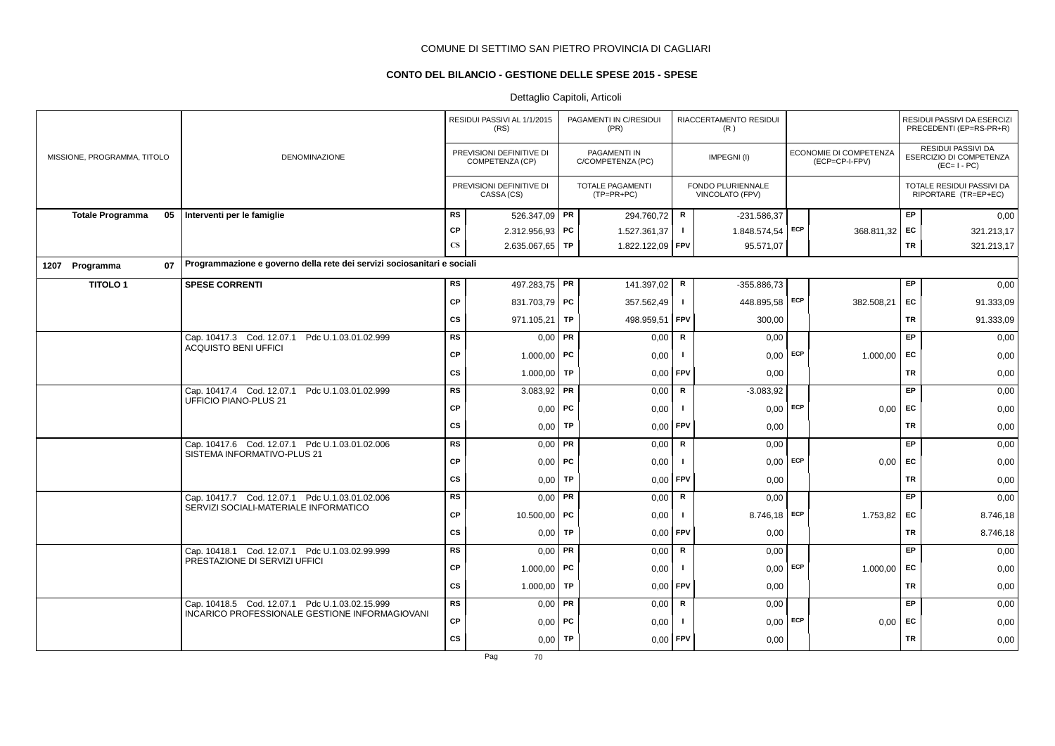COMUNE DI SETTIMO SAN PIETRO PROVINCIA DI CAGLIARI

## CONTO DEL BILANCIO - GESTIONE DELLE SPESE 2015 - SPESE

Dettaglio Capitoli, Articoli

| MISSIONE, PROGRAMMA, TITOLO | DENOMINAZIONE | | RESIDUI PASSIVI AL 1/1/2015 (RS) / PREVISIONI DEFINITIVE DI COMPETENZA (CP) / PREVISIONI DEFINITIVE DI CASSA (CS) | | PAGAMENTI IN C/RESIDUI (PR) / PAGAMENTI IN C/COMPETENZA (PC) / TOTALE PAGAMENTI (TP=PR+PC) | | RIACCERTAMENTO RESIDUI (R) / IMPEGNI (I) / FONDO PLURIENNALE VINCOLATO (FPV) | | ECONOMIE DI COMPETENZA (ECP=CP-I-FPV) | | RESIDUI PASSIVI DA ESERCIZI PRECEDENTI (EP=RS-PR+R) / RESIDUI PASSIVI DA ESERCIZIO DI COMPETENZA (EC=I-PC) / TOTALE RESIDUI PASSIVI DA RIPORTARE (TR=EP+EC) |
|---|---|---|---|---|---|---|---|---|---|---|---|
| **Totale Programma 05** | **Interventi per le famiglie** | RS | 526.347,09 | PR | 294.760,72 | R | -231.586,37 | | | EP | 0,00 |
| | | CP | 2.312.956,93 | PC | 1.527.361,37 | I | 1.848.574,54 | ECP | 368.811,32 | EC | 321.213,17 |
| | | CS | 2.635.067,65 | TP | 1.822.122,09 | FPV | 95.571,07 | | | TR | 321.213,17 |
| **1207 Programma 07** | **Programmazione e governo della rete dei servizi sociosanitari e sociali** | | | | | | | | | | |
| **TITOLO 1** | **SPESE CORRENTI** | RS | 497.283,75 | PR | 141.397,02 | R | -355.886,73 | | | EP | 0,00 |
| | | CP | 831.703,79 | PC | 357.562,49 | I | 448.895,58 | ECP | 382.508,21 | EC | 91.333,09 |
| | | CS | 971.105,21 | TP | 498.959,51 | FPV | 300,00 | | | TR | 91.333,09 |
| | Cap. 10417.3 Cod. 12.07.1 Pdc U.1.03.01.02.999 ACQUISTO BENI UFFICI | RS | 0,00 | PR | 0,00 | R | 0,00 | | | EP | 0,00 |
| | | CP | 1.000,00 | PC | 0,00 | I | 0,00 | ECP | 1.000,00 | EC | 0,00 |
| | | CS | 1.000,00 | TP | 0,00 | FPV | 0,00 | | | TR | 0,00 |
| | Cap. 10417.4 Cod. 12.07.1 Pdc U.1.03.01.02.999 UFFICIO PIANO-PLUS 21 | RS | 3.083,92 | PR | 0,00 | R | -3.083,92 | | | EP | 0,00 |
| | | CP | 0,00 | PC | 0,00 | I | 0,00 | ECP | 0,00 | EC | 0,00 |
| | | CS | 0,00 | TP | 0,00 | FPV | 0,00 | | | TR | 0,00 |
| | Cap. 10417.6 Cod. 12.07.1 Pdc U.1.03.01.02.006 SISTEMA INFORMATIVO-PLUS 21 | RS | 0,00 | PR | 0,00 | R | 0,00 | | | EP | 0,00 |
| | | CP | 0,00 | PC | 0,00 | I | 0,00 | ECP | 0,00 | EC | 0,00 |
| | | CS | 0,00 | TP | 0,00 | FPV | 0,00 | | | TR | 0,00 |
| | Cap. 10417.7 Cod. 12.07.1 Pdc U.1.03.01.02.006 SERVIZI SOCIALI-MATERIALE INFORMATICO | RS | 0,00 | PR | 0,00 | R | 0,00 | | | EP | 0,00 |
| | | CP | 10.500,00 | PC | 0,00 | I | 8.746,18 | ECP | 1.753,82 | EC | 8.746,18 |
| | | CS | 0,00 | TP | 0,00 | FPV | 0,00 | | | TR | 8.746,18 |
| | Cap. 10418.1 Cod. 12.07.1 Pdc U.1.03.02.99.999 PRESTAZIONE DI SERVIZI UFFICI | RS | 0,00 | PR | 0,00 | R | 0,00 | | | EP | 0,00 |
| | | CP | 1.000,00 | PC | 0,00 | I | 0,00 | ECP | 1.000,00 | EC | 0,00 |
| | | CS | 1.000,00 | TP | 0,00 | FPV | 0,00 | | | TR | 0,00 |
| | Cap. 10418.5 Cod. 12.07.1 Pdc U.1.03.02.15.999 INCARICO PROFESSIONALE GESTIONE INFORMAGIOVANI | RS | 0,00 | PR | 0,00 | R | 0,00 | | | EP | 0,00 |
| | | CP | 0,00 | PC | 0,00 | I | 0,00 | ECP | 0,00 | EC | 0,00 |
| | | CS | 0,00 | TP | 0,00 | FPV | 0,00 | | | TR | 0,00 |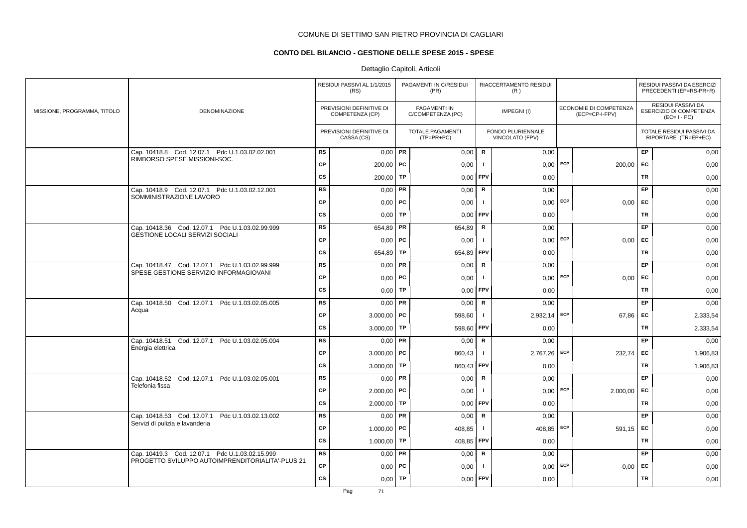COMUNE DI SETTIMO SAN PIETRO PROVINCIA DI CAGLIARI

## CONTO DEL BILANCIO - GESTIONE DELLE SPESE 2015 - SPESE

Dettaglio Capitoli, Articoli

| MISSIONE, PROGRAMMA, TITOLO | DENOMINAZIONE | | RESIDUI PASSIVI AL 1/1/2015 (RS) / PREVISIONI DEFINITIVE DI COMPETENZA (CP) / PREVISIONI DEFINITIVE DI CASSA (CS) | | PAGAMENTI IN C/RESIDUI (PR) / PAGAMENTI IN C/COMPETENZA (PC) / TOTALE PAGAMENTI (TP=PR+PC) | | RIACCERTAMENTO RESIDUI (R) / IMPEGNI (I) / FONDO PLURIENNALE VINCOLATO (FPV) | | ECONOMIE DI COMPETENZA (ECP=CP-I-FPV) | | RESIDUI PASSIVI DA ESERCIZI PRECEDENTI (EP=RS-PR+R) / RESIDUI PASSIVI DA ESERCIZIO DI COMPETENZA (EC=I-PC) / TOTALE RESIDUI PASSIVI DA RIPORTARE (TR=EP+EC) |
|---|---|---|---|---|---|---|---|---|---|---|---|
| | Cap. 10418.8 Cod. 12.07.1 Pdc U.1.03.02.02.001 RIMBORSO SPESE MISSIONI-SOC. | RS | 0,00 | PR | 0,00 | R | 0,00 | | | EP | 0,00 |
| | | CP | 200,00 | PC | 0,00 | I | 0,00 | ECP | 200,00 | EC | 0,00 |
| | | CS | 200,00 | TP | 0,00 | FPV | 0,00 | | | TR | 0,00 |
| | Cap. 10418.9 Cod. 12.07.1 Pdc U.1.03.02.12.001 SOMMINISTRAZIONE LAVORO | RS | 0,00 | PR | 0,00 | R | 0,00 | | | EP | 0,00 |
| | | CP | 0,00 | PC | 0,00 | I | 0,00 | ECP | 0,00 | EC | 0,00 |
| | | CS | 0,00 | TP | 0,00 | FPV | 0,00 | | | TR | 0,00 |
| | Cap. 10418.36 Cod. 12.07.1 Pdc U.1.03.02.99.999 GESTIONE LOCALI SERVIZI SOCIALI | RS | 654,89 | PR | 654,89 | R | 0,00 | | | EP | 0,00 |
| | | CP | 0,00 | PC | 0,00 | I | 0,00 | ECP | 0,00 | EC | 0,00 |
| | | CS | 654,89 | TP | 654,89 | FPV | 0,00 | | | TR | 0,00 |
| | Cap. 10418.47 Cod. 12.07.1 Pdc U.1.03.02.99.999 SPESE GESTIONE SERVIZIO INFORMAGIOVANI | RS | 0,00 | PR | 0,00 | R | 0,00 | | | EP | 0,00 |
| | | CP | 0,00 | PC | 0,00 | I | 0,00 | ECP | 0,00 | EC | 0,00 |
| | | CS | 0,00 | TP | 0,00 | FPV | 0,00 | | | TR | 0,00 |
| | Cap. 10418.50 Cod. 12.07.1 Pdc U.1.03.02.05.005 Acqua | RS | 0,00 | PR | 0,00 | R | 0,00 | | | EP | 0,00 |
| | | CP | 3.000,00 | PC | 598,60 | I | 2.932,14 | ECP | 67,86 | EC | 2.333,54 |
| | | CS | 3.000,00 | TP | 598,60 | FPV | 0,00 | | | TR | 2.333,54 |
| | Cap. 10418.51 Cod. 12.07.1 Pdc U.1.03.02.05.004 Energia elettrica | RS | 0,00 | PR | 0,00 | R | 0,00 | | | EP | 0,00 |
| | | CP | 3.000,00 | PC | 860,43 | I | 2.767,26 | ECP | 232,74 | EC | 1.906,83 |
| | | CS | 3.000,00 | TP | 860,43 | FPV | 0,00 | | | TR | 1.906,83 |
| | Cap. 10418.52 Cod. 12.07.1 Pdc U.1.03.02.05.001 Telefonia fissa | RS | 0,00 | PR | 0,00 | R | 0,00 | | | EP | 0,00 |
| | | CP | 2.000,00 | PC | 0,00 | I | 0,00 | ECP | 2.000,00 | EC | 0,00 |
| | | CS | 2.000,00 | TP | 0,00 | FPV | 0,00 | | | TR | 0,00 |
| | Cap. 10418.53 Cod. 12.07.1 Pdc U.1.03.02.13.002 Servizi di pulizia e lavanderia | RS | 0,00 | PR | 0,00 | R | 0,00 | | | EP | 0,00 |
| | | CP | 1.000,00 | PC | 408,85 | I | 408,85 | ECP | 591,15 | EC | 0,00 |
| | | CS | 1.000,00 | TP | 408,85 | FPV | 0,00 | | | TR | 0,00 |
| | Cap. 10419.3 Cod. 12.07.1 Pdc U.1.03.02.15.999 PROGETTO SVILUPPO AUTOIMPRENDITORIALITA'-PLUS 21 | RS | 0,00 | PR | 0,00 | R | 0,00 | | | EP | 0,00 |
| | | CP | 0,00 | PC | 0,00 | I | 0,00 | ECP | 0,00 | EC | 0,00 |
| | | CS | 0,00 | TP | 0,00 | FPV | 0,00 | | | TR | 0,00 |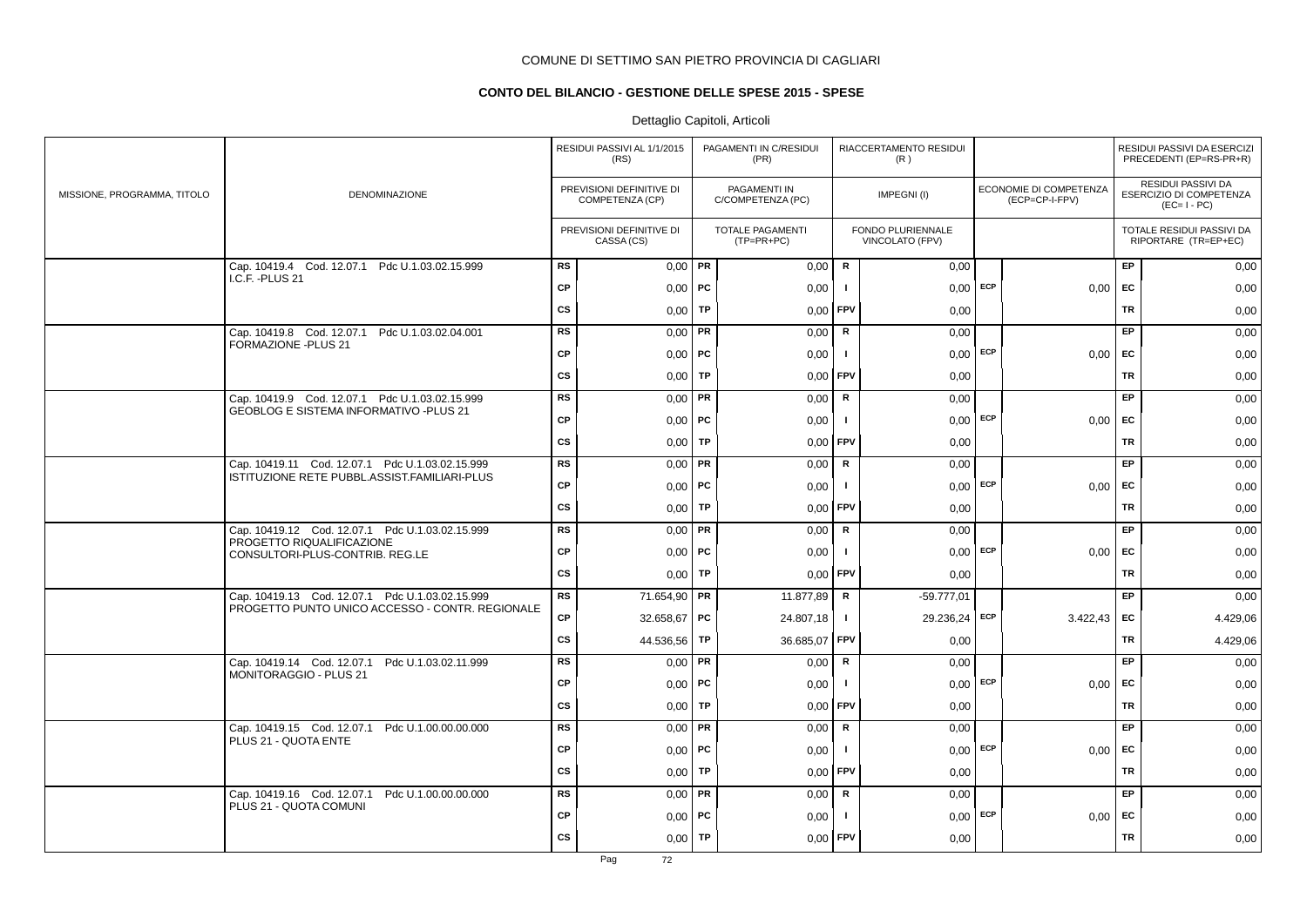COMUNE DI SETTIMO SAN PIETRO PROVINCIA DI CAGLIARI

**CONTO DEL BILANCIO - GESTIONE DELLE SPESE 2015 - SPESE**

Dettaglio Capitoli, Articoli

| MISSIONE, PROGRAMMA, TITOLO | DENOMINAZIONE | | RESIDUI PASSIVI AL 1/1/2015 (RS) / PREVISIONI DEFINITIVE DI COMPETENZA (CP) / PREVISIONI DEFINITIVE DI CASSA (CS) | | PAGAMENTI IN C/RESIDUI (PR) / PAGAMENTI IN C/COMPETENZA (PC) / TOTALE PAGAMENTI (TP=PR+PC) | | RIACCERTAMENTO RESIDUI (R) / IMPEGNI (I) / FONDO PLURIENNALE VINCOLATO (FPV) | | ECONOMIE DI COMPETENZA (ECP=CP-I-FPV) | | RESIDUI PASSIVI DA ESERCIZI PRECEDENTI (EP=RS-PR+R) / RESIDUI PASSIVI DA ESERCIZIO DI COMPETENZA (EC=I-PC) / TOTALE RESIDUI PASSIVI DA RIPORTARE (TR=EP+EC) |
|---|---|---|---|---|---|---|---|---|---|---|---|
| | Cap. 10419.4 Cod. 12.07.1 Pdc U.1.03.02.15.999 I.C.F. -PLUS 21 | RS | 0,00 | PR | 0,00 | R | 0,00 | | | EP | 0,00 |
| | | CP | 0,00 | PC | 0,00 | I | 0,00 | ECP | 0,00 | EC | 0,00 |
| | | CS | 0,00 | TP | 0,00 | FPV | 0,00 | | | TR | 0,00 |
| | Cap. 10419.8 Cod. 12.07.1 Pdc U.1.03.02.04.001 FORMAZIONE -PLUS 21 | RS | 0,00 | PR | 0,00 | R | 0,00 | | | EP | 0,00 |
| | | CP | 0,00 | PC | 0,00 | I | 0,00 | ECP | 0,00 | EC | 0,00 |
| | | CS | 0,00 | TP | 0,00 | FPV | 0,00 | | | TR | 0,00 |
| | Cap. 10419.9 Cod. 12.07.1 Pdc U.1.03.02.15.999 GEOBLOG E SISTEMA INFORMATIVO -PLUS 21 | RS | 0,00 | PR | 0,00 | R | 0,00 | | | EP | 0,00 |
| | | CP | 0,00 | PC | 0,00 | I | 0,00 | ECP | 0,00 | EC | 0,00 |
| | | CS | 0,00 | TP | 0,00 | FPV | 0,00 | | | TR | 0,00 |
| | Cap. 10419.11 Cod. 12.07.1 Pdc U.1.03.02.15.999 ISTITUZIONE RETE PUBBL.ASSIST.FAMILIARI-PLUS | RS | 0,00 | PR | 0,00 | R | 0,00 | | | EP | 0,00 |
| | | CP | 0,00 | PC | 0,00 | I | 0,00 | ECP | 0,00 | EC | 0,00 |
| | | CS | 0,00 | TP | 0,00 | FPV | 0,00 | | | TR | 0,00 |
| | Cap. 10419.12 Cod. 12.07.1 Pdc U.1.03.02.15.999 PROGETTO RIQUALIFICAZIONE CONSULTORI-PLUS-CONTRIB. REG.LE | RS | 0,00 | PR | 0,00 | R | 0,00 | | | EP | 0,00 |
| | | CP | 0,00 | PC | 0,00 | I | 0,00 | ECP | 0,00 | EC | 0,00 |
| | | CS | 0,00 | TP | 0,00 | FPV | 0,00 | | | TR | 0,00 |
| | Cap. 10419.13 Cod. 12.07.1 Pdc U.1.03.02.15.999 PROGETTO PUNTO UNICO ACCESSO - CONTR. REGIONALE | RS | 71.654,90 | PR | 11.877,89 | R | -59.777,01 | | | EP | 0,00 |
| | | CP | 32.658,67 | PC | 24.807,18 | I | 29.236,24 | ECP | 3.422,43 | EC | 4.429,06 |
| | | CS | 44.536,56 | TP | 36.685,07 | FPV | 0,00 | | | TR | 4.429,06 |
| | Cap. 10419.14 Cod. 12.07.1 Pdc U.1.03.02.11.999 MONITORAGGIO - PLUS 21 | RS | 0,00 | PR | 0,00 | R | 0,00 | | | EP | 0,00 |
| | | CP | 0,00 | PC | 0,00 | I | 0,00 | ECP | 0,00 | EC | 0,00 |
| | | CS | 0,00 | TP | 0,00 | FPV | 0,00 | | | TR | 0,00 |
| | Cap. 10419.15 Cod. 12.07.1 Pdc U.1.00.00.00.000 PLUS 21 - QUOTA ENTE | RS | 0,00 | PR | 0,00 | R | 0,00 | | | EP | 0,00 |
| | | CP | 0,00 | PC | 0,00 | I | 0,00 | ECP | 0,00 | EC | 0,00 |
| | | CS | 0,00 | TP | 0,00 | FPV | 0,00 | | | TR | 0,00 |
| | Cap. 10419.16 Cod. 12.07.1 Pdc U.1.00.00.00.000 PLUS 21 - QUOTA COMUNI | RS | 0,00 | PR | 0,00 | R | 0,00 | | | EP | 0,00 |
| | | CP | 0,00 | PC | 0,00 | I | 0,00 | ECP | 0,00 | EC | 0,00 |
| | | CS | 0,00 | TP | 0,00 | FPV | 0,00 | | | TR | 0,00 |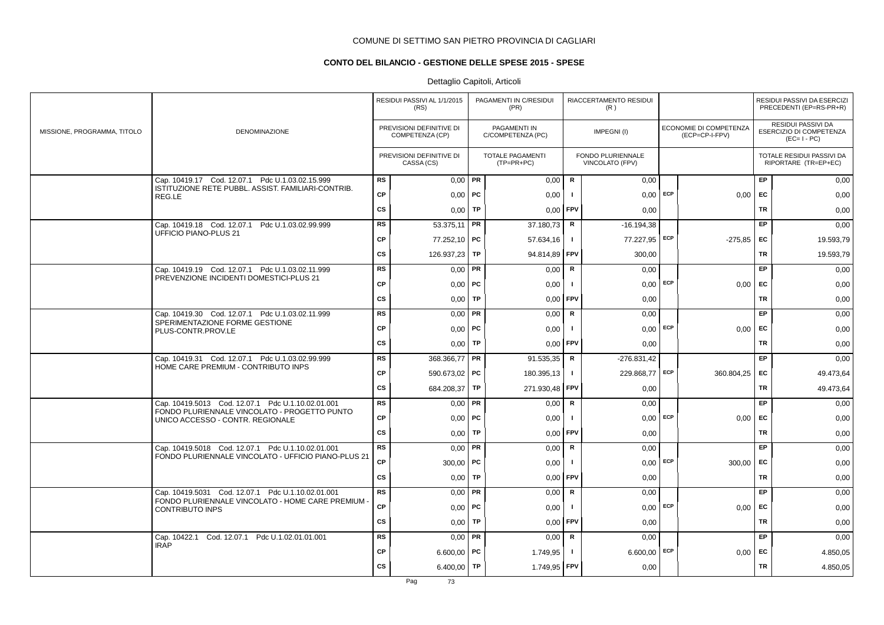COMUNE DI SETTIMO SAN PIETRO PROVINCIA DI CAGLIARI

## CONTO DEL BILANCIO - GESTIONE DELLE SPESE 2015 - SPESE

Dettaglio Capitoli, Articoli

| MISSIONE, PROGRAMMA, TITOLO | DENOMINAZIONE | | RESIDUI PASSIVI AL 1/1/2015 (RS) / PREVISIONI DEFINITIVE DI COMPETENZA (CP) / PREVISIONI DEFINITIVE DI CASSA (CS) | | PAGAMENTI IN C/RESIDUI (PR) / PAGAMENTI IN C/COMPETENZA (PC) / TOTALE PAGAMENTI (TP=PR+PC) | | RIACCERTAMENTO RESIDUI (R) / IMPEGNI (I) / FONDO PLURIENNALE VINCOLATO (FPV) | | ECONOMIE DI COMPETENZA (ECP=CP-I-FPV) | | RESIDUI PASSIVI DA ESERCIZI PRECEDENTI (EP=RS-PR+R) / RESIDUI PASSIVI DA ESERCIZIO DI COMPETENZA (EC=I-PC) / TOTALE RESIDUI PASSIVI DA RIPORTARE (TR=EP+EC) |
|---|---|---|---|---|---|---|---|---|---|---|---|
| | Cap. 10419.17 Cod. 12.07.1 Pdc U.1.03.02.15.999 ISTITUZIONE RETE PUBBL. ASSIST. FAMILIARI-CONTRIB. REG.LE | RS | 0,00 | PR | 0,00 | R | 0,00 | | | EP | 0,00 |
| | | CP | 0,00 | PC | 0,00 | I | 0,00 | ECP | 0,00 | EC | 0,00 |
| | | CS | 0,00 | TP | 0,00 | FPV | 0,00 | | | TR | 0,00 |
| | Cap. 10419.18 Cod. 12.07.1 Pdc U.1.03.02.99.999 UFFICIO PIANO-PLUS 21 | RS | 53.375,11 | PR | 37.180,73 | R | -16.194,38 | | | EP | 0,00 |
| | | CP | 77.252,10 | PC | 57.634,16 | I | 77.227,95 | ECP | -275,85 | EC | 19.593,79 |
| | | CS | 126.937,23 | TP | 94.814,89 | FPV | 300,00 | | | TR | 19.593,79 |
| | Cap. 10419.19 Cod. 12.07.1 Pdc U.1.03.02.11.999 PREVENZIONE INCIDENTI DOMESTICI-PLUS 21 | RS | 0,00 | PR | 0,00 | R | 0,00 | | | EP | 0,00 |
| | | CP | 0,00 | PC | 0,00 | I | 0,00 | ECP | 0,00 | EC | 0,00 |
| | | CS | 0,00 | TP | 0,00 | FPV | 0,00 | | | TR | 0,00 |
| | Cap. 10419.30 Cod. 12.07.1 Pdc U.1.03.02.11.999 SPERIMENTAZIONE FORME GESTIONE PLUS-CONTR.PROV.LE | RS | 0,00 | PR | 0,00 | R | 0,00 | | | EP | 0,00 |
| | | CP | 0,00 | PC | 0,00 | I | 0,00 | ECP | 0,00 | EC | 0,00 |
| | | CS | 0,00 | TP | 0,00 | FPV | 0,00 | | | TR | 0,00 |
| | Cap. 10419.31 Cod. 12.07.1 Pdc U.1.03.02.99.999 HOME CARE PREMIUM - CONTRIBUTO INPS | RS | 368.366,77 | PR | 91.535,35 | R | -276.831,42 | | | EP | 0,00 |
| | | CP | 590.673,02 | PC | 180.395,13 | I | 229.868,77 | ECP | 360.804,25 | EC | 49.473,64 |
| | | CS | 684.208,37 | TP | 271.930,48 | FPV | 0,00 | | | TR | 49.473,64 |
| | Cap. 10419.5013 Cod. 12.07.1 Pdc U.1.10.02.01.001 FONDO PLURIENNALE VINCOLATO - PROGETTO PUNTO UNICO ACCESSO - CONTR. REGIONALE | RS | 0,00 | PR | 0,00 | R | 0,00 | | | EP | 0,00 |
| | | CP | 0,00 | PC | 0,00 | I | 0,00 | ECP | 0,00 | EC | 0,00 |
| | | CS | 0,00 | TP | 0,00 | FPV | 0,00 | | | TR | 0,00 |
| | Cap. 10419.5018 Cod. 12.07.1 Pdc U.1.10.02.01.001 FONDO PLURIENNALE VINCOLATO - UFFICIO PIANO-PLUS 21 | RS | 0,00 | PR | 0,00 | R | 0,00 | | | EP | 0,00 |
| | | CP | 300,00 | PC | 0,00 | I | 0,00 | ECP | 300,00 | EC | 0,00 |
| | | CS | 0,00 | TP | 0,00 | FPV | 0,00 | | | TR | 0,00 |
| | Cap. 10419.5031 Cod. 12.07.1 Pdc U.1.10.02.01.001 FONDO PLURIENNALE VINCOLATO - HOME CARE PREMIUM - CONTRIBUTO INPS | RS | 0,00 | PR | 0,00 | R | 0,00 | | | EP | 0,00 |
| | | CP | 0,00 | PC | 0,00 | I | 0,00 | ECP | 0,00 | EC | 0,00 |
| | | CS | 0,00 | TP | 0,00 | FPV | 0,00 | | | TR | 0,00 |
| | Cap. 10422.1 Cod. 12.07.1 Pdc U.1.02.01.01.001 IRAP | RS | 0,00 | PR | 0,00 | R | 0,00 | | | EP | 0,00 |
| | | CP | 6.600,00 | PC | 1.749,95 | I | 6.600,00 | ECP | 0,00 | EC | 4.850,05 |
| | | CS | 6.400,00 | TP | 1.749,95 | FPV | 0,00 | | | TR | 4.850,05 |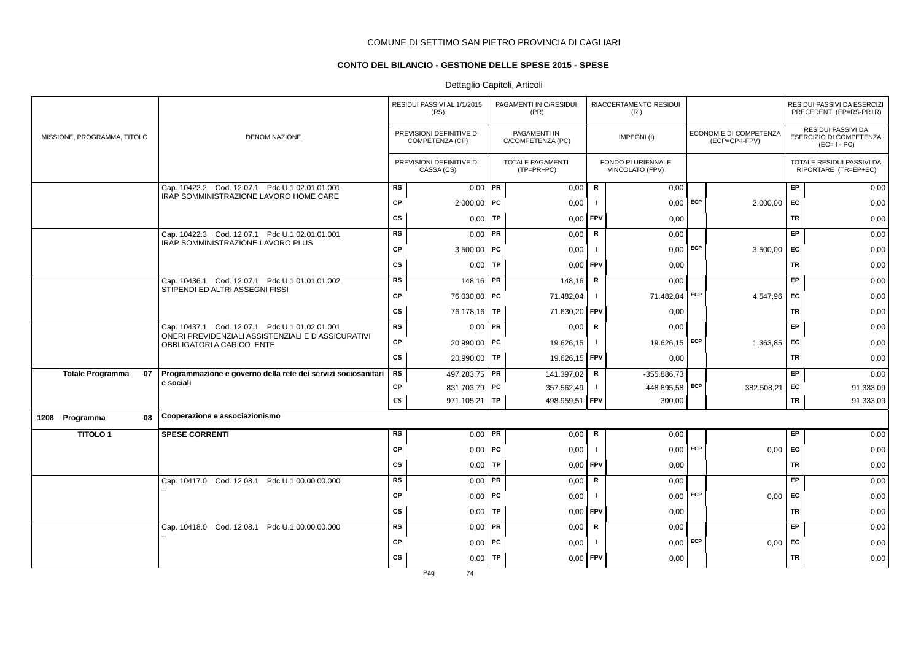COMUNE DI SETTIMO SAN PIETRO PROVINCIA DI CAGLIARI

## CONTO DEL BILANCIO - GESTIONE DELLE SPESE 2015 - SPESE

Dettaglio Capitoli, Articoli

| MISSIONE, PROGRAMMA, TITOLO | DENOMINAZIONE | | RESIDUI PASSIVI AL 1/1/2015 (RS) / PREVISIONI DEFINITIVE DI COMPETENZA (CP) / PREVISIONI DEFINITIVE DI CASSA (CS) | | PAGAMENTI IN C/RESIDUI (PR) / PAGAMENTI IN C/COMPETENZA (PC) / TOTALE PAGAMENTI (TP=PR+PC) | | RIACCERTAMENTO RESIDUI (R) / IMPEGNI (I) / FONDO PLURIENNALE VINCOLATO (FPV) | | ECONOMIE DI COMPETENZA (ECP=CP-I-FPV) | | RESIDUI PASSIVI DA ESERCIZI PRECEDENTI (EP=RS-PR+R) / RESIDUI PASSIVI DA ESERCIZIO DI COMPETENZA (EC=I-PC) / TOTALE RESIDUI PASSIVI DA RIPORTARE (TR=EP+EC) |
|---|---|---|---|---|---|---|---|---|---|---|---|
| | Cap. 10422.2 Cod. 12.07.1 Pdc U.1.02.01.01.001 IRAP SOMMINISTRAZIONE LAVORO HOME CARE | RS | 0,00 | PR | 0,00 | R | 0,00 | | | EP | 0,00 |
| | | CP | 2.000,00 | PC | 0,00 | I | 0,00 | ECP | 2.000,00 | EC | 0,00 |
| | | CS | 0,00 | TP | 0,00 | FPV | 0,00 | | | TR | 0,00 |
| | Cap. 10422.3 Cod. 12.07.1 Pdc U.1.02.01.01.001 IRAP SOMMINISTRAZIONE LAVORO PLUS | RS | 0,00 | PR | 0,00 | R | 0,00 | | | EP | 0,00 |
| | | CP | 3.500,00 | PC | 0,00 | I | 0,00 | ECP | 3.500,00 | EC | 0,00 |
| | | CS | 0,00 | TP | 0,00 | FPV | 0,00 | | | TR | 0,00 |
| | Cap. 10436.1 Cod. 12.07.1 Pdc U.1.01.01.01.002 STIPENDI ED ALTRI ASSEGNI FISSI | RS | 148,16 | PR | 148,16 | R | 0,00 | | | EP | 0,00 |
| | | CP | 76.030,00 | PC | 71.482,04 | I | 71.482,04 | ECP | 4.547,96 | EC | 0,00 |
| | | CS | 76.178,16 | TP | 71.630,20 | FPV | 0,00 | | | TR | 0,00 |
| | Cap. 10437.1 Cod. 12.07.1 Pdc U.1.01.02.01.001 ONERI PREVIDENZIALI ASSISTENZIALI E D ASSICURATIVI OBBLIGATORI A CARICO ENTE | RS | 0,00 | PR | 0,00 | R | 0,00 | | | EP | 0,00 |
| | | CP | 20.990,00 | PC | 19.626,15 | I | 19.626,15 | ECP | 1.363,85 | EC | 0,00 |
| | | CS | 20.990,00 | TP | 19.626,15 | FPV | 0,00 | | | TR | 0,00 |
| **Totale Programma 07** | **Programmazione e governo della rete dei servizi sociosanitari e sociali** | RS | 497.283,75 | PR | 141.397,02 | R | -355.886,73 | | | EP | 0,00 |
| | | CP | 831.703,79 | PC | 357.562,49 | I | 448.895,58 | ECP | 382.508,21 | EC | 91.333,09 |
| | | CS | 971.105,21 | TP | 498.959,51 | FPV | 300,00 | | | TR | 91.333,09 |
| **1208 Programma 08** | **Cooperazione e associazionismo** | | | | | | | | | | |
| **TITOLO 1** | **SPESE CORRENTI** | RS | 0,00 | PR | 0,00 | R | 0,00 | | | EP | 0,00 |
| | | CP | 0,00 | PC | 0,00 | I | 0,00 | ECP | 0,00 | EC | 0,00 |
| | | CS | 0,00 | TP | 0,00 | FPV | 0,00 | | | TR | 0,00 |
| | Cap. 10417.0 Cod. 12.08.1 Pdc U.1.00.00.00.000 -- | RS | 0,00 | PR | 0,00 | R | 0,00 | | | EP | 0,00 |
| | | CP | 0,00 | PC | 0,00 | I | 0,00 | ECP | 0,00 | EC | 0,00 |
| | | CS | 0,00 | TP | 0,00 | FPV | 0,00 | | | TR | 0,00 |
| | Cap. 10418.0 Cod. 12.08.1 Pdc U.1.00.00.00.000 -- | RS | 0,00 | PR | 0,00 | R | 0,00 | | | EP | 0,00 |
| | | CP | 0,00 | PC | 0,00 | I | 0,00 | ECP | 0,00 | EC | 0,00 |
| | | CS | 0,00 | TP | 0,00 | FPV | 0,00 | | | TR | 0,00 |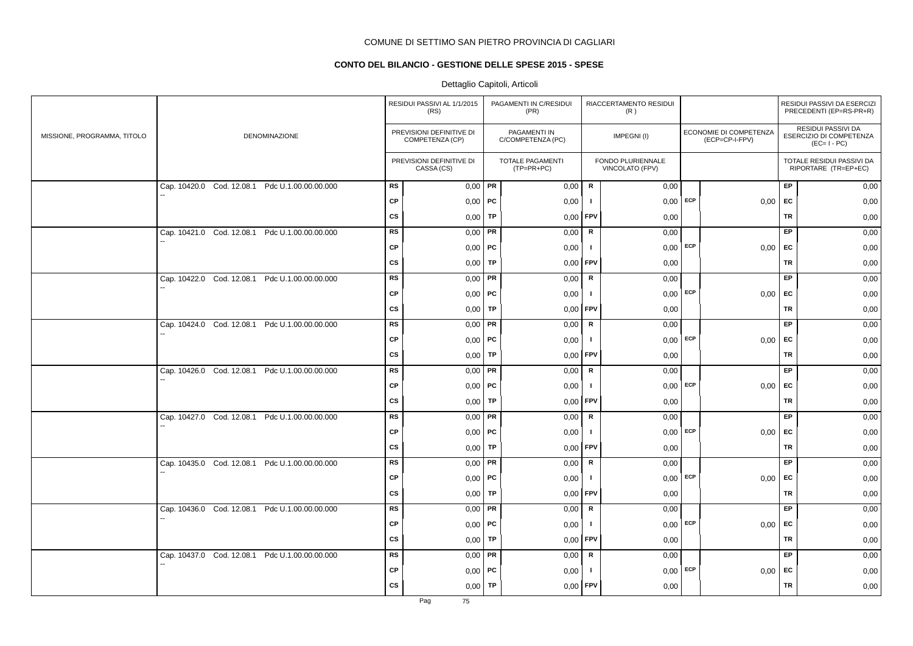COMUNE DI SETTIMO SAN PIETRO PROVINCIA DI CAGLIARI

**CONTO DEL BILANCIO - GESTIONE DELLE SPESE 2015 - SPESE**

Dettaglio Capitoli, Articoli

| MISSIONE, PROGRAMMA, TITOLO | DENOMINAZIONE | | RESIDUI PASSIVI AL 1/1/2015 (RS) / PREVISIONI DEFINITIVE DI COMPETENZA (CP) / PREVISIONI DEFINITIVE DI CASSA (CS) | | PAGAMENTI IN C/RESIDUI (PR) / PAGAMENTI IN C/COMPETENZA (PC) / TOTALE PAGAMENTI (TP=PR+PC) | | RIACCERTAMENTO RESIDUI (R) / IMPEGNI (I) / FONDO PLURIENNALE VINCOLATO (FPV) | | ECONOMIE DI COMPETENZA (ECP=CP-I-FPV) | | RESIDUI PASSIVI DA ESERCIZI PRECEDENTI (EP=RS-PR+R) / RESIDUI PASSIVI DA ESERCIZIO DI COMPETENZA (EC=I-PC) / TOTALE RESIDUI PASSIVI DA RIPORTARE (TR=EP+EC) |
|---|---|---|---|---|---|---|---|---|---|---|---|
| | Cap. 10420.0 Cod. 12.08.1 Pdc U.1.00.00.00.000 -- | RS | 0,00 | PR | 0,00 | R | 0,00 | | | EP | 0,00 |
| | | CP | 0,00 | PC | 0,00 | I | 0,00 | ECP | 0,00 | EC | 0,00 |
| | | CS | 0,00 | TP | 0,00 | FPV | 0,00 | | | TR | 0,00 |
| | Cap. 10421.0 Cod. 12.08.1 Pdc U.1.00.00.00.000 -- | RS | 0,00 | PR | 0,00 | R | 0,00 | | | EP | 0,00 |
| | | CP | 0,00 | PC | 0,00 | I | 0,00 | ECP | 0,00 | EC | 0,00 |
| | | CS | 0,00 | TP | 0,00 | FPV | 0,00 | | | TR | 0,00 |
| | Cap. 10422.0 Cod. 12.08.1 Pdc U.1.00.00.00.000 -- | RS | 0,00 | PR | 0,00 | R | 0,00 | | | EP | 0,00 |
| | | CP | 0,00 | PC | 0,00 | I | 0,00 | ECP | 0,00 | EC | 0,00 |
| | | CS | 0,00 | TP | 0,00 | FPV | 0,00 | | | TR | 0,00 |
| | Cap. 10424.0 Cod. 12.08.1 Pdc U.1.00.00.00.000 -- | RS | 0,00 | PR | 0,00 | R | 0,00 | | | EP | 0,00 |
| | | CP | 0,00 | PC | 0,00 | I | 0,00 | ECP | 0,00 | EC | 0,00 |
| | | CS | 0,00 | TP | 0,00 | FPV | 0,00 | | | TR | 0,00 |
| | Cap. 10426.0 Cod. 12.08.1 Pdc U.1.00.00.00.000 -- | RS | 0,00 | PR | 0,00 | R | 0,00 | | | EP | 0,00 |
| | | CP | 0,00 | PC | 0,00 | I | 0,00 | ECP | 0,00 | EC | 0,00 |
| | | CS | 0,00 | TP | 0,00 | FPV | 0,00 | | | TR | 0,00 |
| | Cap. 10427.0 Cod. 12.08.1 Pdc U.1.00.00.00.000 -- | RS | 0,00 | PR | 0,00 | R | 0,00 | | | EP | 0,00 |
| | | CP | 0,00 | PC | 0,00 | I | 0,00 | ECP | 0,00 | EC | 0,00 |
| | | CS | 0,00 | TP | 0,00 | FPV | 0,00 | | | TR | 0,00 |
| | Cap. 10435.0 Cod. 12.08.1 Pdc U.1.00.00.00.000 -- | RS | 0,00 | PR | 0,00 | R | 0,00 | | | EP | 0,00 |
| | | CP | 0,00 | PC | 0,00 | I | 0,00 | ECP | 0,00 | EC | 0,00 |
| | | CS | 0,00 | TP | 0,00 | FPV | 0,00 | | | TR | 0,00 |
| | Cap. 10436.0 Cod. 12.08.1 Pdc U.1.00.00.00.000 -- | RS | 0,00 | PR | 0,00 | R | 0,00 | | | EP | 0,00 |
| | | CP | 0,00 | PC | 0,00 | I | 0,00 | ECP | 0,00 | EC | 0,00 |
| | | CS | 0,00 | TP | 0,00 | FPV | 0,00 | | | TR | 0,00 |
| | Cap. 10437.0 Cod. 12.08.1 Pdc U.1.00.00.00.000 -- | RS | 0,00 | PR | 0,00 | R | 0,00 | | | EP | 0,00 |
| | | CP | 0,00 | PC | 0,00 | I | 0,00 | ECP | 0,00 | EC | 0,00 |
| | | CS | 0,00 | TP | 0,00 | FPV | 0,00 | | | TR | 0,00 |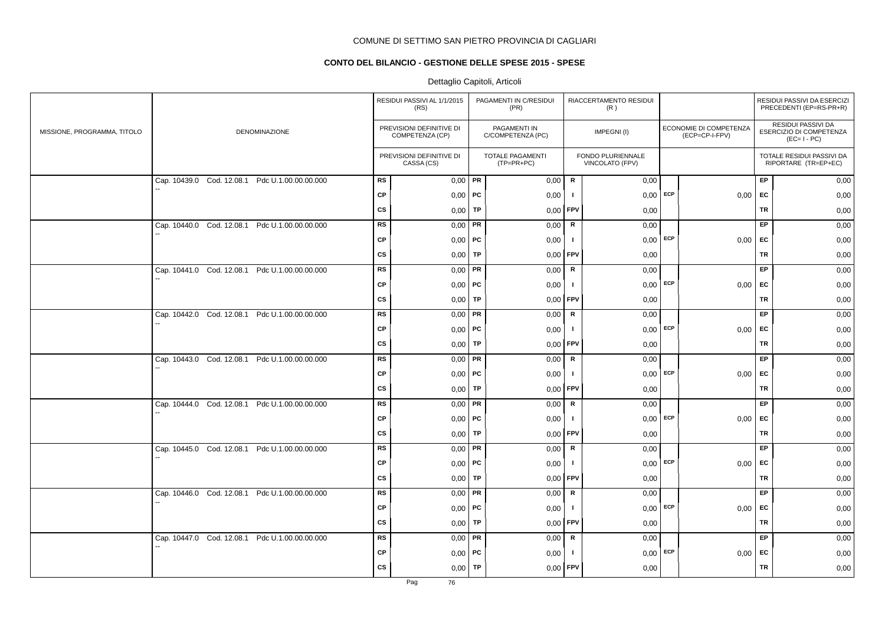COMUNE DI SETTIMO SAN PIETRO PROVINCIA DI CAGLIARI

**CONTO DEL BILANCIO - GESTIONE DELLE SPESE 2015 - SPESE**

Dettaglio Capitoli, Articoli

| MISSIONE, PROGRAMMA, TITOLO | DENOMINAZIONE | | RESIDUI PASSIVI AL 1/1/2015 (RS) / PREVISIONI DEFINITIVE DI COMPETENZA (CP) / PREVISIONI DEFINITIVE DI CASSA (CS) | | PAGAMENTI IN C/RESIDUI (PR) / PAGAMENTI IN C/COMPETENZA (PC) / TOTALE PAGAMENTI (TP=PR+PC) | | RIACCERTAMENTO RESIDUI (R) / IMPEGNI (I) / FONDO PLURIENNALE VINCOLATO (FPV) | | ECONOMIE DI COMPETENZA (ECP=CP-I-FPV) | | RESIDUI PASSIVI DA ESERCIZI PRECEDENTI (EP=RS-PR+R) / RESIDUI PASSIVI DA ESERCIZIO DI COMPETENZA (EC=I-PC) / TOTALE RESIDUI PASSIVI DA RIPORTARE (TR=EP+EC) |
|---|---|---|---|---|---|---|---|---|---|---|---|
| | Cap. 10439.0 Cod. 12.08.1 Pdc U.1.00.00.00.000 -- | RS | 0,00 | PR | 0,00 | R | 0,00 | | | EP | 0,00 |
| | | CP | 0,00 | PC | 0,00 | I | 0,00 | ECP | 0,00 | EC | 0,00 |
| | | CS | 0,00 | TP | 0,00 | FPV | 0,00 | | | TR | 0,00 |
| | Cap. 10440.0 Cod. 12.08.1 Pdc U.1.00.00.00.000 -- | RS | 0,00 | PR | 0,00 | R | 0,00 | | | EP | 0,00 |
| | | CP | 0,00 | PC | 0,00 | I | 0,00 | ECP | 0,00 | EC | 0,00 |
| | | CS | 0,00 | TP | 0,00 | FPV | 0,00 | | | TR | 0,00 |
| | Cap. 10441.0 Cod. 12.08.1 Pdc U.1.00.00.00.000 -- | RS | 0,00 | PR | 0,00 | R | 0,00 | | | EP | 0,00 |
| | | CP | 0,00 | PC | 0,00 | I | 0,00 | ECP | 0,00 | EC | 0,00 |
| | | CS | 0,00 | TP | 0,00 | FPV | 0,00 | | | TR | 0,00 |
| | Cap. 10442.0 Cod. 12.08.1 Pdc U.1.00.00.00.000 -- | RS | 0,00 | PR | 0,00 | R | 0,00 | | | EP | 0,00 |
| | | CP | 0,00 | PC | 0,00 | I | 0,00 | ECP | 0,00 | EC | 0,00 |
| | | CS | 0,00 | TP | 0,00 | FPV | 0,00 | | | TR | 0,00 |
| | Cap. 10443.0 Cod. 12.08.1 Pdc U.1.00.00.00.000 -- | RS | 0,00 | PR | 0,00 | R | 0,00 | | | EP | 0,00 |
| | | CP | 0,00 | PC | 0,00 | I | 0,00 | ECP | 0,00 | EC | 0,00 |
| | | CS | 0,00 | TP | 0,00 | FPV | 0,00 | | | TR | 0,00 |
| | Cap. 10444.0 Cod. 12.08.1 Pdc U.1.00.00.00.000 -- | RS | 0,00 | PR | 0,00 | R | 0,00 | | | EP | 0,00 |
| | | CP | 0,00 | PC | 0,00 | I | 0,00 | ECP | 0,00 | EC | 0,00 |
| | | CS | 0,00 | TP | 0,00 | FPV | 0,00 | | | TR | 0,00 |
| | Cap. 10445.0 Cod. 12.08.1 Pdc U.1.00.00.00.000 -- | RS | 0,00 | PR | 0,00 | R | 0,00 | | | EP | 0,00 |
| | | CP | 0,00 | PC | 0,00 | I | 0,00 | ECP | 0,00 | EC | 0,00 |
| | | CS | 0,00 | TP | 0,00 | FPV | 0,00 | | | TR | 0,00 |
| | Cap. 10446.0 Cod. 12.08.1 Pdc U.1.00.00.00.000 -- | RS | 0,00 | PR | 0,00 | R | 0,00 | | | EP | 0,00 |
| | | CP | 0,00 | PC | 0,00 | I | 0,00 | ECP | 0,00 | EC | 0,00 |
| | | CS | 0,00 | TP | 0,00 | FPV | 0,00 | | | TR | 0,00 |
| | Cap. 10447.0 Cod. 12.08.1 Pdc U.1.00.00.00.000 -- | RS | 0,00 | PR | 0,00 | R | 0,00 | | | EP | 0,00 |
| | | CP | 0,00 | PC | 0,00 | I | 0,00 | ECP | 0,00 | EC | 0,00 |
| | | CS | 0,00 | TP | 0,00 | FPV | 0,00 | | | TR | 0,00 |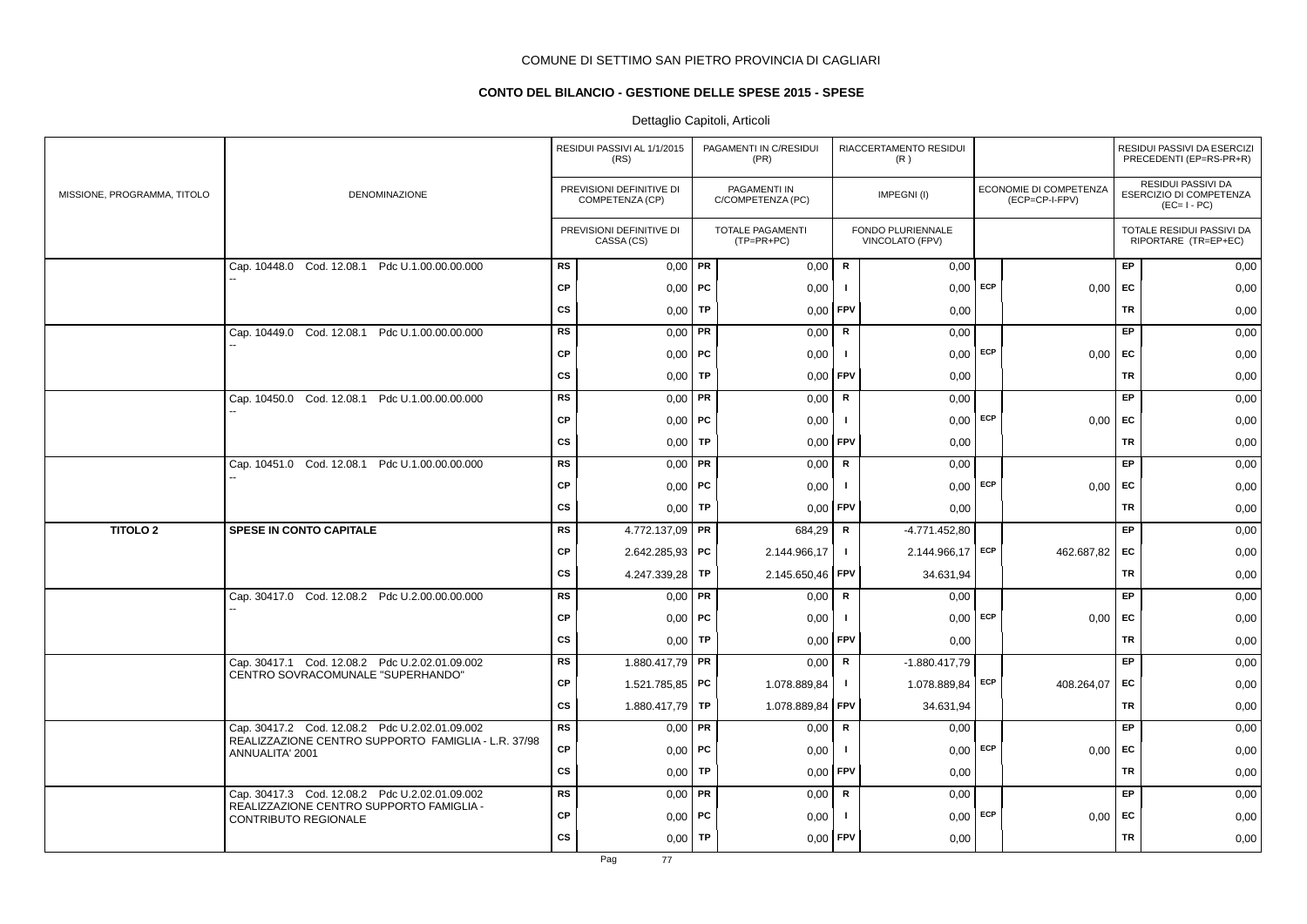COMUNE DI SETTIMO SAN PIETRO PROVINCIA DI CAGLIARI

**CONTO DEL BILANCIO - GESTIONE DELLE SPESE 2015 - SPESE**

Dettaglio Capitoli, Articoli

| MISSIONE, PROGRAMMA, TITOLO | DENOMINAZIONE | | RESIDUI PASSIVI AL 1/1/2015 (RS) / PREVISIONI DEFINITIVE DI COMPETENZA (CP) / PREVISIONI DEFINITIVE DI CASSA (CS) | | PAGAMENTI IN C/RESIDUI (PR) / PAGAMENTI IN C/COMPETENZA (PC) / TOTALE PAGAMENTI (TP=PR+PC) | | RIACCERTAMENTO RESIDUI (R) / IMPEGNI (I) / FONDO PLURIENNALE VINCOLATO (FPV) | | ECONOMIE DI COMPETENZA (ECP=CP-I-FPV) | | RESIDUI PASSIVI DA ESERCIZI PRECEDENTI (EP=RS-PR+R) / RESIDUI PASSIVI DA ESERCIZIO DI COMPETENZA (EC=I-PC) / TOTALE RESIDUI PASSIVI DA RIPORTARE (TR=EP+EC) |
|---|---|---|---|---|---|---|---|---|---|---|---|
| | Cap. 10448.0 Cod. 12.08.1 Pdc U.1.00.00.00.000 -- | RS | 0,00 | PR | 0,00 | R | 0,00 | | | EP | 0,00 |
| | | CP | 0,00 | PC | 0,00 | I | 0,00 | ECP | 0,00 | EC | 0,00 |
| | | CS | 0,00 | TP | 0,00 | FPV | 0,00 | | | TR | 0,00 |
| | Cap. 10449.0 Cod. 12.08.1 Pdc U.1.00.00.00.000 -- | RS | 0,00 | PR | 0,00 | R | 0,00 | | | EP | 0,00 |
| | | CP | 0,00 | PC | 0,00 | I | 0,00 | ECP | 0,00 | EC | 0,00 |
| | | CS | 0,00 | TP | 0,00 | FPV | 0,00 | | | TR | 0,00 |
| | Cap. 10450.0 Cod. 12.08.1 Pdc U.1.00.00.00.000 -- | RS | 0,00 | PR | 0,00 | R | 0,00 | | | EP | 0,00 |
| | | CP | 0,00 | PC | 0,00 | I | 0,00 | ECP | 0,00 | EC | 0,00 |
| | | CS | 0,00 | TP | 0,00 | FPV | 0,00 | | | TR | 0,00 |
| | Cap. 10451.0 Cod. 12.08.1 Pdc U.1.00.00.00.000 -- | RS | 0,00 | PR | 0,00 | R | 0,00 | | | EP | 0,00 |
| | | CP | 0,00 | PC | 0,00 | I | 0,00 | ECP | 0,00 | EC | 0,00 |
| | | CS | 0,00 | TP | 0,00 | FPV | 0,00 | | | TR | 0,00 |
| **TITOLO 2** | **SPESE IN CONTO CAPITALE** | RS | 4.772.137,09 | PR | 684,29 | R | -4.771.452,80 | | | EP | 0,00 |
| | | CP | 2.642.285,93 | PC | 2.144.966,17 | I | 2.144.966,17 | ECP | 462.687,82 | EC | 0,00 |
| | | CS | 4.247.339,28 | TP | 2.145.650,46 | FPV | 34.631,94 | | | TR | 0,00 |
| | Cap. 30417.0 Cod. 12.08.2 Pdc U.2.00.00.00.000 -- | RS | 0,00 | PR | 0,00 | R | 0,00 | | | EP | 0,00 |
| | | CP | 0,00 | PC | 0,00 | I | 0,00 | ECP | 0,00 | EC | 0,00 |
| | | CS | 0,00 | TP | 0,00 | FPV | 0,00 | | | TR | 0,00 |
| | Cap. 30417.1 Cod. 12.08.2 Pdc U.2.02.01.09.002 CENTRO SOVRACOMUNALE "SUPERHANDO" | RS | 1.880.417,79 | PR | 0,00 | R | -1.880.417,79 | | | EP | 0,00 |
| | | CP | 1.521.785,85 | PC | 1.078.889,84 | I | 1.078.889,84 | ECP | 408.264,07 | EC | 0,00 |
| | | CS | 1.880.417,79 | TP | 1.078.889,84 | FPV | 34.631,94 | | | TR | 0,00 |
| | Cap. 30417.2 Cod. 12.08.2 Pdc U.2.02.01.09.002 REALIZZAZIONE CENTRO SUPPORTO FAMIGLIA - L.R. 37/98 ANNUALITA' 2001 | RS | 0,00 | PR | 0,00 | R | 0,00 | | | EP | 0,00 |
| | | CP | 0,00 | PC | 0,00 | I | 0,00 | ECP | 0,00 | EC | 0,00 |
| | | CS | 0,00 | TP | 0,00 | FPV | 0,00 | | | TR | 0,00 |
| | Cap. 30417.3 Cod. 12.08.2 Pdc U.2.02.01.09.002 REALIZZAZIONE CENTRO SUPPORTO FAMIGLIA - CONTRIBUTO REGIONALE | RS | 0,00 | PR | 0,00 | R | 0,00 | | | EP | 0,00 |
| | | CP | 0,00 | PC | 0,00 | I | 0,00 | ECP | 0,00 | EC | 0,00 |
| | | CS | 0,00 | TP | 0,00 | FPV | 0,00 | | | TR | 0,00 |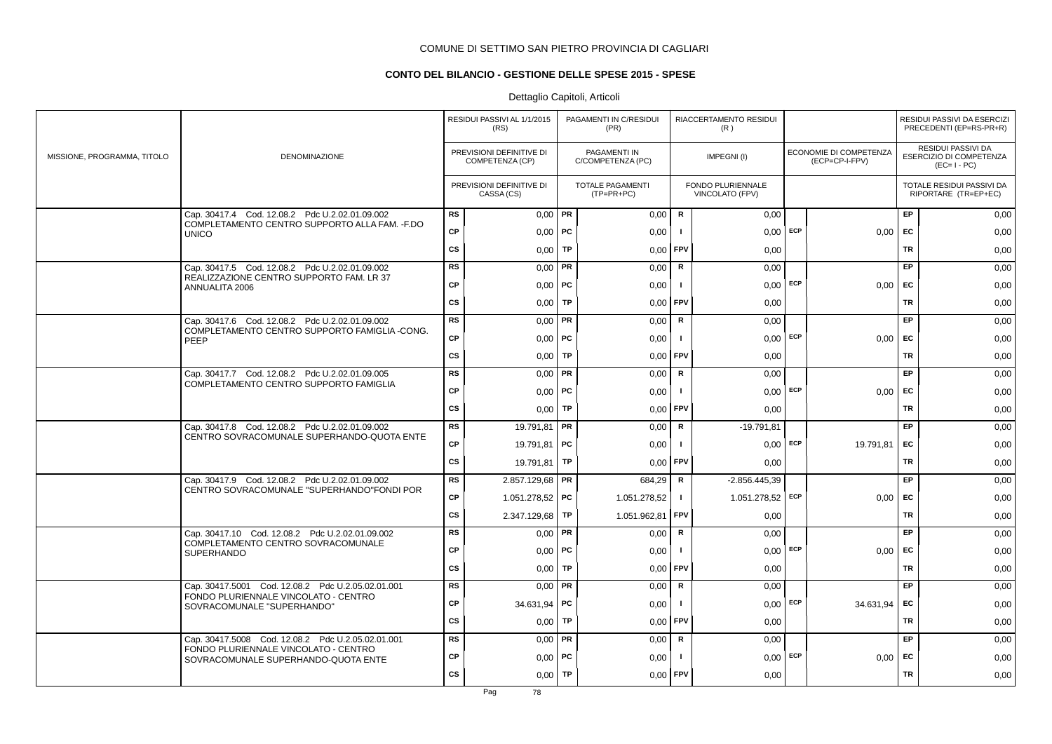COMUNE DI SETTIMO SAN PIETRO PROVINCIA DI CAGLIARI

## CONTO DEL BILANCIO - GESTIONE DELLE SPESE 2015 - SPESE

Dettaglio Capitoli, Articoli

| MISSIONE, PROGRAMMA, TITOLO | DENOMINAZIONE | | RESIDUI PASSIVI AL 1/1/2015 (RS) / PREVISIONI DEFINITIVE DI COMPETENZA (CP) / PREVISIONI DEFINITIVE DI CASSA (CS) | | PAGAMENTI IN C/RESIDUI (PR) / PAGAMENTI IN C/COMPETENZA (PC) / TOTALE PAGAMENTI (TP=PR+PC) | | RIACCERTAMENTO RESIDUI (R) / IMPEGNI (I) / FONDO PLURIENNALE VINCOLATO (FPV) | | ECONOMIE DI COMPETENZA (ECP=CP-I-FPV) | | RESIDUI PASSIVI DA ESERCIZI PRECEDENTI (EP=RS-PR+R) / RESIDUI PASSIVI DA ESERCIZIO DI COMPETENZA (EC=I-PC) / TOTALE RESIDUI PASSIVI DA RIPORTARE (TR=EP+EC) |
|---|---|---|---|---|---|---|---|---|---|---|---|
| | Cap. 30417.4 Cod. 12.08.2 Pdc U.2.02.01.09.002 COMPLETAMENTO CENTRO SUPPORTO ALLA FAM. -F.DO UNICO | RS | 0,00 | PR | 0,00 | R | 0,00 | | | EP | 0,00 |
| | | CP | 0,00 | PC | 0,00 | I | 0,00 | ECP | 0,00 | EC | 0,00 |
| | | CS | 0,00 | TP | 0,00 | FPV | 0,00 | | | TR | 0,00 |
| | Cap. 30417.5 Cod. 12.08.2 Pdc U.2.02.01.09.002 REALIZZAZIONE CENTRO SUPPORTO FAM. LR 37 ANNUALITA 2006 | RS | 0,00 | PR | 0,00 | R | 0,00 | | | EP | 0,00 |
| | | CP | 0,00 | PC | 0,00 | I | 0,00 | ECP | 0,00 | EC | 0,00 |
| | | CS | 0,00 | TP | 0,00 | FPV | 0,00 | | | TR | 0,00 |
| | Cap. 30417.6 Cod. 12.08.2 Pdc U.2.02.01.09.002 COMPLETAMENTO CENTRO SUPPORTO FAMIGLIA -CONG. PEEP | RS | 0,00 | PR | 0,00 | R | 0,00 | | | EP | 0,00 |
| | | CP | 0,00 | PC | 0,00 | I | 0,00 | ECP | 0,00 | EC | 0,00 |
| | | CS | 0,00 | TP | 0,00 | FPV | 0,00 | | | TR | 0,00 |
| | Cap. 30417.7 Cod. 12.08.2 Pdc U.2.02.01.09.005 COMPLETAMENTO CENTRO SUPPORTO FAMIGLIA | RS | 0,00 | PR | 0,00 | R | 0,00 | | | EP | 0,00 |
| | | CP | 0,00 | PC | 0,00 | I | 0,00 | ECP | 0,00 | EC | 0,00 |
| | | CS | 0,00 | TP | 0,00 | FPV | 0,00 | | | TR | 0,00 |
| | Cap. 30417.8 Cod. 12.08.2 Pdc U.2.02.01.09.002 CENTRO SOVRACOMUNALE SUPERHANDO-QUOTA ENTE | RS | 19.791,81 | PR | 0,00 | R | -19.791,81 | | | EP | 0,00 |
| | | CP | 19.791,81 | PC | 0,00 | I | 0,00 | ECP | 19.791,81 | EC | 0,00 |
| | | CS | 19.791,81 | TP | 0,00 | FPV | 0,00 | | | TR | 0,00 |
| | Cap. 30417.9 Cod. 12.08.2 Pdc U.2.02.01.09.002 CENTRO SOVRACOMUNALE "SUPERHANDO"FONDI POR | RS | 2.857.129,68 | PR | 684,29 | R | -2.856.445,39 | | | EP | 0,00 |
| | | CP | 1.051.278,52 | PC | 1.051.278,52 | I | 1.051.278,52 | ECP | 0,00 | EC | 0,00 |
| | | CS | 2.347.129,68 | TP | 1.051.962,81 | FPV | 0,00 | | | TR | 0,00 |
| | Cap. 30417.10 Cod. 12.08.2 Pdc U.2.02.01.09.002 COMPLETAMENTO CENTRO SOVRACOMUNALE SUPERHANDO | RS | 0,00 | PR | 0,00 | R | 0,00 | | | EP | 0,00 |
| | | CP | 0,00 | PC | 0,00 | I | 0,00 | ECP | 0,00 | EC | 0,00 |
| | | CS | 0,00 | TP | 0,00 | FPV | 0,00 | | | TR | 0,00 |
| | Cap. 30417.5001 Cod. 12.08.2 Pdc U.2.05.02.01.001 FONDO PLURIENNALE VINCOLATO - CENTRO SOVRACOMUNALE "SUPERHANDO" | RS | 0,00 | PR | 0,00 | R | 0,00 | | | EP | 0,00 |
| | | CP | 34.631,94 | PC | 0,00 | I | 0,00 | ECP | 34.631,94 | EC | 0,00 |
| | | CS | 0,00 | TP | 0,00 | FPV | 0,00 | | | TR | 0,00 |
| | Cap. 30417.5008 Cod. 12.08.2 Pdc U.2.05.02.01.001 FONDO PLURIENNALE VINCOLATO - CENTRO SOVRACOMUNALE SUPERHANDO-QUOTA ENTE | RS | 0,00 | PR | 0,00 | R | 0,00 | | | EP | 0,00 |
| | | CP | 0,00 | PC | 0,00 | I | 0,00 | ECP | 0,00 | EC | 0,00 |
| | | CS | 0,00 | TP | 0,00 | FPV | 0,00 | | | TR | 0,00 |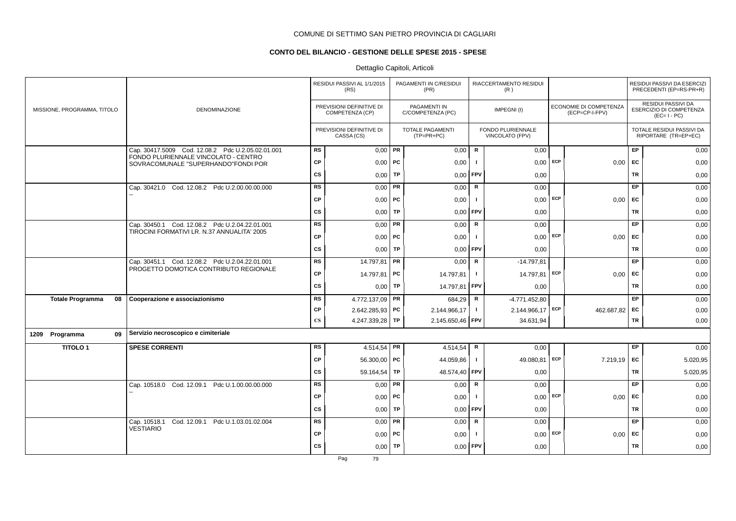COMUNE DI SETTIMO SAN PIETRO PROVINCIA DI CAGLIARI

**CONTO DEL BILANCIO - GESTIONE DELLE SPESE 2015 - SPESE**

Dettaglio Capitoli, Articoli

| MISSIONE, PROGRAMMA, TITOLO | DENOMINAZIONE | | RESIDUI PASSIVI AL 1/1/2015 (RS) / PREVISIONI DEFINITIVE DI COMPETENZA (CP) / PREVISIONI DEFINITIVE DI CASSA (CS) | | PAGAMENTI IN C/RESIDUI (PR) / PAGAMENTI IN C/COMPETENZA (PC) / TOTALE PAGAMENTI (TP=PR+PC) | | RIACCERTAMENTO RESIDUI (R) / IMPEGNI (I) / FONDO PLURIENNALE VINCOLATO (FPV) | | ECONOMIE DI COMPETENZA (ECP=CP-I-FPV) | | RESIDUI PASSIVI DA ESERCIZI PRECEDENTI (EP=RS-PR+R) / RESIDUI PASSIVI DA ESERCIZIO DI COMPETENZA (EC=I-PC) / TOTALE RESIDUI PASSIVI DA RIPORTARE (TR=EP+EC) |
|---|---|---|---|---|---|---|---|---|---|---|---|
| | Cap. 30417.5009 Cod. 12.08.2 Pdc U.2.05.02.01.001 FONDO PLURIENNALE VINCOLATO - CENTRO SOVRACOMUNALE "SUPERHANDO"FONDI POR | RS | 0,00 | PR | 0,00 | R | 0,00 | | | EP | 0,00 |
| | | CP | 0,00 | PC | 0,00 | I | 0,00 | ECP | 0,00 | EC | 0,00 |
| | | CS | 0,00 | TP | 0,00 | FPV | 0,00 | | | TR | 0,00 |
| | Cap. 30421.0 Cod. 12.08.2 Pdc U.2.00.00.00.000 -- | RS | 0,00 | PR | 0,00 | R | 0,00 | | | EP | 0,00 |
| | | CP | 0,00 | PC | 0,00 | I | 0,00 | ECP | 0,00 | EC | 0,00 |
| | | CS | 0,00 | TP | 0,00 | FPV | 0,00 | | | TR | 0,00 |
| | Cap. 30450.1 Cod. 12.08.2 Pdc U.2.04.22.01.001 TIROCINI FORMATIVI LR. N.37 ANNUALITA' 2005 | RS | 0,00 | PR | 0,00 | R | 0,00 | | | EP | 0,00 |
| | | CP | 0,00 | PC | 0,00 | I | 0,00 | ECP | 0,00 | EC | 0,00 |
| | | CS | 0,00 | TP | 0,00 | FPV | 0,00 | | | TR | 0,00 |
| | Cap. 30451.1 Cod. 12.08.2 Pdc U.2.04.22.01.001 PROGETTO DOMOTICA CONTRIBUTO REGIONALE | RS | 14.797,81 | PR | 0,00 | R | -14.797,81 | | | EP | 0,00 |
| | | CP | 14.797,81 | PC | 14.797,81 | I | 14.797,81 | ECP | 0,00 | EC | 0,00 |
| | | CS | 0,00 | TP | 14.797,81 | FPV | 0,00 | | | TR | 0,00 |
| **Totale Programma 08** | **Cooperazione e associazionismo** | RS | 4.772.137,09 | PR | 684,29 | R | -4.771.452,80 | | | EP | 0,00 |
| | | CP | 2.642.285,93 | PC | 2.144.966,17 | I | 2.144.966,17 | ECP | 462.687,82 | EC | 0,00 |
| | | CS | 4.247.339,28 | TP | 2.145.650,46 | FPV | 34.631,94 | | | TR | 0,00 |
| **1209 Programma 09** | **Servizio necroscopico e cimiteriale** | | | | | | | | | | |
| **TITOLO 1** | **SPESE CORRENTI** | RS | 4.514,54 | PR | 4.514,54 | R | 0,00 | | | EP | 0,00 |
| | | CP | 56.300,00 | PC | 44.059,86 | I | 49.080,81 | ECP | 7.219,19 | EC | 5.020,95 |
| | | CS | 59.164,54 | TP | 48.574,40 | FPV | 0,00 | | | TR | 5.020,95 |
| | Cap. 10518.0 Cod. 12.09.1 Pdc U.1.00.00.00.000 -- | RS | 0,00 | PR | 0,00 | R | 0,00 | | | EP | 0,00 |
| | | CP | 0,00 | PC | 0,00 | I | 0,00 | ECP | 0,00 | EC | 0,00 |
| | | CS | 0,00 | TP | 0,00 | FPV | 0,00 | | | TR | 0,00 |
| | Cap. 10518.1 Cod. 12.09.1 Pdc U.1.03.01.02.004 VESTIARIO | RS | 0,00 | PR | 0,00 | R | 0,00 | | | EP | 0,00 |
| | | CP | 0,00 | PC | 0,00 | I | 0,00 | ECP | 0,00 | EC | 0,00 |
| | | CS | 0,00 | TP | 0,00 | FPV | 0,00 | | | TR | 0,00 |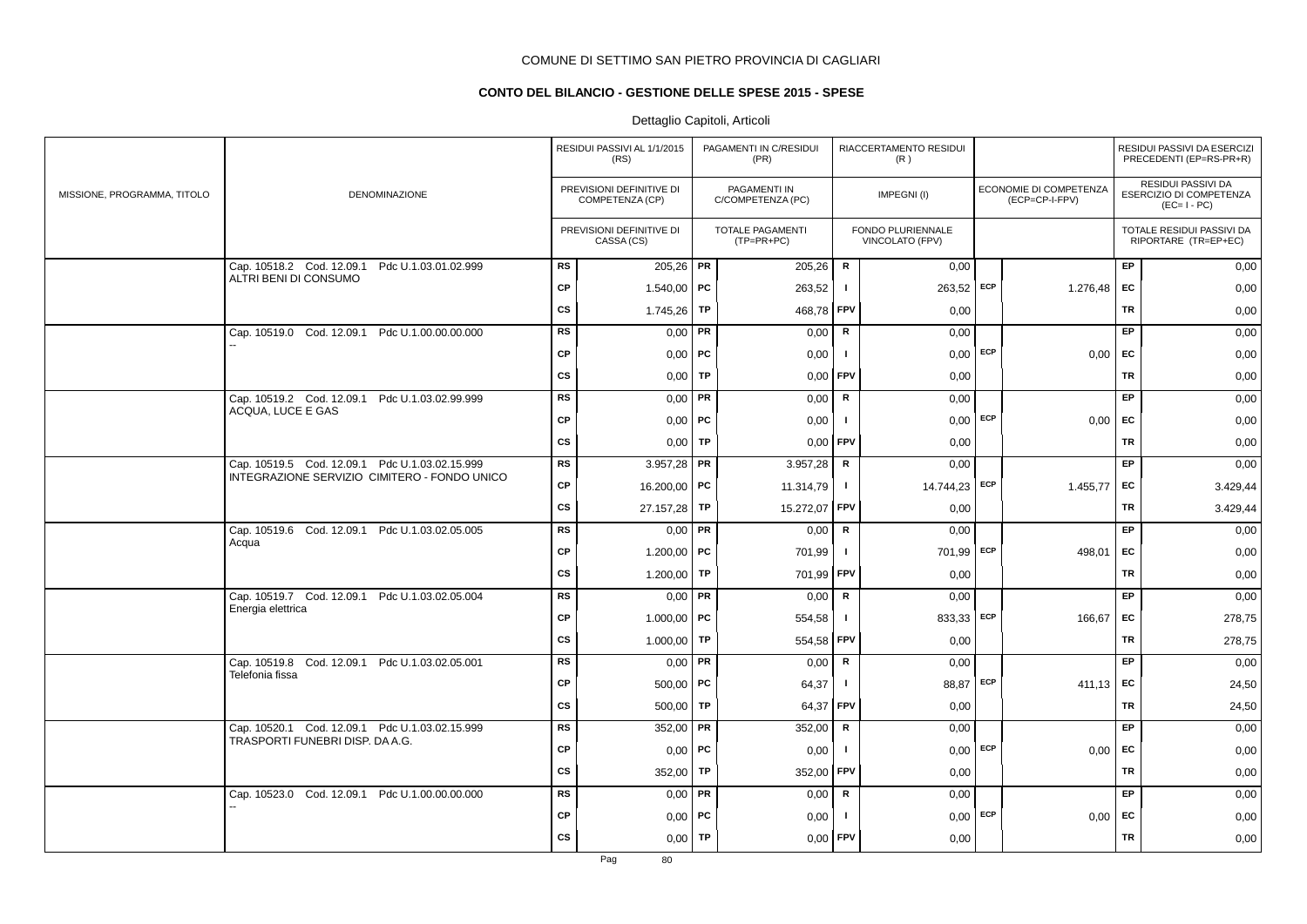COMUNE DI SETTIMO SAN PIETRO PROVINCIA DI CAGLIARI

**CONTO DEL BILANCIO - GESTIONE DELLE SPESE 2015 - SPESE**

Dettaglio Capitoli, Articoli

| MISSIONE, PROGRAMMA, TITOLO | DENOMINAZIONE | | RESIDUI PASSIVI AL 1/1/2015 (RS) / PREVISIONI DEFINITIVE DI COMPETENZA (CP) / PREVISIONI DEFINITIVE DI CASSA (CS) | | PAGAMENTI IN C/RESIDUI (PR) / PAGAMENTI IN C/COMPETENZA (PC) / TOTALE PAGAMENTI (TP=PR+PC) | | RIACCERTAMENTO RESIDUI (R) / IMPEGNI (I) / FONDO PLURIENNALE VINCOLATO (FPV) | | ECONOMIE DI COMPETENZA (ECP=CP-I-FPV) | | RESIDUI PASSIVI DA ESERCIZI PRECEDENTI (EP=RS-PR+R) / RESIDUI PASSIVI DA ESERCIZIO DI COMPETENZA (EC=I-PC) / TOTALE RESIDUI PASSIVI DA RIPORTARE (TR=EP+EC) |
|---|---|---|---|---|---|---|---|---|---|---|---|
| | Cap. 10518.2 Cod. 12.09.1 Pdc U.1.03.01.02.999 ALTRI BENI DI CONSUMO | RS | 205,26 | PR | 205,26 | R | 0,00 | | | EP | 0,00 |
| | | CP | 1.540,00 | PC | 263,52 | I | 263,52 | ECP | 1.276,48 | EC | 0,00 |
| | | CS | 1.745,26 | TP | 468,78 | FPV | 0,00 | | | TR | 0,00 |
| | Cap. 10519.0 Cod. 12.09.1 Pdc U.1.00.00.00.000 -- | RS | 0,00 | PR | 0,00 | R | 0,00 | | | EP | 0,00 |
| | | CP | 0,00 | PC | 0,00 | I | 0,00 | ECP | 0,00 | EC | 0,00 |
| | | CS | 0,00 | TP | 0,00 | FPV | 0,00 | | | TR | 0,00 |
| | Cap. 10519.2 Cod. 12.09.1 Pdc U.1.03.02.99.999 ACQUA, LUCE E GAS | RS | 0,00 | PR | 0,00 | R | 0,00 | | | EP | 0,00 |
| | | CP | 0,00 | PC | 0,00 | I | 0,00 | ECP | 0,00 | EC | 0,00 |
| | | CS | 0,00 | TP | 0,00 | FPV | 0,00 | | | TR | 0,00 |
| | Cap. 10519.5 Cod. 12.09.1 Pdc U.1.03.02.15.999 INTEGRAZIONE SERVIZIO CIMITERO - FONDO UNICO | RS | 3.957,28 | PR | 3.957,28 | R | 0,00 | | | EP | 0,00 |
| | | CP | 16.200,00 | PC | 11.314,79 | I | 14.744,23 | ECP | 1.455,77 | EC | 3.429,44 |
| | | CS | 27.157,28 | TP | 15.272,07 | FPV | 0,00 | | | TR | 3.429,44 |
| | Cap. 10519.6 Cod. 12.09.1 Pdc U.1.03.02.05.005 Acqua | RS | 0,00 | PR | 0,00 | R | 0,00 | | | EP | 0,00 |
| | | CP | 1.200,00 | PC | 701,99 | I | 701,99 | ECP | 498,01 | EC | 0,00 |
| | | CS | 1.200,00 | TP | 701,99 | FPV | 0,00 | | | TR | 0,00 |
| | Cap. 10519.7 Cod. 12.09.1 Pdc U.1.03.02.05.004 Energia elettrica | RS | 0,00 | PR | 0,00 | R | 0,00 | | | EP | 0,00 |
| | | CP | 1.000,00 | PC | 554,58 | I | 833,33 | ECP | 166,67 | EC | 278,75 |
| | | CS | 1.000,00 | TP | 554,58 | FPV | 0,00 | | | TR | 278,75 |
| | Cap. 10519.8 Cod. 12.09.1 Pdc U.1.03.02.05.001 Telefonia fissa | RS | 0,00 | PR | 0,00 | R | 0,00 | | | EP | 0,00 |
| | | CP | 500,00 | PC | 64,37 | I | 88,87 | ECP | 411,13 | EC | 24,50 |
| | | CS | 500,00 | TP | 64,37 | FPV | 0,00 | | | TR | 24,50 |
| | Cap. 10520.1 Cod. 12.09.1 Pdc U.1.03.02.15.999 TRASPORTI FUNEBRI DISP. DA A.G. | RS | 352,00 | PR | 352,00 | R | 0,00 | | | EP | 0,00 |
| | | CP | 0,00 | PC | 0,00 | I | 0,00 | ECP | 0,00 | EC | 0,00 |
| | | CS | 352,00 | TP | 352,00 | FPV | 0,00 | | | TR | 0,00 |
| | Cap. 10523.0 Cod. 12.09.1 Pdc U.1.00.00.00.000 -- | RS | 0,00 | PR | 0,00 | R | 0,00 | | | EP | 0,00 |
| | | CP | 0,00 | PC | 0,00 | I | 0,00 | ECP | 0,00 | EC | 0,00 |
| | | CS | 0,00 | TP | 0,00 | FPV | 0,00 | | | TR | 0,00 |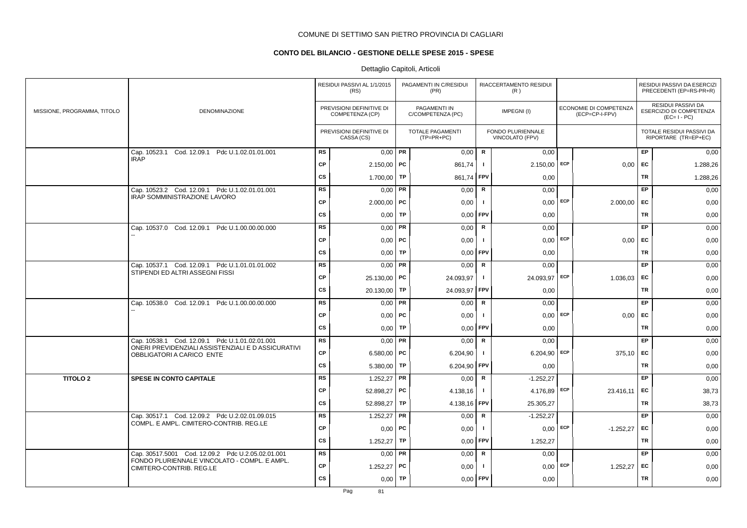COMUNE DI SETTIMO SAN PIETRO PROVINCIA DI CAGLIARI

**CONTO DEL BILANCIO - GESTIONE DELLE SPESE 2015 - SPESE**

Dettaglio Capitoli, Articoli

| MISSIONE, PROGRAMMA, TITOLO | DENOMINAZIONE | | RESIDUI PASSIVI AL 1/1/2015 (RS) / PREVISIONI DEFINITIVE DI COMPETENZA (CP) / PREVISIONI DEFINITIVE DI CASSA (CS) | | PAGAMENTI IN C/RESIDUI (PR) / PAGAMENTI IN C/COMPETENZA (PC) / TOTALE PAGAMENTI (TP=PR+PC) | | RIACCERTAMENTO RESIDUI (R) / IMPEGNI (I) / FONDO PLURIENNALE VINCOLATO (FPV) | | ECONOMIE DI COMPETENZA (ECP=CP-I-FPV) | | RESIDUI PASSIVI DA ESERCIZI PRECEDENTI (EP=RS-PR+R) / RESIDUI PASSIVI DA ESERCIZIO DI COMPETENZA (EC=I-PC) / TOTALE RESIDUI PASSIVI DA RIPORTARE (TR=EP+EC) |
|---|---|---|---|---|---|---|---|---|---|---|---|
| | Cap. 10523.1 Cod. 12.09.1 Pdc U.1.02.01.01.001 IRAP | RS | 0,00 | PR | 0,00 | R | 0,00 | | | EP | 0,00 |
| | | CP | 2.150,00 | PC | 861,74 | I | 2.150,00 | ECP | 0,00 | EC | 1.288,26 |
| | | CS | 1.700,00 | TP | 861,74 | FPV | 0,00 | | | TR | 1.288,26 |
| | Cap. 10523.2 Cod. 12.09.1 Pdc U.1.02.01.01.001 IRAP SOMMINISTRAZIONE LAVORO | RS | 0,00 | PR | 0,00 | R | 0,00 | | | EP | 0,00 |
| | | CP | 2.000,00 | PC | 0,00 | I | 0,00 | ECP | 2.000,00 | EC | 0,00 |
| | | CS | 0,00 | TP | 0,00 | FPV | 0,00 | | | TR | 0,00 |
| | Cap. 10537.0 Cod. 12.09.1 Pdc U.1.00.00.00.000 -- | RS | 0,00 | PR | 0,00 | R | 0,00 | | | EP | 0,00 |
| | | CP | 0,00 | PC | 0,00 | I | 0,00 | ECP | 0,00 | EC | 0,00 |
| | | CS | 0,00 | TP | 0,00 | FPV | 0,00 | | | TR | 0,00 |
| | Cap. 10537.1 Cod. 12.09.1 Pdc U.1.01.01.01.002 STIPENDI ED ALTRI ASSEGNI FISSI | RS | 0,00 | PR | 0,00 | R | 0,00 | | | EP | 0,00 |
| | | CP | 25.130,00 | PC | 24.093,97 | I | 24.093,97 | ECP | 1.036,03 | EC | 0,00 |
| | | CS | 20.130,00 | TP | 24.093,97 | FPV | 0,00 | | | TR | 0,00 |
| | Cap. 10538.0 Cod. 12.09.1 Pdc U.1.00.00.00.000 -- | RS | 0,00 | PR | 0,00 | R | 0,00 | | | EP | 0,00 |
| | | CP | 0,00 | PC | 0,00 | I | 0,00 | ECP | 0,00 | EC | 0,00 |
| | | CS | 0,00 | TP | 0,00 | FPV | 0,00 | | | TR | 0,00 |
| | Cap. 10538.1 Cod. 12.09.1 Pdc U.1.01.02.01.001 ONERI PREVIDENZIALI ASSISTENZIALI E D ASSICURATIVI OBBLIGATORI A CARICO ENTE | RS | 0,00 | PR | 0,00 | R | 0,00 | | | EP | 0,00 |
| | | CP | 6.580,00 | PC | 6.204,90 | I | 6.204,90 | ECP | 375,10 | EC | 0,00 |
| | | CS | 5.380,00 | TP | 6.204,90 | FPV | 0,00 | | | TR | 0,00 |
| **TITOLO 2** | **SPESE IN CONTO CAPITALE** | RS | 1.252,27 | PR | 0,00 | R | -1.252,27 | | | EP | 0,00 |
| | | CP | 52.898,27 | PC | 4.138,16 | I | 4.176,89 | ECP | 23.416,11 | EC | 38,73 |
| | | CS | 52.898,27 | TP | 4.138,16 | FPV | 25.305,27 | | | TR | 38,73 |
| | Cap. 30517.1 Cod. 12.09.2 Pdc U.2.02.01.09.015 COMPL. E AMPL. CIMITERO-CONTRIB. REG.LE | RS | 1.252,27 | PR | 0,00 | R | -1.252,27 | | | EP | 0,00 |
| | | CP | 0,00 | PC | 0,00 | I | 0,00 | ECP | -1.252,27 | EC | 0,00 |
| | | CS | 1.252,27 | TP | 0,00 | FPV | 1.252,27 | | | TR | 0,00 |
| | Cap. 30517.5001 Cod. 12.09.2 Pdc U.2.05.02.01.001 FONDO PLURIENNALE VINCOLATO - COMPL. E AMPL. CIMITERO-CONTRIB. REG.LE | RS | 0,00 | PR | 0,00 | R | 0,00 | | | EP | 0,00 |
| | | CP | 1.252,27 | PC | 0,00 | I | 0,00 | ECP | 1.252,27 | EC | 0,00 |
| | | CS | 0,00 | TP | 0,00 | FPV | 0,00 | | | TR | 0,00 |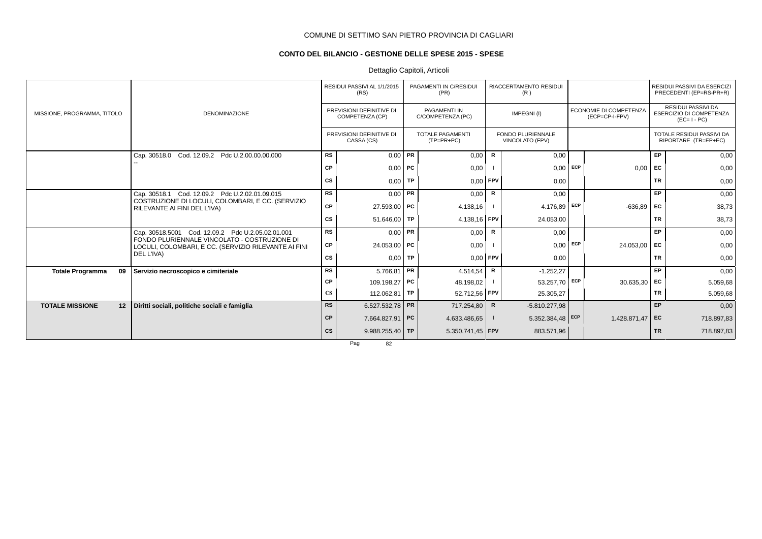COMUNE DI SETTIMO SAN PIETRO PROVINCIA DI CAGLIARI

## CONTO DEL BILANCIO - GESTIONE DELLE SPESE 2015 - SPESE

Dettaglio Capitoli, Articoli

| MISSIONE, PROGRAMMA, TITOLO | DENOMINAZIONE | | RESIDUI PASSIVI AL 1/1/2015 (RS) / PREVISIONI DEFINITIVE DI COMPETENZA (CP) / PREVISIONI DEFINITIVE DI CASSA (CS) | | PAGAMENTI IN C/RESIDUI (PR) / PAGAMENTI IN C/COMPETENZA (PC) / TOTALE PAGAMENTI (TP=PR+PC) | | RIACCERTAMENTO RESIDUI (R) / IMPEGNI (I) / FONDO PLURIENNALE VINCOLATO (FPV) | | ECONOMIE DI COMPETENZA (ECP=CP-I-FPV) | | RESIDUI PASSIVI DA ESERCIZI PRECEDENTI (EP=RS-PR+R) / RESIDUI PASSIVI DA ESERCIZIO DI COMPETENZA (EC= I - PC) / TOTALE RESIDUI PASSIVI DA RIPORTARE (TR=EP+EC) |
|---|---|---|---|---|---|---|---|---|---|---|---|
| | Cap. 30518.0 Cod. 12.09.2 Pdc U.2.00.00.00.000 | RS | 0,00 | PR | 0,00 | R | 0,00 | | | EP | 0,00 |
| | -- | CP | 0,00 | PC | 0,00 | I | 0,00 | ECP | 0,00 | EC | 0,00 |
| | | CS | 0,00 | TP | 0,00 | FPV | 0,00 | | | TR | 0,00 |
| | Cap. 30518.1 Cod. 12.09.2 Pdc U.2.02.01.09.015 | RS | 0,00 | PR | 0,00 | R | 0,00 | | | EP | 0,00 |
| | COSTRUZIONE DI LOCULI, COLOMBARI, E CC. (SERVIZIO RILEVANTE AI FINI DEL L'IVA) | CP | 27.593,00 | PC | 4.138,16 | I | 4.176,89 | ECP | -636,89 | EC | 38,73 |
| | | CS | 51.646,00 | TP | 4.138,16 | FPV | 24.053,00 | | | TR | 38,73 |
| | Cap. 30518.5001 Cod. 12.09.2 Pdc U.2.05.02.01.001 | RS | 0,00 | PR | 0,00 | R | 0,00 | | | EP | 0,00 |
| | FONDO PLURIENNALE VINCOLATO - COSTRUZIONE DI LOCULI, COLOMBARI, E CC. (SERVIZIO RILEVANTE AI FINI DEL L'IVA) | CP | 24.053,00 | PC | 0,00 | I | 0,00 | ECP | 24.053,00 | EC | 0,00 |
| | | CS | 0,00 | TP | 0,00 | FPV | 0,00 | | | TR | 0,00 |
| **Totale Programma 09** | **Servizio necroscopico e cimiteriale** | RS | 5.766,81 | PR | 4.514,54 | R | -1.252,27 | | | EP | 0,00 |
| | | CP | 109.198,27 | PC | 48.198,02 | I | 53.257,70 | ECP | 30.635,30 | EC | 5.059,68 |
| | | CS | 112.062,81 | TP | 52.712,56 | FPV | 25.305,27 | | | TR | 5.059,68 |
| **TOTALE MISSIONE 12** | **Diritti sociali, politiche sociali e famiglia** | RS | 6.527.532,78 | PR | 717.254,80 | R | -5.810.277,98 | | | EP | 0,00 |
| | | CP | 7.664.827,91 | PC | 4.633.486,65 | I | 5.352.384,48 | ECP | 1.428.871,47 | EC | 718.897,83 |
| | | CS | 9.988.255,40 | TP | 5.350.741,45 | FPV | 883.571,96 | | | TR | 718.897,83 |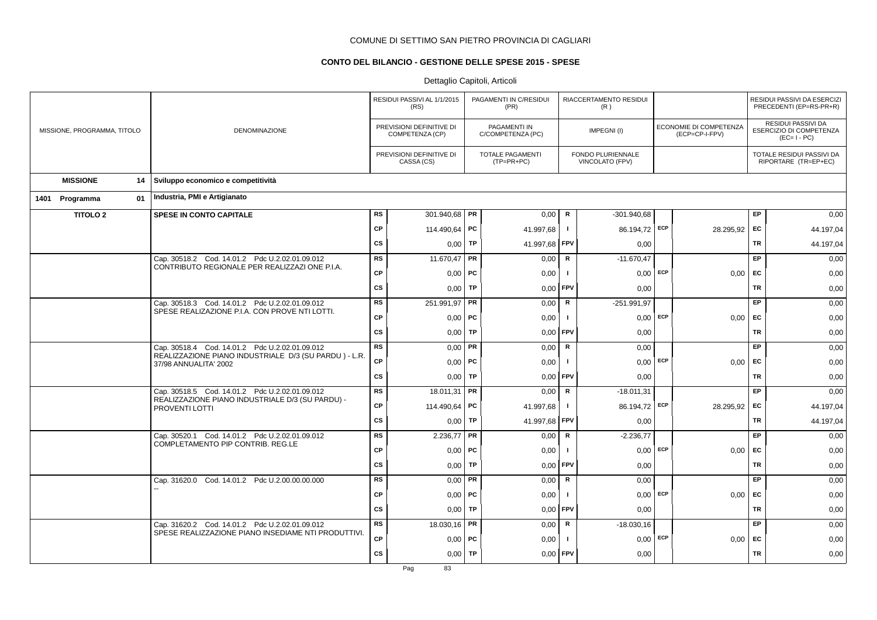COMUNE DI SETTIMO SAN PIETRO PROVINCIA DI CAGLIARI

## CONTO DEL BILANCIO - GESTIONE DELLE SPESE 2015 - SPESE

Dettaglio Capitoli, Articoli

| MISSIONE, PROGRAMMA, TITOLO | DENOMINAZIONE | | RESIDUI PASSIVI AL 1/1/2015 (RS) / PREVISIONI DEFINITIVE DI COMPETENZA (CP) / PREVISIONI DEFINITIVE DI CASSA (CS) | | PAGAMENTI IN C/RESIDUI (PR) / PAGAMENTI IN C/COMPETENZA (PC) / TOTALE PAGAMENTI (TP=PR+PC) | | RIACCERTAMENTO RESIDUI (R) / IMPEGNI (I) / FONDO PLURIENNALE VINCOLATO (FPV) | | ECONOMIE DI COMPETENZA (ECP=CP-I-FPV) | | RESIDUI PASSIVI DA ESERCIZI PRECEDENTI (EP=RS-PR+R) / RESIDUI PASSIVI DA ESERCIZIO DI COMPETENZA (EC=I-PC) / TOTALE RESIDUI PASSIVI DA RIPORTARE (TR=EP+EC) |
|---|---|---|---|---|---|---|---|---|---|---|---|
| **MISSIONE 14** | **Sviluppo economico e competitività** | | | | | | | | | | |
| **1401 Programma 01** | **Industria, PMI e Artigianato** | | | | | | | | | | |
| **TITOLO 2** | **SPESE IN CONTO CAPITALE** | RS | 301.940,68 | PR | 0,00 | R | -301.940,68 | | | EP | 0,00 |
| | | CP | 114.490,64 | PC | 41.997,68 | I | 86.194,72 | ECP | 28.295,92 | EC | 44.197,04 |
| | | CS | 0,00 | TP | 41.997,68 | FPV | 0,00 | | | TR | 44.197,04 |
| | Cap. 30518.2 Cod. 14.01.2 Pdc U.2.02.01.09.012 CONTRIBUTO REGIONALE PER REALIZZAZI ONE P.I.A. | RS | 11.670,47 | PR | 0,00 | R | -11.670,47 | | | EP | 0,00 |
| | | CP | 0,00 | PC | 0,00 | I | 0,00 | ECP | 0,00 | EC | 0,00 |
| | | CS | 0,00 | TP | 0,00 | FPV | 0,00 | | | TR | 0,00 |
| | Cap. 30518.3 Cod. 14.01.2 Pdc U.2.02.01.09.012 SPESE REALIZZAZIONE P.I.A. CON PROVE NTI LOTTI. | RS | 251.991,97 | PR | 0,00 | R | -251.991,97 | | | EP | 0,00 |
| | | CP | 0,00 | PC | 0,00 | I | 0,00 | ECP | 0,00 | EC | 0,00 |
| | | CS | 0,00 | TP | 0,00 | FPV | 0,00 | | | TR | 0,00 |
| | Cap. 30518.4 Cod. 14.01.2 Pdc U.2.02.01.09.012 REALIZZAZIONE PIANO INDUSTRIALE D/3 (SU PARDU ) - L.R. 37/98 ANNUALITA' 2002 | RS | 0,00 | PR | 0,00 | R | 0,00 | | | EP | 0,00 |
| | | CP | 0,00 | PC | 0,00 | I | 0,00 | ECP | 0,00 | EC | 0,00 |
| | | CS | 0,00 | TP | 0,00 | FPV | 0,00 | | | TR | 0,00 |
| | Cap. 30518.5 Cod. 14.01.2 Pdc U.2.02.01.09.012 REALIZZAZIONE PIANO INDUSTRIALE D/3 (SU PARDU) - PROVENTI LOTTI | RS | 18.011,31 | PR | 0,00 | R | -18.011,31 | | | EP | 0,00 |
| | | CP | 114.490,64 | PC | 41.997,68 | I | 86.194,72 | ECP | 28.295,92 | EC | 44.197,04 |
| | | CS | 0,00 | TP | 41.997,68 | FPV | 0,00 | | | TR | 44.197,04 |
| | Cap. 30520.1 Cod. 14.01.2 Pdc U.2.02.01.09.012 COMPLETAMENTO PIP CONTRIB. REG.LE | RS | 2.236,77 | PR | 0,00 | R | -2.236,77 | | | EP | 0,00 |
| | | CP | 0,00 | PC | 0,00 | I | 0,00 | ECP | 0,00 | EC | 0,00 |
| | | CS | 0,00 | TP | 0,00 | FPV | 0,00 | | | TR | 0,00 |
| | Cap. 31620.0 Cod. 14.01.2 Pdc U.2.00.00.00.000 -- | RS | 0,00 | PR | 0,00 | R | 0,00 | | | EP | 0,00 |
| | | CP | 0,00 | PC | 0,00 | I | 0,00 | ECP | 0,00 | EC | 0,00 |
| | | CS | 0,00 | TP | 0,00 | FPV | 0,00 | | | TR | 0,00 |
| | Cap. 31620.2 Cod. 14.01.2 Pdc U.2.02.01.09.012 SPESE REALIZZAZIONE PIANO INSEDIAME NTI PRODUTTIVI. | RS | 18.030,16 | PR | 0,00 | R | -18.030,16 | | | EP | 0,00 |
| | | CP | 0,00 | PC | 0,00 | I | 0,00 | ECP | 0,00 | EC | 0,00 |
| | | CS | 0,00 | TP | 0,00 | FPV | 0,00 | | | TR | 0,00 |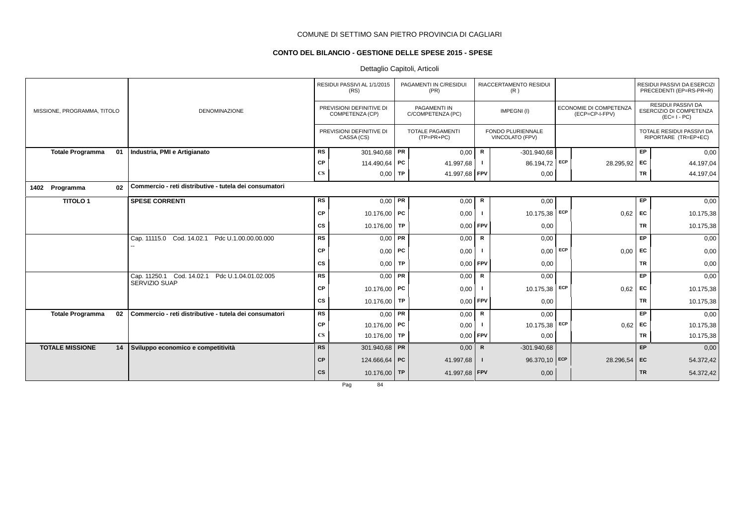COMUNE DI SETTIMO SAN PIETRO PROVINCIA DI CAGLIARI

## CONTO DEL BILANCIO - GESTIONE DELLE SPESE 2015 - SPESE

Dettaglio Capitoli, Articoli

| MISSIONE, PROGRAMMA, TITOLO | DENOMINAZIONE | | RESIDUI PASSIVI AL 1/1/2015 (RS) / PREVISIONI DEFINITIVE DI COMPETENZA (CP) / PREVISIONI DEFINITIVE DI CASSA (CS) | | PAGAMENTI IN C/RESIDUI (PR) / PAGAMENTI IN C/COMPETENZA (PC) / TOTALE PAGAMENTI (TP=PR+PC) | | RIACCERTAMENTO RESIDUI (R) / IMPEGNI (I) / FONDO PLURIENNALE VINCOLATO (FPV) | | ECONOMIE DI COMPETENZA (ECP=CP-I-FPV) | | RESIDUI PASSIVI DA ESERCIZI PRECEDENTI (EP=RS-PR+R) / RESIDUI PASSIVI DA ESERCIZIO DI COMPETENZA (EC= I - PC) / TOTALE RESIDUI PASSIVI DA RIPORTARE (TR=EP+EC) |
|---|---|---|---|---|---|---|---|---|---|---|---|
| **Totale Programma 01** | **Industria, PMI e Artigianato** | RS | 301.940,68 | PR | 0,00 | R | -301.940,68 | | | EP | 0,00 |
| | | CP | 114.490,64 | PC | 41.997,68 | I | 86.194,72 | ECP | 28.295,92 | EC | 44.197,04 |
| | | CS | 0,00 | TP | 41.997,68 | FPV | 0,00 | | | TR | 44.197,04 |
| **1402 Programma 02** | **Commercio - reti distributive - tutela dei consumatori** | | | | | | | | | | |
| **TITOLO 1** | **SPESE CORRENTI** | RS | 0,00 | PR | 0,00 | R | 0,00 | | | EP | 0,00 |
| | | CP | 10.176,00 | PC | 0,00 | I | 10.175,38 | ECP | 0,62 | EC | 10.175,38 |
| | | CS | 10.176,00 | TP | 0,00 | FPV | 0,00 | | | TR | 10.175,38 |
| | Cap. 11115.0 Cod. 14.02.1 Pdc U.1.00.00.00.000 -- | RS | 0,00 | PR | 0,00 | R | 0,00 | | | EP | 0,00 |
| | | CP | 0,00 | PC | 0,00 | I | 0,00 | ECP | 0,00 | EC | 0,00 |
| | | CS | 0,00 | TP | 0,00 | FPV | 0,00 | | | TR | 0,00 |
| | Cap. 11250.1 Cod. 14.02.1 Pdc U.1.04.01.02.005 SERVIZIO SUAP | RS | 0,00 | PR | 0,00 | R | 0,00 | | | EP | 0,00 |
| | | CP | 10.176,00 | PC | 0,00 | I | 10.175,38 | ECP | 0,62 | EC | 10.175,38 |
| | | CS | 10.176,00 | TP | 0,00 | FPV | 0,00 | | | TR | 10.175,38 |
| **Totale Programma 02** | **Commercio - reti distributive - tutela dei consumatori** | RS | 0,00 | PR | 0,00 | R | 0,00 | | | EP | 0,00 |
| | | CP | 10.176,00 | PC | 0,00 | I | 10.175,38 | ECP | 0,62 | EC | 10.175,38 |
| | | CS | 10.176,00 | TP | 0,00 | FPV | 0,00 | | | TR | 10.175,38 |
| **TOTALE MISSIONE 14** | **Sviluppo economico e competitività** | RS | 301.940,68 | PR | 0,00 | R | -301.940,68 | | | EP | 0,00 |
| | | CP | 124.666,64 | PC | 41.997,68 | I | 96.370,10 | ECP | 28.296,54 | EC | 54.372,42 |
| | | CS | 10.176,00 | TP | 41.997,68 | FPV | 0,00 | | | TR | 54.372,42 |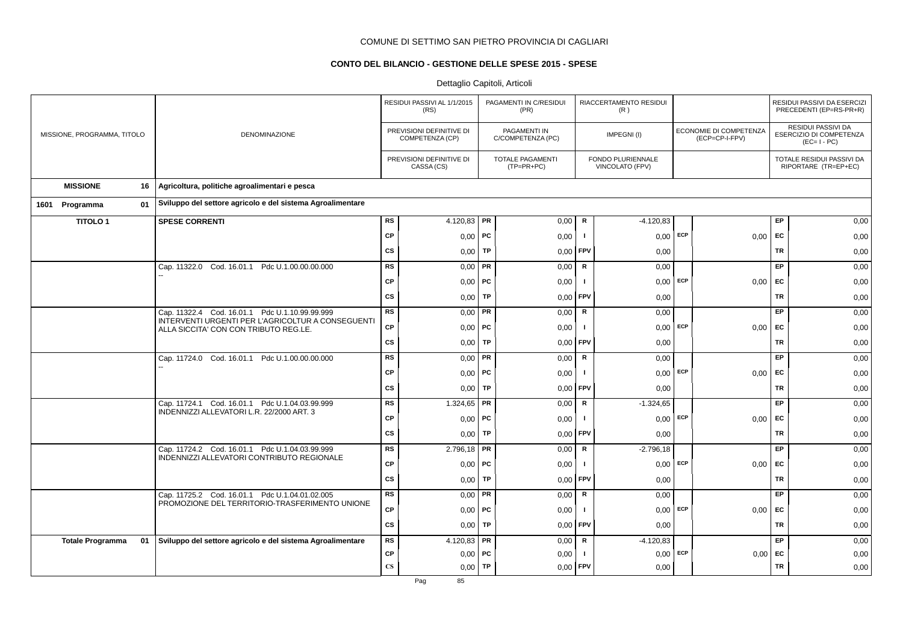# COMUNE DI SETTIMO SAN PIETRO PROVINCIA DI CAGLIARI

## CONTO DEL BILANCIO - GESTIONE DELLE SPESE 2015 - SPESE

Dettaglio Capitoli, Articoli

| MISSIONE, PROGRAMMA, TITOLO | DENOMINAZIONE | | RESIDUI PASSIVI AL 1/1/2015 (RS) / PREVISIONI DEFINITIVE DI COMPETENZA (CP) / PREVISIONI DEFINITIVE DI CASSA (CS) | | PAGAMENTI IN C/RESIDUI (PR) / PAGAMENTI IN C/COMPETENZA (PC) / TOTALE PAGAMENTI (TP=PR+PC) | | RIACCERTAMENTO RESIDUI (R) / IMPEGNI (I) / FONDO PLURIENNALE VINCOLATO (FPV) | | ECONOMIE DI COMPETENZA (ECP=CP-I-FPV) | | RESIDUI PASSIVI DA ESERCIZI PRECEDENTI (EP=RS-PR+R) / RESIDUI PASSIVI DA ESERCIZIO DI COMPETENZA (EC=I-PC) / TOTALE RESIDUI PASSIVI DA RIPORTARE (TR=EP+EC) |
|---|---|---|---|---|---|---|---|---|---|---|---|
| **MISSIONE 16** | **Agricoltura, politiche agroalimentari e pesca** | | | | | | | | | | |
| **1601 Programma 01** | **Sviluppo del settore agricolo e del sistema Agroalimentare** | | | | | | | | | | |
| **TITOLO 1** | **SPESE CORRENTI** | RS | 4.120,83 | PR | 0,00 | R | -4.120,83 | | | EP | 0,00 |
| | | CP | 0,00 | PC | 0,00 | I | 0,00 | ECP | 0,00 | EC | 0,00 |
| | | CS | 0,00 | TP | 0,00 | FPV | 0,00 | | | TR | 0,00 |
| | Cap. 11322.0 Cod. 16.01.1 Pdc U.1.00.00.00.000 -- | RS | 0,00 | PR | 0,00 | R | 0,00 | | | EP | 0,00 |
| | | CP | 0,00 | PC | 0,00 | I | 0,00 | ECP | 0,00 | EC | 0,00 |
| | | CS | 0,00 | TP | 0,00 | FPV | 0,00 | | | TR | 0,00 |
| | Cap. 11322.4 Cod. 16.01.1 Pdc U.1.10.99.99.999 INTERVENTI URGENTI PER L'AGRICOLTUR A CONSEGUENTI ALLA SICCITA' CON CON TRIBUTO REG.LE. | RS | 0,00 | PR | 0,00 | R | 0,00 | | | EP | 0,00 |
| | | CP | 0,00 | PC | 0,00 | I | 0,00 | ECP | 0,00 | EC | 0,00 |
| | | CS | 0,00 | TP | 0,00 | FPV | 0,00 | | | TR | 0,00 |
| | Cap. 11724.0 Cod. 16.01.1 Pdc U.1.00.00.00.000 -- | RS | 0,00 | PR | 0,00 | R | 0,00 | | | EP | 0,00 |
| | | CP | 0,00 | PC | 0,00 | I | 0,00 | ECP | 0,00 | EC | 0,00 |
| | | CS | 0,00 | TP | 0,00 | FPV | 0,00 | | | TR | 0,00 |
| | Cap. 11724.1 Cod. 16.01.1 Pdc U.1.04.03.99.999 INDENNIZZI ALLEVATORI L.R. 22/2000 ART. 3 | RS | 1.324,65 | PR | 0,00 | R | -1.324,65 | | | EP | 0,00 |
| | | CP | 0,00 | PC | 0,00 | I | 0,00 | ECP | 0,00 | EC | 0,00 |
| | | CS | 0,00 | TP | 0,00 | FPV | 0,00 | | | TR | 0,00 |
| | Cap. 11724.2 Cod. 16.01.1 Pdc U.1.04.03.99.999 INDENNIZZI ALLEVATORI CONTRIBUTO REGIONALE | RS | 2.796,18 | PR | 0,00 | R | -2.796,18 | | | EP | 0,00 |
| | | CP | 0,00 | PC | 0,00 | I | 0,00 | ECP | 0,00 | EC | 0,00 |
| | | CS | 0,00 | TP | 0,00 | FPV | 0,00 | | | TR | 0,00 |
| | Cap. 11725.2 Cod. 16.01.1 Pdc U.1.04.01.02.005 PROMOZIONE DEL TERRITORIO-TRASFERIMENTO UNIONE | RS | 0,00 | PR | 0,00 | R | 0,00 | | | EP | 0,00 |
| | | CP | 0,00 | PC | 0,00 | I | 0,00 | ECP | 0,00 | EC | 0,00 |
| | | CS | 0,00 | TP | 0,00 | FPV | 0,00 | | | TR | 0,00 |
| **Totale Programma 01** | **Sviluppo del settore agricolo e del sistema Agroalimentare** | RS | 4.120,83 | PR | 0,00 | R | -4.120,83 | | | EP | 0,00 |
| | | CP | 0,00 | PC | 0,00 | I | 0,00 | ECP | 0,00 | EC | 0,00 |
| | | CS | 0,00 | TP | 0,00 | FPV | 0,00 | | | TR | 0,00 |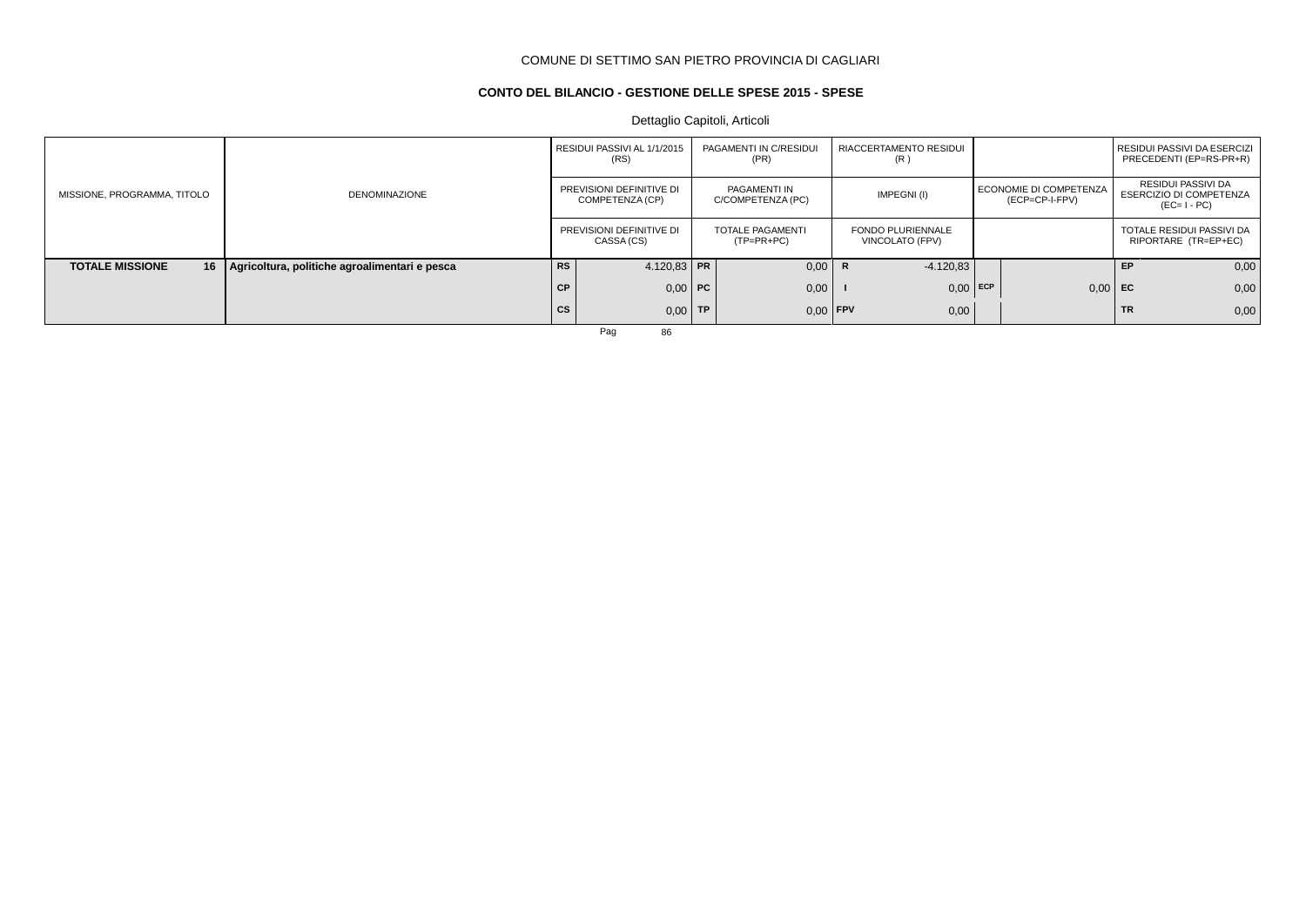COMUNE DI SETTIMO SAN PIETRO PROVINCIA DI CAGLIARI

**CONTO DEL BILANCIO - GESTIONE DELLE SPESE 2015 - SPESE**

Dettaglio Capitoli, Articoli

| MISSIONE, PROGRAMMA, TITOLO | DENOMINAZIONE | RESIDUI PASSIVI AL 1/1/2015 (RS) / PREVISIONI DEFINITIVE DI COMPETENZA (CP) / PREVISIONI DEFINITIVE DI CASSA (CS) | | PAGAMENTI IN C/RESIDUI (PR) / PAGAMENTI IN C/COMPETENZA (PC) / TOTALE PAGAMENTI (TP=PR+PC) | | RIACCERTAMENTO RESIDUI (R) / IMPEGNI (I) / FONDO PLURIENNALE VINCOLATO (FPV) | | ECONOMIE DI COMPETENZA (ECP=CP-I-FPV) | | RESIDUI PASSIVI DA ESERCIZI PRECEDENTI (EP=RS-PR+R) / RESIDUI PASSIVI DA ESERCIZIO DI COMPETENZA (EC= I - PC) / TOTALE RESIDUI PASSIVI DA RIPORTARE (TR=EP+EC) | |
|---|---|---|---|---|---|---|---|---|---|---|---|
| **TOTALE MISSIONE 16** | **Agricoltura, politiche agroalimentari e pesca** | **RS** | 4.120,83 | **PR** | 0,00 | **R** | -4.120,83 | | | **EP** | 0,00 |
| | | **CP** | 0,00 | **PC** | 0,00 | **I** | 0,00 | **ECP** | 0,00 | **EC** | 0,00 |
| | | **CS** | 0,00 | **TP** | 0,00 | **FPV** | 0,00 | | | **TR** | 0,00 |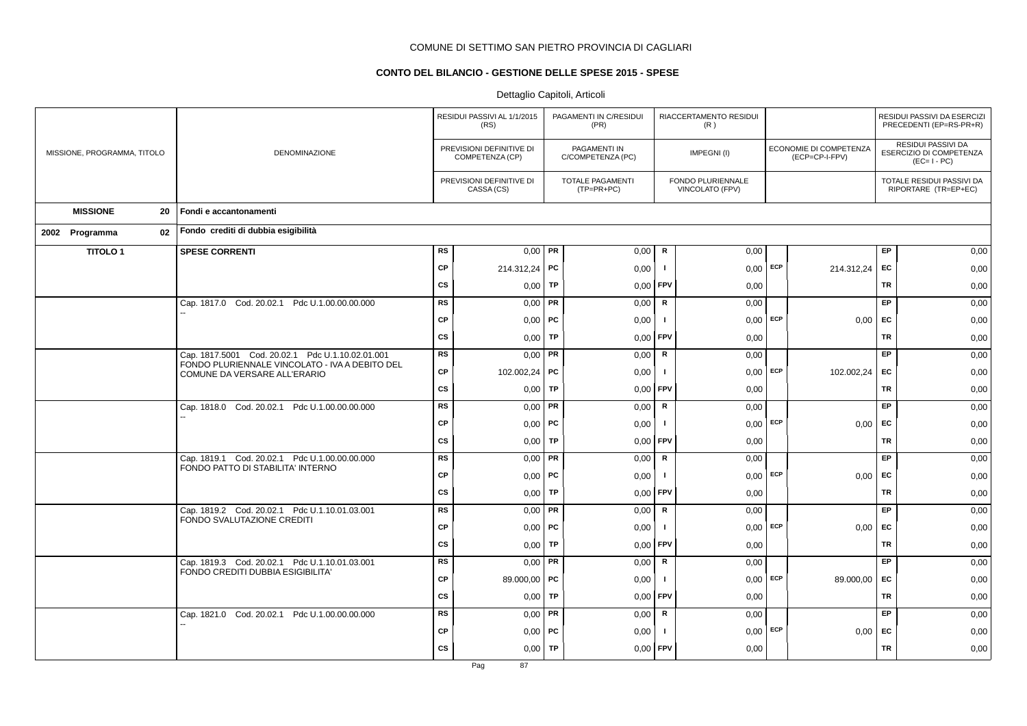COMUNE DI SETTIMO SAN PIETRO PROVINCIA DI CAGLIARI

**CONTO DEL BILANCIO - GESTIONE DELLE SPESE 2015 - SPESE**

Dettaglio Capitoli, Articoli

| MISSIONE, PROGRAMMA, TITOLO | DENOMINAZIONE | | RESIDUI PASSIVI AL 1/1/2015 (RS) / PREVISIONI DEFINITIVE DI COMPETENZA (CP) / PREVISIONI DEFINITIVE DI CASSA (CS) | | PAGAMENTI IN C/RESIDUI (PR) / PAGAMENTI IN C/COMPETENZA (PC) / TOTALE PAGAMENTI (TP=PR+PC) | | RIACCERTAMENTO RESIDUI (R) / IMPEGNI (I) / FONDO PLURIENNALE VINCOLATO (FPV) | | ECONOMIE DI COMPETENZA (ECP=CP-I-FPV) | | RESIDUI PASSIVI DA ESERCIZI PRECEDENTI (EP=RS-PR+R) / RESIDUI PASSIVI DA ESERCIZIO DI COMPETENZA (EC=I - PC) / TOTALE RESIDUI PASSIVI DA RIPORTARE (TR=EP+EC) |
|---|---|---|---|---|---|---|---|---|---|---|---|
| **MISSIONE 20** | **Fondi e accantonamenti** | | | | | | | | | | |
| **2002 Programma 02** | **Fondo crediti di dubbia esigibilità** | | | | | | | | | | |
| **TITOLO 1** | **SPESE CORRENTI** | RS | 0,00 | PR | 0,00 | R | 0,00 | | | EP | 0,00 |
| | | CP | 214.312,24 | PC | 0,00 | I | 0,00 | ECP | 214.312,24 | EC | 0,00 |
| | | CS | 0,00 | TP | 0,00 | FPV | 0,00 | | | TR | 0,00 |
| | Cap. 1817.0 Cod. 20.02.1 Pdc U.1.00.00.00.000 -- | RS | 0,00 | PR | 0,00 | R | 0,00 | | | EP | 0,00 |
| | | CP | 0,00 | PC | 0,00 | I | 0,00 | ECP | 0,00 | EC | 0,00 |
| | | CS | 0,00 | TP | 0,00 | FPV | 0,00 | | | TR | 0,00 |
| | Cap. 1817.5001 Cod. 20.02.1 Pdc U.1.10.02.01.001 FONDO PLURIENNALE VINCOLATO - IVA A DEBITO DEL COMUNE DA VERSARE ALL'ERARIO | RS | 0,00 | PR | 0,00 | R | 0,00 | | | EP | 0,00 |
| | | CP | 102.002,24 | PC | 0,00 | I | 0,00 | ECP | 102.002,24 | EC | 0,00 |
| | | CS | 0,00 | TP | 0,00 | FPV | 0,00 | | | TR | 0,00 |
| | Cap. 1818.0 Cod. 20.02.1 Pdc U.1.00.00.00.000 -- | RS | 0,00 | PR | 0,00 | R | 0,00 | | | EP | 0,00 |
| | | CP | 0,00 | PC | 0,00 | I | 0,00 | ECP | 0,00 | EC | 0,00 |
| | | CS | 0,00 | TP | 0,00 | FPV | 0,00 | | | TR | 0,00 |
| | Cap. 1819.1 Cod. 20.02.1 Pdc U.1.00.00.00.000 FONDO PATTO DI STABILITA' INTERNO | RS | 0,00 | PR | 0,00 | R | 0,00 | | | EP | 0,00 |
| | | CP | 0,00 | PC | 0,00 | I | 0,00 | ECP | 0,00 | EC | 0,00 |
| | | CS | 0,00 | TP | 0,00 | FPV | 0,00 | | | TR | 0,00 |
| | Cap. 1819.2 Cod. 20.02.1 Pdc U.1.10.01.03.001 FONDO SVALUTAZIONE CREDITI | RS | 0,00 | PR | 0,00 | R | 0,00 | | | EP | 0,00 |
| | | CP | 0,00 | PC | 0,00 | I | 0,00 | ECP | 0,00 | EC | 0,00 |
| | | CS | 0,00 | TP | 0,00 | FPV | 0,00 | | | TR | 0,00 |
| | Cap. 1819.3 Cod. 20.02.1 Pdc U.1.10.01.03.001 FONDO CREDITI DUBBIA ESIGIBILITA' | RS | 0,00 | PR | 0,00 | R | 0,00 | | | EP | 0,00 |
| | | CP | 89.000,00 | PC | 0,00 | I | 0,00 | ECP | 89.000,00 | EC | 0,00 |
| | | CS | 0,00 | TP | 0,00 | FPV | 0,00 | | | TR | 0,00 |
| | Cap. 1821.0 Cod. 20.02.1 Pdc U.1.00.00.00.000 -- | RS | 0,00 | PR | 0,00 | R | 0,00 | | | EP | 0,00 |
| | | CP | 0,00 | PC | 0,00 | I | 0,00 | ECP | 0,00 | EC | 0,00 |
| | | CS | 0,00 | TP | 0,00 | FPV | 0,00 | | | TR | 0,00 |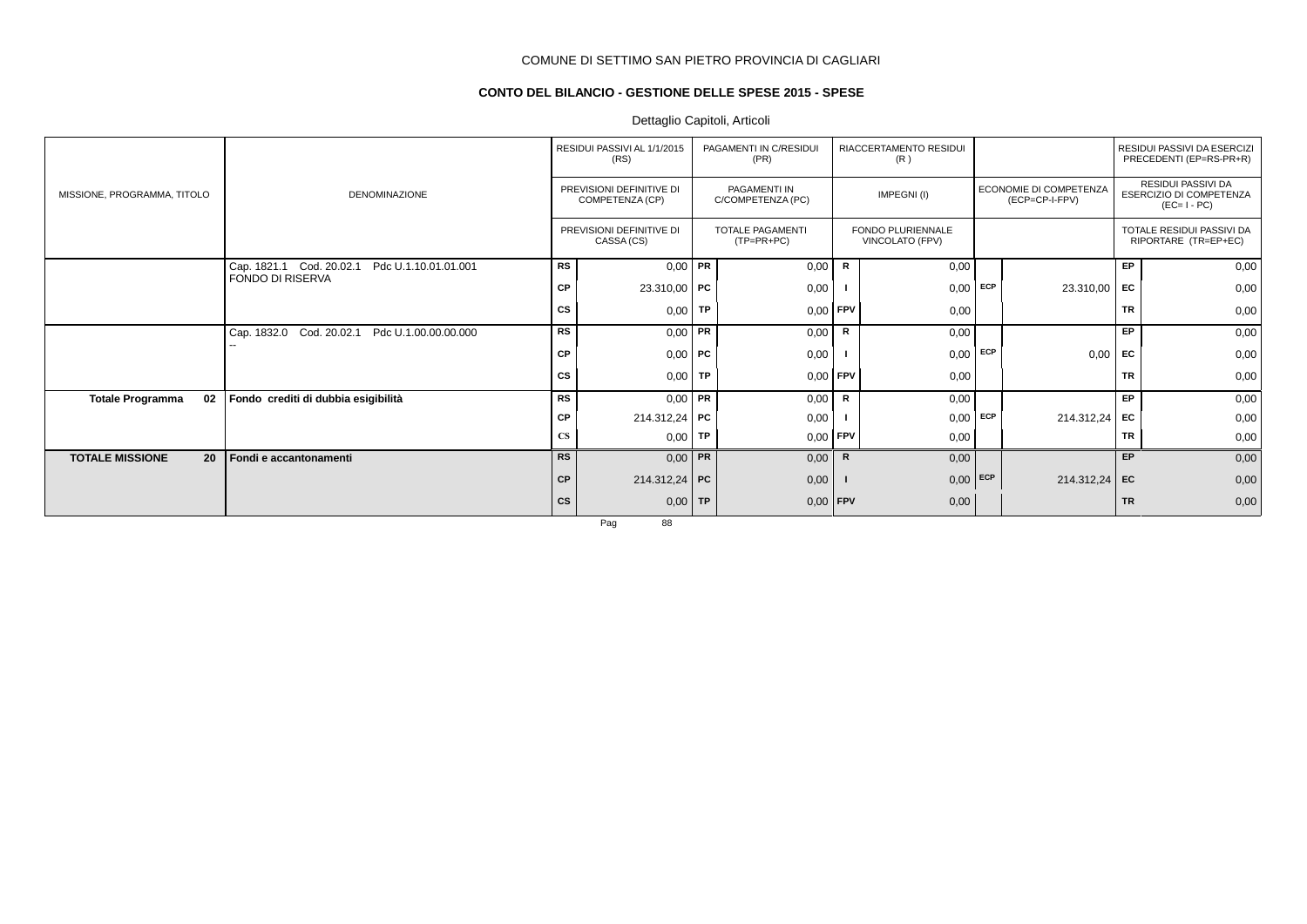COMUNE DI SETTIMO SAN PIETRO PROVINCIA DI CAGLIARI

**CONTO DEL BILANCIO - GESTIONE DELLE SPESE 2015 - SPESE**

Dettaglio Capitoli, Articoli

| MISSIONE, PROGRAMMA, TITOLO | DENOMINAZIONE | | RESIDUI PASSIVI AL 1/1/2015 (RS) / PREVISIONI DEFINITIVE DI COMPETENZA (CP) / PREVISIONI DEFINITIVE DI CASSA (CS) | | PAGAMENTI IN C/RESIDUI (PR) / PAGAMENTI IN C/COMPETENZA (PC) / TOTALE PAGAMENTI (TP=PR+PC) | | RIACCERTAMENTO RESIDUI (R) / IMPEGNI (I) / FONDO PLURIENNALE VINCOLATO (FPV) | | ECONOMIE DI COMPETENZA (ECP=CP-I-FPV) | | RESIDUI PASSIVI DA ESERCIZI PRECEDENTI (EP=RS-PR+R) / RESIDUI PASSIVI DA ESERCIZIO DI COMPETENZA (EC= I - PC) / TOTALE RESIDUI PASSIVI DA RIPORTARE (TR=EP+EC) |
|---|---|---|---|---|---|---|---|---|---|---|---|
| | Cap. 1821.1 Cod. 20.02.1 Pdc U.1.10.01.01.001 FONDO DI RISERVA | RS | 0,00 | PR | 0,00 | R | 0,00 | | | EP | 0,00 |
| | | CP | 23.310,00 | PC | 0,00 | I | 0,00 | ECP | 23.310,00 | EC | 0,00 |
| | | CS | 0,00 | TP | 0,00 | FPV | 0,00 | | | TR | 0,00 |
| | Cap. 1832.0 Cod. 20.02.1 Pdc U.1.00.00.00.000 -- | RS | 0,00 | PR | 0,00 | R | 0,00 | | | EP | 0,00 |
| | | CP | 0,00 | PC | 0,00 | I | 0,00 | ECP | 0,00 | EC | 0,00 |
| | | CS | 0,00 | TP | 0,00 | FPV | 0,00 | | | TR | 0,00 |
| **Totale Programma 02** | **Fondo crediti di dubbia esigibilità** | RS | 0,00 | PR | 0,00 | R | 0,00 | | | EP | 0,00 |
| | | CP | 214.312,24 | PC | 0,00 | I | 0,00 | ECP | 214.312,24 | EC | 0,00 |
| | | CS | 0,00 | TP | 0,00 | FPV | 0,00 | | | TR | 0,00 |
| **TOTALE MISSIONE 20** | **Fondi e accantonamenti** | RS | 0,00 | PR | 0,00 | R | 0,00 | | | EP | 0,00 |
| | | CP | 214.312,24 | PC | 0,00 | I | 0,00 | ECP | 214.312,24 | EC | 0,00 |
| | | CS | 0,00 | TP | 0,00 | FPV | 0,00 | | | TR | 0,00 |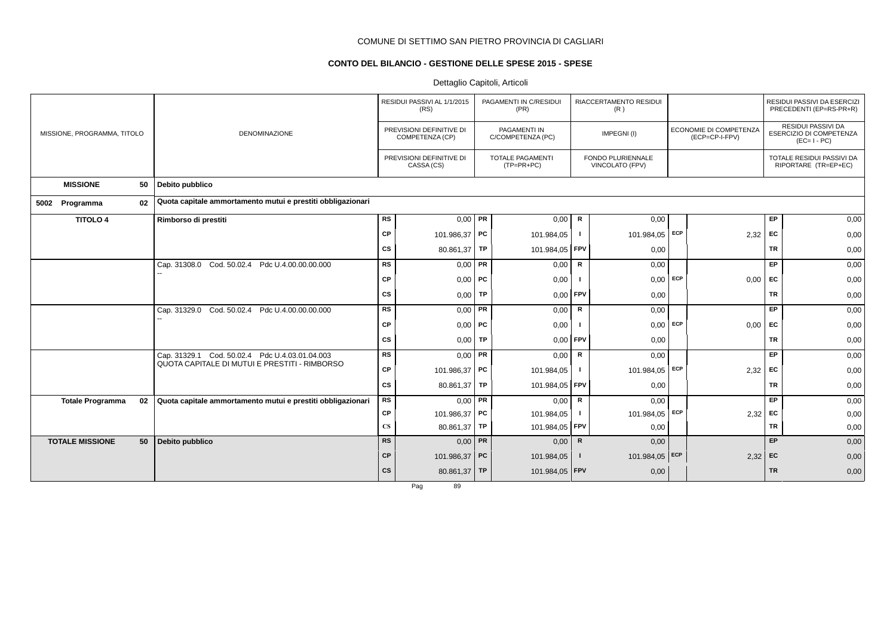COMUNE DI SETTIMO SAN PIETRO PROVINCIA DI CAGLIARI

## CONTO DEL BILANCIO - GESTIONE DELLE SPESE 2015 - SPESE

Dettaglio Capitoli, Articoli

| MISSIONE, PROGRAMMA, TITOLO | DENOMINAZIONE | | RESIDUI PASSIVI AL 1/1/2015 (RS) / PREVISIONI DEFINITIVE DI COMPETENZA (CP) / PREVISIONI DEFINITIVE DI CASSA (CS) | | PAGAMENTI IN C/RESIDUI (PR) / PAGAMENTI IN C/COMPETENZA (PC) / TOTALE PAGAMENTI (TP=PR+PC) | | RIACCERTAMENTO RESIDUI (R) / IMPEGNI (I) / FONDO PLURIENNALE VINCOLATO (FPV) | | ECONOMIE DI COMPETENZA (ECP=CP-I-FPV) | | RESIDUI PASSIVI DA ESERCIZI PRECEDENTI (EP=RS-PR+R) / RESIDUI PASSIVI DA ESERCIZIO DI COMPETENZA (EC= I - PC) / TOTALE RESIDUI PASSIVI DA RIPORTARE (TR=EP+EC) |
|---|---|---|---|---|---|---|---|---|---|---|---|
| **MISSIONE 50** | **Debito pubblico** | | | | | | | | | | |
| **5002 Programma 02** | **Quota capitale ammortamento mutui e prestiti obbligazionari** | | | | | | | | | | |
| **TITOLO 4** | **Rimborso di prestiti** | RS | 0,00 | PR | 0,00 | R | 0,00 | | | EP | 0,00 |
| | | CP | 101.986,37 | PC | 101.984,05 | I | 101.984,05 | ECP | 2,32 | EC | 0,00 |
| | | CS | 80.861,37 | TP | 101.984,05 | FPV | 0,00 | | | TR | 0,00 |
| | Cap. 31308.0 Cod. 50.02.4 Pdc U.4.00.00.00.000 -- | RS | 0,00 | PR | 0,00 | R | 0,00 | | | EP | 0,00 |
| | | CP | 0,00 | PC | 0,00 | I | 0,00 | ECP | 0,00 | EC | 0,00 |
| | | CS | 0,00 | TP | 0,00 | FPV | 0,00 | | | TR | 0,00 |
| | Cap. 31329.0 Cod. 50.02.4 Pdc U.4.00.00.00.000 -- | RS | 0,00 | PR | 0,00 | R | 0,00 | | | EP | 0,00 |
| | | CP | 0,00 | PC | 0,00 | I | 0,00 | ECP | 0,00 | EC | 0,00 |
| | | CS | 0,00 | TP | 0,00 | FPV | 0,00 | | | TR | 0,00 |
| | Cap. 31329.1 Cod. 50.02.4 Pdc U.4.03.01.04.003 QUOTA CAPITALE DI MUTUI E PRESTITI - RIMBORSO | RS | 0,00 | PR | 0,00 | R | 0,00 | | | EP | 0,00 |
| | | CP | 101.986,37 | PC | 101.984,05 | I | 101.984,05 | ECP | 2,32 | EC | 0,00 |
| | | CS | 80.861,37 | TP | 101.984,05 | FPV | 0,00 | | | TR | 0,00 |
| **Totale Programma 02** | **Quota capitale ammortamento mutui e prestiti obbligazionari** | RS | 0,00 | PR | 0,00 | R | 0,00 | | | EP | 0,00 |
| | | CP | 101.986,37 | PC | 101.984,05 | I | 101.984,05 | ECP | 2,32 | EC | 0,00 |
| | | CS | 80.861,37 | TP | 101.984,05 | FPV | 0,00 | | | TR | 0,00 |
| **TOTALE MISSIONE 50** | **Debito pubblico** | RS | 0,00 | PR | 0,00 | R | 0,00 | | | EP | 0,00 |
| | | CP | 101.986,37 | PC | 101.984,05 | I | 101.984,05 | ECP | 2,32 | EC | 0,00 |
| | | CS | 80.861,37 | TP | 101.984,05 | FPV | 0,00 | | | TR | 0,00 |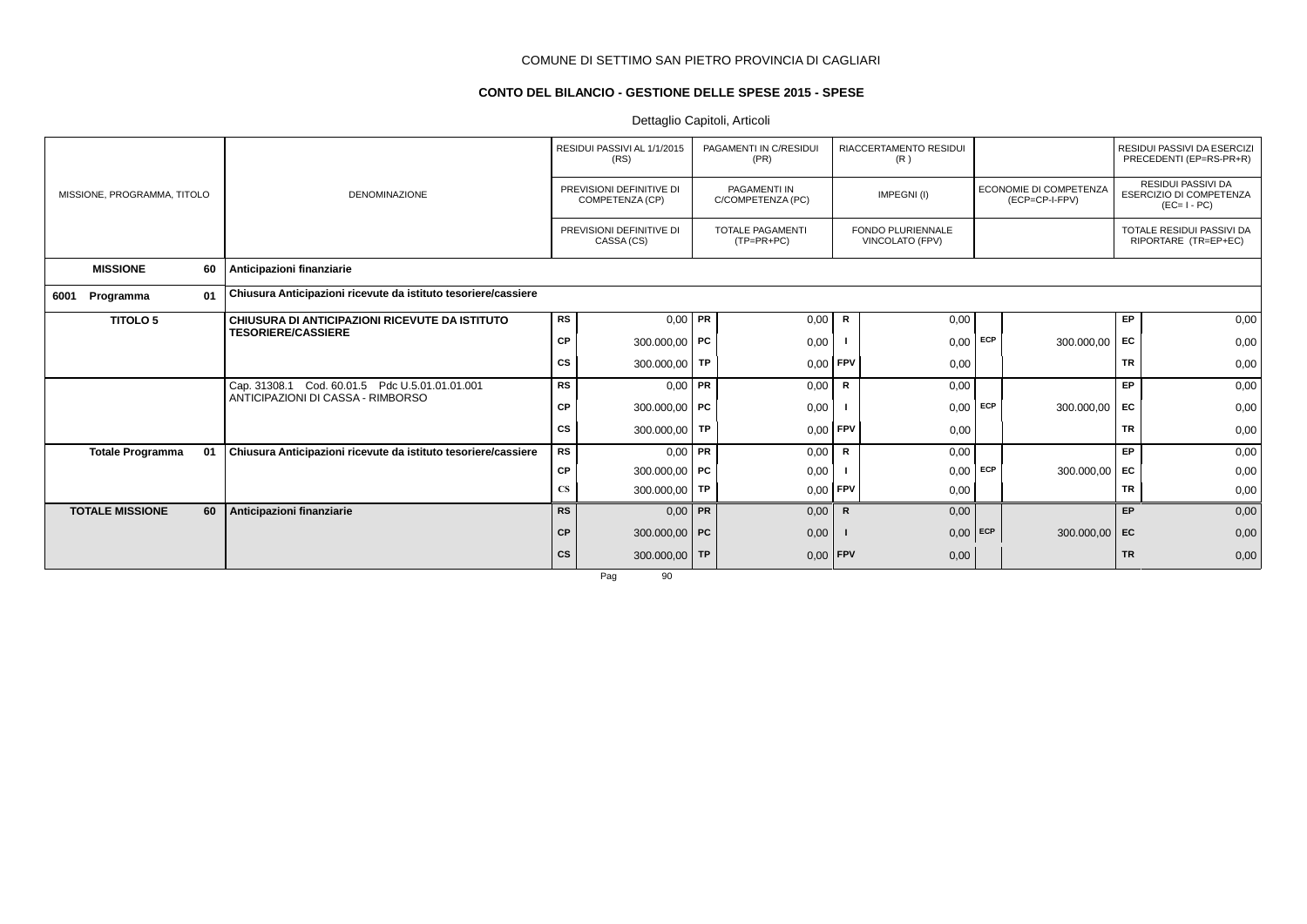COMUNE DI SETTIMO SAN PIETRO PROVINCIA DI CAGLIARI

## CONTO DEL BILANCIO - GESTIONE DELLE SPESE 2015 - SPESE

Dettaglio Capitoli, Articoli

| MISSIONE, PROGRAMMA, TITOLO | DENOMINAZIONE | | RESIDUI PASSIVI AL 1/1/2015 (RS) / PREVISIONI DEFINITIVE DI COMPETENZA (CP) / PREVISIONI DEFINITIVE DI CASSA (CS) | | PAGAMENTI IN C/RESIDUI (PR) / PAGAMENTI IN C/COMPETENZA (PC) / TOTALE PAGAMENTI (TP=PR+PC) | | RIACCERTAMENTO RESIDUI (R) / IMPEGNI (I) / FONDO PLURIENNALE VINCOLATO (FPV) | | ECONOMIE DI COMPETENZA (ECP=CP-I-FPV) | | RESIDUI PASSIVI DA ESERCIZI PRECEDENTI (EP=RS-PR+R) / RESIDUI PASSIVI DA ESERCIZIO DI COMPETENZA (EC= I - PC) / TOTALE RESIDUI PASSIVI DA RIPORTARE (TR=EP+EC) |
|---|---|---|---|---|---|---|---|---|---|---|---|
| **MISSIONE 60** | **Anticipazioni finanziarie** | | | | | | | | | | |
| **6001 Programma 01** | **Chiusura Anticipazioni ricevute da istituto tesoriere/cassiere** | | | | | | | | | | |
| **TITOLO 5** | **CHIUSURA DI ANTICIPAZIONI RICEVUTE DA ISTITUTO TESORIERE/CASSIERE** | RS | 0,00 | PR | 0,00 | R | 0,00 | | | EP | 0,00 |
| | | CP | 300.000,00 | PC | 0,00 | I | 0,00 | ECP | 300.000,00 | EC | 0,00 |
| | | CS | 300.000,00 | TP | 0,00 | FPV | 0,00 | | | TR | 0,00 |
| | Cap. 31308.1 Cod. 60.01.5 Pdc U.5.01.01.01.001 ANTICIPAZIONI DI CASSA - RIMBORSO | RS | 0,00 | PR | 0,00 | R | 0,00 | | | EP | 0,00 |
| | | CP | 300.000,00 | PC | 0,00 | I | 0,00 | ECP | 300.000,00 | EC | 0,00 |
| | | CS | 300.000,00 | TP | 0,00 | FPV | 0,00 | | | TR | 0,00 |
| **Totale Programma 01** | **Chiusura Anticipazioni ricevute da istituto tesoriere/cassiere** | RS | 0,00 | PR | 0,00 | R | 0,00 | | | EP | 0,00 |
| | | CP | 300.000,00 | PC | 0,00 | I | 0,00 | ECP | 300.000,00 | EC | 0,00 |
| | | CS | 300.000,00 | TP | 0,00 | FPV | 0,00 | | | TR | 0,00 |
| **TOTALE MISSIONE 60** | **Anticipazioni finanziarie** | RS | 0,00 | PR | 0,00 | R | 0,00 | | | EP | 0,00 |
| | | CP | 300.000,00 | PC | 0,00 | I | 0,00 | ECP | 300.000,00 | EC | 0,00 |
| | | CS | 300.000,00 | TP | 0,00 | FPV | 0,00 | | | TR | 0,00 |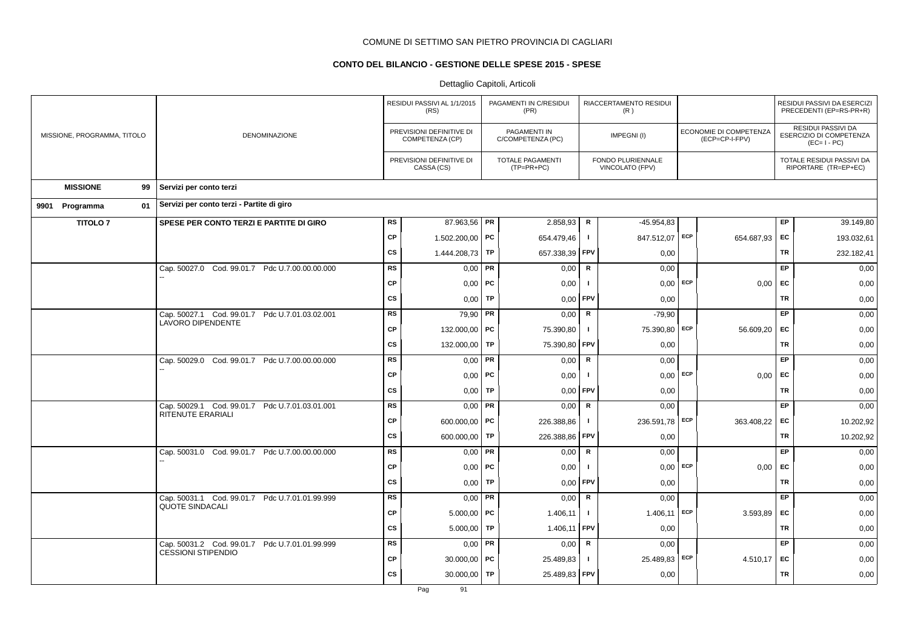COMUNE DI SETTIMO SAN PIETRO PROVINCIA DI CAGLIARI

**CONTO DEL BILANCIO - GESTIONE DELLE SPESE 2015 - SPESE**

Dettaglio Capitoli, Articoli

| MISSIONE, PROGRAMMA, TITOLO | DENOMINAZIONE | | RESIDUI PASSIVI AL 1/1/2015 (RS) / PREVISIONI DEFINITIVE DI COMPETENZA (CP) / PREVISIONI DEFINITIVE DI CASSA (CS) | | PAGAMENTI IN C/RESIDUI (PR) / PAGAMENTI IN C/COMPETENZA (PC) / TOTALE PAGAMENTI (TP=PR+PC) | | RIACCERTAMENTO RESIDUI (R) / IMPEGNI (I) / FONDO PLURIENNALE VINCOLATO (FPV) | | ECONOMIE DI COMPETENZA (ECP=CP-I-FPV) | | RESIDUI PASSIVI DA ESERCIZI PRECEDENTI (EP=RS-PR+R) / RESIDUI PASSIVI DA ESERCIZIO DI COMPETENZA (EC=I-PC) / TOTALE RESIDUI PASSIVI DA RIPORTARE (TR=EP+EC) |
|---|---|---|---|---|---|---|---|---|---|---|---|
| **MISSIONE 99** | **Servizi per conto terzi** | | | | | | | | | | |
| **9901 Programma 01** | **Servizi per conto terzi - Partite di giro** | | | | | | | | | | |
| **TITOLO 7** | **SPESE PER CONTO TERZI E PARTITE DI GIRO** | RS | 87.963,56 | PR | 2.858,93 | R | -45.954,83 | | | EP | 39.149,80 |
| | | CP | 1.502.200,00 | PC | 654.479,46 | I | 847.512,07 | ECP | 654.687,93 | EC | 193.032,61 |
| | | CS | 1.444.208,73 | TP | 657.338,39 | FPV | 0,00 | | | TR | 232.182,41 |
| | Cap. 50027.0 Cod. 99.01.7 Pdc U.7.00.00.00.000 -- | RS | 0,00 | PR | 0,00 | R | 0,00 | | | EP | 0,00 |
| | | CP | 0,00 | PC | 0,00 | I | 0,00 | ECP | 0,00 | EC | 0,00 |
| | | CS | 0,00 | TP | 0,00 | FPV | 0,00 | | | TR | 0,00 |
| | Cap. 50027.1 Cod. 99.01.7 Pdc U.7.01.03.02.001 LAVORO DIPENDENTE | RS | 79,90 | PR | 0,00 | R | -79,90 | | | EP | 0,00 |
| | | CP | 132.000,00 | PC | 75.390,80 | I | 75.390,80 | ECP | 56.609,20 | EC | 0,00 |
| | | CS | 132.000,00 | TP | 75.390,80 | FPV | 0,00 | | | TR | 0,00 |
| | Cap. 50029.0 Cod. 99.01.7 Pdc U.7.00.00.00.000 -- | RS | 0,00 | PR | 0,00 | R | 0,00 | | | EP | 0,00 |
| | | CP | 0,00 | PC | 0,00 | I | 0,00 | ECP | 0,00 | EC | 0,00 |
| | | CS | 0,00 | TP | 0,00 | FPV | 0,00 | | | TR | 0,00 |
| | Cap. 50029.1 Cod. 99.01.7 Pdc U.7.01.03.01.001 RITENUTE ERARIALI | RS | 0,00 | PR | 0,00 | R | 0,00 | | | EP | 0,00 |
| | | CP | 600.000,00 | PC | 226.388,86 | I | 236.591,78 | ECP | 363.408,22 | EC | 10.202,92 |
| | | CS | 600.000,00 | TP | 226.388,86 | FPV | 0,00 | | | TR | 10.202,92 |
| | Cap. 50031.0 Cod. 99.01.7 Pdc U.7.00.00.00.000 -- | RS | 0,00 | PR | 0,00 | R | 0,00 | | | EP | 0,00 |
| | | CP | 0,00 | PC | 0,00 | I | 0,00 | ECP | 0,00 | EC | 0,00 |
| | | CS | 0,00 | TP | 0,00 | FPV | 0,00 | | | TR | 0,00 |
| | Cap. 50031.1 Cod. 99.01.7 Pdc U.7.01.01.99.999 QUOTE SINDACALI | RS | 0,00 | PR | 0,00 | R | 0,00 | | | EP | 0,00 |
| | | CP | 5.000,00 | PC | 1.406,11 | I | 1.406,11 | ECP | 3.593,89 | EC | 0,00 |
| | | CS | 5.000,00 | TP | 1.406,11 | FPV | 0,00 | | | TR | 0,00 |
| | Cap. 50031.2 Cod. 99.01.7 Pdc U.7.01.01.99.999 CESSIONI STIPENDIO | RS | 0,00 | PR | 0,00 | R | 0,00 | | | EP | 0,00 |
| | | CP | 30.000,00 | PC | 25.489,83 | I | 25.489,83 | ECP | 4.510,17 | EC | 0,00 |
| | | CS | 30.000,00 | TP | 25.489,83 | FPV | 0,00 | | | TR | 0,00 |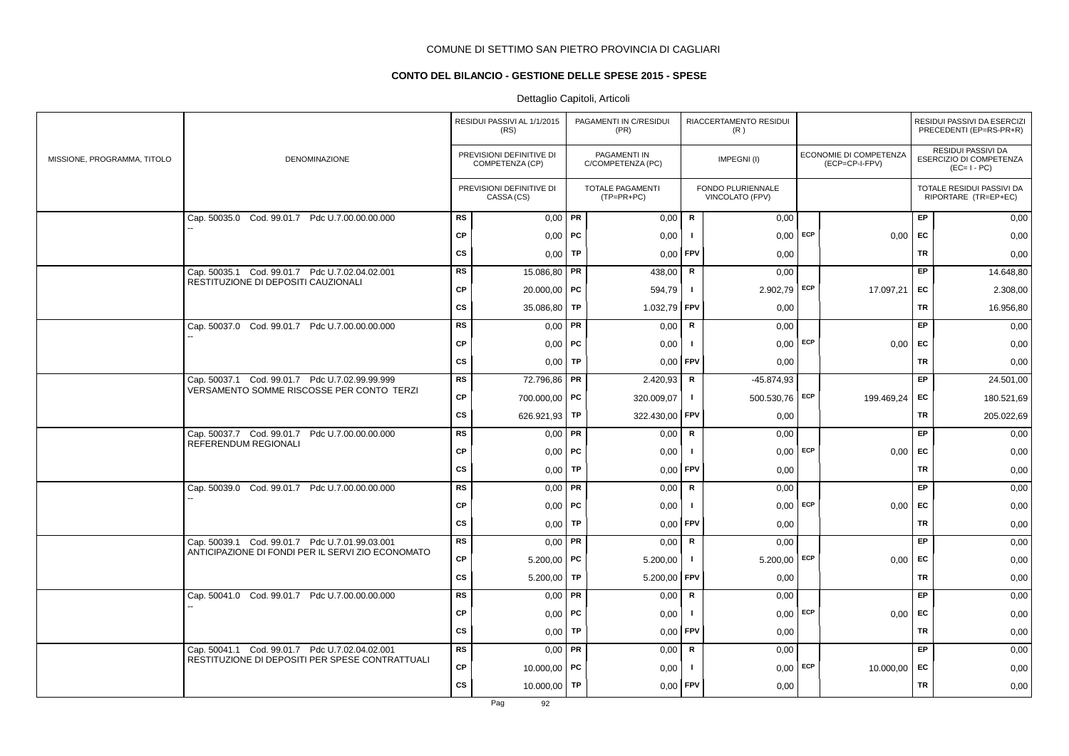COMUNE DI SETTIMO SAN PIETRO PROVINCIA DI CAGLIARI

**CONTO DEL BILANCIO - GESTIONE DELLE SPESE 2015 - SPESE**

Dettaglio Capitoli, Articoli

| MISSIONE, PROGRAMMA, TITOLO | DENOMINAZIONE | | RESIDUI PASSIVI AL 1/1/2015 (RS) / PREVISIONI DEFINITIVE DI COMPETENZA (CP) / PREVISIONI DEFINITIVE DI CASSA (CS) | | PAGAMENTI IN C/RESIDUI (PR) / PAGAMENTI IN C/COMPETENZA (PC) / TOTALE PAGAMENTI (TP=PR+PC) | | RIACCERTAMENTO RESIDUI (R) / IMPEGNI (I) / FONDO PLURIENNALE VINCOLATO (FPV) | | ECONOMIE DI COMPETENZA (ECP=CP-I-FPV) | | RESIDUI PASSIVI DA ESERCIZI PRECEDENTI (EP=RS-PR+R) / RESIDUI PASSIVI DA ESERCIZIO DI COMPETENZA (EC=I-PC) / TOTALE RESIDUI PASSIVI DA RIPORTARE (TR=EP+EC) |
|---|---|---|---|---|---|---|---|---|---|---|---|
| | Cap. 50035.0 Cod. 99.01.7 Pdc U.7.00.00.00.000 -- | RS | 0,00 | PR | 0,00 | R | 0,00 | | | EP | 0,00 |
| | | CP | 0,00 | PC | 0,00 | I | 0,00 | ECP | 0,00 | EC | 0,00 |
| | | CS | 0,00 | TP | 0,00 | FPV | 0,00 | | | TR | 0,00 |
| | Cap. 50035.1 Cod. 99.01.7 Pdc U.7.02.04.02.001 RESTITUZIONE DI DEPOSITI CAUZIONALI | RS | 15.086,80 | PR | 438,00 | R | 0,00 | | | EP | 14.648,80 |
| | | CP | 20.000,00 | PC | 594,79 | I | 2.902,79 | ECP | 17.097,21 | EC | 2.308,00 |
| | | CS | 35.086,80 | TP | 1.032,79 | FPV | 0,00 | | | TR | 16.956,80 |
| | Cap. 50037.0 Cod. 99.01.7 Pdc U.7.00.00.00.000 -- | RS | 0,00 | PR | 0,00 | R | 0,00 | | | EP | 0,00 |
| | | CP | 0,00 | PC | 0,00 | I | 0,00 | ECP | 0,00 | EC | 0,00 |
| | | CS | 0,00 | TP | 0,00 | FPV | 0,00 | | | TR | 0,00 |
| | Cap. 50037.1 Cod. 99.01.7 Pdc U.7.02.99.99.999 VERSAMENTO SOMME RISCOSSE PER CONTO TERZI | RS | 72.796,86 | PR | 2.420,93 | R | -45.874,93 | | | EP | 24.501,00 |
| | | CP | 700.000,00 | PC | 320.009,07 | I | 500.530,76 | ECP | 199.469,24 | EC | 180.521,69 |
| | | CS | 626.921,93 | TP | 322.430,00 | FPV | 0,00 | | | TR | 205.022,69 |
| | Cap. 50037.7 Cod. 99.01.7 Pdc U.7.00.00.00.000 REFERENDUM REGIONALI | RS | 0,00 | PR | 0,00 | R | 0,00 | | | EP | 0,00 |
| | | CP | 0,00 | PC | 0,00 | I | 0,00 | ECP | 0,00 | EC | 0,00 |
| | | CS | 0,00 | TP | 0,00 | FPV | 0,00 | | | TR | 0,00 |
| | Cap. 50039.0 Cod. 99.01.7 Pdc U.7.00.00.00.000 -- | RS | 0,00 | PR | 0,00 | R | 0,00 | | | EP | 0,00 |
| | | CP | 0,00 | PC | 0,00 | I | 0,00 | ECP | 0,00 | EC | 0,00 |
| | | CS | 0,00 | TP | 0,00 | FPV | 0,00 | | | TR | 0,00 |
| | Cap. 50039.1 Cod. 99.01.7 Pdc U.7.01.99.03.001 ANTICIPAZIONE DI FONDI PER IL SERVI ZIO ECONOMATO | RS | 0,00 | PR | 0,00 | R | 0,00 | | | EP | 0,00 |
| | | CP | 5.200,00 | PC | 5.200,00 | I | 5.200,00 | ECP | 0,00 | EC | 0,00 |
| | | CS | 5.200,00 | TP | 5.200,00 | FPV | 0,00 | | | TR | 0,00 |
| | Cap. 50041.0 Cod. 99.01.7 Pdc U.7.00.00.00.000 -- | RS | 0,00 | PR | 0,00 | R | 0,00 | | | EP | 0,00 |
| | | CP | 0,00 | PC | 0,00 | I | 0,00 | ECP | 0,00 | EC | 0,00 |
| | | CS | 0,00 | TP | 0,00 | FPV | 0,00 | | | TR | 0,00 |
| | Cap. 50041.1 Cod. 99.01.7 Pdc U.7.02.04.02.001 RESTITUZIONE DI DEPOSITI PER SPESE CONTRATTUALI | RS | 0,00 | PR | 0,00 | R | 0,00 | | | EP | 0,00 |
| | | CP | 10.000,00 | PC | 0,00 | I | 0,00 | ECP | 10.000,00 | EC | 0,00 |
| | | CS | 10.000,00 | TP | 0,00 | FPV | 0,00 | | | TR | 0,00 |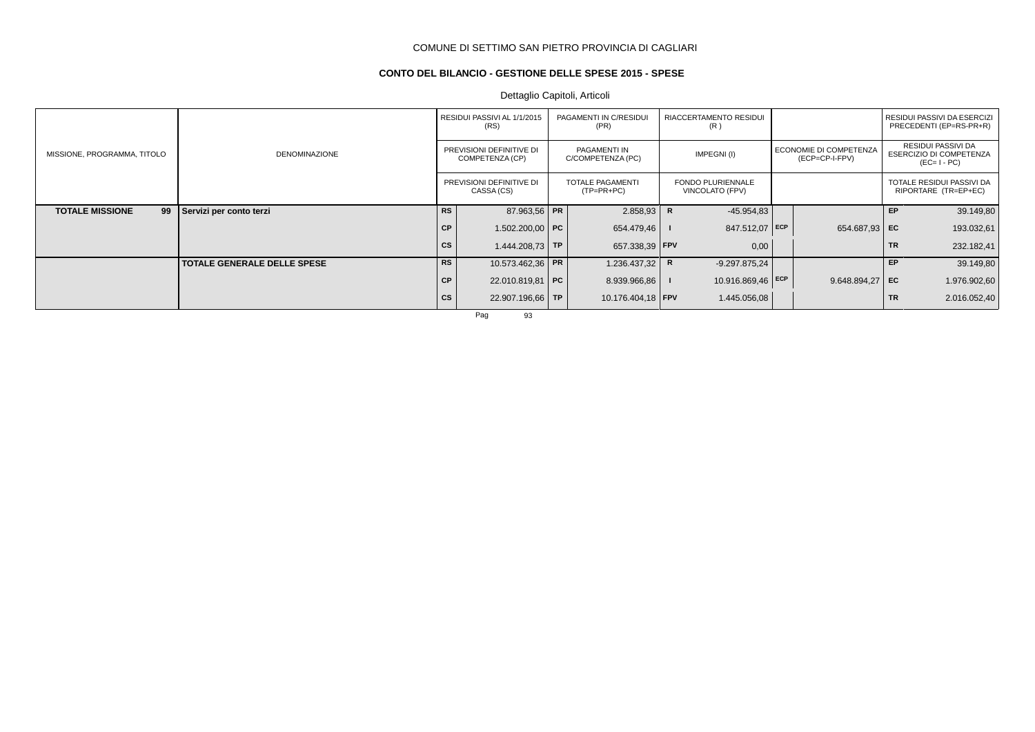COMUNE DI SETTIMO SAN PIETRO PROVINCIA DI CAGLIARI

## CONTO DEL BILANCIO - GESTIONE DELLE SPESE 2015 - SPESE

Dettaglio Capitoli, Articoli

| MISSIONE, PROGRAMMA, TITOLO | DENOMINAZIONE | | RESIDUI PASSIVI AL 1/1/2015 (RS) / PREVISIONI DEFINITIVE DI COMPETENZA (CP) / PREVISIONI DEFINITIVE DI CASSA (CS) | | PAGAMENTI IN C/RESIDUI (PR) / PAGAMENTI IN C/COMPETENZA (PC) / TOTALE PAGAMENTI (TP=PR+PC) | | RIACCERTAMENTO RESIDUI (R) / IMPEGNI (I) / FONDO PLURIENNALE VINCOLATO (FPV) | | ECONOMIE DI COMPETENZA (ECP=CP-I-FPV) | | RESIDUI PASSIVI DA ESERCIZI PRECEDENTI (EP=RS-PR+R) / RESIDUI PASSIVI DA ESERCIZIO DI COMPETENZA (EC= I - PC) / TOTALE RESIDUI PASSIVI DA RIPORTARE (TR=EP+EC) |
|---|---|---|---|---|---|---|---|---|---|---|---|
| **TOTALE MISSIONE 99** | **Servizi per conto terzi** | **RS** | 87.963,56 | **PR** | 2.858,93 | **R** | -45.954,83 | | | **EP** | 39.149,80 |
| | | **CP** | 1.502.200,00 | **PC** | 654.479,46 | **I** | 847.512,07 | **ECP** | 654.687,93 | **EC** | 193.032,61 |
| | | **CS** | 1.444.208,73 | **TP** | 657.338,39 | **FPV** | 0,00 | | | **TR** | 232.182,41 |
| | **TOTALE GENERALE DELLE SPESE** | **RS** | 10.573.462,36 | **PR** | 1.236.437,32 | **R** | -9.297.875,24 | | | **EP** | 39.149,80 |
| | | **CP** | 22.010.819,81 | **PC** | 8.939.966,86 | **I** | 10.916.869,46 | **ECP** | 9.648.894,27 | **EC** | 1.976.902,60 |
| | | **CS** | 22.907.196,66 | **TP** | 10.176.404,18 | **FPV** | 1.445.056,08 | | | **TR** | 2.016.052,40 |